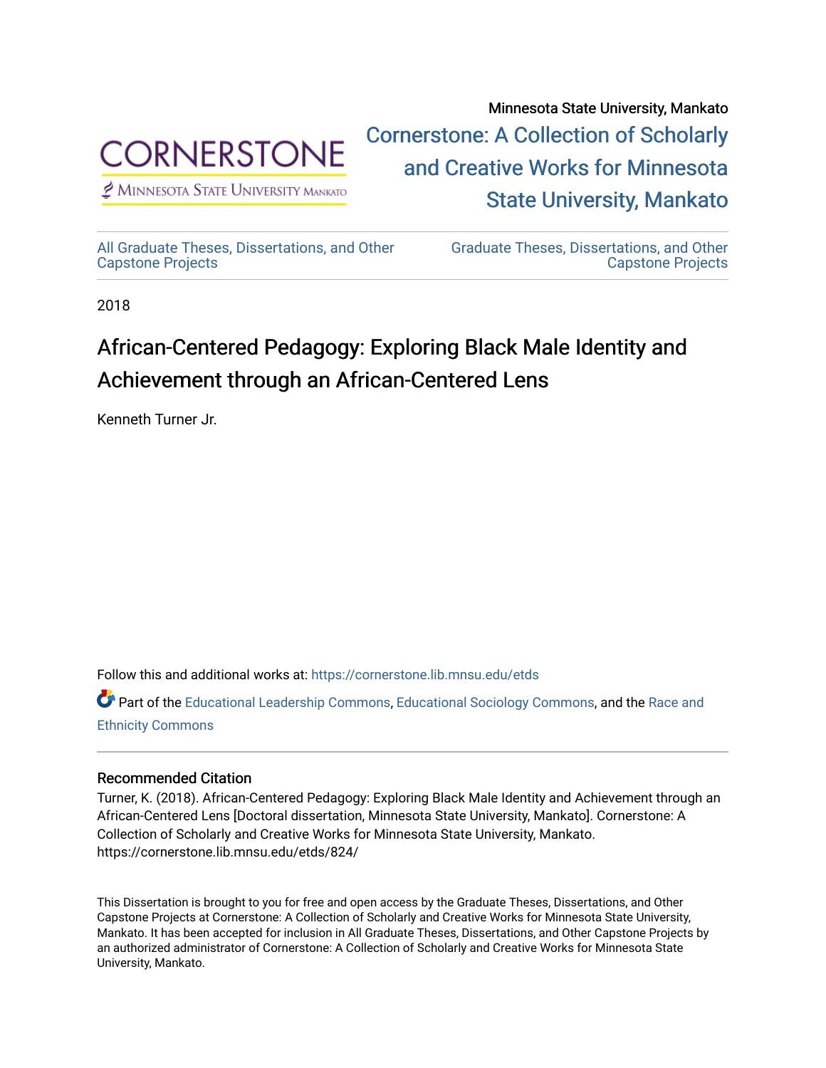Minnesota State University, Mankato

Cornerstone: A Collection of Scholarly and Creative Works for Minnesota State University, Mankato

All Graduate Theses, Dissertations, and Other Capstone Projects

Graduate Theses, Dissertations, and Other Capstone Projects

2018

# African-Centered Pedagogy: Exploring Black Male Identity and Achievement through an African-Centered Lens

Kenneth Turner Jr.

Follow this and additional works at: https://cornerstone.lib.mnsu.edu/etds

Part of the Educational Leadership Commons, Educational Sociology Commons, and the Race and Ethnicity Commons

## Recommended Citation

Turner, K. (2018). African-Centered Pedagogy: Exploring Black Male Identity and Achievement through an African-Centered Lens [Doctoral dissertation, Minnesota State University, Mankato]. Cornerstone: A Collection of Scholarly and Creative Works for Minnesota State University, Mankato. https://cornerstone.lib.mnsu.edu/etds/824/

This Dissertation is brought to you for free and open access by the Graduate Theses, Dissertations, and Other Capstone Projects at Cornerstone: A Collection of Scholarly and Creative Works for Minnesota State University, Mankato. It has been accepted for inclusion in All Graduate Theses, Dissertations, and Other Capstone Projects by an authorized administrator of Cornerstone: A Collection of Scholarly and Creative Works for Minnesota State University, Mankato.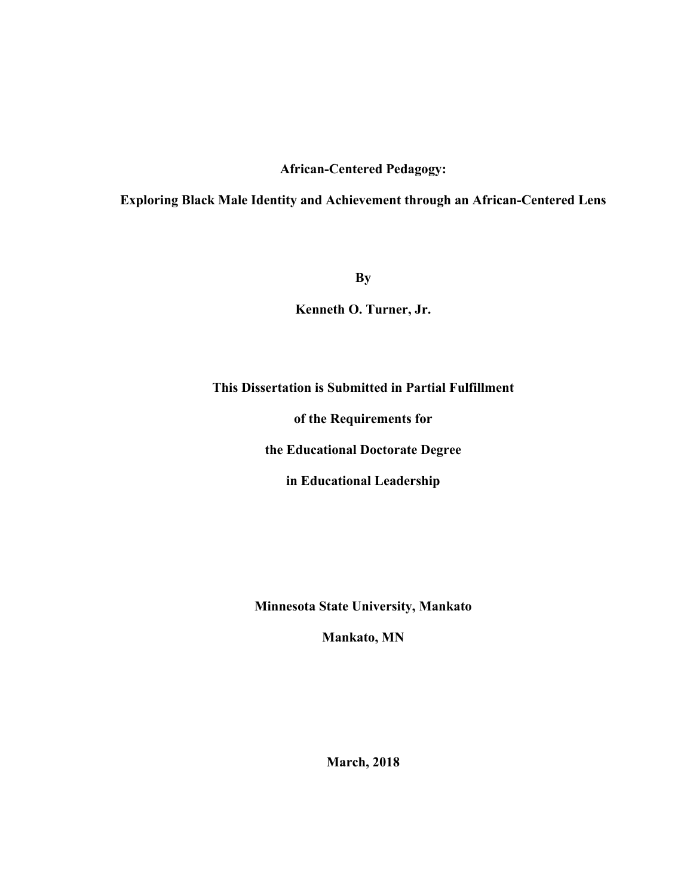# African-Centered Pedagogy:

## Exploring Black Male Identity and Achievement through an African-Centered Lens

**By**

**Kenneth O. Turner, Jr.**

**This Dissertation is Submitted in Partial Fulfillment**

**of the Requirements for**

**the Educational Doctorate Degree**

**in Educational Leadership**

**Minnesota State University, Mankato**

**Mankato, MN**

**March, 2018**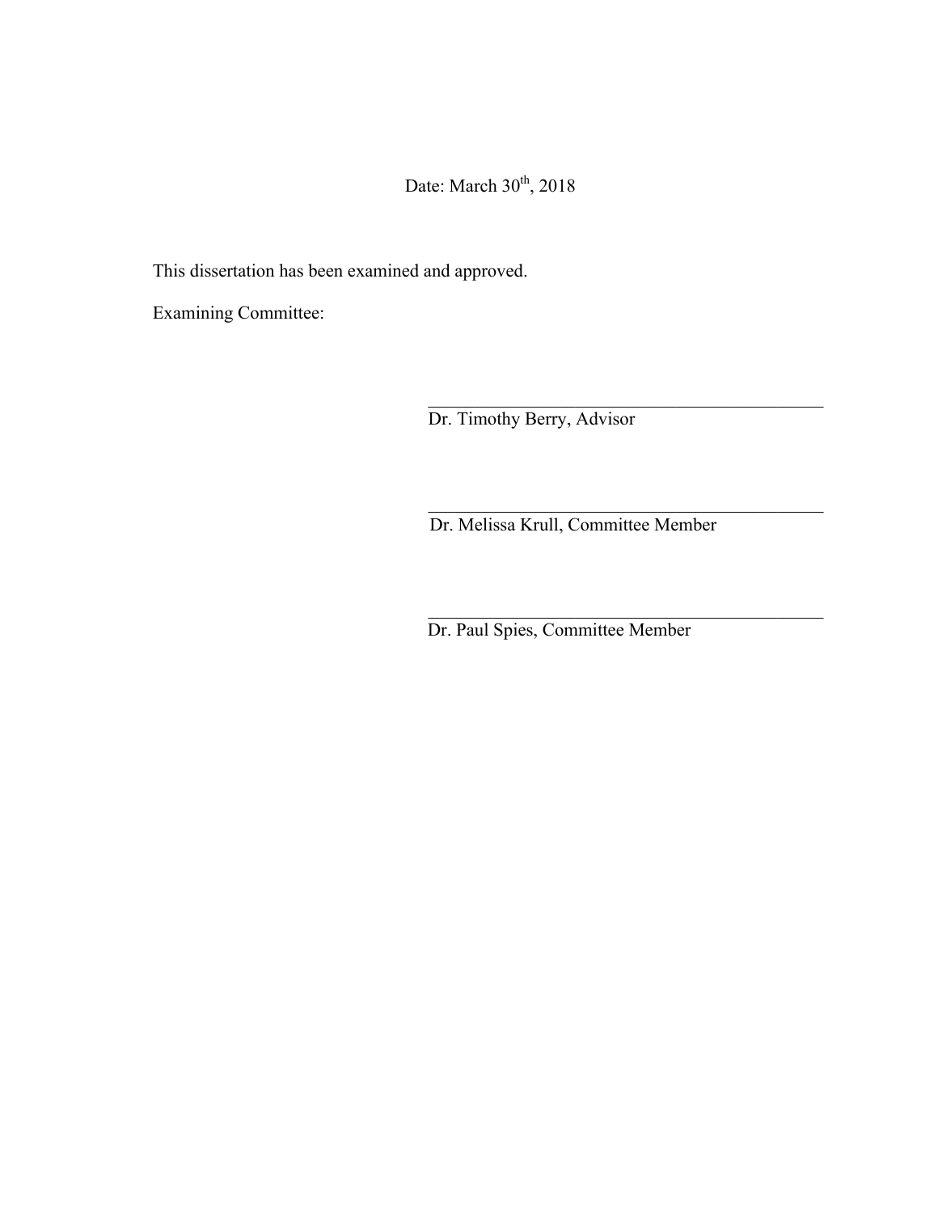Date: March 30th, 2018

This dissertation has been examined and approved.

Examining Committee:

\_\_\_\_\_\_\_\_\_\_\_\_\_\_\_\_\_\_\_\_\_\_\_\_\_\_\_\_\_\_\_\_\_\_\_\_\_\_\_\_

Dr. Timothy Berry, Advisor

\_\_\_\_\_\_\_\_\_\_\_\_\_\_\_\_\_\_\_\_\_\_\_\_\_\_\_\_\_\_\_\_\_\_\_\_\_\_\_\_

Dr. Melissa Krull, Committee Member

\_\_\_\_\_\_\_\_\_\_\_\_\_\_\_\_\_\_\_\_\_\_\_\_\_\_\_\_\_\_\_\_\_\_\_\_\_\_\_\_

Dr. Paul Spies, Committee Member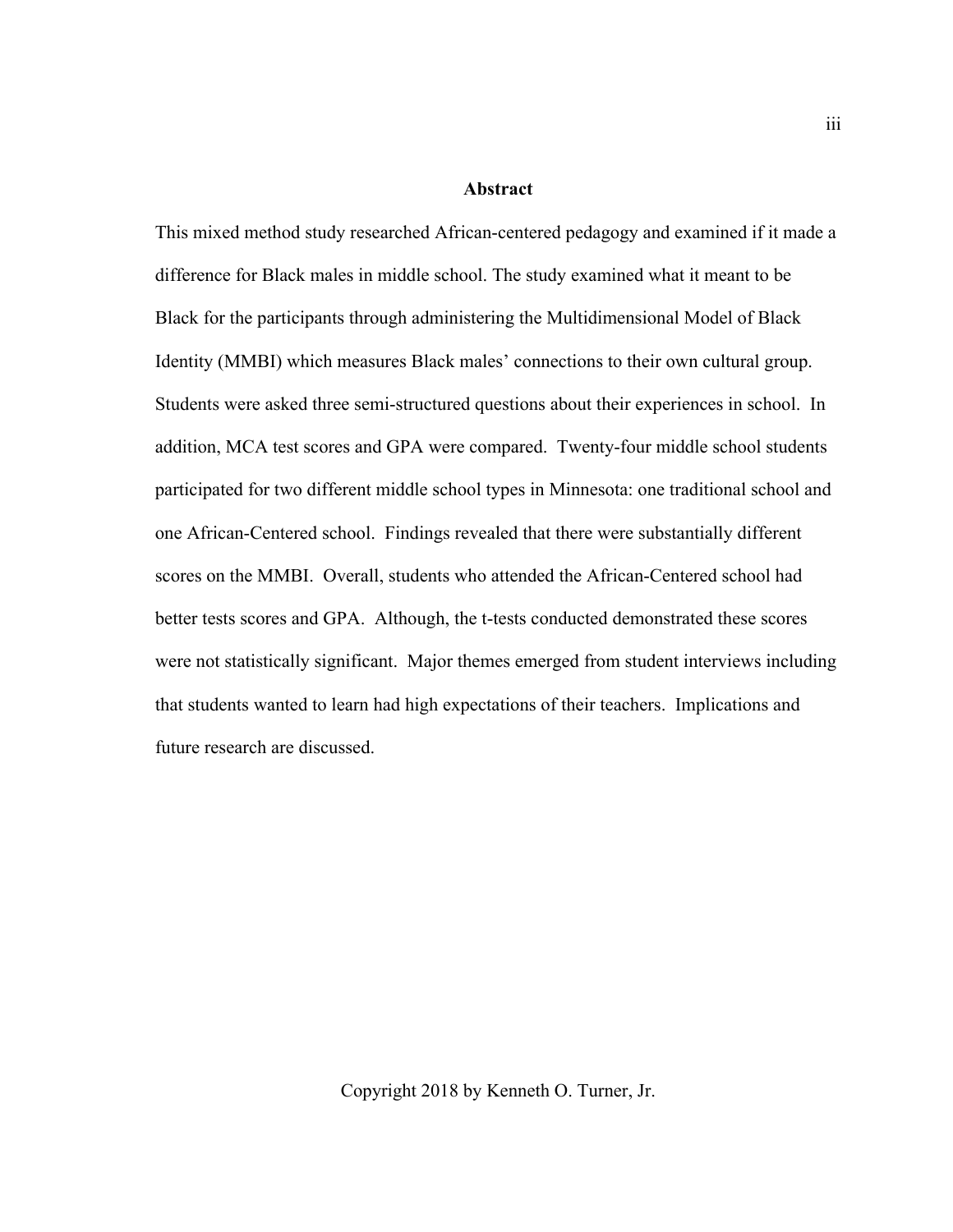# Abstract

This mixed method study researched African-centered pedagogy and examined if it made a difference for Black males in middle school. The study examined what it meant to be Black for the participants through administering the Multidimensional Model of Black Identity (MMBI) which measures Black males' connections to their own cultural group. Students were asked three semi-structured questions about their experiences in school. In addition, MCA test scores and GPA were compared. Twenty-four middle school students participated for two different middle school types in Minnesota: one traditional school and one African-Centered school. Findings revealed that there were substantially different scores on the MMBI. Overall, students who attended the African-Centered school had better tests scores and GPA. Although, the t-tests conducted demonstrated these scores were not statistically significant. Major themes emerged from student interviews including that students wanted to learn had high expectations of their teachers. Implications and future research are discussed.

Copyright 2018 by Kenneth O. Turner, Jr.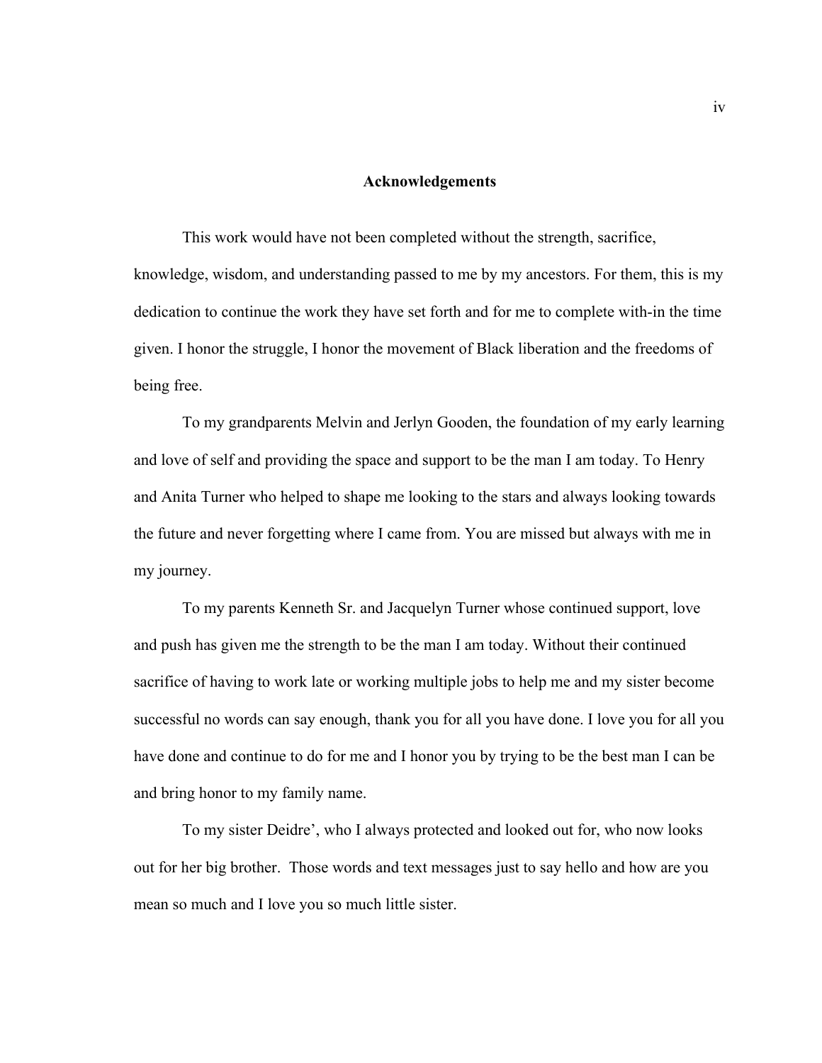# Acknowledgements

This work would have not been completed without the strength, sacrifice, knowledge, wisdom, and understanding passed to me by my ancestors. For them, this is my dedication to continue the work they have set forth and for me to complete with-in the time given. I honor the struggle, I honor the movement of Black liberation and the freedoms of being free.

To my grandparents Melvin and Jerlyn Gooden, the foundation of my early learning and love of self and providing the space and support to be the man I am today. To Henry and Anita Turner who helped to shape me looking to the stars and always looking towards the future and never forgetting where I came from. You are missed but always with me in my journey.

To my parents Kenneth Sr. and Jacquelyn Turner whose continued support, love and push has given me the strength to be the man I am today. Without their continued sacrifice of having to work late or working multiple jobs to help me and my sister become successful no words can say enough, thank you for all you have done. I love you for all you have done and continue to do for me and I honor you by trying to be the best man I can be and bring honor to my family name.

To my sister Deidre', who I always protected and looked out for, who now looks out for her big brother. Those words and text messages just to say hello and how are you mean so much and I love you so much little sister.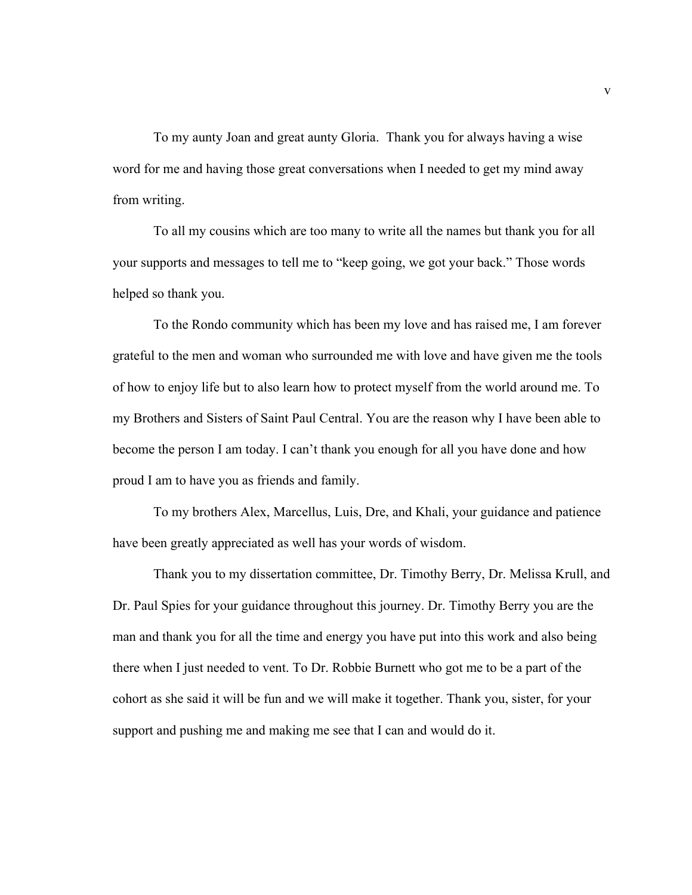To my aunty Joan and great aunty Gloria.  Thank you for always having a wise word for me and having those great conversations when I needed to get my mind away from writing.

To all my cousins which are too many to write all the names but thank you for all your supports and messages to tell me to "keep going, we got your back." Those words helped so thank you.

To the Rondo community which has been my love and has raised me, I am forever grateful to the men and woman who surrounded me with love and have given me the tools of how to enjoy life but to also learn how to protect myself from the world around me. To my Brothers and Sisters of Saint Paul Central. You are the reason why I have been able to become the person I am today. I can't thank you enough for all you have done and how proud I am to have you as friends and family.

To my brothers Alex, Marcellus, Luis, Dre, and Khali, your guidance and patience have been greatly appreciated as well has your words of wisdom.

Thank you to my dissertation committee, Dr. Timothy Berry, Dr. Melissa Krull, and Dr. Paul Spies for your guidance throughout this journey. Dr. Timothy Berry you are the man and thank you for all the time and energy you have put into this work and also being there when I just needed to vent. To Dr. Robbie Burnett who got me to be a part of the cohort as she said it will be fun and we will make it together. Thank you, sister, for your support and pushing me and making me see that I can and would do it.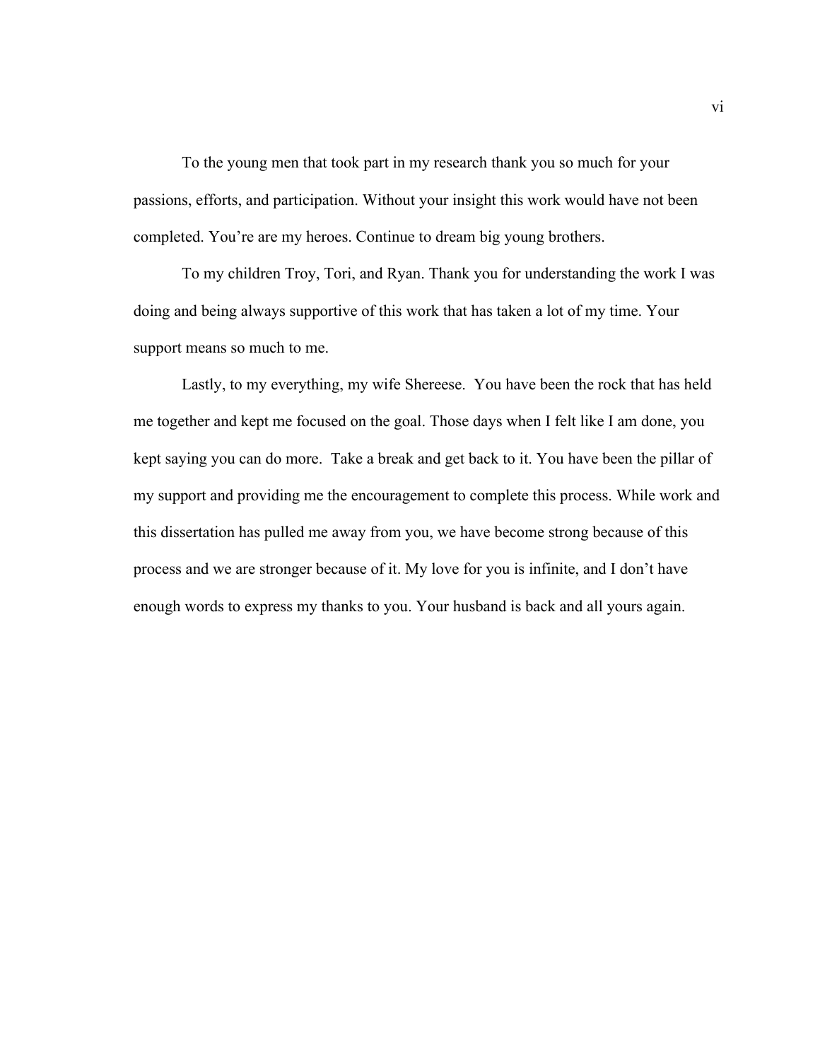To the young men that took part in my research thank you so much for your passions, efforts, and participation. Without your insight this work would have not been completed. You're are my heroes. Continue to dream big young brothers.

To my children Troy, Tori, and Ryan. Thank you for understanding the work I was doing and being always supportive of this work that has taken a lot of my time. Your support means so much to me.

Lastly, to my everything, my wife Shereese. You have been the rock that has held me together and kept me focused on the goal. Those days when I felt like I am done, you kept saying you can do more. Take a break and get back to it. You have been the pillar of my support and providing me the encouragement to complete this process. While work and this dissertation has pulled me away from you, we have become strong because of this process and we are stronger because of it. My love for you is infinite, and I don't have enough words to express my thanks to you. Your husband is back and all yours again.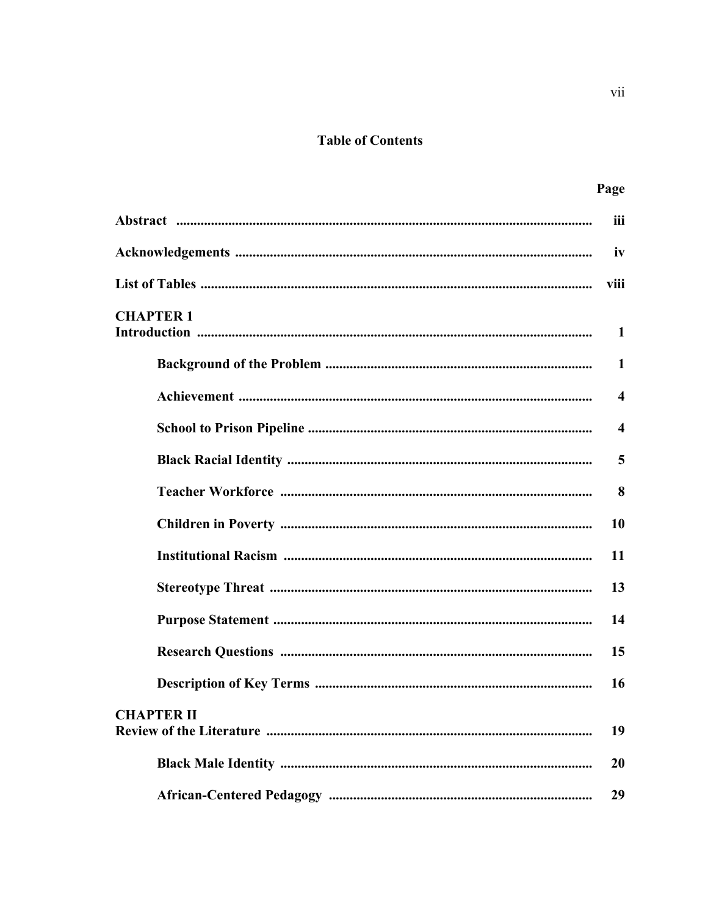## Table of Contents

| | Page |
|---|---|
| **Abstract** | **iii** |
| **Acknowledgements** | **iv** |
| **List of Tables** | **viii** |
| **CHAPTER 1** | |
| **Introduction** | **1** |
| **Background of the Problem** | **1** |
| **Achievement** | **4** |
| **School to Prison Pipeline** | **4** |
| **Black Racial Identity** | **5** |
| **Teacher Workforce** | **8** |
| **Children in Poverty** | **10** |
| **Institutional Racism** | **11** |
| **Stereotype Threat** | **13** |
| **Purpose Statement** | **14** |
| **Research Questions** | **15** |
| **Description of Key Terms** | **16** |
| **CHAPTER II** | |
| **Review of the Literature** | **19** |
| **Black Male Identity** | **20** |
| **African-Centered Pedagogy** | **29** |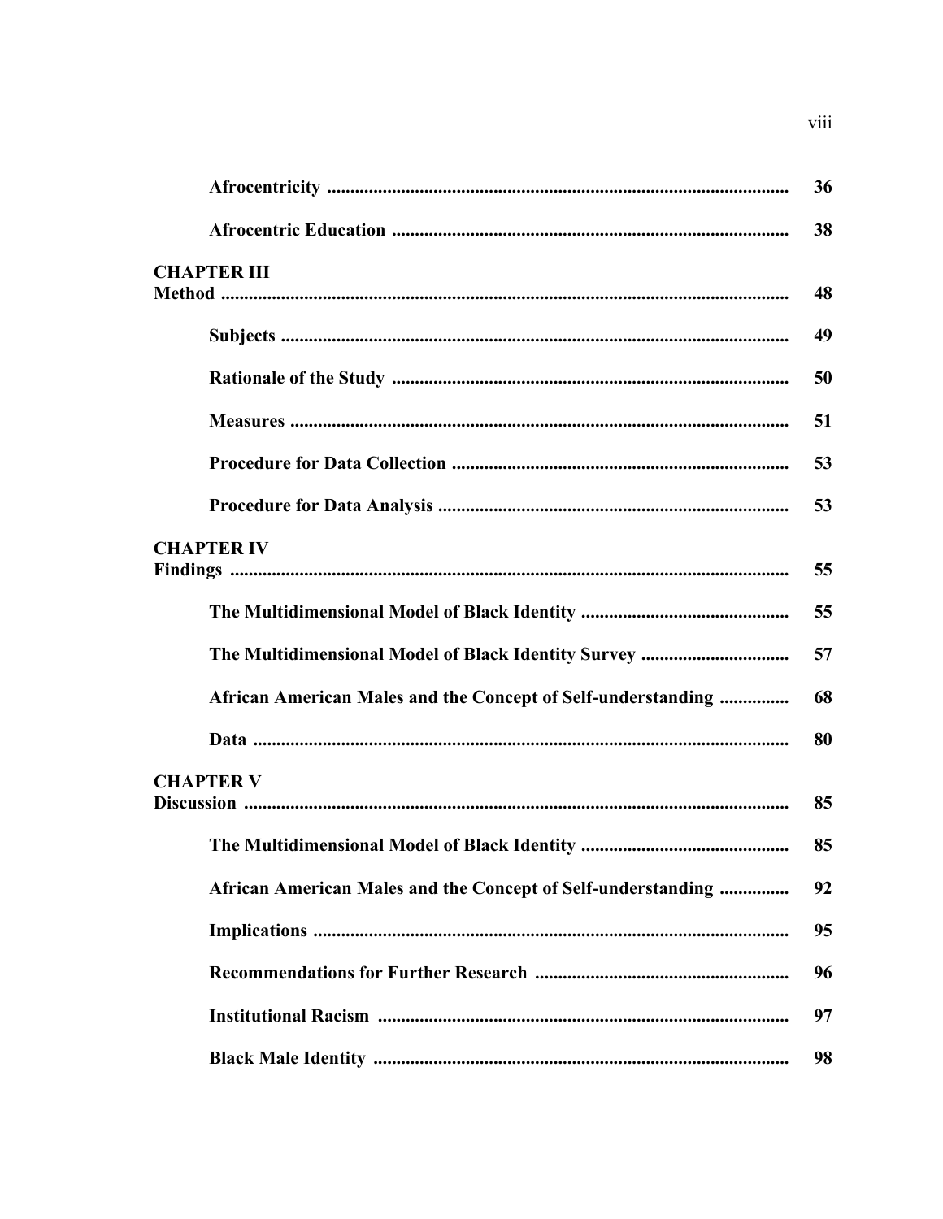| | |
|---|---|
| **Afrocentricity** | **36** |
| **Afrocentric Education** | **38** |
| **CHAPTER III** | |
| **Method** | **48** |
| **Subjects** | **49** |
| **Rationale of the Study** | **50** |
| **Measures** | **51** |
| **Procedure for Data Collection** | **53** |
| **Procedure for Data Analysis** | **53** |
| **CHAPTER IV** | |
| **Findings** | **55** |
| **The Multidimensional Model of Black Identity** | **55** |
| **The Multidimensional Model of Black Identity Survey** | **57** |
| **African American Males and the Concept of Self-understanding** | **68** |
| **Data** | **80** |
| **CHAPTER V** | |
| **Discussion** | **85** |
| **The Multidimensional Model of Black Identity** | **85** |
| **African American Males and the Concept of Self-understanding** | **92** |
| **Implications** | **95** |
| **Recommendations for Further Research** | **96** |
| **Institutional Racism** | **97** |
| **Black Male Identity** | **98** |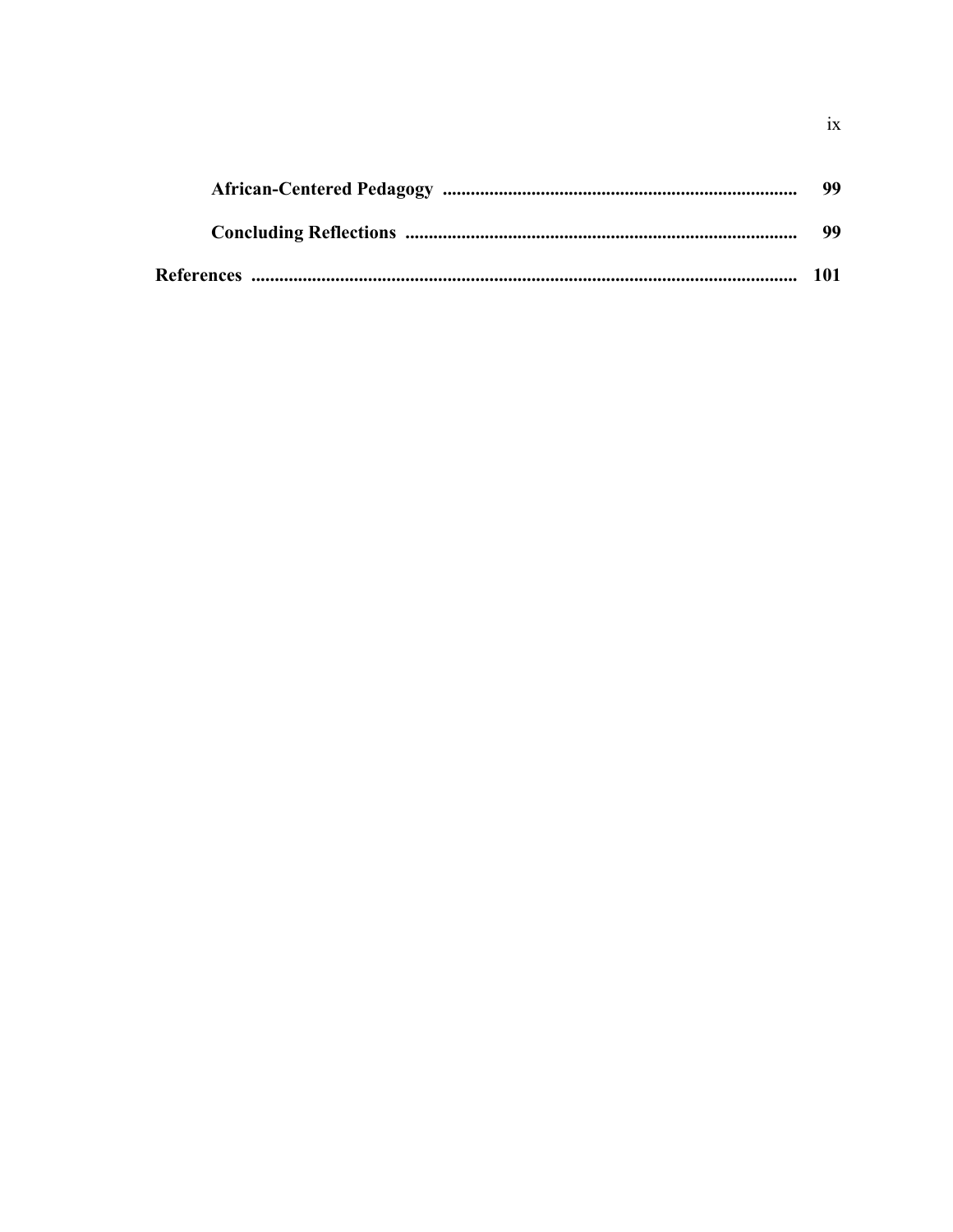**African-Centered Pedagogy** .......................................................................... 99

**Concluding Reflections** .................................................................................. 99

**References** ................................................................................................................... 101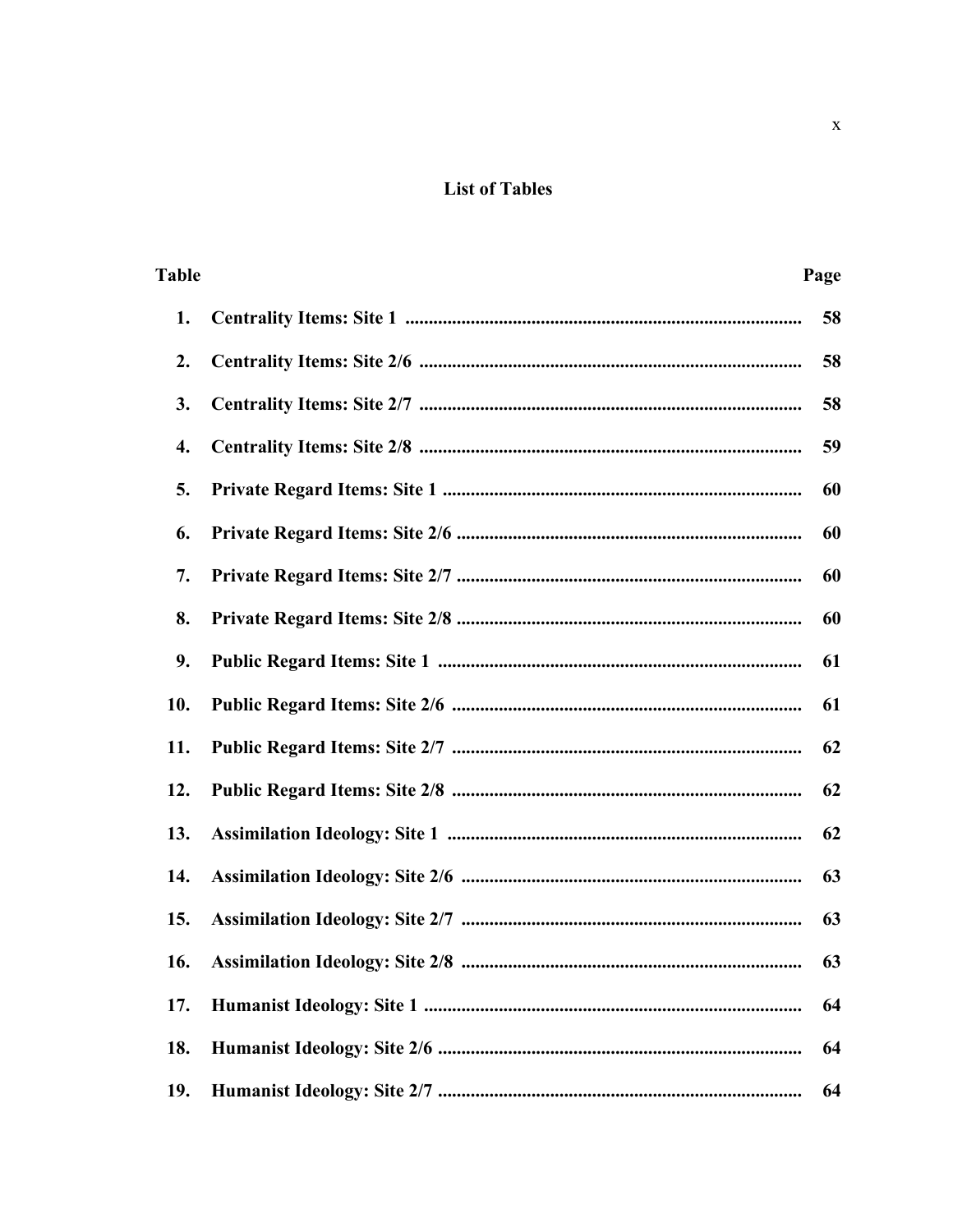## List of Tables

| Table | | Page |
|---|---|---|
| 1. | Centrality Items: Site 1 | 58 |
| 2. | Centrality Items: Site 2/6 | 58 |
| 3. | Centrality Items: Site 2/7 | 58 |
| 4. | Centrality Items: Site 2/8 | 59 |
| 5. | Private Regard Items: Site 1 | 60 |
| 6. | Private Regard Items: Site 2/6 | 60 |
| 7. | Private Regard Items: Site 2/7 | 60 |
| 8. | Private Regard Items: Site 2/8 | 60 |
| 9. | Public Regard Items: Site 1 | 61 |
| 10. | Public Regard Items: Site 2/6 | 61 |
| 11. | Public Regard Items: Site 2/7 | 62 |
| 12. | Public Regard Items: Site 2/8 | 62 |
| 13. | Assimilation Ideology: Site 1 | 62 |
| 14. | Assimilation Ideology: Site 2/6 | 63 |
| 15. | Assimilation Ideology: Site 2/7 | 63 |
| 16. | Assimilation Ideology: Site 2/8 | 63 |
| 17. | Humanist Ideology: Site 1 | 64 |
| 18. | Humanist Ideology: Site 2/6 | 64 |
| 19. | Humanist Ideology: Site 2/7 | 64 |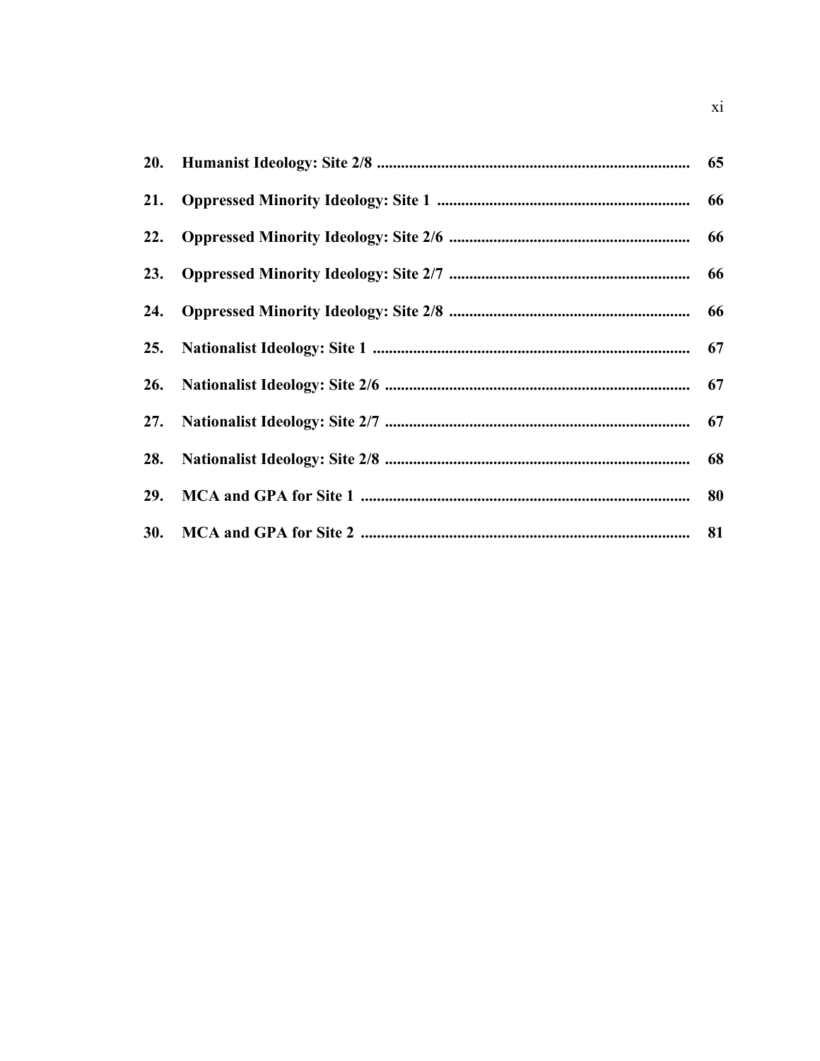| | | |
|---|---|---|
| **20.** | **Humanist Ideology: Site 2/8** | **65** |
| **21.** | **Oppressed Minority Ideology: Site 1** | **66** |
| **22.** | **Oppressed Minority Ideology: Site 2/6** | **66** |
| **23.** | **Oppressed Minority Ideology: Site 2/7** | **66** |
| **24.** | **Oppressed Minority Ideology: Site 2/8** | **66** |
| **25.** | **Nationalist Ideology: Site 1** | **67** |
| **26.** | **Nationalist Ideology: Site 2/6** | **67** |
| **27.** | **Nationalist Ideology: Site 2/7** | **67** |
| **28.** | **Nationalist Ideology: Site 2/8** | **68** |
| **29.** | **MCA and GPA for Site 1** | **80** |
| **30.** | **MCA and GPA for Site 2** | **81** |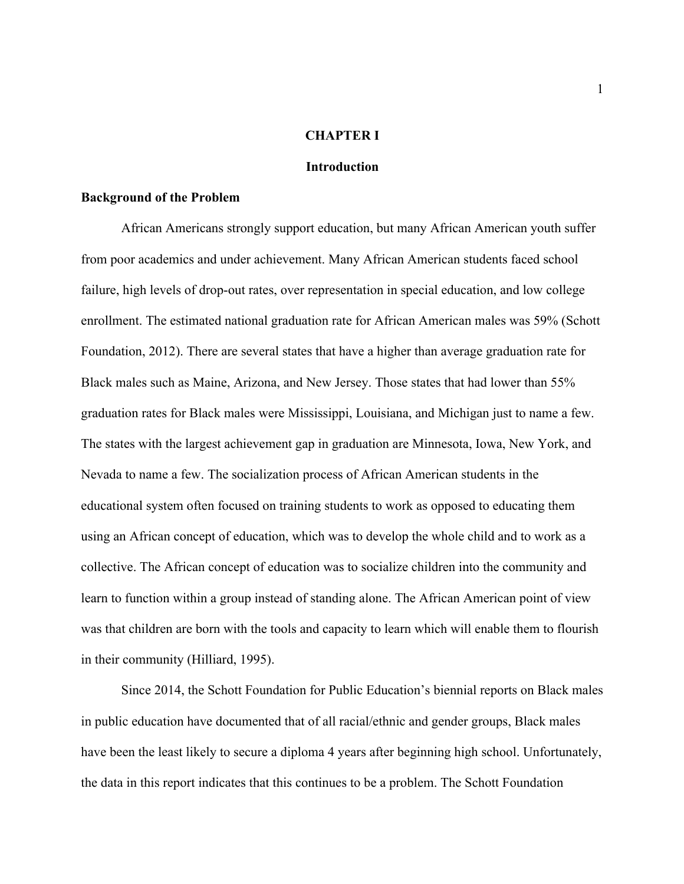# CHAPTER I

# Introduction

## Background of the Problem

African Americans strongly support education, but many African American youth suffer from poor academics and under achievement. Many African American students faced school failure, high levels of drop-out rates, over representation in special education, and low college enrollment. The estimated national graduation rate for African American males was 59% (Schott Foundation, 2012). There are several states that have a higher than average graduation rate for Black males such as Maine, Arizona, and New Jersey. Those states that had lower than 55% graduation rates for Black males were Mississippi, Louisiana, and Michigan just to name a few. The states with the largest achievement gap in graduation are Minnesota, Iowa, New York, and Nevada to name a few. The socialization process of African American students in the educational system often focused on training students to work as opposed to educating them using an African concept of education, which was to develop the whole child and to work as a collective. The African concept of education was to socialize children into the community and learn to function within a group instead of standing alone. The African American point of view was that children are born with the tools and capacity to learn which will enable them to flourish in their community (Hilliard, 1995).

Since 2014, the Schott Foundation for Public Education's biennial reports on Black males in public education have documented that of all racial/ethnic and gender groups, Black males have been the least likely to secure a diploma 4 years after beginning high school. Unfortunately, the data in this report indicates that this continues to be a problem. The Schott Foundation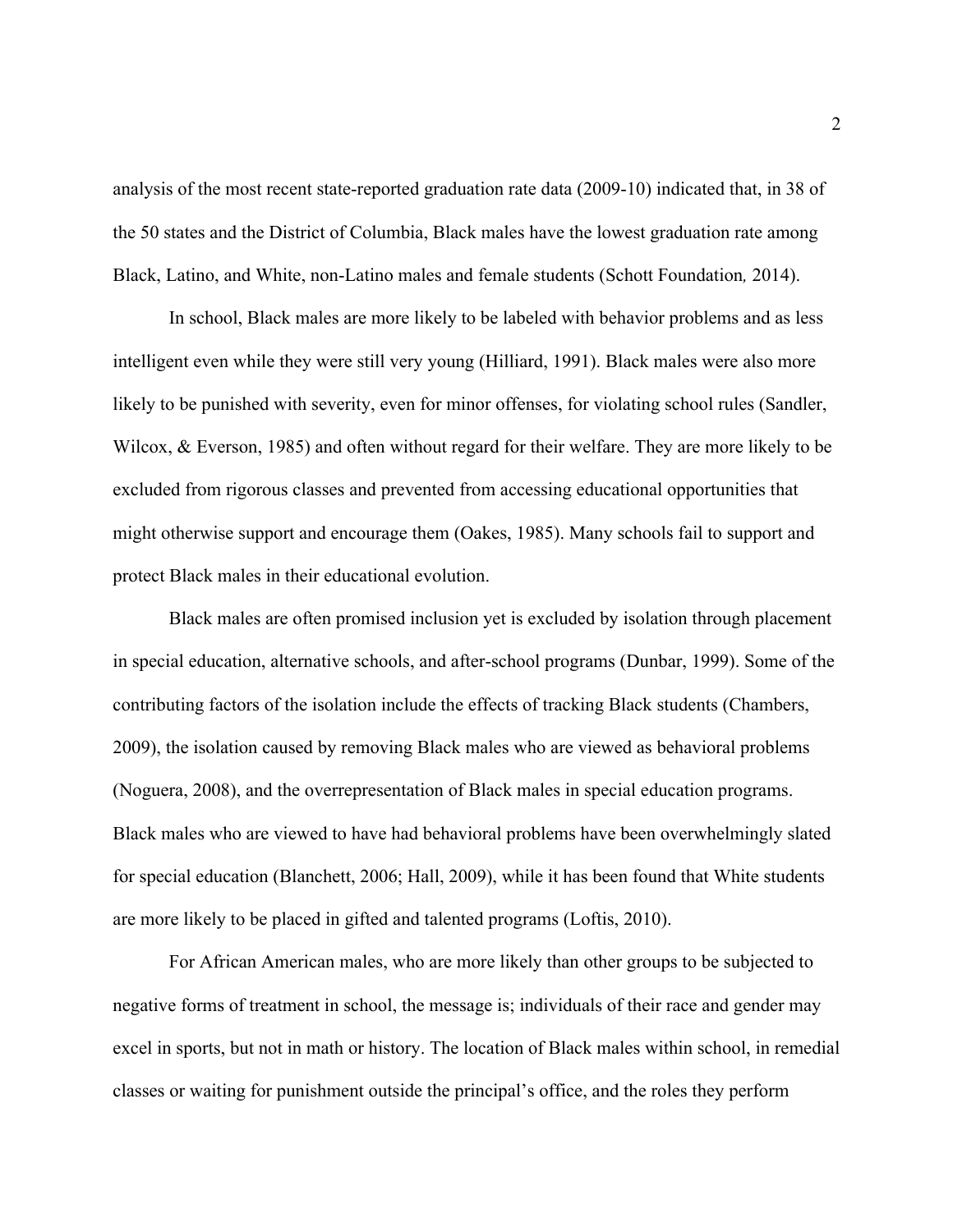analysis of the most recent state-reported graduation rate data (2009-10) indicated that, in 38 of the 50 states and the District of Columbia, Black males have the lowest graduation rate among Black, Latino, and White, non-Latino males and female students (Schott Foundation*,* 2014).

In school, Black males are more likely to be labeled with behavior problems and as less intelligent even while they were still very young (Hilliard, 1991). Black males were also more likely to be punished with severity, even for minor offenses, for violating school rules (Sandler, Wilcox, & Everson, 1985) and often without regard for their welfare. They are more likely to be excluded from rigorous classes and prevented from accessing educational opportunities that might otherwise support and encourage them (Oakes, 1985). Many schools fail to support and protect Black males in their educational evolution.

Black males are often promised inclusion yet is excluded by isolation through placement in special education, alternative schools, and after-school programs (Dunbar, 1999). Some of the contributing factors of the isolation include the effects of tracking Black students (Chambers, 2009), the isolation caused by removing Black males who are viewed as behavioral problems (Noguera, 2008), and the overrepresentation of Black males in special education programs. Black males who are viewed to have had behavioral problems have been overwhelmingly slated for special education (Blanchett, 2006; Hall, 2009), while it has been found that White students are more likely to be placed in gifted and talented programs (Loftis, 2010).

For African American males, who are more likely than other groups to be subjected to negative forms of treatment in school, the message is; individuals of their race and gender may excel in sports, but not in math or history. The location of Black males within school, in remedial classes or waiting for punishment outside the principal's office, and the roles they perform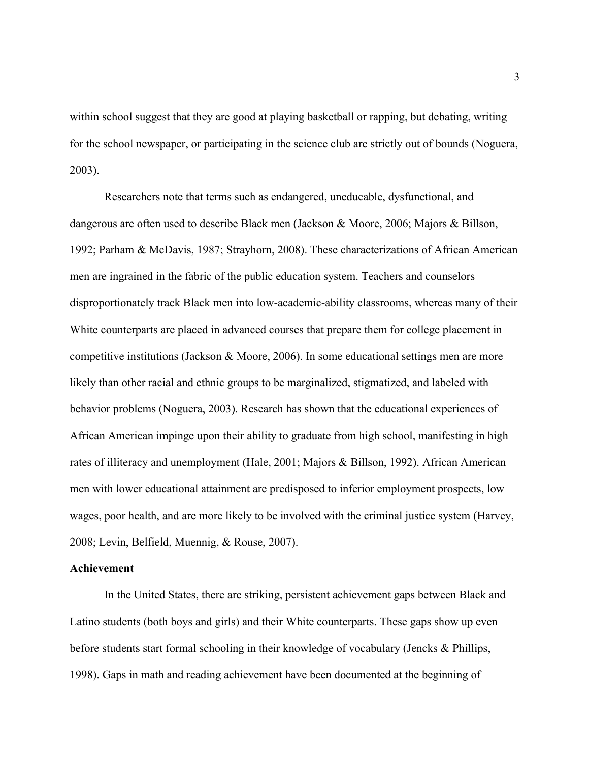within school suggest that they are good at playing basketball or rapping, but debating, writing for the school newspaper, or participating in the science club are strictly out of bounds (Noguera, 2003).

Researchers note that terms such as endangered, uneducable, dysfunctional, and dangerous are often used to describe Black men (Jackson & Moore, 2006; Majors & Billson, 1992; Parham & McDavis, 1987; Strayhorn, 2008). These characterizations of African American men are ingrained in the fabric of the public education system. Teachers and counselors disproportionately track Black men into low-academic-ability classrooms, whereas many of their White counterparts are placed in advanced courses that prepare them for college placement in competitive institutions (Jackson & Moore, 2006). In some educational settings men are more likely than other racial and ethnic groups to be marginalized, stigmatized, and labeled with behavior problems (Noguera, 2003). Research has shown that the educational experiences of African American impinge upon their ability to graduate from high school, manifesting in high rates of illiteracy and unemployment (Hale, 2001; Majors & Billson, 1992). African American men with lower educational attainment are predisposed to inferior employment prospects, low wages, poor health, and are more likely to be involved with the criminal justice system (Harvey, 2008; Levin, Belfield, Muennig, & Rouse, 2007).

**Achievement**

In the United States, there are striking, persistent achievement gaps between Black and Latino students (both boys and girls) and their White counterparts. These gaps show up even before students start formal schooling in their knowledge of vocabulary (Jencks & Phillips, 1998). Gaps in math and reading achievement have been documented at the beginning of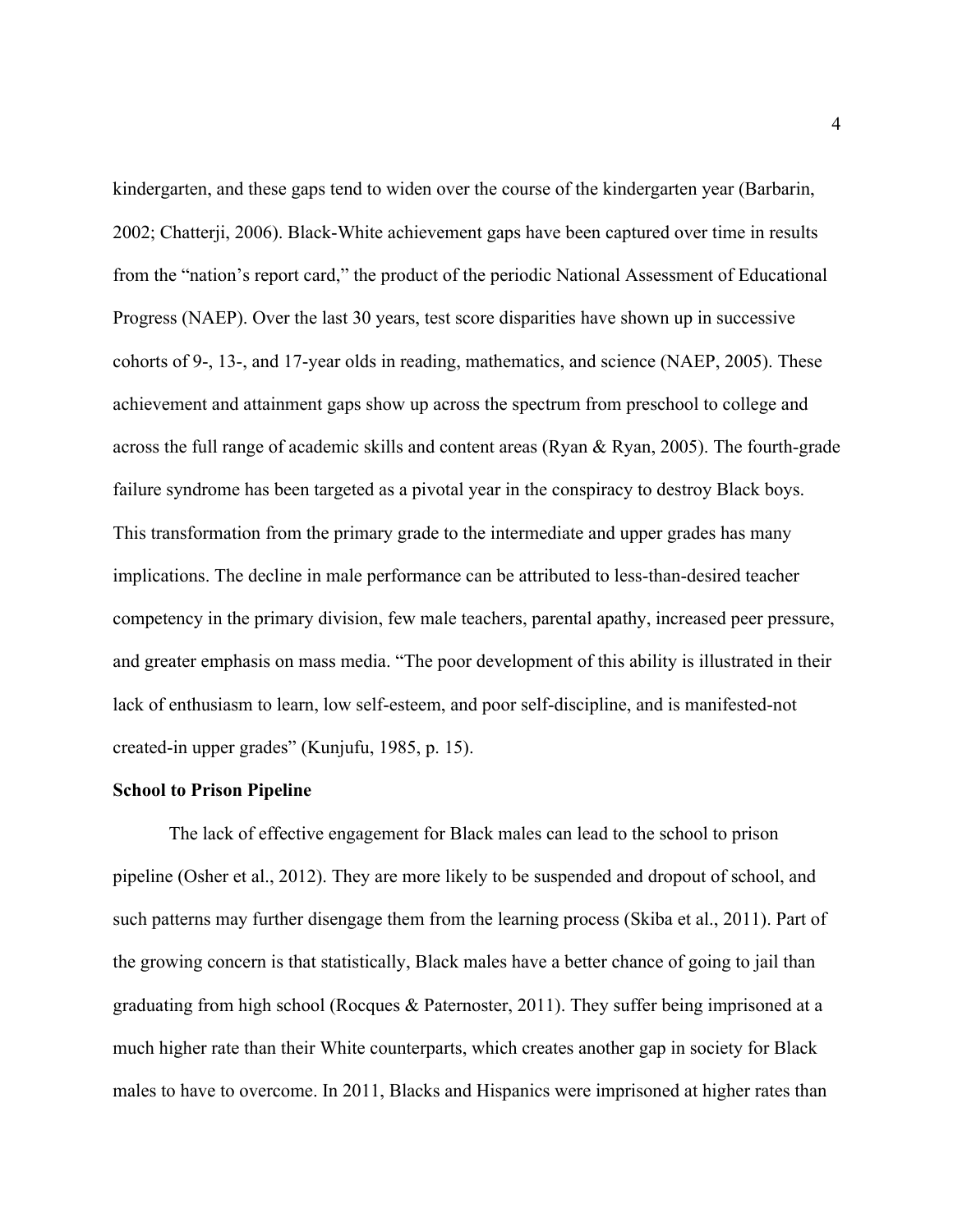kindergarten, and these gaps tend to widen over the course of the kindergarten year (Barbarin, 2002; Chatterji, 2006). Black-White achievement gaps have been captured over time in results from the "nation's report card," the product of the periodic National Assessment of Educational Progress (NAEP). Over the last 30 years, test score disparities have shown up in successive cohorts of 9-, 13-, and 17-year olds in reading, mathematics, and science (NAEP, 2005). These achievement and attainment gaps show up across the spectrum from preschool to college and across the full range of academic skills and content areas (Ryan & Ryan, 2005). The fourth-grade failure syndrome has been targeted as a pivotal year in the conspiracy to destroy Black boys. This transformation from the primary grade to the intermediate and upper grades has many implications. The decline in male performance can be attributed to less-than-desired teacher competency in the primary division, few male teachers, parental apathy, increased peer pressure, and greater emphasis on mass media. "The poor development of this ability is illustrated in their lack of enthusiasm to learn, low self-esteem, and poor self-discipline, and is manifested-not created-in upper grades" (Kunjufu, 1985, p. 15).

**School to Prison Pipeline**

The lack of effective engagement for Black males can lead to the school to prison pipeline (Osher et al., 2012). They are more likely to be suspended and dropout of school, and such patterns may further disengage them from the learning process (Skiba et al., 2011). Part of the growing concern is that statistically, Black males have a better chance of going to jail than graduating from high school (Rocques & Paternoster, 2011). They suffer being imprisoned at a much higher rate than their White counterparts, which creates another gap in society for Black males to have to overcome. In 2011, Blacks and Hispanics were imprisoned at higher rates than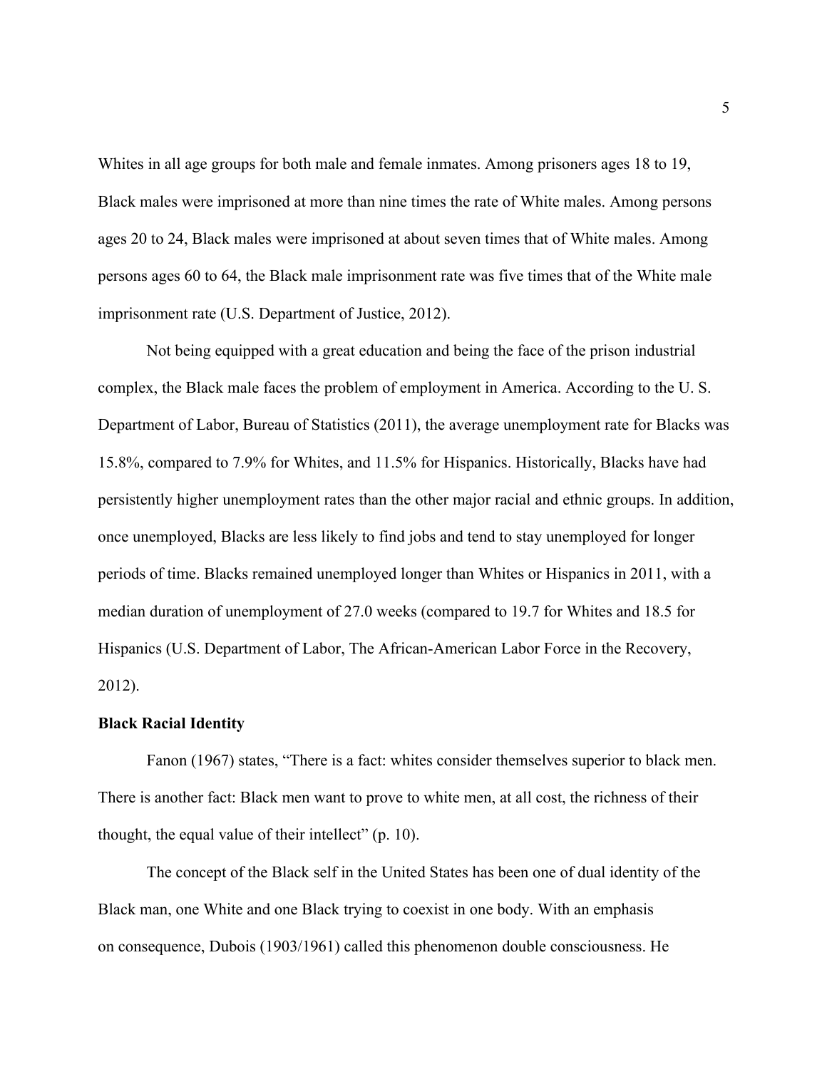Whites in all age groups for both male and female inmates. Among prisoners ages 18 to 19, Black males were imprisoned at more than nine times the rate of White males. Among persons ages 20 to 24, Black males were imprisoned at about seven times that of White males. Among persons ages 60 to 64, the Black male imprisonment rate was five times that of the White male imprisonment rate (U.S. Department of Justice, 2012).

Not being equipped with a great education and being the face of the prison industrial complex, the Black male faces the problem of employment in America. According to the U. S. Department of Labor, Bureau of Statistics (2011), the average unemployment rate for Blacks was 15.8%, compared to 7.9% for Whites, and 11.5% for Hispanics. Historically, Blacks have had persistently higher unemployment rates than the other major racial and ethnic groups. In addition, once unemployed, Blacks are less likely to find jobs and tend to stay unemployed for longer periods of time. Blacks remained unemployed longer than Whites or Hispanics in 2011, with a median duration of unemployment of 27.0 weeks (compared to 19.7 for Whites and 18.5 for Hispanics (U.S. Department of Labor, The African-American Labor Force in the Recovery, 2012).

**Black Racial Identity**

Fanon (1967) states, "There is a fact: whites consider themselves superior to black men. There is another fact: Black men want to prove to white men, at all cost, the richness of their thought, the equal value of their intellect" (p. 10).

The concept of the Black self in the United States has been one of dual identity of the Black man, one White and one Black trying to coexist in one body. With an emphasis on consequence, Dubois (1903/1961) called this phenomenon double consciousness. He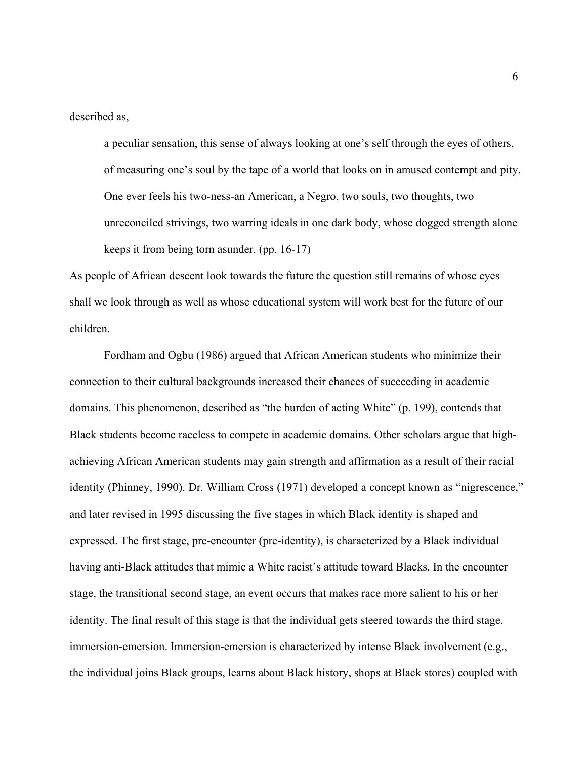described as,

> a peculiar sensation, this sense of always looking at one's self through the eyes of others, of measuring one's soul by the tape of a world that looks on in amused contempt and pity. One ever feels his two-ness-an American, a Negro, two souls, two thoughts, two unreconciled strivings, two warring ideals in one dark body, whose dogged strength alone keeps it from being torn asunder. (pp. 16-17)

As people of African descent look towards the future the question still remains of whose eyes shall we look through as well as whose educational system will work best for the future of our children.

Fordham and Ogbu (1986) argued that African American students who minimize their connection to their cultural backgrounds increased their chances of succeeding in academic domains. This phenomenon, described as "the burden of acting White" (p. 199), contends that Black students become raceless to compete in academic domains. Other scholars argue that high-achieving African American students may gain strength and affirmation as a result of their racial identity (Phinney, 1990). Dr. William Cross (1971) developed a concept known as "nigrescence," and later revised in 1995 discussing the five stages in which Black identity is shaped and expressed. The first stage, pre-encounter (pre-identity), is characterized by a Black individual having anti-Black attitudes that mimic a White racist's attitude toward Blacks. In the encounter stage, the transitional second stage, an event occurs that makes race more salient to his or her identity. The final result of this stage is that the individual gets steered towards the third stage, immersion-emersion. Immersion-emersion is characterized by intense Black involvement (e.g., the individual joins Black groups, learns about Black history, shops at Black stores) coupled with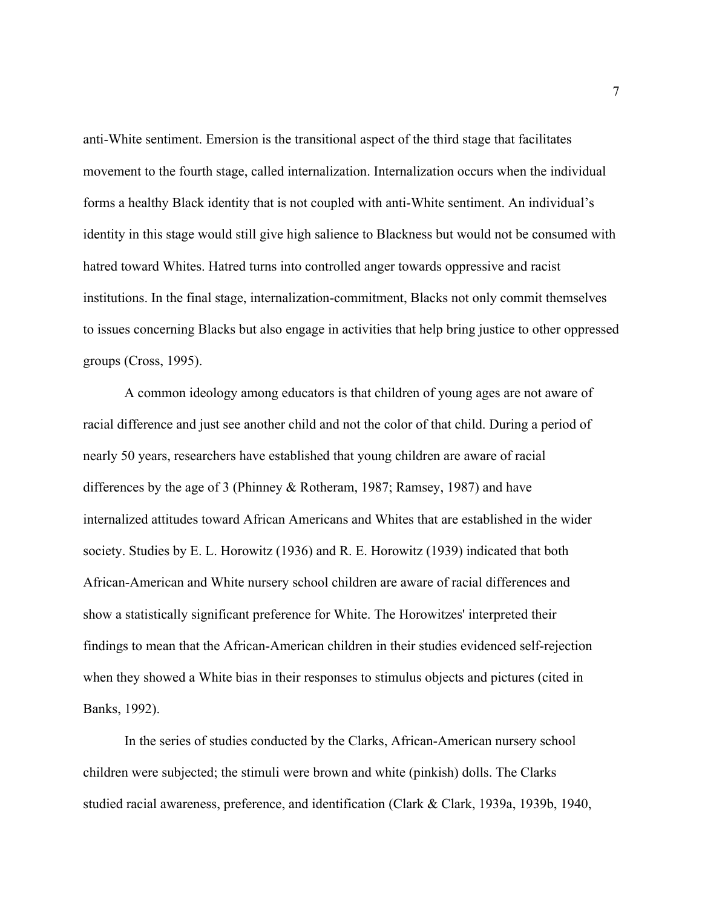anti-White sentiment. Emersion is the transitional aspect of the third stage that facilitates movement to the fourth stage, called internalization. Internalization occurs when the individual forms a healthy Black identity that is not coupled with anti-White sentiment. An individual's identity in this stage would still give high salience to Blackness but would not be consumed with hatred toward Whites. Hatred turns into controlled anger towards oppressive and racist institutions. In the final stage, internalization-commitment, Blacks not only commit themselves to issues concerning Blacks but also engage in activities that help bring justice to other oppressed groups (Cross, 1995).

A common ideology among educators is that children of young ages are not aware of racial difference and just see another child and not the color of that child. During a period of nearly 50 years, researchers have established that young children are aware of racial differences by the age of 3 (Phinney & Rotheram, 1987; Ramsey, 1987) and have internalized attitudes toward African Americans and Whites that are established in the wider society. Studies by E. L. Horowitz (1936) and R. E. Horowitz (1939) indicated that both African-American and White nursery school children are aware of racial differences and show a statistically significant preference for White. The Horowitzes' interpreted their findings to mean that the African-American children in their studies evidenced self-rejection when they showed a White bias in their responses to stimulus objects and pictures (cited in Banks, 1992).

In the series of studies conducted by the Clarks, African-American nursery school children were subjected; the stimuli were brown and white (pinkish) dolls. The Clarks studied racial awareness, preference, and identification (Clark & Clark, 1939a, 1939b, 1940,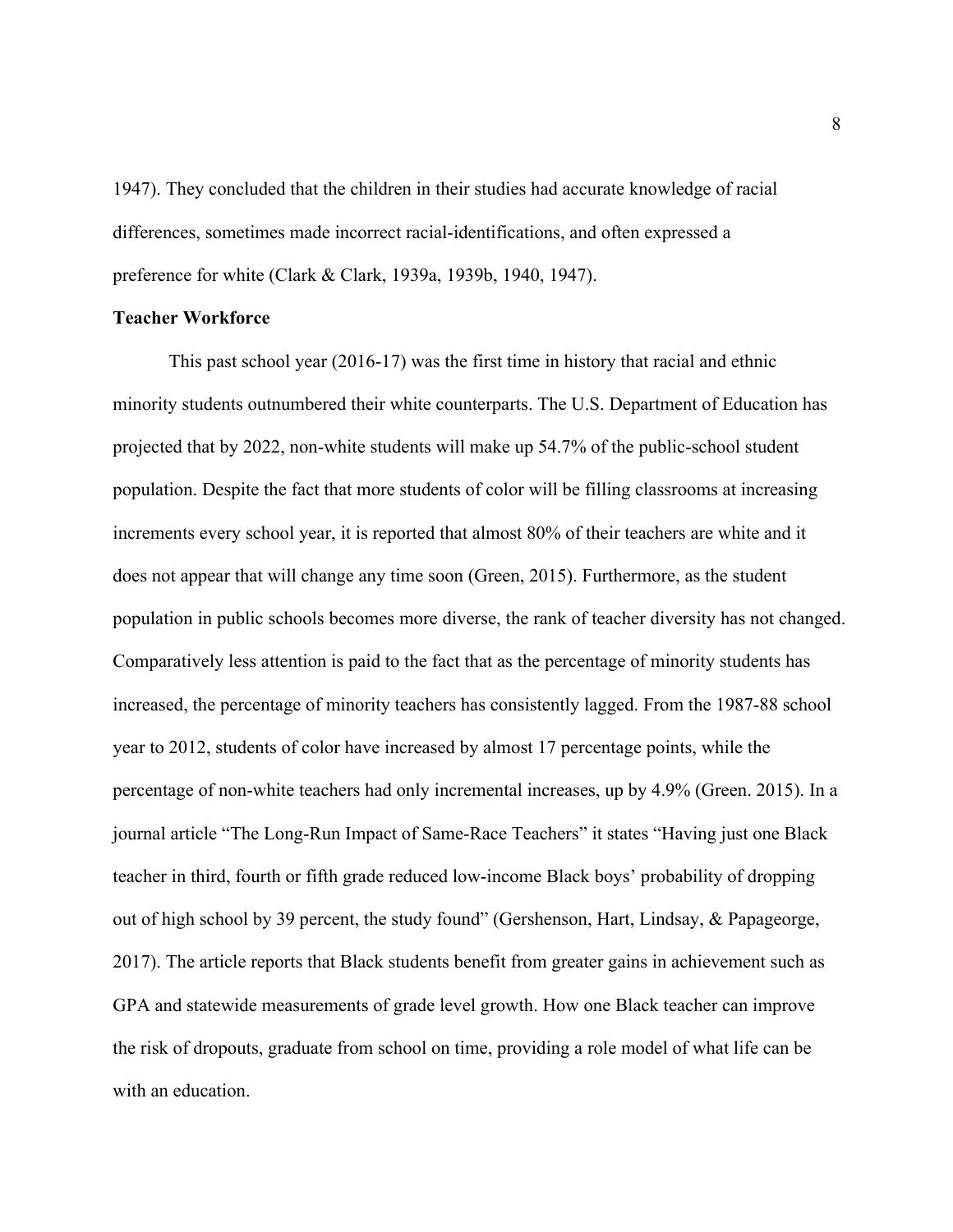1947). They concluded that the children in their studies had accurate knowledge of racial differences, sometimes made incorrect racial-identifications, and often expressed a preference for white (Clark & Clark, 1939a, 1939b, 1940, 1947).

**Teacher Workforce**

This past school year (2016-17) was the first time in history that racial and ethnic minority students outnumbered their white counterparts. The U.S. Department of Education has projected that by 2022, non-white students will make up 54.7% of the public-school student population. Despite the fact that more students of color will be filling classrooms at increasing increments every school year, it is reported that almost 80% of their teachers are white and it does not appear that will change any time soon (Green, 2015). Furthermore, as the student population in public schools becomes more diverse, the rank of teacher diversity has not changed. Comparatively less attention is paid to the fact that as the percentage of minority students has increased, the percentage of minority teachers has consistently lagged. From the 1987-88 school year to 2012, students of color have increased by almost 17 percentage points, while the percentage of non-white teachers had only incremental increases, up by 4.9% (Green. 2015). In a journal article "The Long-Run Impact of Same-Race Teachers" it states "Having just one Black teacher in third, fourth or fifth grade reduced low-income Black boys' probability of dropping out of high school by 39 percent, the study found" (Gershenson, Hart, Lindsay, & Papageorge, 2017). The article reports that Black students benefit from greater gains in achievement such as GPA and statewide measurements of grade level growth. How one Black teacher can improve the risk of dropouts, graduate from school on time, providing a role model of what life can be with an education.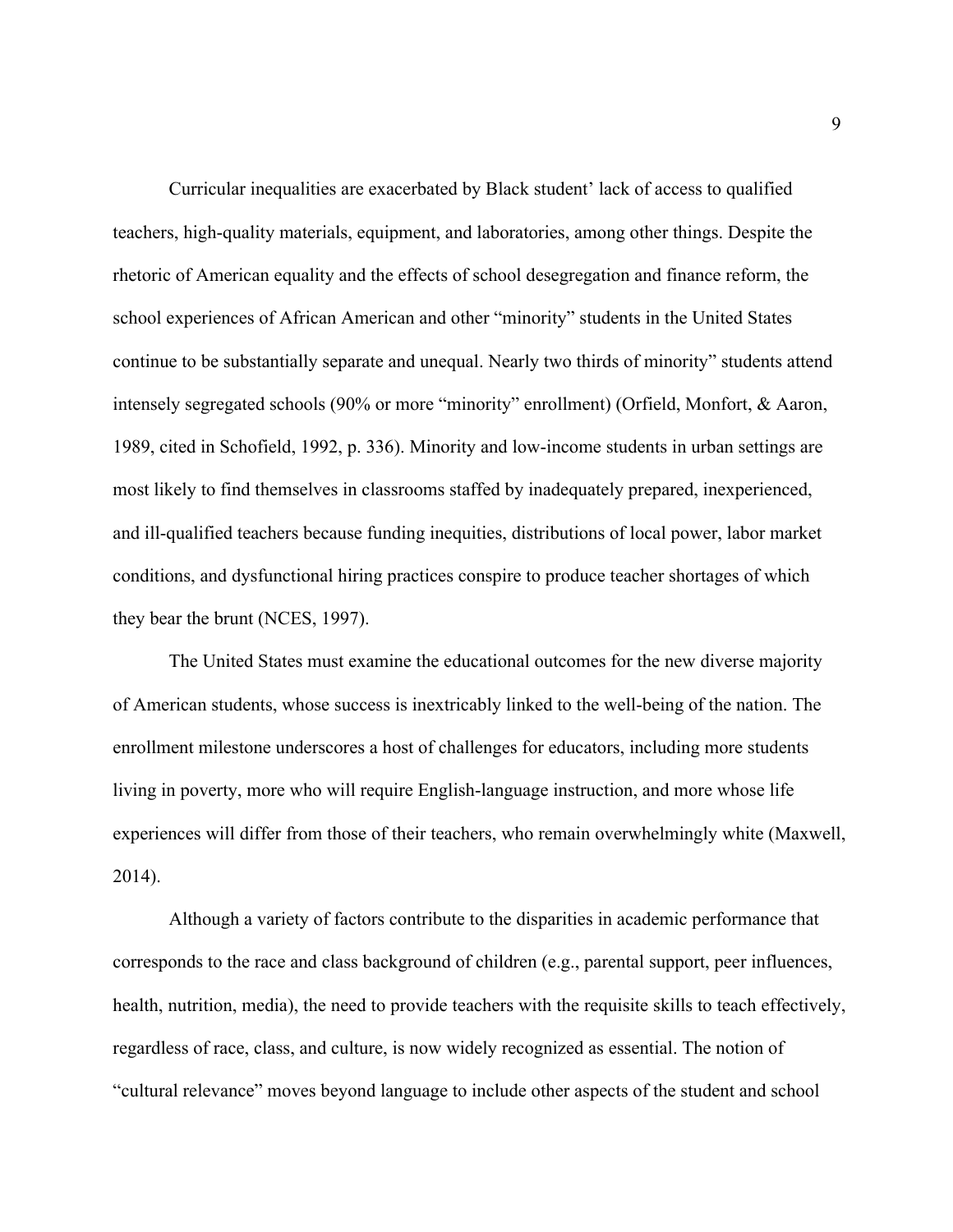Curricular inequalities are exacerbated by Black student' lack of access to qualified teachers, high-quality materials, equipment, and laboratories, among other things. Despite the rhetoric of American equality and the effects of school desegregation and finance reform, the school experiences of African American and other "minority" students in the United States continue to be substantially separate and unequal. Nearly two thirds of minority" students attend intensely segregated schools (90% or more "minority" enrollment) (Orfield, Monfort, & Aaron, 1989, cited in Schofield, 1992, p. 336). Minority and low-income students in urban settings are most likely to find themselves in classrooms staffed by inadequately prepared, inexperienced, and ill-qualified teachers because funding inequities, distributions of local power, labor market conditions, and dysfunctional hiring practices conspire to produce teacher shortages of which they bear the brunt (NCES, 1997).

The United States must examine the educational outcomes for the new diverse majority of American students, whose success is inextricably linked to the well-being of the nation. The enrollment milestone underscores a host of challenges for educators, including more students living in poverty, more who will require English-language instruction, and more whose life experiences will differ from those of their teachers, who remain overwhelmingly white (Maxwell, 2014).

Although a variety of factors contribute to the disparities in academic performance that corresponds to the race and class background of children (e.g., parental support, peer influences, health, nutrition, media), the need to provide teachers with the requisite skills to teach effectively, regardless of race, class, and culture, is now widely recognized as essential. The notion of "cultural relevance" moves beyond language to include other aspects of the student and school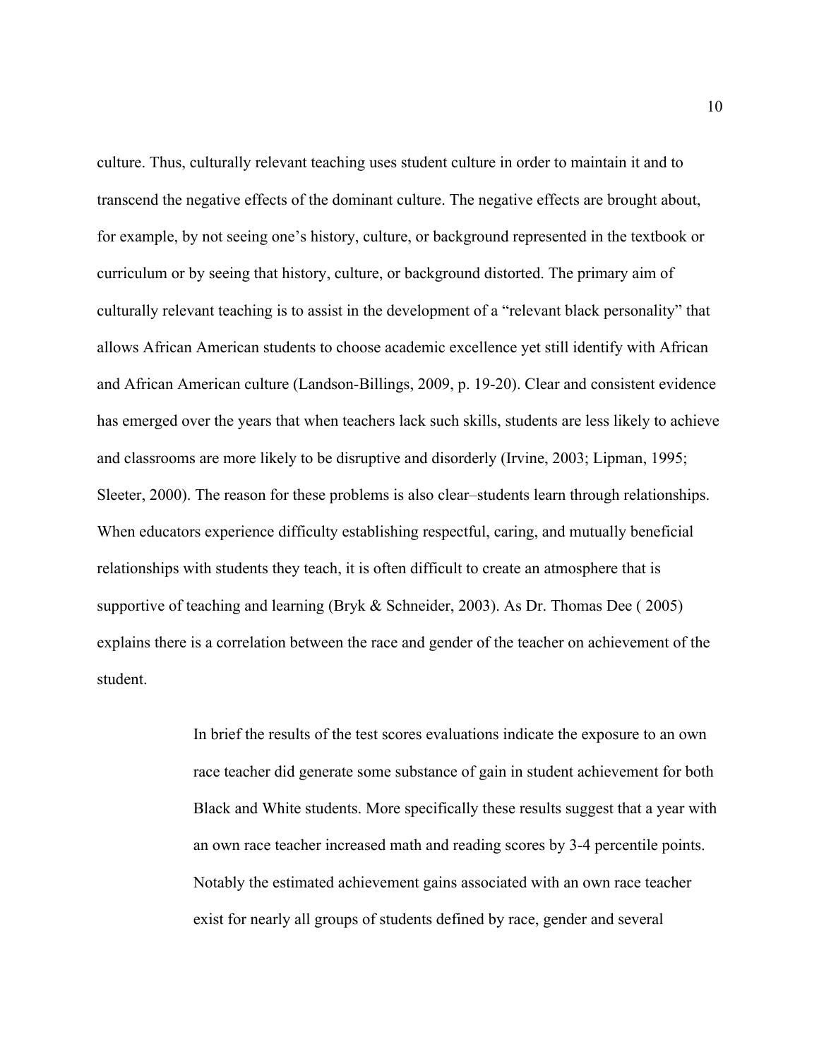culture. Thus, culturally relevant teaching uses student culture in order to maintain it and to transcend the negative effects of the dominant culture. The negative effects are brought about, for example, by not seeing one's history, culture, or background represented in the textbook or curriculum or by seeing that history, culture, or background distorted. The primary aim of culturally relevant teaching is to assist in the development of a "relevant black personality" that allows African American students to choose academic excellence yet still identify with African and African American culture (Landson-Billings, 2009, p. 19-20). Clear and consistent evidence has emerged over the years that when teachers lack such skills, students are less likely to achieve and classrooms are more likely to be disruptive and disorderly (Irvine, 2003; Lipman, 1995; Sleeter, 2000). The reason for these problems is also clear–students learn through relationships. When educators experience difficulty establishing respectful, caring, and mutually beneficial relationships with students they teach, it is often difficult to create an atmosphere that is supportive of teaching and learning (Bryk & Schneider, 2003). As Dr. Thomas Dee ( 2005) explains there is a correlation between the race and gender of the teacher on achievement of the student.

> In brief the results of the test scores evaluations indicate the exposure to an own race teacher did generate some substance of gain in student achievement for both Black and White students. More specifically these results suggest that a year with an own race teacher increased math and reading scores by 3-4 percentile points. Notably the estimated achievement gains associated with an own race teacher exist for nearly all groups of students defined by race, gender and several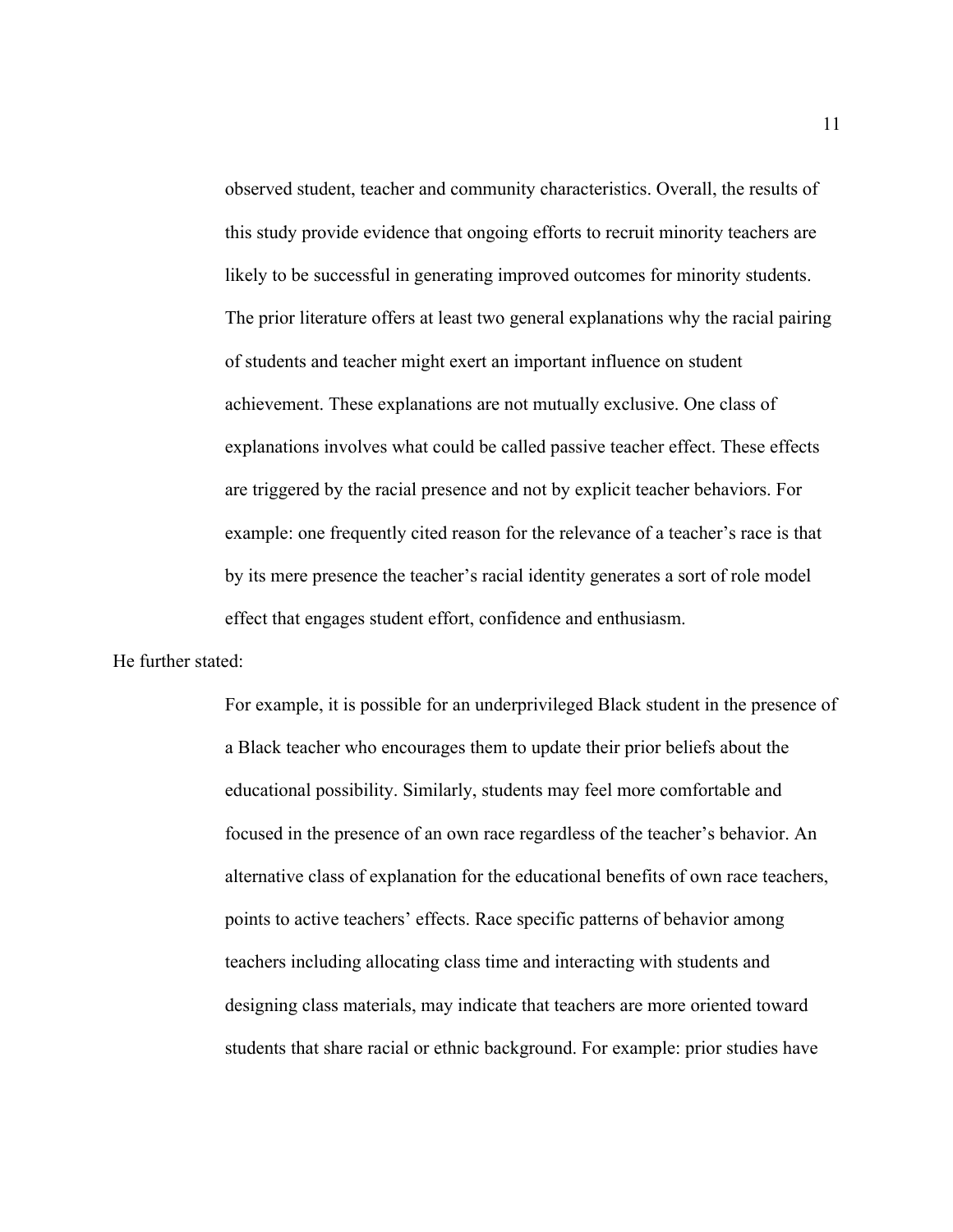> observed student, teacher and community characteristics. Overall, the results of this study provide evidence that ongoing efforts to recruit minority teachers are likely to be successful in generating improved outcomes for minority students. The prior literature offers at least two general explanations why the racial pairing of students and teacher might exert an important influence on student achievement. These explanations are not mutually exclusive. One class of explanations involves what could be called passive teacher effect. These effects are triggered by the racial presence and not by explicit teacher behaviors. For example: one frequently cited reason for the relevance of a teacher's race is that by its mere presence the teacher's racial identity generates a sort of role model effect that engages student effort, confidence and enthusiasm.

He further stated:

> For example, it is possible for an underprivileged Black student in the presence of a Black teacher who encourages them to update their prior beliefs about the educational possibility. Similarly, students may feel more comfortable and focused in the presence of an own race regardless of the teacher's behavior. An alternative class of explanation for the educational benefits of own race teachers, points to active teachers' effects. Race specific patterns of behavior among teachers including allocating class time and interacting with students and designing class materials, may indicate that teachers are more oriented toward students that share racial or ethnic background. For example: prior studies have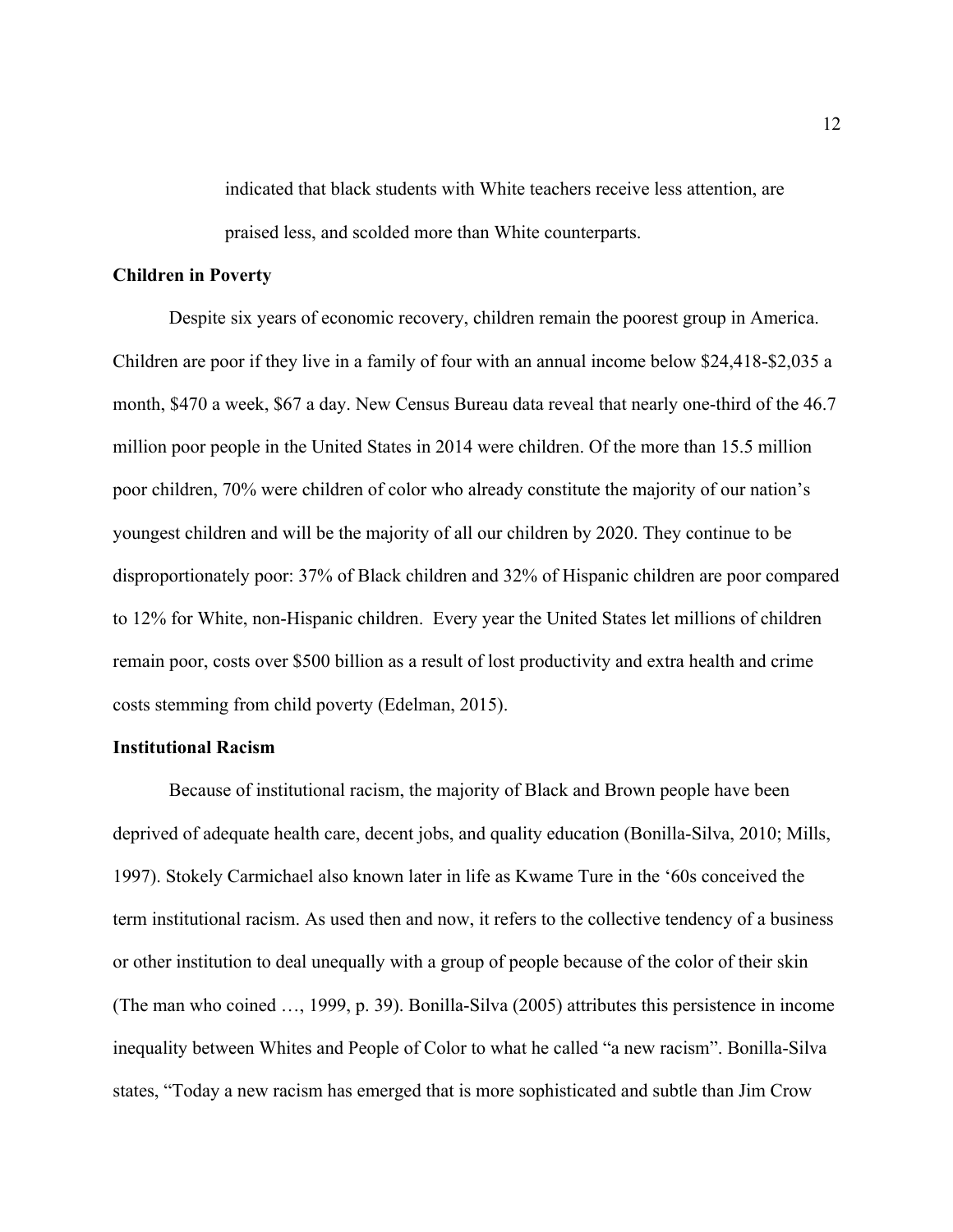> indicated that black students with White teachers receive less attention, are praised less, and scolded more than White counterparts.

**Children in Poverty**

Despite six years of economic recovery, children remain the poorest group in America. Children are poor if they live in a family of four with an annual income below $24,418-$2,035 a month, $470 a week, $67 a day. New Census Bureau data reveal that nearly one-third of the 46.7 million poor people in the United States in 2014 were children. Of the more than 15.5 million poor children, 70% were children of color who already constitute the majority of our nation's youngest children and will be the majority of all our children by 2020. They continue to be disproportionately poor: 37% of Black children and 32% of Hispanic children are poor compared to 12% for White, non-Hispanic children. Every year the United States let millions of children remain poor, costs over $500 billion as a result of lost productivity and extra health and crime costs stemming from child poverty (Edelman, 2015).

**Institutional Racism**

Because of institutional racism, the majority of Black and Brown people have been deprived of adequate health care, decent jobs, and quality education (Bonilla-Silva, 2010; Mills, 1997). Stokely Carmichael also known later in life as Kwame Ture in the '60s conceived the term institutional racism. As used then and now, it refers to the collective tendency of a business or other institution to deal unequally with a group of people because of the color of their skin (The man who coined …, 1999, p. 39). Bonilla-Silva (2005) attributes this persistence in income inequality between Whites and People of Color to what he called "a new racism". Bonilla-Silva states, "Today a new racism has emerged that is more sophisticated and subtle than Jim Crow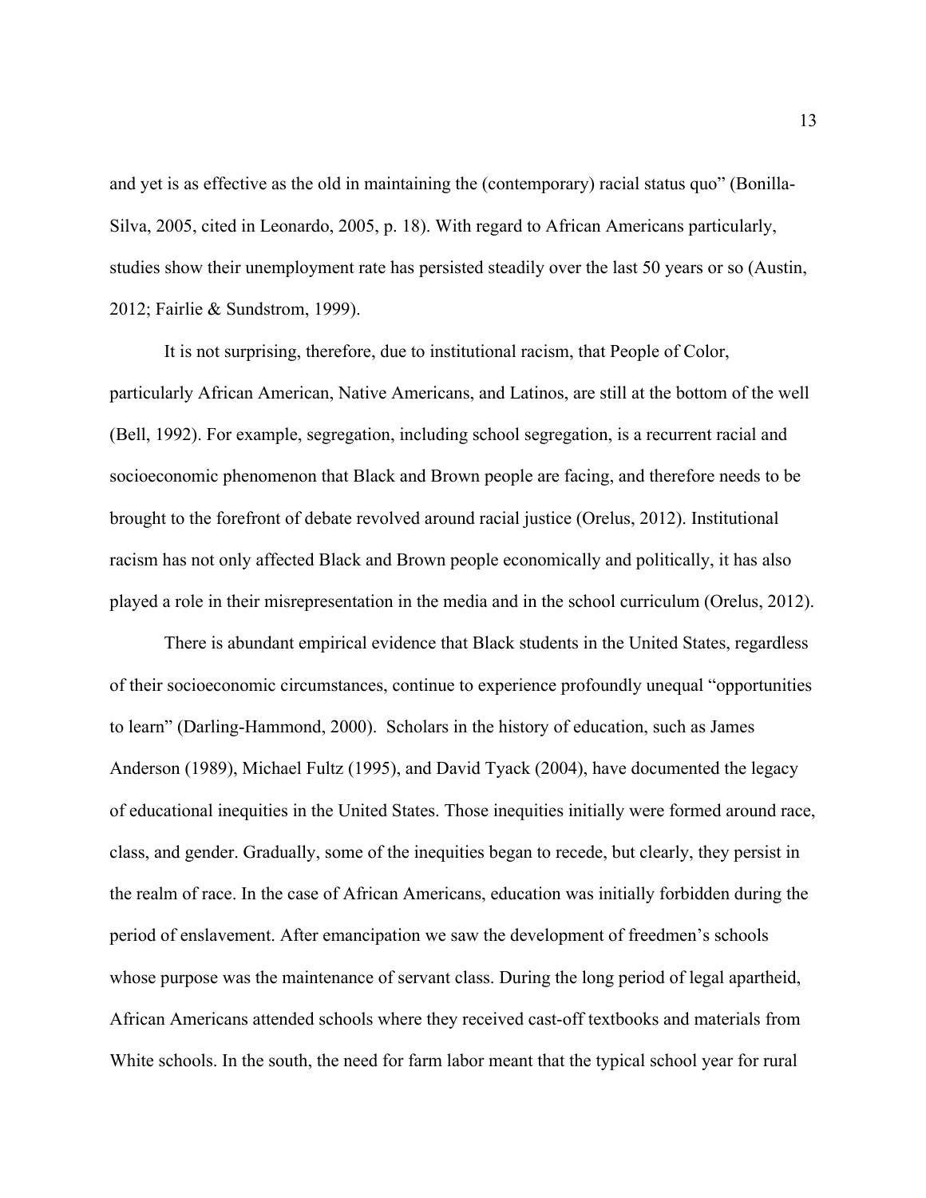and yet is as effective as the old in maintaining the (contemporary) racial status quo" (Bonilla-Silva, 2005, cited in Leonardo, 2005, p. 18). With regard to African Americans particularly, studies show their unemployment rate has persisted steadily over the last 50 years or so (Austin, 2012; Fairlie & Sundstrom, 1999).

It is not surprising, therefore, due to institutional racism, that People of Color, particularly African American, Native Americans, and Latinos, are still at the bottom of the well (Bell, 1992). For example, segregation, including school segregation, is a recurrent racial and socioeconomic phenomenon that Black and Brown people are facing, and therefore needs to be brought to the forefront of debate revolved around racial justice (Orelus, 2012). Institutional racism has not only affected Black and Brown people economically and politically, it has also played a role in their misrepresentation in the media and in the school curriculum (Orelus, 2012).

There is abundant empirical evidence that Black students in the United States, regardless of their socioeconomic circumstances, continue to experience profoundly unequal "opportunities to learn" (Darling-Hammond, 2000). Scholars in the history of education, such as James Anderson (1989), Michael Fultz (1995), and David Tyack (2004), have documented the legacy of educational inequities in the United States. Those inequities initially were formed around race, class, and gender. Gradually, some of the inequities began to recede, but clearly, they persist in the realm of race. In the case of African Americans, education was initially forbidden during the period of enslavement. After emancipation we saw the development of freedmen's schools whose purpose was the maintenance of servant class. During the long period of legal apartheid, African Americans attended schools where they received cast-off textbooks and materials from White schools. In the south, the need for farm labor meant that the typical school year for rural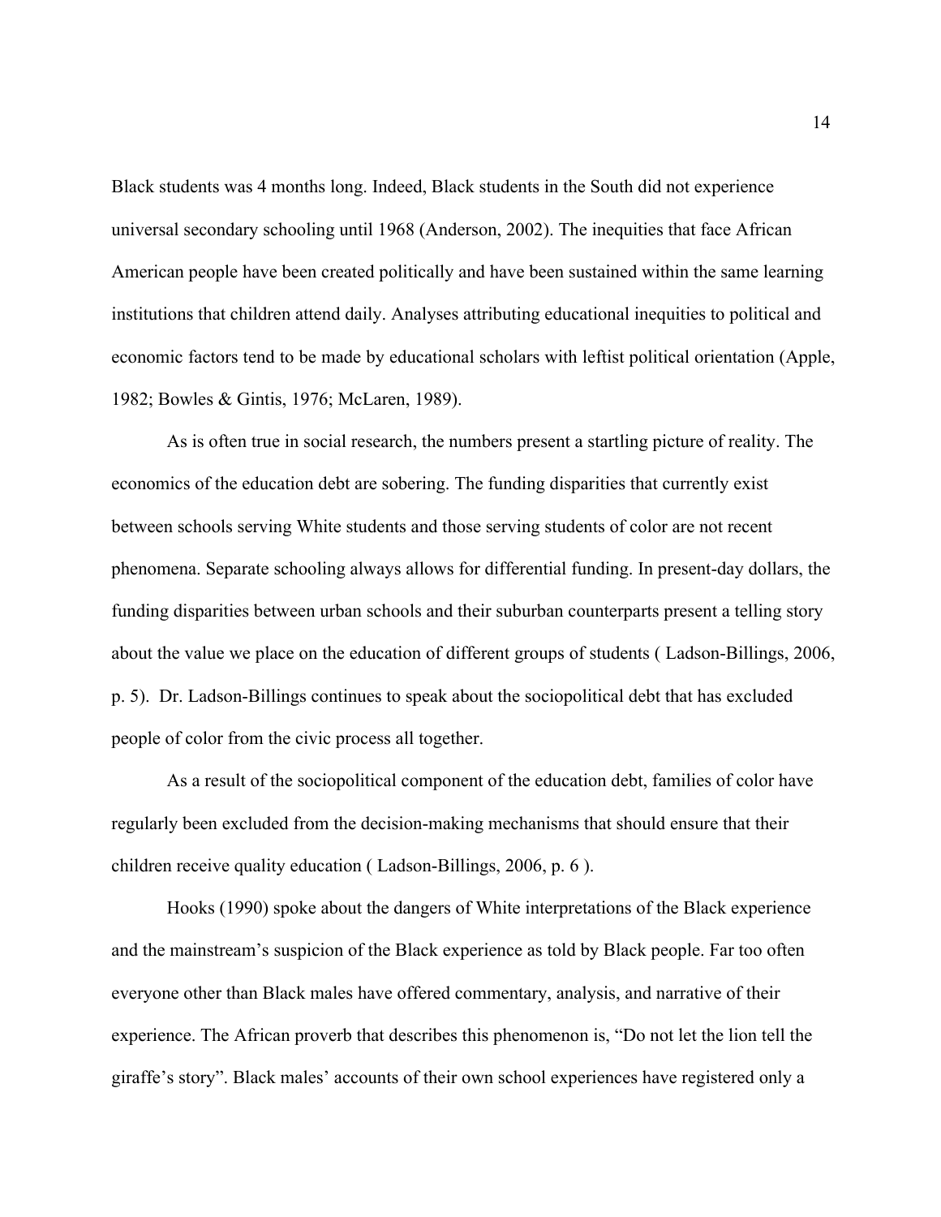Black students was 4 months long. Indeed, Black students in the South did not experience universal secondary schooling until 1968 (Anderson, 2002). The inequities that face African American people have been created politically and have been sustained within the same learning institutions that children attend daily. Analyses attributing educational inequities to political and economic factors tend to be made by educational scholars with leftist political orientation (Apple, 1982; Bowles & Gintis, 1976; McLaren, 1989).

As is often true in social research, the numbers present a startling picture of reality. The economics of the education debt are sobering. The funding disparities that currently exist between schools serving White students and those serving students of color are not recent phenomena. Separate schooling always allows for differential funding. In present-day dollars, the funding disparities between urban schools and their suburban counterparts present a telling story about the value we place on the education of different groups of students ( Ladson-Billings, 2006, p. 5). Dr. Ladson-Billings continues to speak about the sociopolitical debt that has excluded people of color from the civic process all together.

As a result of the sociopolitical component of the education debt, families of color have regularly been excluded from the decision-making mechanisms that should ensure that their children receive quality education ( Ladson-Billings, 2006, p. 6 ).

Hooks (1990) spoke about the dangers of White interpretations of the Black experience and the mainstream's suspicion of the Black experience as told by Black people. Far too often everyone other than Black males have offered commentary, analysis, and narrative of their experience. The African proverb that describes this phenomenon is, "Do not let the lion tell the giraffe's story". Black males' accounts of their own school experiences have registered only a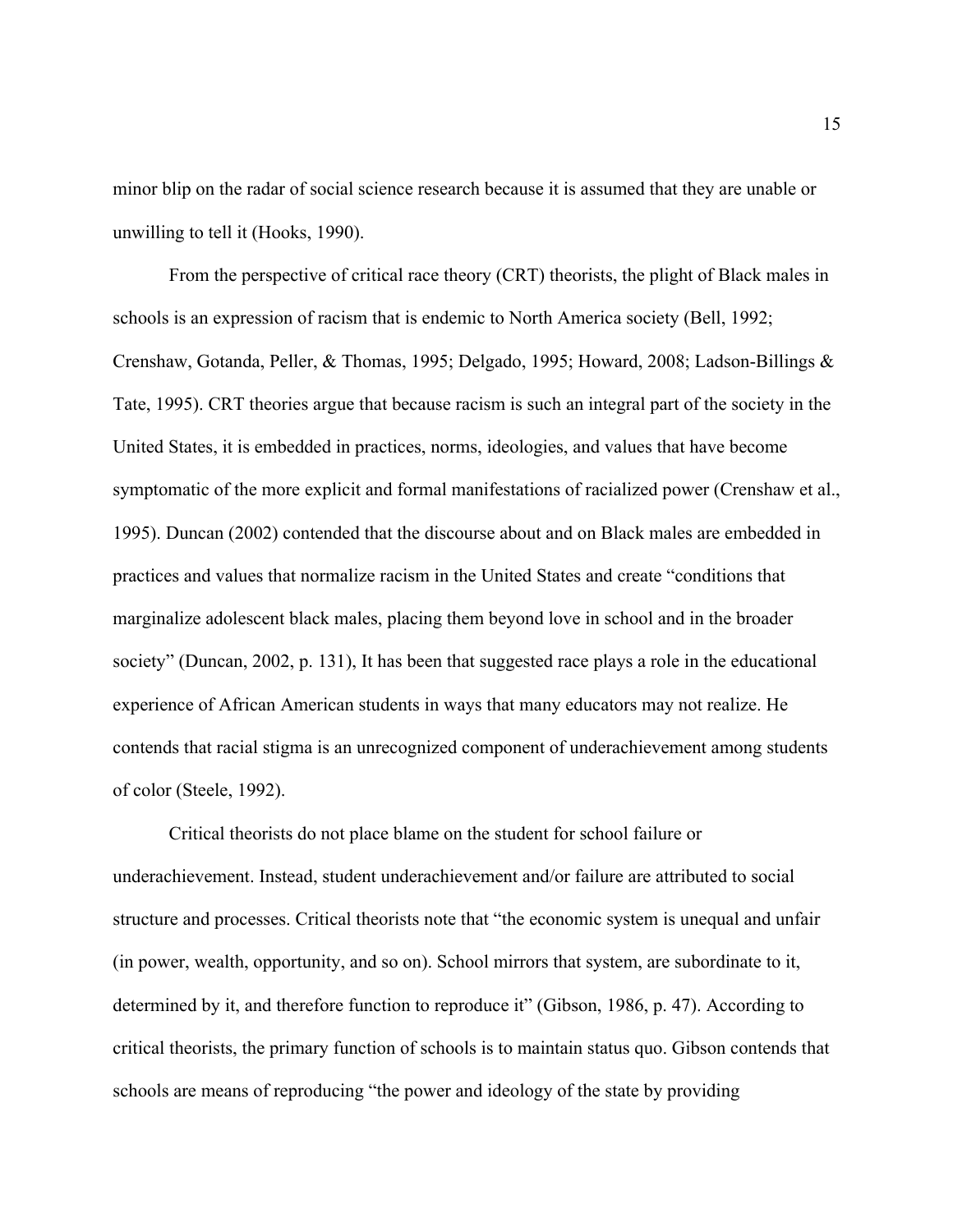minor blip on the radar of social science research because it is assumed that they are unable or unwilling to tell it (Hooks, 1990).

From the perspective of critical race theory (CRT) theorists, the plight of Black males in schools is an expression of racism that is endemic to North America society (Bell, 1992; Crenshaw, Gotanda, Peller, & Thomas, 1995; Delgado, 1995; Howard, 2008; Ladson-Billings & Tate, 1995). CRT theories argue that because racism is such an integral part of the society in the United States, it is embedded in practices, norms, ideologies, and values that have become symptomatic of the more explicit and formal manifestations of racialized power (Crenshaw et al., 1995). Duncan (2002) contended that the discourse about and on Black males are embedded in practices and values that normalize racism in the United States and create "conditions that marginalize adolescent black males, placing them beyond love in school and in the broader society" (Duncan, 2002, p. 131), It has been that suggested race plays a role in the educational experience of African American students in ways that many educators may not realize. He contends that racial stigma is an unrecognized component of underachievement among students of color (Steele, 1992).

Critical theorists do not place blame on the student for school failure or underachievement. Instead, student underachievement and/or failure are attributed to social structure and processes. Critical theorists note that "the economic system is unequal and unfair (in power, wealth, opportunity, and so on). School mirrors that system, are subordinate to it, determined by it, and therefore function to reproduce it" (Gibson, 1986, p. 47). According to critical theorists, the primary function of schools is to maintain status quo. Gibson contends that schools are means of reproducing "the power and ideology of the state by providing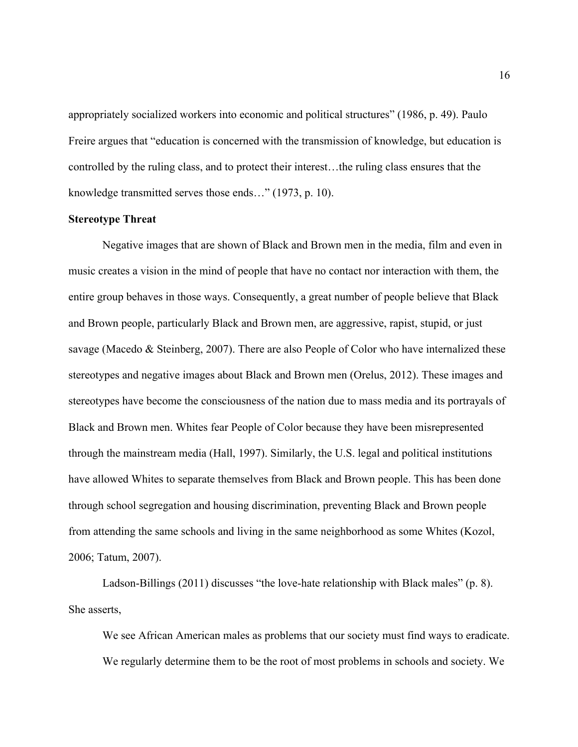appropriately socialized workers into economic and political structures" (1986, p. 49). Paulo Freire argues that "education is concerned with the transmission of knowledge, but education is controlled by the ruling class, and to protect their interest…the ruling class ensures that the knowledge transmitted serves those ends…" (1973, p. 10).

**Stereotype Threat**

Negative images that are shown of Black and Brown men in the media, film and even in music creates a vision in the mind of people that have no contact nor interaction with them, the entire group behaves in those ways. Consequently, a great number of people believe that Black and Brown people, particularly Black and Brown men, are aggressive, rapist, stupid, or just savage (Macedo & Steinberg, 2007). There are also People of Color who have internalized these stereotypes and negative images about Black and Brown men (Orelus, 2012). These images and stereotypes have become the consciousness of the nation due to mass media and its portrayals of Black and Brown men. Whites fear People of Color because they have been misrepresented through the mainstream media (Hall, 1997). Similarly, the U.S. legal and political institutions have allowed Whites to separate themselves from Black and Brown people. This has been done through school segregation and housing discrimination, preventing Black and Brown people from attending the same schools and living in the same neighborhood as some Whites (Kozol, 2006; Tatum, 2007).

Ladson-Billings (2011) discusses "the love-hate relationship with Black males" (p. 8). She asserts,

> We see African American males as problems that our society must find ways to eradicate. We regularly determine them to be the root of most problems in schools and society. We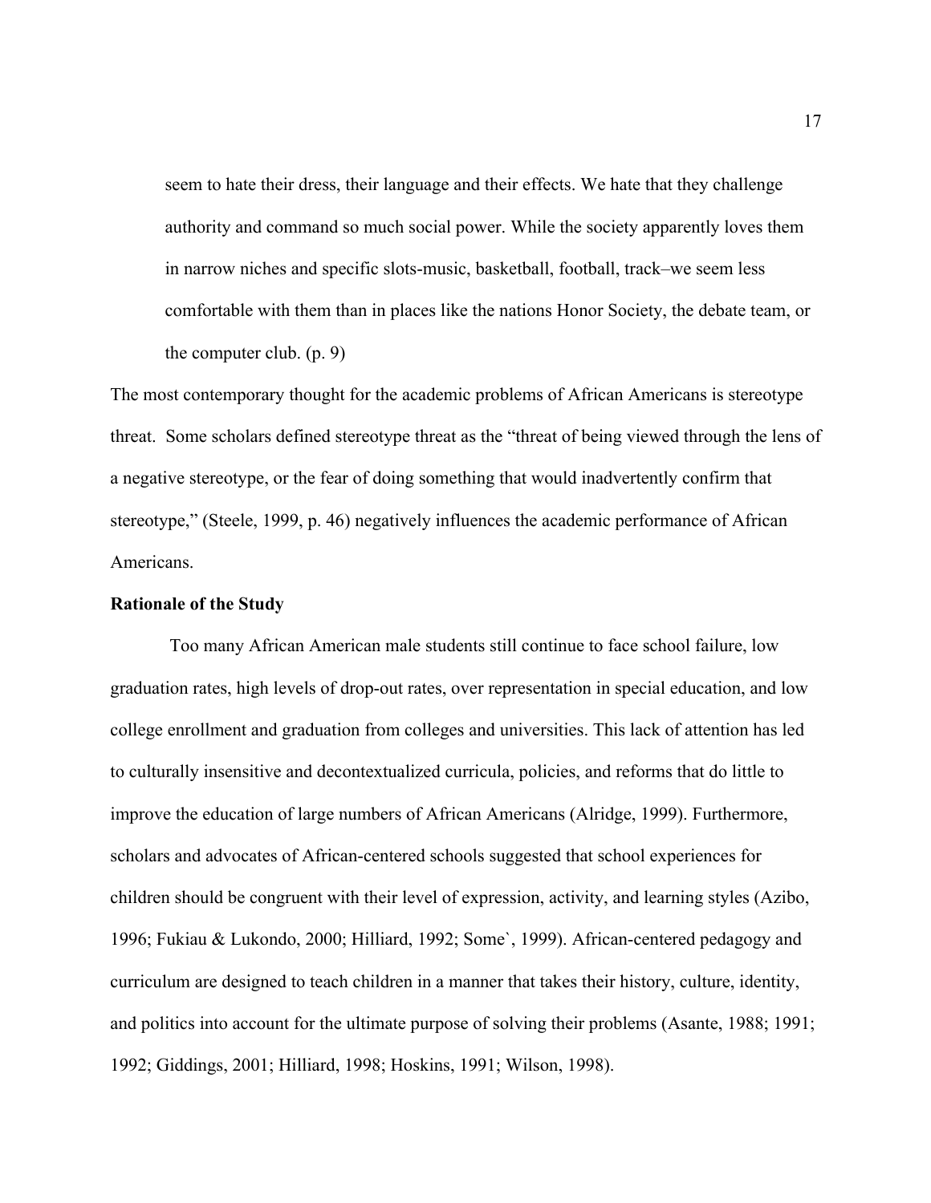> seem to hate their dress, their language and their effects. We hate that they challenge authority and command so much social power. While the society apparently loves them in narrow niches and specific slots-music, basketball, football, track–we seem less comfortable with them than in places like the nations Honor Society, the debate team, or the computer club. (p. 9)

The most contemporary thought for the academic problems of African Americans is stereotype threat. Some scholars defined stereotype threat as the "threat of being viewed through the lens of a negative stereotype, or the fear of doing something that would inadvertently confirm that stereotype," (Steele, 1999, p. 46) negatively influences the academic performance of African Americans.

**Rationale of the Study**

Too many African American male students still continue to face school failure, low graduation rates, high levels of drop-out rates, over representation in special education, and low college enrollment and graduation from colleges and universities. This lack of attention has led to culturally insensitive and decontextualized curricula, policies, and reforms that do little to improve the education of large numbers of African Americans (Alridge, 1999). Furthermore, scholars and advocates of African-centered schools suggested that school experiences for children should be congruent with their level of expression, activity, and learning styles (Azibo, 1996; Fukiau & Lukondo, 2000; Hilliard, 1992; Some`, 1999). African-centered pedagogy and curriculum are designed to teach children in a manner that takes their history, culture, identity, and politics into account for the ultimate purpose of solving their problems (Asante, 1988; 1991; 1992; Giddings, 2001; Hilliard, 1998; Hoskins, 1991; Wilson, 1998).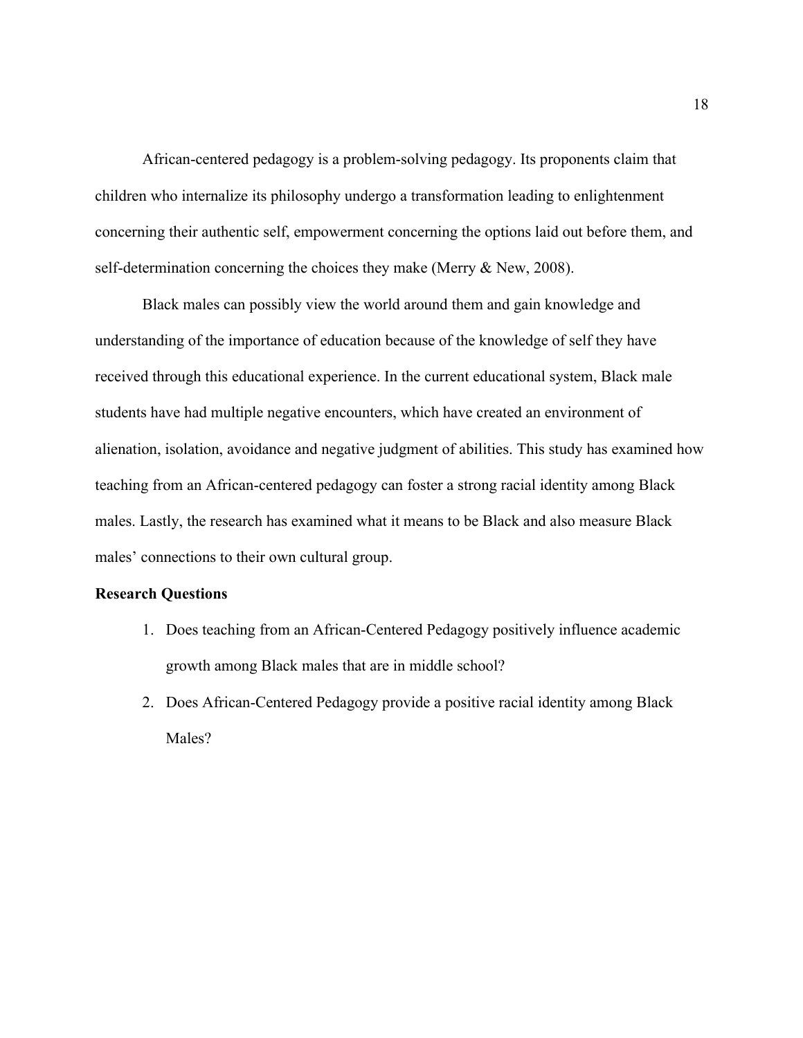African-centered pedagogy is a problem-solving pedagogy. Its proponents claim that children who internalize its philosophy undergo a transformation leading to enlightenment concerning their authentic self, empowerment concerning the options laid out before them, and self-determination concerning the choices they make (Merry & New, 2008).

Black males can possibly view the world around them and gain knowledge and understanding of the importance of education because of the knowledge of self they have received through this educational experience. In the current educational system, Black male students have had multiple negative encounters, which have created an environment of alienation, isolation, avoidance and negative judgment of abilities. This study has examined how teaching from an African-centered pedagogy can foster a strong racial identity among Black males. Lastly, the research has examined what it means to be Black and also measure Black males' connections to their own cultural group.

**Research Questions**

1. Does teaching from an African-Centered Pedagogy positively influence academic growth among Black males that are in middle school?
2. Does African-Centered Pedagogy provide a positive racial identity among Black Males?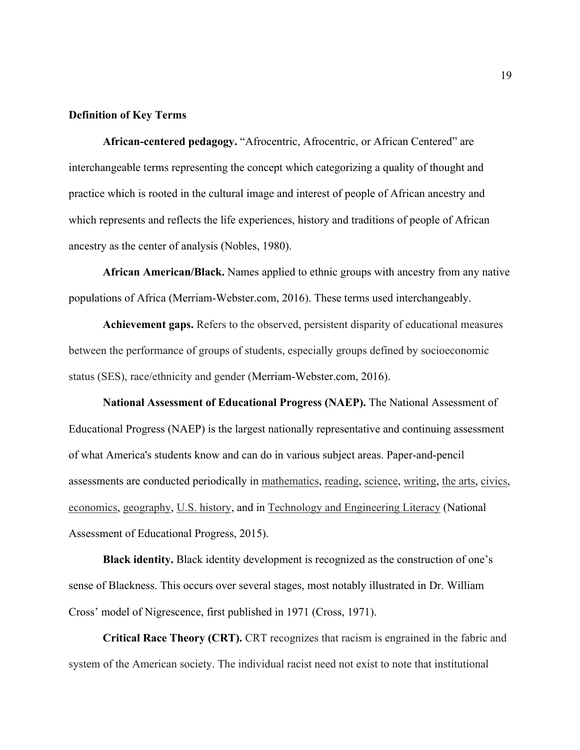**Definition of Key Terms**

**African-centered pedagogy.** "Afrocentric, Afrocentric, or African Centered" are interchangeable terms representing the concept which categorizing a quality of thought and practice which is rooted in the cultural image and interest of people of African ancestry and which represents and reflects the life experiences, history and traditions of people of African ancestry as the center of analysis (Nobles, 1980).

**African American/Black.** Names applied to ethnic groups with ancestry from any native populations of Africa (Merriam-Webster.com, 2016). These terms used interchangeably.

**Achievement gaps.** Refers to the observed, persistent disparity of educational measures between the performance of groups of students, especially groups defined by socioeconomic status (SES), race/ethnicity and gender (Merriam-Webster.com, 2016).

**National Assessment of Educational Progress (NAEP).** The National Assessment of Educational Progress (NAEP) is the largest nationally representative and continuing assessment of what America's students know and can do in various subject areas. Paper-and-pencil assessments are conducted periodically in mathematics, reading, science, writing, the arts, civics, economics, geography, U.S. history, and in Technology and Engineering Literacy (National Assessment of Educational Progress, 2015).

**Black identity.** Black identity development is recognized as the construction of one's sense of Blackness. This occurs over several stages, most notably illustrated in Dr. William Cross' model of Nigrescence, first published in 1971 (Cross, 1971).

**Critical Race Theory (CRT).** CRT recognizes that racism is engrained in the fabric and system of the American society. The individual racist need not exist to note that institutional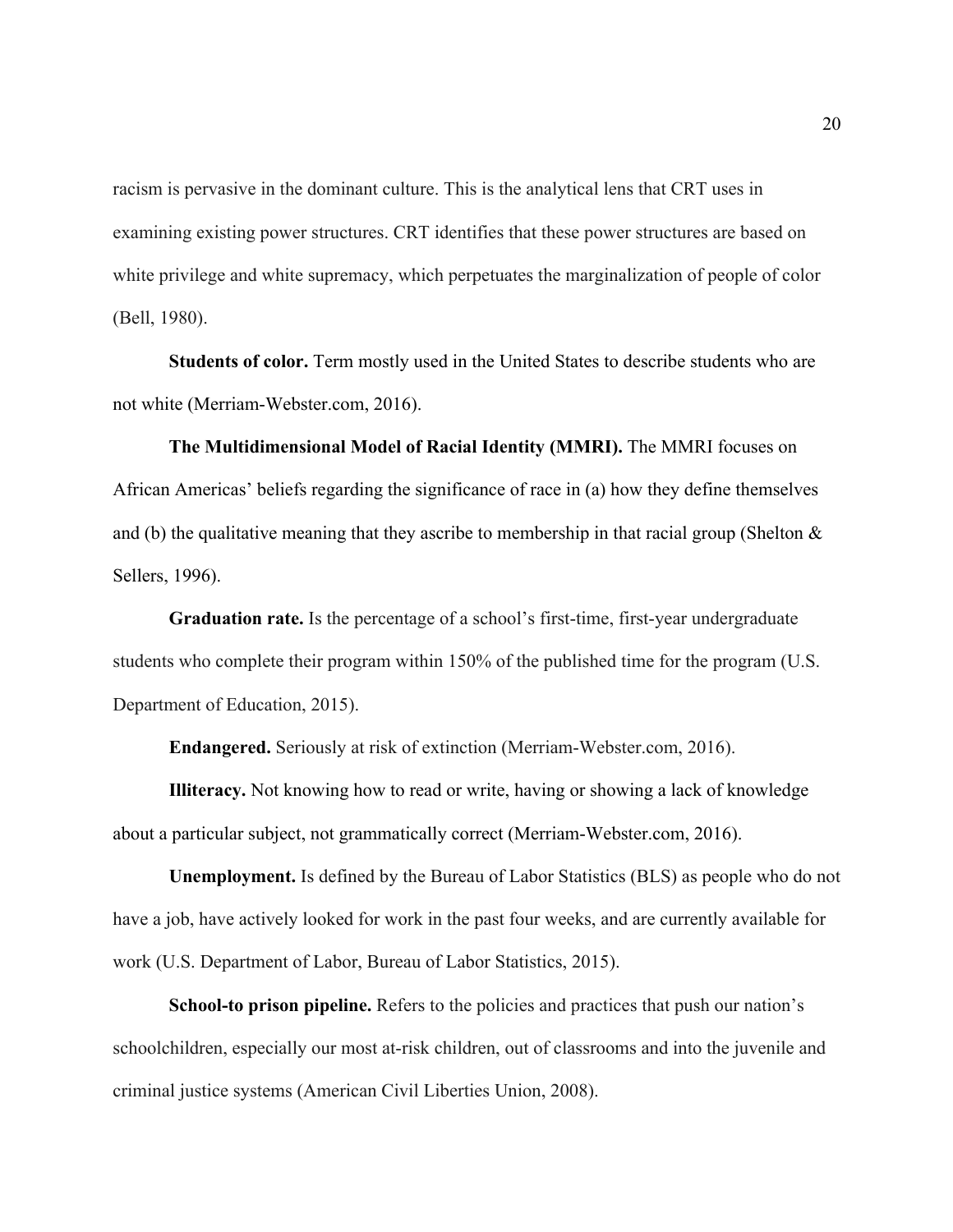racism is pervasive in the dominant culture. This is the analytical lens that CRT uses in examining existing power structures. CRT identifies that these power structures are based on white privilege and white supremacy, which perpetuates the marginalization of people of color (Bell, 1980).

**Students of color.** Term mostly used in the United States to describe students who are not white (Merriam-Webster.com, 2016).

**The Multidimensional Model of Racial Identity (MMRI).** The MMRI focuses on African Americas' beliefs regarding the significance of race in (a) how they define themselves and (b) the qualitative meaning that they ascribe to membership in that racial group (Shelton & Sellers, 1996).

**Graduation rate.** Is the percentage of a school's first-time, first-year undergraduate students who complete their program within 150% of the published time for the program (U.S. Department of Education, 2015).

**Endangered.** Seriously at risk of extinction (Merriam-Webster.com, 2016).

**Illiteracy.** Not knowing how to read or write, having or showing a lack of knowledge about a particular subject, not grammatically correct (Merriam-Webster.com, 2016).

**Unemployment.** Is defined by the Bureau of Labor Statistics (BLS) as people who do not have a job, have actively looked for work in the past four weeks, and are currently available for work (U.S. Department of Labor, Bureau of Labor Statistics, 2015).

**School-to prison pipeline.** Refers to the policies and practices that push our nation's schoolchildren, especially our most at-risk children, out of classrooms and into the juvenile and criminal justice systems (American Civil Liberties Union, 2008).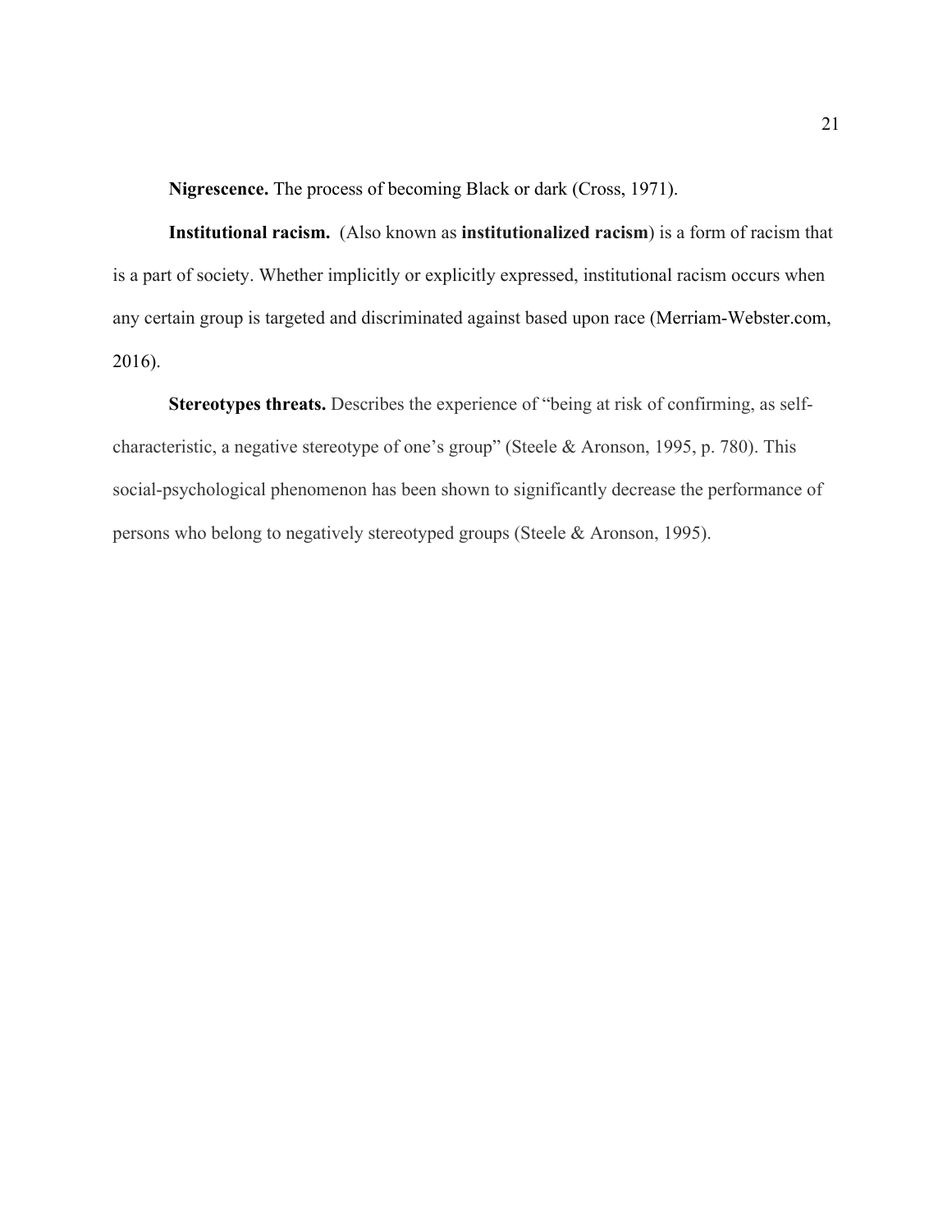**Nigrescence.** The process of becoming Black or dark (Cross, 1971).

**Institutional racism.** (Also known as **institutionalized racism**) is a form of racism that is a part of society. Whether implicitly or explicitly expressed, institutional racism occurs when any certain group is targeted and discriminated against based upon race (Merriam-Webster.com, 2016).

**Stereotypes threats.** Describes the experience of "being at risk of confirming, as self-characteristic, a negative stereotype of one's group" (Steele & Aronson, 1995, p. 780). This social-psychological phenomenon has been shown to significantly decrease the performance of persons who belong to negatively stereotyped groups (Steele & Aronson, 1995).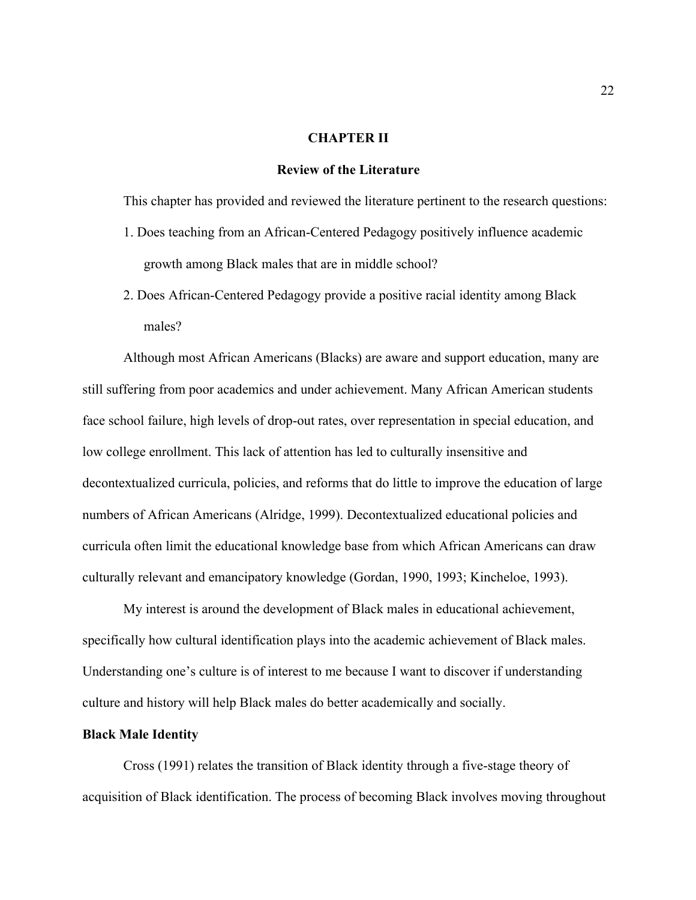# CHAPTER II

## Review of the Literature

This chapter has provided and reviewed the literature pertinent to the research questions:

1. Does teaching from an African-Centered Pedagogy positively influence academic growth among Black males that are in middle school?
2. Does African-Centered Pedagogy provide a positive racial identity among Black males?

Although most African Americans (Blacks) are aware and support education, many are still suffering from poor academics and under achievement. Many African American students face school failure, high levels of drop-out rates, over representation in special education, and low college enrollment. This lack of attention has led to culturally insensitive and decontextualized curricula, policies, and reforms that do little to improve the education of large numbers of African Americans (Alridge, 1999). Decontextualized educational policies and curricula often limit the educational knowledge base from which African Americans can draw culturally relevant and emancipatory knowledge (Gordan, 1990, 1993; Kincheloe, 1993).

My interest is around the development of Black males in educational achievement, specifically how cultural identification plays into the academic achievement of Black males. Understanding one's culture is of interest to me because I want to discover if understanding culture and history will help Black males do better academically and socially.

### Black Male Identity

Cross (1991) relates the transition of Black identity through a five-stage theory of acquisition of Black identification. The process of becoming Black involves moving throughout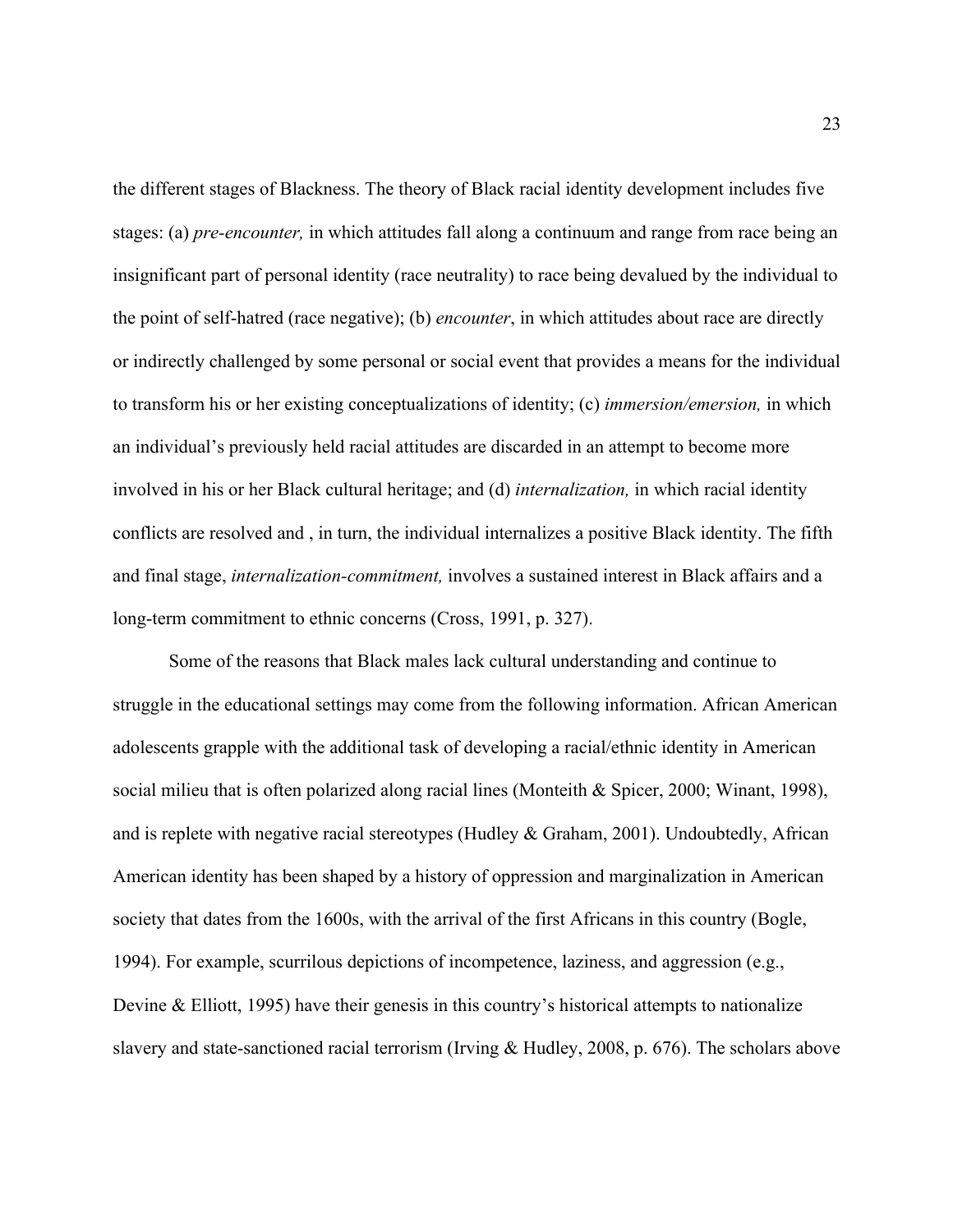the different stages of Blackness. The theory of Black racial identity development includes five stages: (a) *pre-encounter,* in which attitudes fall along a continuum and range from race being an insignificant part of personal identity (race neutrality) to race being devalued by the individual to the point of self-hatred (race negative); (b) *encounter*, in which attitudes about race are directly or indirectly challenged by some personal or social event that provides a means for the individual to transform his or her existing conceptualizations of identity; (c) *immersion/emersion,* in which an individual's previously held racial attitudes are discarded in an attempt to become more involved in his or her Black cultural heritage; and (d) *internalization,* in which racial identity conflicts are resolved and , in turn, the individual internalizes a positive Black identity. The fifth and final stage, *internalization-commitment,* involves a sustained interest in Black affairs and a long-term commitment to ethnic concerns (Cross, 1991, p. 327).

Some of the reasons that Black males lack cultural understanding and continue to struggle in the educational settings may come from the following information. African American adolescents grapple with the additional task of developing a racial/ethnic identity in American social milieu that is often polarized along racial lines (Monteith & Spicer, 2000; Winant, 1998), and is replete with negative racial stereotypes (Hudley & Graham, 2001). Undoubtedly, African American identity has been shaped by a history of oppression and marginalization in American society that dates from the 1600s, with the arrival of the first Africans in this country (Bogle, 1994). For example, scurrilous depictions of incompetence, laziness, and aggression (e.g., Devine & Elliott, 1995) have their genesis in this country's historical attempts to nationalize slavery and state-sanctioned racial terrorism (Irving & Hudley, 2008, p. 676). The scholars above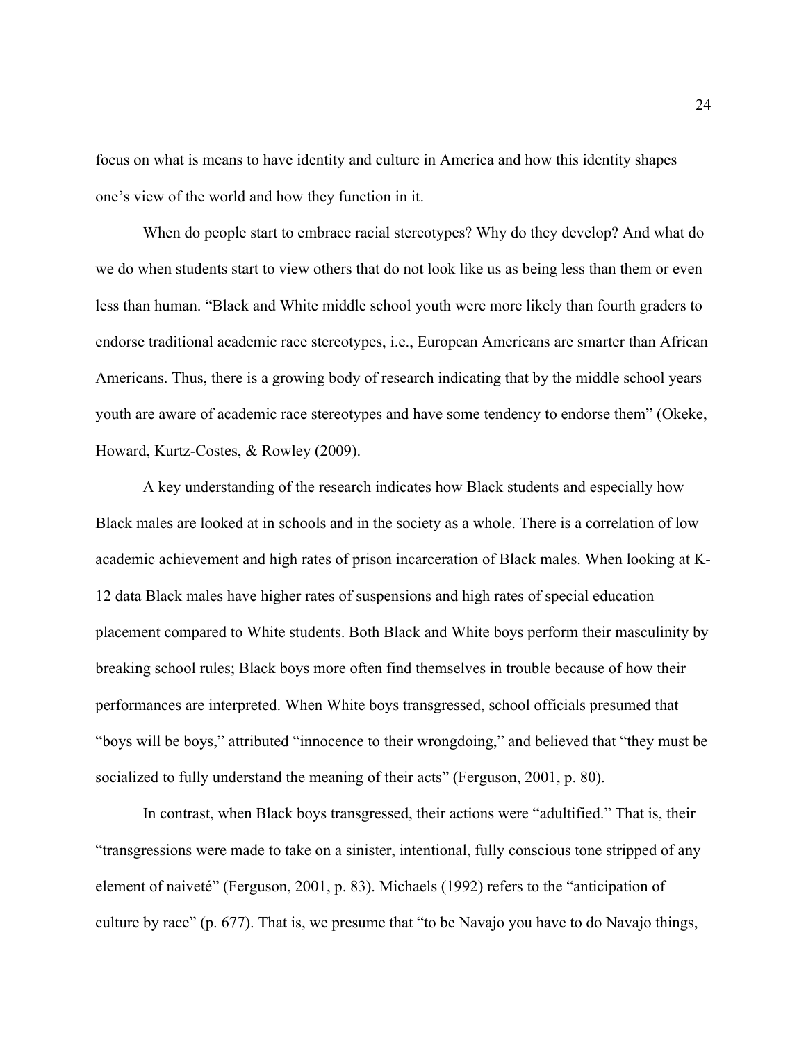focus on what is means to have identity and culture in America and how this identity shapes one's view of the world and how they function in it.

When do people start to embrace racial stereotypes? Why do they develop? And what do we do when students start to view others that do not look like us as being less than them or even less than human. "Black and White middle school youth were more likely than fourth graders to endorse traditional academic race stereotypes, i.e., European Americans are smarter than African Americans. Thus, there is a growing body of research indicating that by the middle school years youth are aware of academic race stereotypes and have some tendency to endorse them" (Okeke, Howard, Kurtz-Costes, & Rowley (2009).

A key understanding of the research indicates how Black students and especially how Black males are looked at in schools and in the society as a whole. There is a correlation of low academic achievement and high rates of prison incarceration of Black males. When looking at K-12 data Black males have higher rates of suspensions and high rates of special education placement compared to White students. Both Black and White boys perform their masculinity by breaking school rules; Black boys more often find themselves in trouble because of how their performances are interpreted. When White boys transgressed, school officials presumed that "boys will be boys," attributed "innocence to their wrongdoing," and believed that "they must be socialized to fully understand the meaning of their acts" (Ferguson, 2001, p. 80).

In contrast, when Black boys transgressed, their actions were "adultified." That is, their "transgressions were made to take on a sinister, intentional, fully conscious tone stripped of any element of naiveté" (Ferguson, 2001, p. 83). Michaels (1992) refers to the "anticipation of culture by race" (p. 677). That is, we presume that "to be Navajo you have to do Navajo things,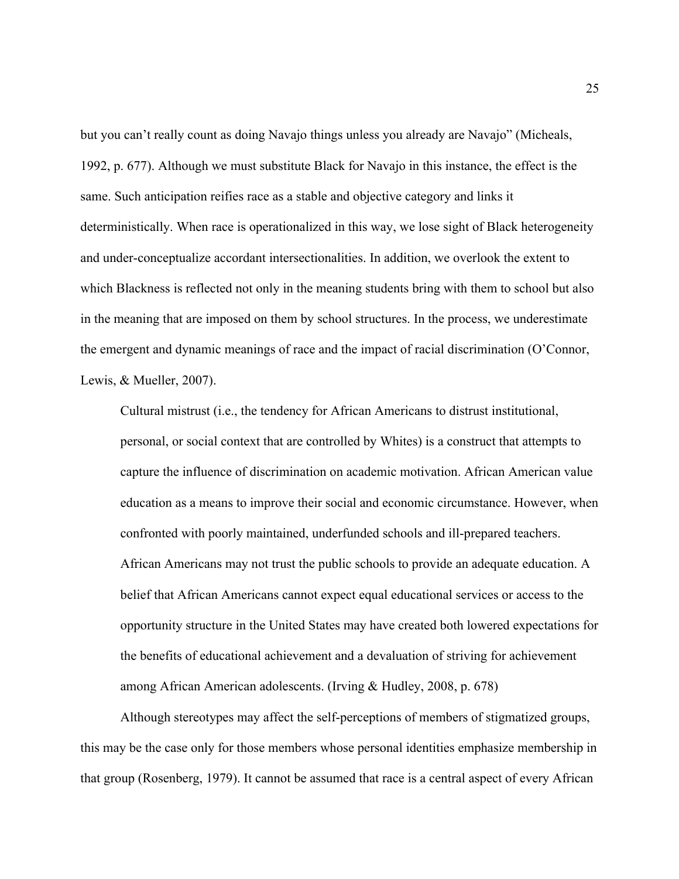but you can't really count as doing Navajo things unless you already are Navajo" (Micheals, 1992, p. 677). Although we must substitute Black for Navajo in this instance, the effect is the same. Such anticipation reifies race as a stable and objective category and links it deterministically. When race is operationalized in this way, we lose sight of Black heterogeneity and under-conceptualize accordant intersectionalities. In addition, we overlook the extent to which Blackness is reflected not only in the meaning students bring with them to school but also in the meaning that are imposed on them by school structures. In the process, we underestimate the emergent and dynamic meanings of race and the impact of racial discrimination (O'Connor, Lewis, & Mueller, 2007).

> Cultural mistrust (i.e., the tendency for African Americans to distrust institutional, personal, or social context that are controlled by Whites) is a construct that attempts to capture the influence of discrimination on academic motivation. African American value education as a means to improve their social and economic circumstance. However, when confronted with poorly maintained, underfunded schools and ill-prepared teachers. African Americans may not trust the public schools to provide an adequate education. A belief that African Americans cannot expect equal educational services or access to the opportunity structure in the United States may have created both lowered expectations for the benefits of educational achievement and a devaluation of striving for achievement among African American adolescents. (Irving & Hudley, 2008, p. 678)

Although stereotypes may affect the self-perceptions of members of stigmatized groups, this may be the case only for those members whose personal identities emphasize membership in that group (Rosenberg, 1979). It cannot be assumed that race is a central aspect of every African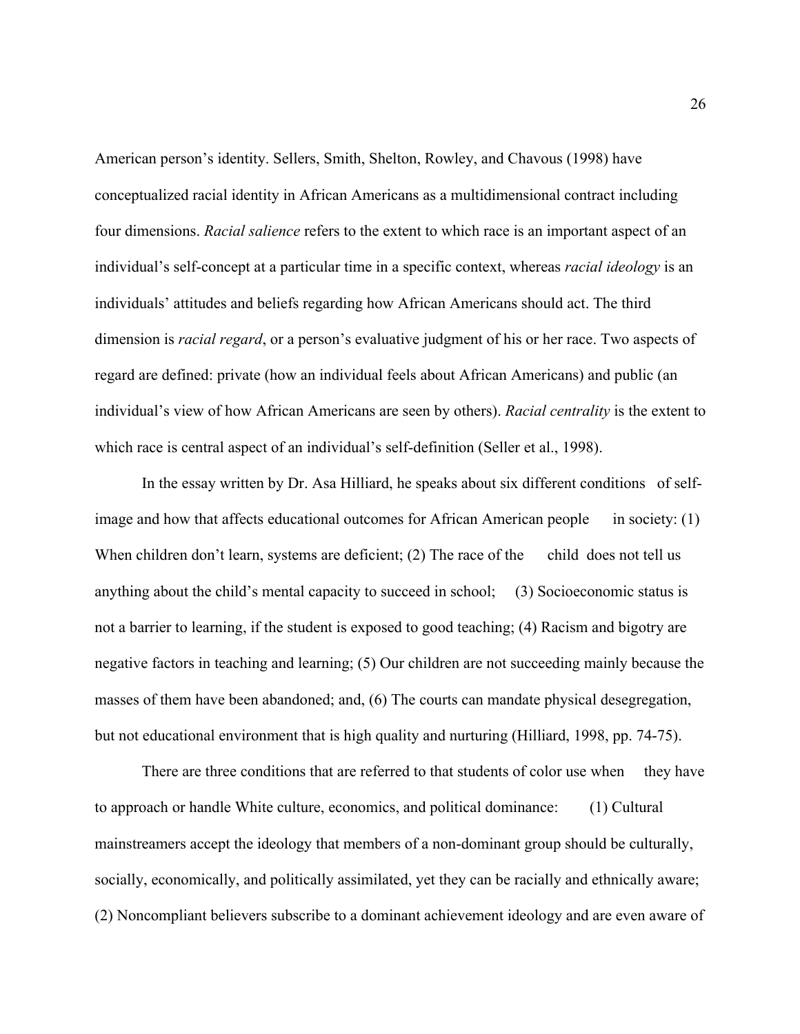American person's identity. Sellers, Smith, Shelton, Rowley, and Chavous (1998) have conceptualized racial identity in African Americans as a multidimensional contract including four dimensions. *Racial salience* refers to the extent to which race is an important aspect of an individual's self-concept at a particular time in a specific context, whereas *racial ideology* is an individuals' attitudes and beliefs regarding how African Americans should act. The third dimension is *racial regard*, or a person's evaluative judgment of his or her race. Two aspects of regard are defined: private (how an individual feels about African Americans) and public (an individual's view of how African Americans are seen by others). *Racial centrality* is the extent to which race is central aspect of an individual's self-definition (Seller et al., 1998).

In the essay written by Dr. Asa Hilliard, he speaks about six different conditions of self-image and how that affects educational outcomes for African American people in society: (1) When children don't learn, systems are deficient; (2) The race of the child does not tell us anything about the child's mental capacity to succeed in school; (3) Socioeconomic status is not a barrier to learning, if the student is exposed to good teaching; (4) Racism and bigotry are negative factors in teaching and learning; (5) Our children are not succeeding mainly because the masses of them have been abandoned; and, (6) The courts can mandate physical desegregation, but not educational environment that is high quality and nurturing (Hilliard, 1998, pp. 74-75).

There are three conditions that are referred to that students of color use when they have to approach or handle White culture, economics, and political dominance: (1) Cultural mainstreamers accept the ideology that members of a non-dominant group should be culturally, socially, economically, and politically assimilated, yet they can be racially and ethnically aware; (2) Noncompliant believers subscribe to a dominant achievement ideology and are even aware of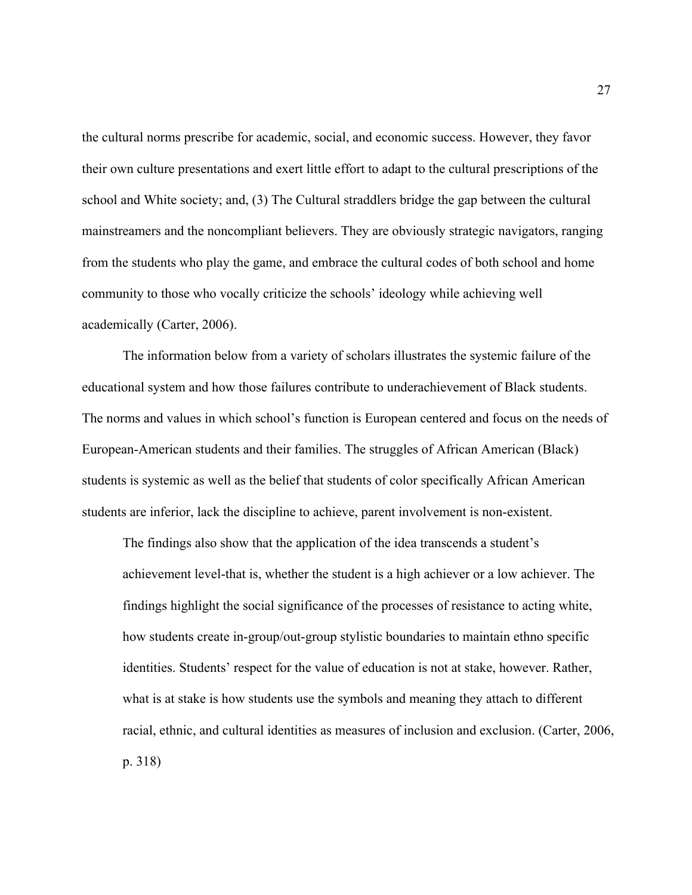the cultural norms prescribe for academic, social, and economic success. However, they favor their own culture presentations and exert little effort to adapt to the cultural prescriptions of the school and White society; and, (3) The Cultural straddlers bridge the gap between the cultural mainstreamers and the noncompliant believers. They are obviously strategic navigators, ranging from the students who play the game, and embrace the cultural codes of both school and home community to those who vocally criticize the schools' ideology while achieving well academically (Carter, 2006).

The information below from a variety of scholars illustrates the systemic failure of the educational system and how those failures contribute to underachievement of Black students. The norms and values in which school's function is European centered and focus on the needs of European-American students and their families. The struggles of African American (Black) students is systemic as well as the belief that students of color specifically African American students are inferior, lack the discipline to achieve, parent involvement is non-existent.

> The findings also show that the application of the idea transcends a student's achievement level-that is, whether the student is a high achiever or a low achiever. The findings highlight the social significance of the processes of resistance to acting white, how students create in-group/out-group stylistic boundaries to maintain ethno specific identities. Students' respect for the value of education is not at stake, however. Rather, what is at stake is how students use the symbols and meaning they attach to different racial, ethnic, and cultural identities as measures of inclusion and exclusion. (Carter, 2006, p. 318)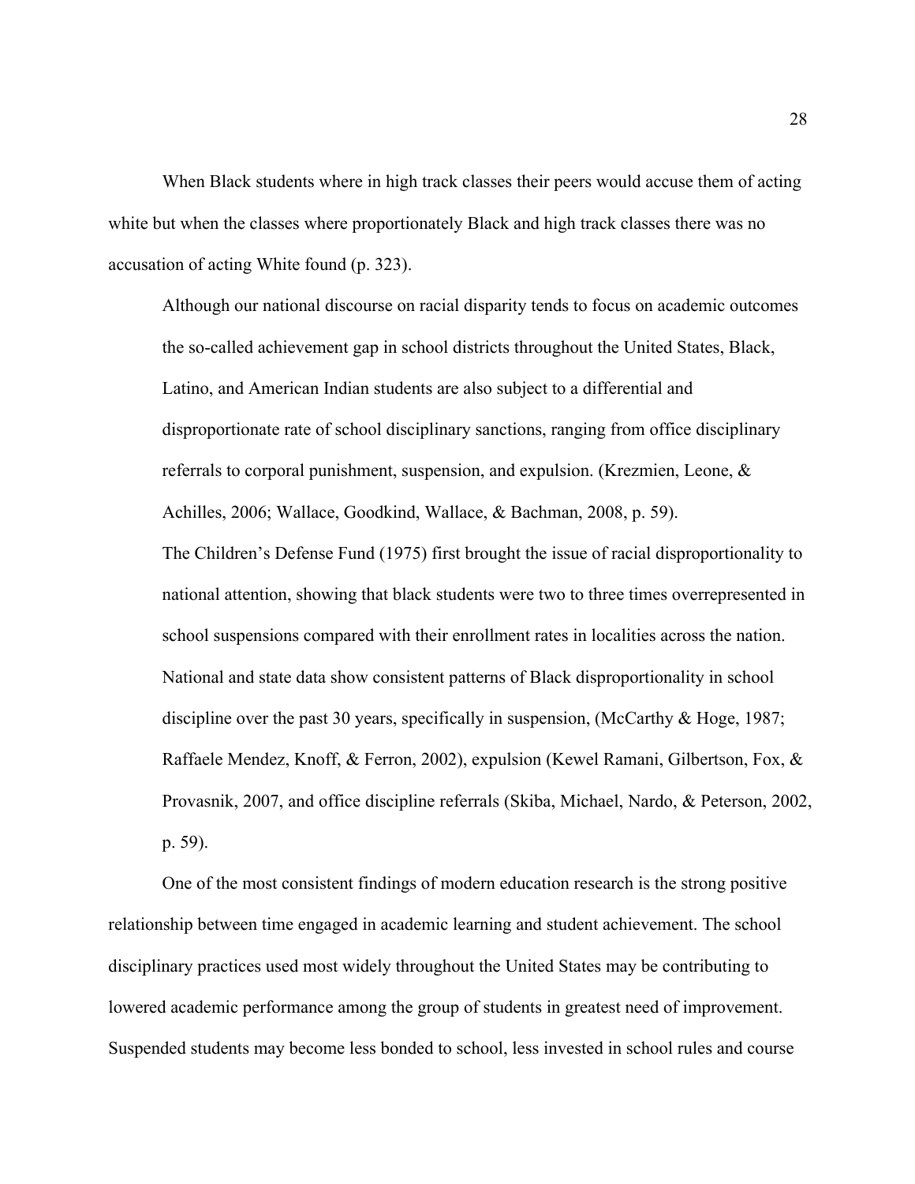When Black students where in high track classes their peers would accuse them of acting white but when the classes where proportionately Black and high track classes there was no accusation of acting White found (p. 323).

> Although our national discourse on racial disparity tends to focus on academic outcomes the so-called achievement gap in school districts throughout the United States, Black, Latino, and American Indian students are also subject to a differential and disproportionate rate of school disciplinary sanctions, ranging from office disciplinary referrals to corporal punishment, suspension, and expulsion. (Krezmien, Leone, & Achilles, 2006; Wallace, Goodkind, Wallace, & Bachman, 2008, p. 59).
>
> The Children's Defense Fund (1975) first brought the issue of racial disproportionality to national attention, showing that black students were two to three times overrepresented in school suspensions compared with their enrollment rates in localities across the nation. National and state data show consistent patterns of Black disproportionality in school discipline over the past 30 years, specifically in suspension, (McCarthy & Hoge, 1987; Raffaele Mendez, Knoff, & Ferron, 2002), expulsion (Kewel Ramani, Gilbertson, Fox, & Provasnik, 2007, and office discipline referrals (Skiba, Michael, Nardo, & Peterson, 2002, p. 59).

One of the most consistent findings of modern education research is the strong positive relationship between time engaged in academic learning and student achievement. The school disciplinary practices used most widely throughout the United States may be contributing to lowered academic performance among the group of students in greatest need of improvement. Suspended students may become less bonded to school, less invested in school rules and course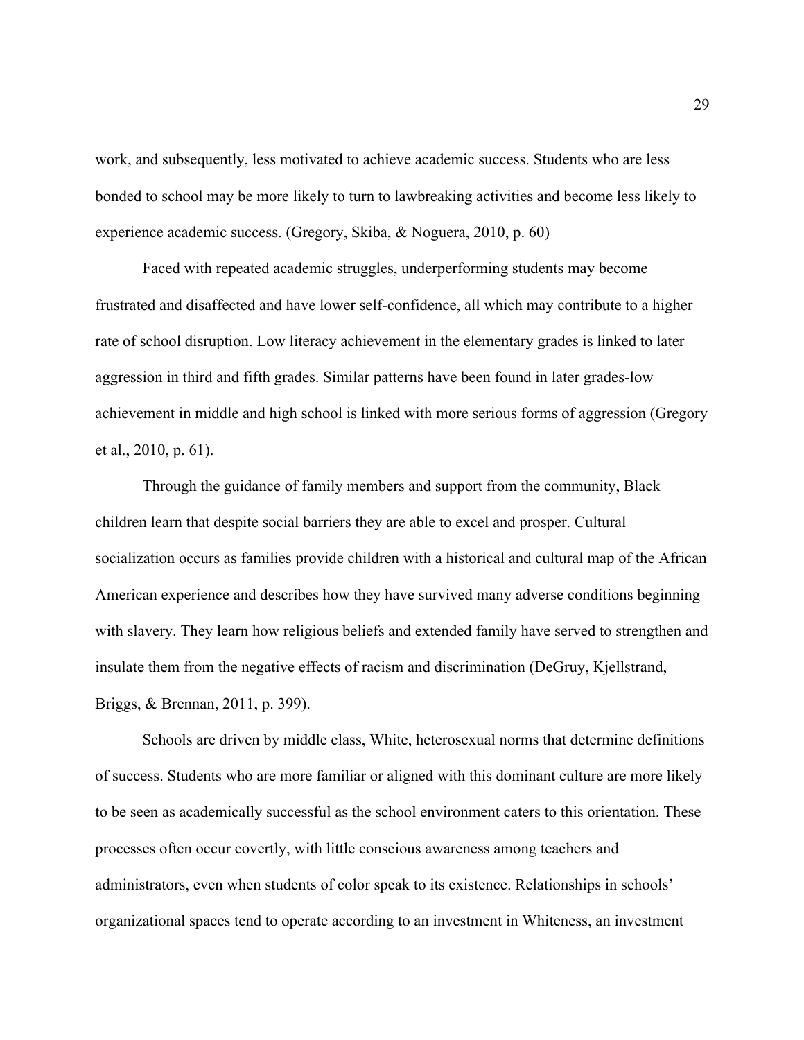work, and subsequently, less motivated to achieve academic success. Students who are less bonded to school may be more likely to turn to lawbreaking activities and become less likely to experience academic success. (Gregory, Skiba, & Noguera, 2010, p. 60)

Faced with repeated academic struggles, underperforming students may become frustrated and disaffected and have lower self-confidence, all which may contribute to a higher rate of school disruption. Low literacy achievement in the elementary grades is linked to later aggression in third and fifth grades. Similar patterns have been found in later grades-low achievement in middle and high school is linked with more serious forms of aggression (Gregory et al., 2010, p. 61).

Through the guidance of family members and support from the community, Black children learn that despite social barriers they are able to excel and prosper. Cultural socialization occurs as families provide children with a historical and cultural map of the African American experience and describes how they have survived many adverse conditions beginning with slavery. They learn how religious beliefs and extended family have served to strengthen and insulate them from the negative effects of racism and discrimination (DeGruy, Kjellstrand, Briggs, & Brennan, 2011, p. 399).

Schools are driven by middle class, White, heterosexual norms that determine definitions of success. Students who are more familiar or aligned with this dominant culture are more likely to be seen as academically successful as the school environment caters to this orientation. These processes often occur covertly, with little conscious awareness among teachers and administrators, even when students of color speak to its existence. Relationships in schools' organizational spaces tend to operate according to an investment in Whiteness, an investment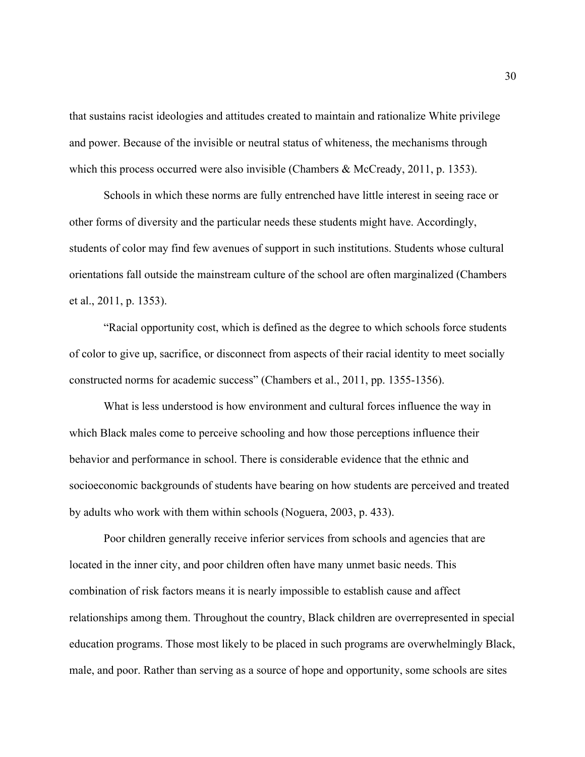that sustains racist ideologies and attitudes created to maintain and rationalize White privilege and power. Because of the invisible or neutral status of whiteness, the mechanisms through which this process occurred were also invisible (Chambers & McCready, 2011, p. 1353).

Schools in which these norms are fully entrenched have little interest in seeing race or other forms of diversity and the particular needs these students might have. Accordingly, students of color may find few avenues of support in such institutions. Students whose cultural orientations fall outside the mainstream culture of the school are often marginalized (Chambers et al., 2011, p. 1353).

"Racial opportunity cost, which is defined as the degree to which schools force students of color to give up, sacrifice, or disconnect from aspects of their racial identity to meet socially constructed norms for academic success" (Chambers et al., 2011, pp. 1355-1356).

What is less understood is how environment and cultural forces influence the way in which Black males come to perceive schooling and how those perceptions influence their behavior and performance in school. There is considerable evidence that the ethnic and socioeconomic backgrounds of students have bearing on how students are perceived and treated by adults who work with them within schools (Noguera, 2003, p. 433).

Poor children generally receive inferior services from schools and agencies that are located in the inner city, and poor children often have many unmet basic needs. This combination of risk factors means it is nearly impossible to establish cause and affect relationships among them. Throughout the country, Black children are overrepresented in special education programs. Those most likely to be placed in such programs are overwhelmingly Black, male, and poor. Rather than serving as a source of hope and opportunity, some schools are sites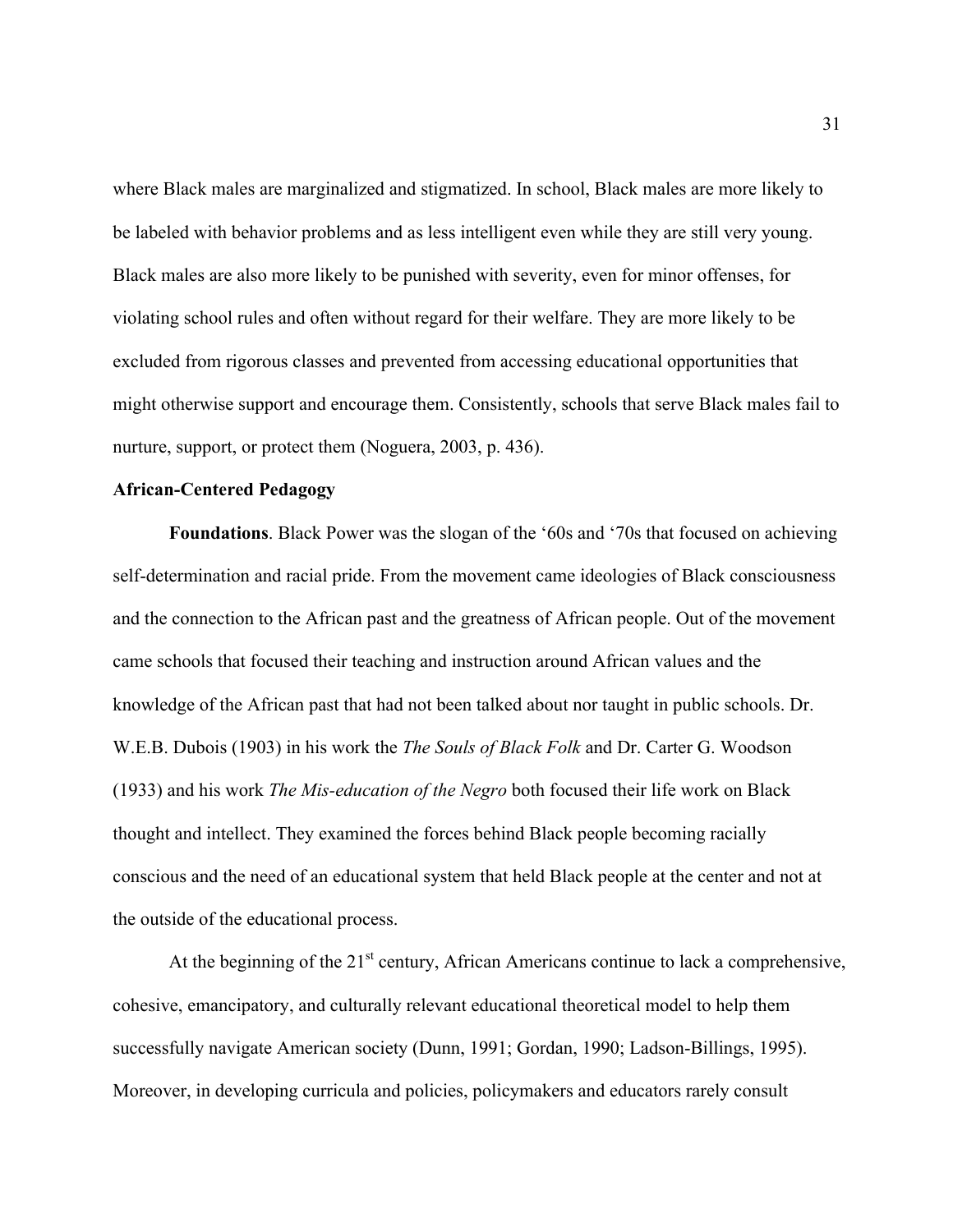where Black males are marginalized and stigmatized. In school, Black males are more likely to be labeled with behavior problems and as less intelligent even while they are still very young. Black males are also more likely to be punished with severity, even for minor offenses, for violating school rules and often without regard for their welfare. They are more likely to be excluded from rigorous classes and prevented from accessing educational opportunities that might otherwise support and encourage them. Consistently, schools that serve Black males fail to nurture, support, or protect them (Noguera, 2003, p. 436).

**African-Centered Pedagogy**

**Foundations**. Black Power was the slogan of the '60s and '70s that focused on achieving self-determination and racial pride. From the movement came ideologies of Black consciousness and the connection to the African past and the greatness of African people. Out of the movement came schools that focused their teaching and instruction around African values and the knowledge of the African past that had not been talked about nor taught in public schools. Dr. W.E.B. Dubois (1903) in his work the *The Souls of Black Folk* and Dr. Carter G. Woodson (1933) and his work *The Mis-education of the Negro* both focused their life work on Black thought and intellect. They examined the forces behind Black people becoming racially conscious and the need of an educational system that held Black people at the center and not at the outside of the educational process.

At the beginning of the 21st century, African Americans continue to lack a comprehensive, cohesive, emancipatory, and culturally relevant educational theoretical model to help them successfully navigate American society (Dunn, 1991; Gordan, 1990; Ladson-Billings, 1995). Moreover, in developing curricula and policies, policymakers and educators rarely consult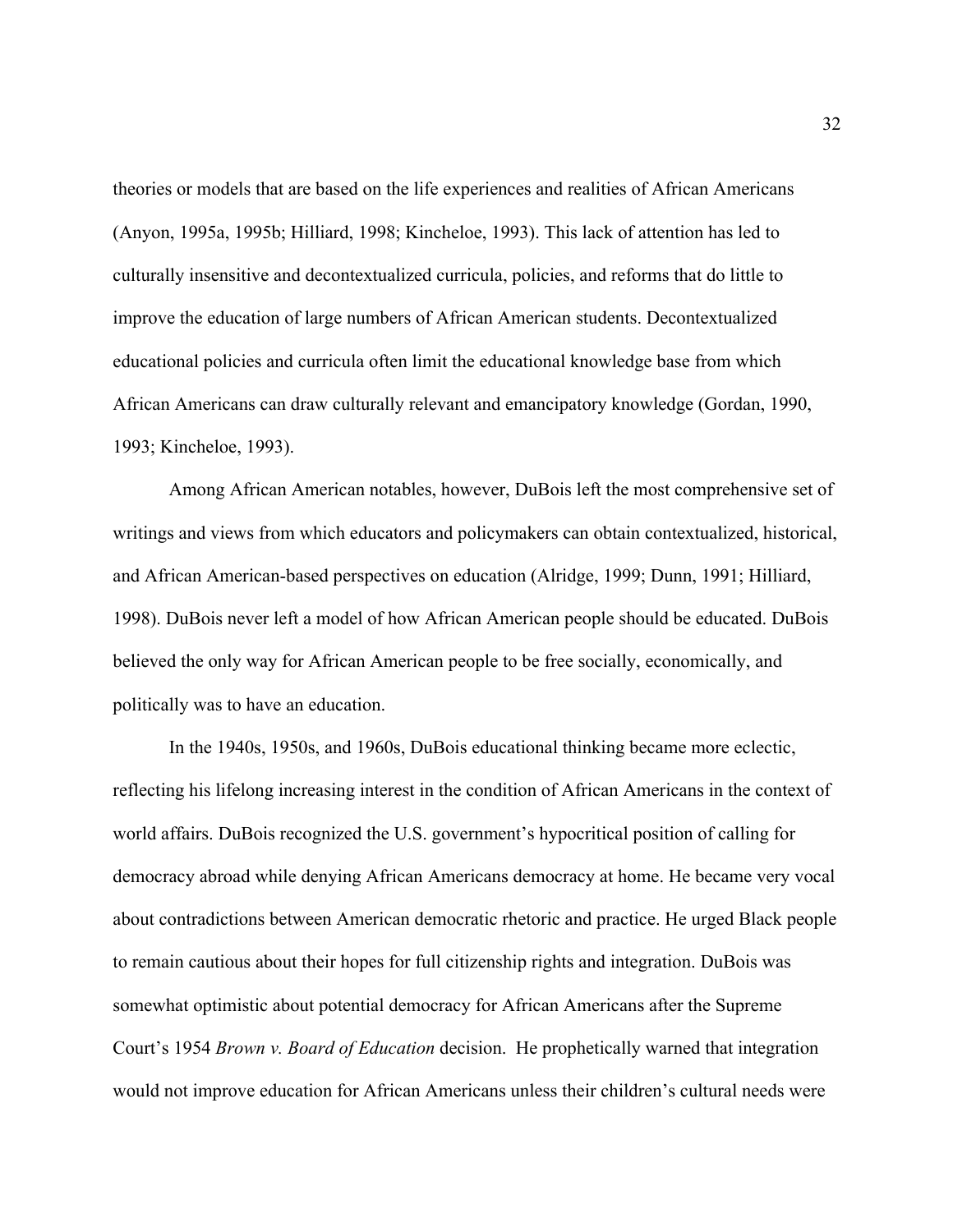theories or models that are based on the life experiences and realities of African Americans (Anyon, 1995a, 1995b; Hilliard, 1998; Kincheloe, 1993). This lack of attention has led to culturally insensitive and decontextualized curricula, policies, and reforms that do little to improve the education of large numbers of African American students. Decontextualized educational policies and curricula often limit the educational knowledge base from which African Americans can draw culturally relevant and emancipatory knowledge (Gordan, 1990, 1993; Kincheloe, 1993).

Among African American notables, however, DuBois left the most comprehensive set of writings and views from which educators and policymakers can obtain contextualized, historical, and African American-based perspectives on education (Alridge, 1999; Dunn, 1991; Hilliard, 1998). DuBois never left a model of how African American people should be educated. DuBois believed the only way for African American people to be free socially, economically, and politically was to have an education.

In the 1940s, 1950s, and 1960s, DuBois educational thinking became more eclectic, reflecting his lifelong increasing interest in the condition of African Americans in the context of world affairs. DuBois recognized the U.S. government's hypocritical position of calling for democracy abroad while denying African Americans democracy at home. He became very vocal about contradictions between American democratic rhetoric and practice. He urged Black people to remain cautious about their hopes for full citizenship rights and integration. DuBois was somewhat optimistic about potential democracy for African Americans after the Supreme Court's 1954 *Brown v. Board of Education* decision. He prophetically warned that integration would not improve education for African Americans unless their children's cultural needs were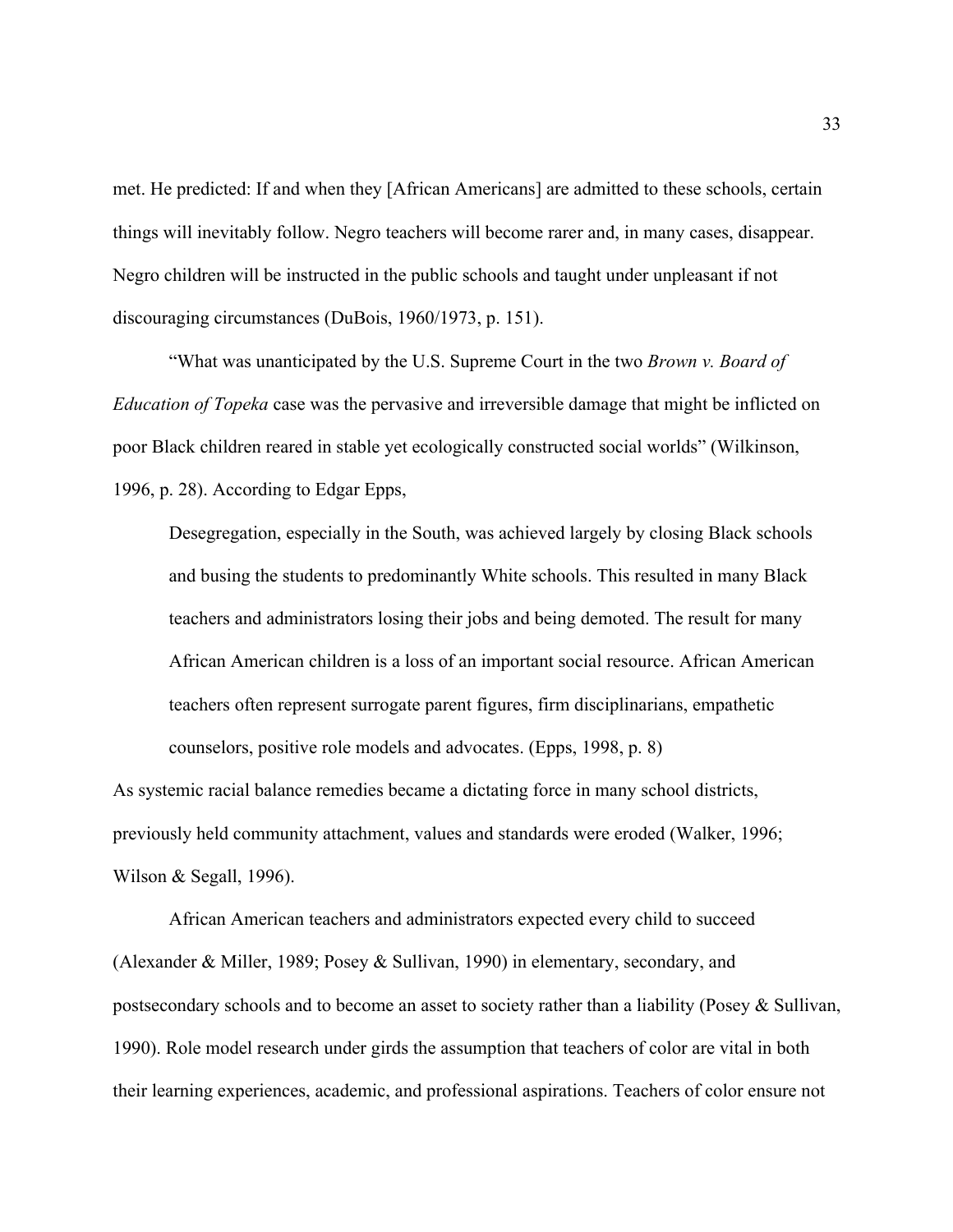met. He predicted: If and when they [African Americans] are admitted to these schools, certain things will inevitably follow. Negro teachers will become rarer and, in many cases, disappear. Negro children will be instructed in the public schools and taught under unpleasant if not discouraging circumstances (DuBois, 1960/1973, p. 151).

"What was unanticipated by the U.S. Supreme Court in the two *Brown v. Board of Education of Topeka* case was the pervasive and irreversible damage that might be inflicted on poor Black children reared in stable yet ecologically constructed social worlds" (Wilkinson, 1996, p. 28). According to Edgar Epps,

> Desegregation, especially in the South, was achieved largely by closing Black schools and busing the students to predominantly White schools. This resulted in many Black teachers and administrators losing their jobs and being demoted. The result for many African American children is a loss of an important social resource. African American teachers often represent surrogate parent figures, firm disciplinarians, empathetic counselors, positive role models and advocates. (Epps, 1998, p. 8)

As systemic racial balance remedies became a dictating force in many school districts, previously held community attachment, values and standards were eroded (Walker, 1996; Wilson & Segall, 1996).

African American teachers and administrators expected every child to succeed (Alexander & Miller, 1989; Posey & Sullivan, 1990) in elementary, secondary, and postsecondary schools and to become an asset to society rather than a liability (Posey & Sullivan, 1990). Role model research under girds the assumption that teachers of color are vital in both their learning experiences, academic, and professional aspirations. Teachers of color ensure not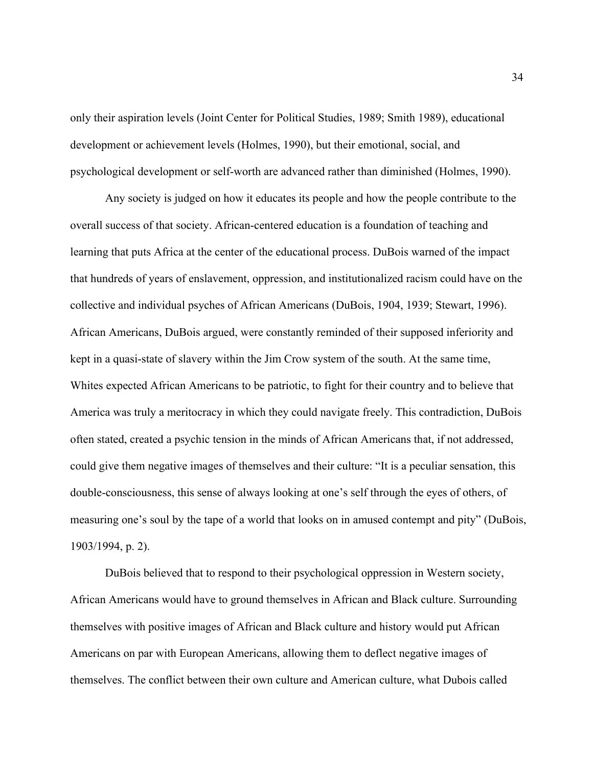only their aspiration levels (Joint Center for Political Studies, 1989; Smith 1989), educational development or achievement levels (Holmes, 1990), but their emotional, social, and psychological development or self-worth are advanced rather than diminished (Holmes, 1990).

Any society is judged on how it educates its people and how the people contribute to the overall success of that society. African-centered education is a foundation of teaching and learning that puts Africa at the center of the educational process. DuBois warned of the impact that hundreds of years of enslavement, oppression, and institutionalized racism could have on the collective and individual psyches of African Americans (DuBois, 1904, 1939; Stewart, 1996). African Americans, DuBois argued, were constantly reminded of their supposed inferiority and kept in a quasi-state of slavery within the Jim Crow system of the south. At the same time, Whites expected African Americans to be patriotic, to fight for their country and to believe that America was truly a meritocracy in which they could navigate freely. This contradiction, DuBois often stated, created a psychic tension in the minds of African Americans that, if not addressed, could give them negative images of themselves and their culture: "It is a peculiar sensation, this double-consciousness, this sense of always looking at one's self through the eyes of others, of measuring one's soul by the tape of a world that looks on in amused contempt and pity" (DuBois, 1903/1994, p. 2).

DuBois believed that to respond to their psychological oppression in Western society, African Americans would have to ground themselves in African and Black culture. Surrounding themselves with positive images of African and Black culture and history would put African Americans on par with European Americans, allowing them to deflect negative images of themselves. The conflict between their own culture and American culture, what Dubois called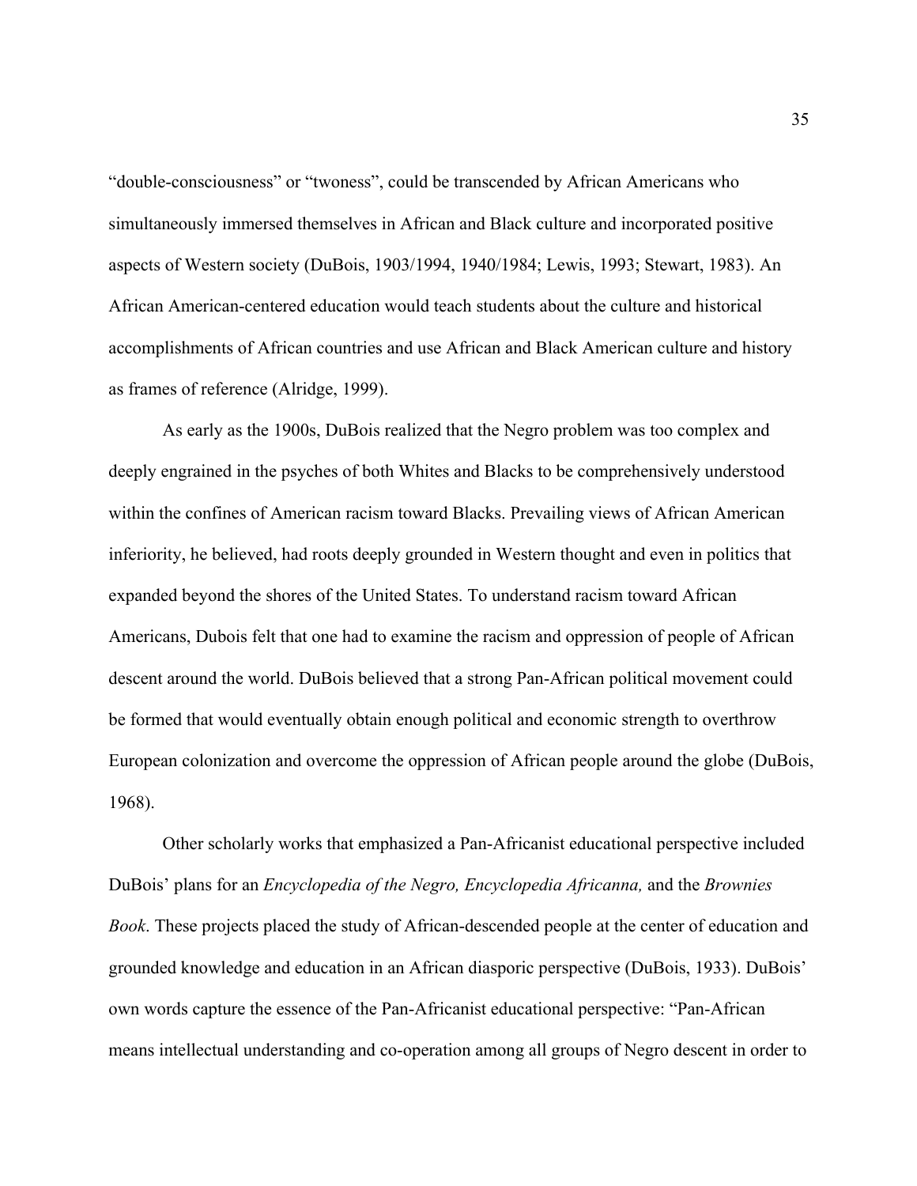"double-consciousness" or "twoness", could be transcended by African Americans who simultaneously immersed themselves in African and Black culture and incorporated positive aspects of Western society (DuBois, 1903/1994, 1940/1984; Lewis, 1993; Stewart, 1983). An African American-centered education would teach students about the culture and historical accomplishments of African countries and use African and Black American culture and history as frames of reference (Alridge, 1999).

As early as the 1900s, DuBois realized that the Negro problem was too complex and deeply engrained in the psyches of both Whites and Blacks to be comprehensively understood within the confines of American racism toward Blacks. Prevailing views of African American inferiority, he believed, had roots deeply grounded in Western thought and even in politics that expanded beyond the shores of the United States. To understand racism toward African Americans, Dubois felt that one had to examine the racism and oppression of people of African descent around the world. DuBois believed that a strong Pan-African political movement could be formed that would eventually obtain enough political and economic strength to overthrow European colonization and overcome the oppression of African people around the globe (DuBois, 1968).

Other scholarly works that emphasized a Pan-Africanist educational perspective included DuBois' plans for an *Encyclopedia of the Negro, Encyclopedia Africanna,* and the *Brownies Book*. These projects placed the study of African-descended people at the center of education and grounded knowledge and education in an African diasporic perspective (DuBois, 1933). DuBois' own words capture the essence of the Pan-Africanist educational perspective: "Pan-African means intellectual understanding and co-operation among all groups of Negro descent in order to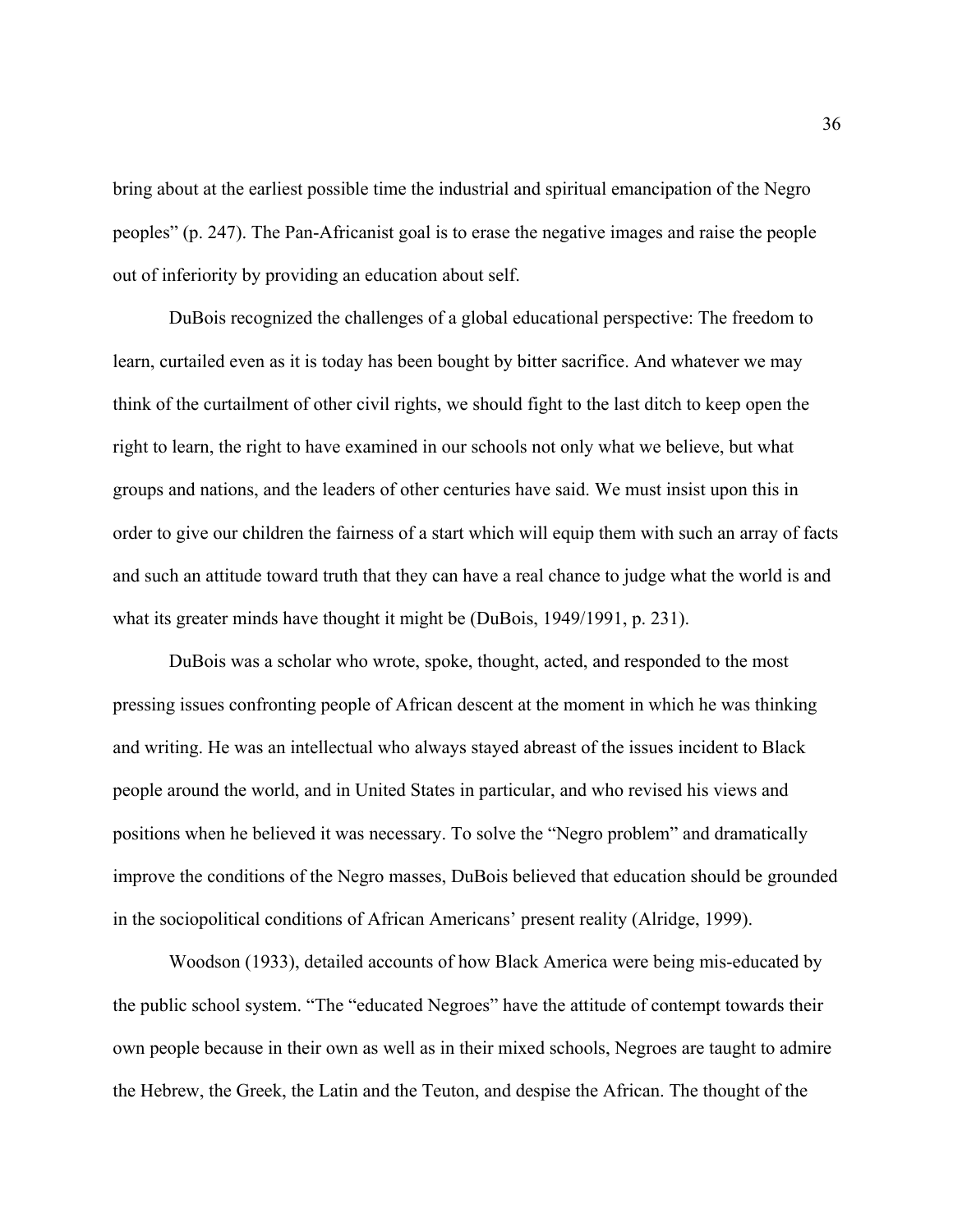bring about at the earliest possible time the industrial and spiritual emancipation of the Negro peoples" (p. 247). The Pan-Africanist goal is to erase the negative images and raise the people out of inferiority by providing an education about self.

DuBois recognized the challenges of a global educational perspective: The freedom to learn, curtailed even as it is today has been bought by bitter sacrifice. And whatever we may think of the curtailment of other civil rights, we should fight to the last ditch to keep open the right to learn, the right to have examined in our schools not only what we believe, but what groups and nations, and the leaders of other centuries have said. We must insist upon this in order to give our children the fairness of a start which will equip them with such an array of facts and such an attitude toward truth that they can have a real chance to judge what the world is and what its greater minds have thought it might be (DuBois, 1949/1991, p. 231).

DuBois was a scholar who wrote, spoke, thought, acted, and responded to the most pressing issues confronting people of African descent at the moment in which he was thinking and writing. He was an intellectual who always stayed abreast of the issues incident to Black people around the world, and in United States in particular, and who revised his views and positions when he believed it was necessary. To solve the "Negro problem" and dramatically improve the conditions of the Negro masses, DuBois believed that education should be grounded in the sociopolitical conditions of African Americans' present reality (Alridge, 1999).

Woodson (1933), detailed accounts of how Black America were being mis-educated by the public school system. "The "educated Negroes" have the attitude of contempt towards their own people because in their own as well as in their mixed schools, Negroes are taught to admire the Hebrew, the Greek, the Latin and the Teuton, and despise the African. The thought of the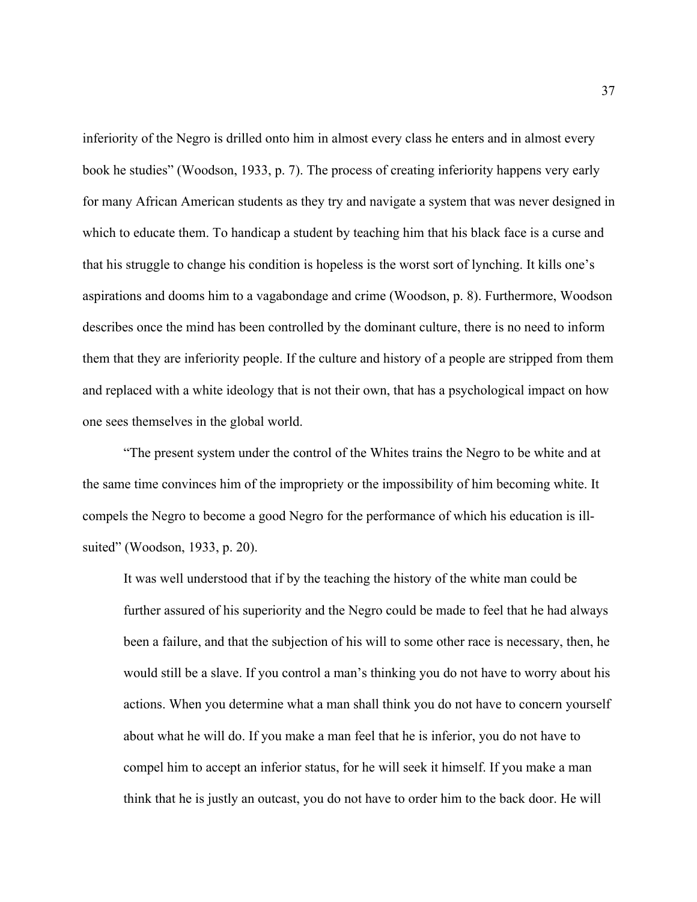inferiority of the Negro is drilled onto him in almost every class he enters and in almost every book he studies" (Woodson, 1933, p. 7). The process of creating inferiority happens very early for many African American students as they try and navigate a system that was never designed in which to educate them. To handicap a student by teaching him that his black face is a curse and that his struggle to change his condition is hopeless is the worst sort of lynching. It kills one's aspirations and dooms him to a vagabondage and crime (Woodson, p. 8). Furthermore, Woodson describes once the mind has been controlled by the dominant culture, there is no need to inform them that they are inferiority people. If the culture and history of a people are stripped from them and replaced with a white ideology that is not their own, that has a psychological impact on how one sees themselves in the global world.

"The present system under the control of the Whites trains the Negro to be white and at the same time convinces him of the impropriety or the impossibility of him becoming white. It compels the Negro to become a good Negro for the performance of which his education is ill-suited" (Woodson, 1933, p. 20).

> It was well understood that if by the teaching the history of the white man could be further assured of his superiority and the Negro could be made to feel that he had always been a failure, and that the subjection of his will to some other race is necessary, then, he would still be a slave. If you control a man's thinking you do not have to worry about his actions. When you determine what a man shall think you do not have to concern yourself about what he will do. If you make a man feel that he is inferior, you do not have to compel him to accept an inferior status, for he will seek it himself. If you make a man think that he is justly an outcast, you do not have to order him to the back door. He will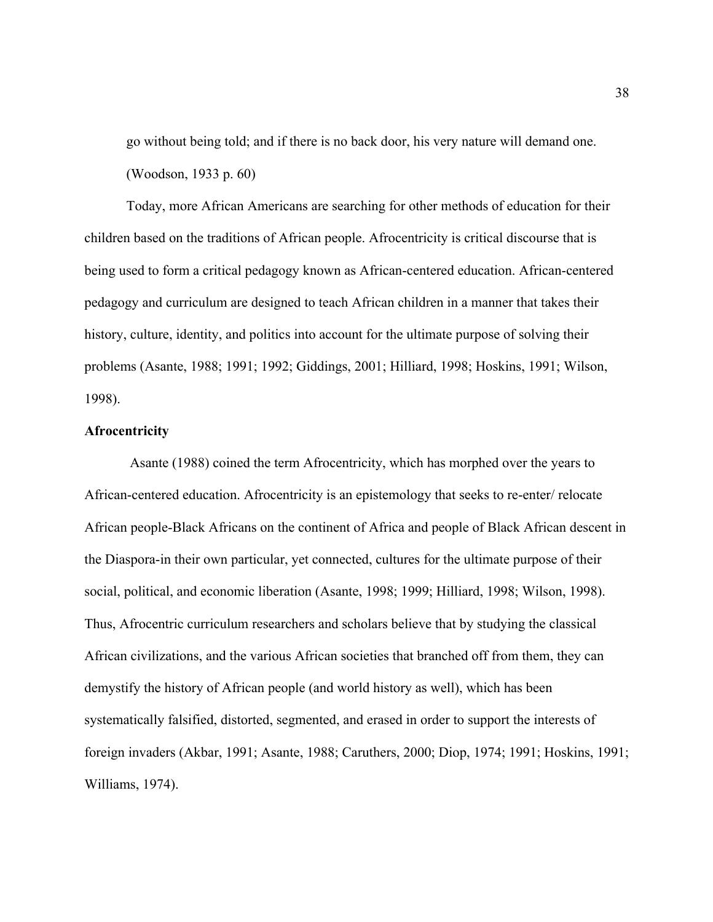go without being told; and if there is no back door, his very nature will demand one. (Woodson, 1933 p. 60)

Today, more African Americans are searching for other methods of education for their children based on the traditions of African people. Afrocentricity is critical discourse that is being used to form a critical pedagogy known as African-centered education. African-centered pedagogy and curriculum are designed to teach African children in a manner that takes their history, culture, identity, and politics into account for the ultimate purpose of solving their problems (Asante, 1988; 1991; 1992; Giddings, 2001; Hilliard, 1998; Hoskins, 1991; Wilson, 1998).

**Afrocentricity**

Asante (1988) coined the term Afrocentricity, which has morphed over the years to African-centered education. Afrocentricity is an epistemology that seeks to re-enter/ relocate African people-Black Africans on the continent of Africa and people of Black African descent in the Diaspora-in their own particular, yet connected, cultures for the ultimate purpose of their social, political, and economic liberation (Asante, 1998; 1999; Hilliard, 1998; Wilson, 1998). Thus, Afrocentric curriculum researchers and scholars believe that by studying the classical African civilizations, and the various African societies that branched off from them, they can demystify the history of African people (and world history as well), which has been systematically falsified, distorted, segmented, and erased in order to support the interests of foreign invaders (Akbar, 1991; Asante, 1988; Caruthers, 2000; Diop, 1974; 1991; Hoskins, 1991; Williams, 1974).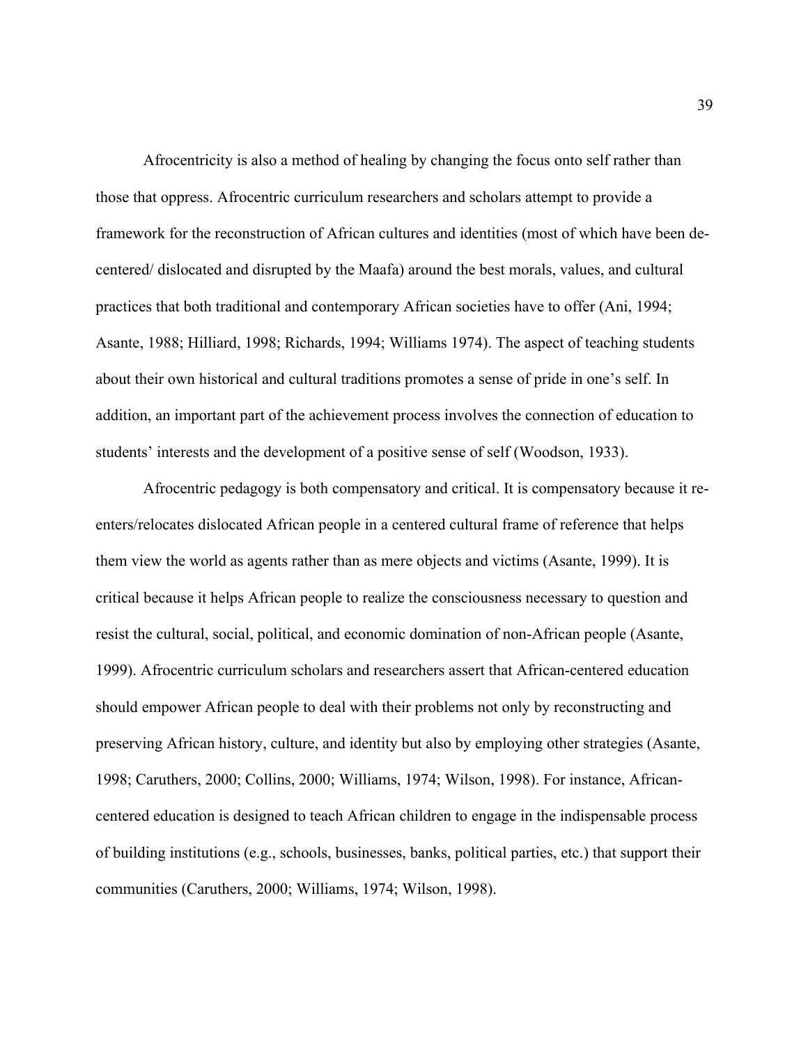Afrocentricity is also a method of healing by changing the focus onto self rather than those that oppress. Afrocentric curriculum researchers and scholars attempt to provide a framework for the reconstruction of African cultures and identities (most of which have been de-centered/ dislocated and disrupted by the Maafa) around the best morals, values, and cultural practices that both traditional and contemporary African societies have to offer (Ani, 1994; Asante, 1988; Hilliard, 1998; Richards, 1994; Williams 1974). The aspect of teaching students about their own historical and cultural traditions promotes a sense of pride in one's self. In addition, an important part of the achievement process involves the connection of education to students' interests and the development of a positive sense of self (Woodson, 1933).

Afrocentric pedagogy is both compensatory and critical. It is compensatory because it re-enters/relocates dislocated African people in a centered cultural frame of reference that helps them view the world as agents rather than as mere objects and victims (Asante, 1999). It is critical because it helps African people to realize the consciousness necessary to question and resist the cultural, social, political, and economic domination of non-African people (Asante, 1999). Afrocentric curriculum scholars and researchers assert that African-centered education should empower African people to deal with their problems not only by reconstructing and preserving African history, culture, and identity but also by employing other strategies (Asante, 1998; Caruthers, 2000; Collins, 2000; Williams, 1974; Wilson, 1998). For instance, African-centered education is designed to teach African children to engage in the indispensable process of building institutions (e.g., schools, businesses, banks, political parties, etc.) that support their communities (Caruthers, 2000; Williams, 1974; Wilson, 1998).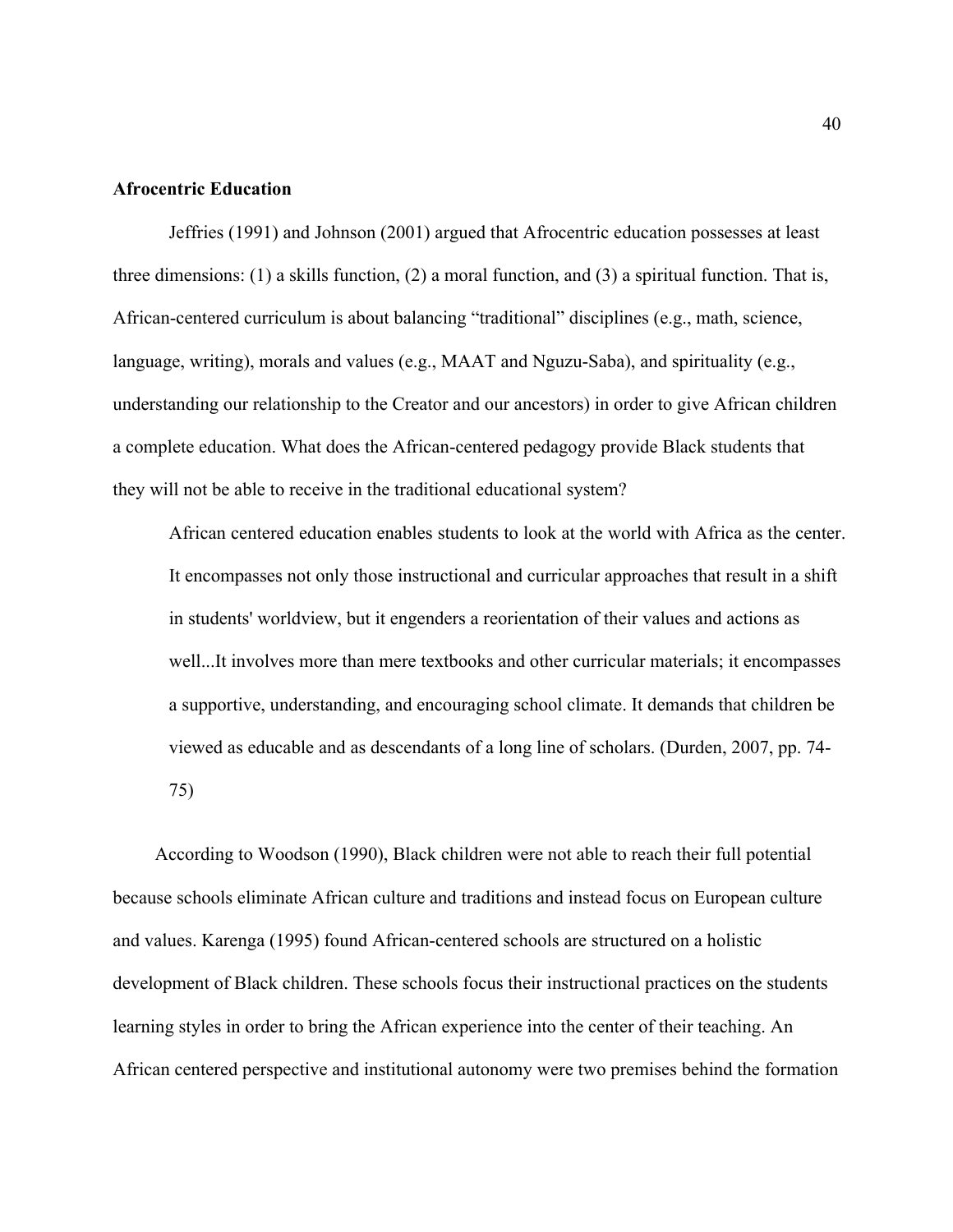**Afrocentric Education**

Jeffries (1991) and Johnson (2001) argued that Afrocentric education possesses at least three dimensions: (1) a skills function, (2) a moral function, and (3) a spiritual function. That is, African-centered curriculum is about balancing “traditional” disciplines (e.g., math, science, language, writing), morals and values (e.g., MAAT and Nguzu-Saba), and spirituality (e.g., understanding our relationship to the Creator and our ancestors) in order to give African children a complete education. What does the African-centered pedagogy provide Black students that they will not be able to receive in the traditional educational system?

> African centered education enables students to look at the world with Africa as the center. It encompasses not only those instructional and curricular approaches that result in a shift in students' worldview, but it engenders a reorientation of their values and actions as well...It involves more than mere textbooks and other curricular materials; it encompasses a supportive, understanding, and encouraging school climate. It demands that children be viewed as educable and as descendants of a long line of scholars. (Durden, 2007, pp. 74-75)

According to Woodson (1990), Black children were not able to reach their full potential because schools eliminate African culture and traditions and instead focus on European culture and values. Karenga (1995) found African-centered schools are structured on a holistic development of Black children. These schools focus their instructional practices on the students learning styles in order to bring the African experience into the center of their teaching. An African centered perspective and institutional autonomy were two premises behind the formation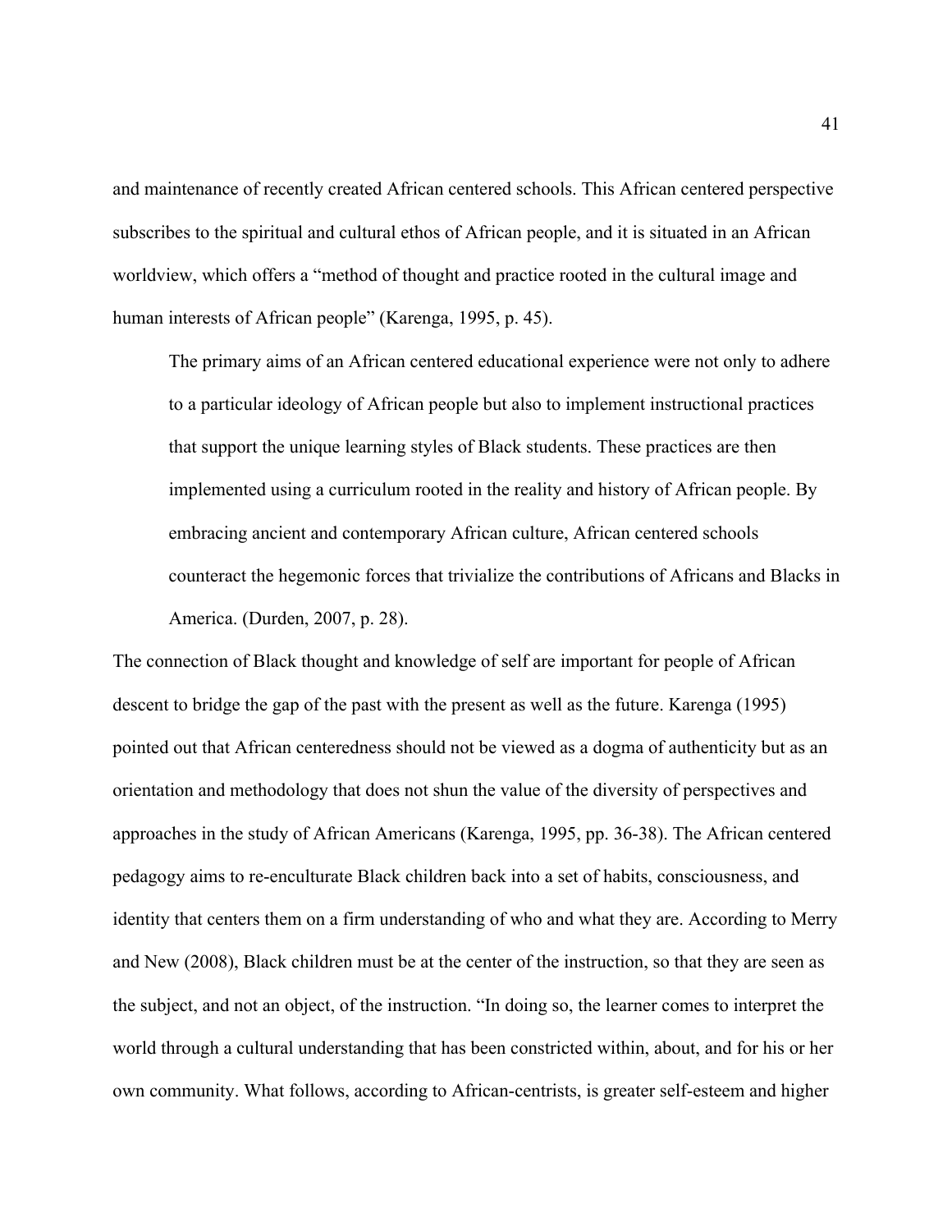and maintenance of recently created African centered schools. This African centered perspective subscribes to the spiritual and cultural ethos of African people, and it is situated in an African worldview, which offers a "method of thought and practice rooted in the cultural image and human interests of African people" (Karenga, 1995, p. 45).

> The primary aims of an African centered educational experience were not only to adhere to a particular ideology of African people but also to implement instructional practices that support the unique learning styles of Black students. These practices are then implemented using a curriculum rooted in the reality and history of African people. By embracing ancient and contemporary African culture, African centered schools counteract the hegemonic forces that trivialize the contributions of Africans and Blacks in America. (Durden, 2007, p. 28).

The connection of Black thought and knowledge of self are important for people of African descent to bridge the gap of the past with the present as well as the future. Karenga (1995) pointed out that African centeredness should not be viewed as a dogma of authenticity but as an orientation and methodology that does not shun the value of the diversity of perspectives and approaches in the study of African Americans (Karenga, 1995, pp. 36-38). The African centered pedagogy aims to re-enculturate Black children back into a set of habits, consciousness, and identity that centers them on a firm understanding of who and what they are. According to Merry and New (2008), Black children must be at the center of the instruction, so that they are seen as the subject, and not an object, of the instruction. "In doing so, the learner comes to interpret the world through a cultural understanding that has been constricted within, about, and for his or her own community. What follows, according to African-centrists, is greater self-esteem and higher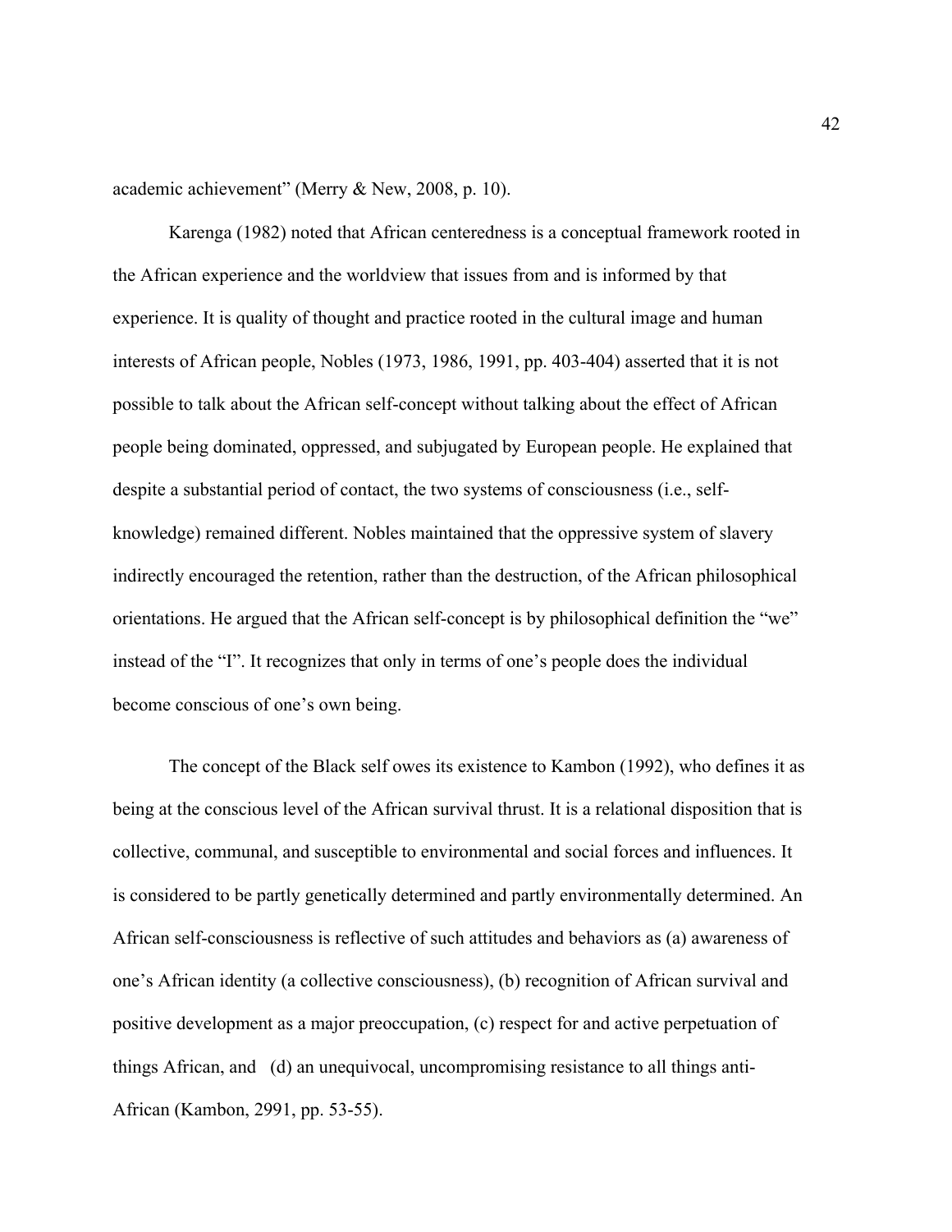academic achievement" (Merry & New, 2008, p. 10).

Karenga (1982) noted that African centeredness is a conceptual framework rooted in the African experience and the worldview that issues from and is informed by that experience. It is quality of thought and practice rooted in the cultural image and human interests of African people, Nobles (1973, 1986, 1991, pp. 403-404) asserted that it is not possible to talk about the African self-concept without talking about the effect of African people being dominated, oppressed, and subjugated by European people. He explained that despite a substantial period of contact, the two systems of consciousness (i.e., self-knowledge) remained different. Nobles maintained that the oppressive system of slavery indirectly encouraged the retention, rather than the destruction, of the African philosophical orientations. He argued that the African self-concept is by philosophical definition the "we" instead of the "I". It recognizes that only in terms of one's people does the individual become conscious of one's own being.

The concept of the Black self owes its existence to Kambon (1992), who defines it as being at the conscious level of the African survival thrust. It is a relational disposition that is collective, communal, and susceptible to environmental and social forces and influences. It is considered to be partly genetically determined and partly environmentally determined. An African self-consciousness is reflective of such attitudes and behaviors as (a) awareness of one's African identity (a collective consciousness), (b) recognition of African survival and positive development as a major preoccupation, (c) respect for and active perpetuation of things African, and (d) an unequivocal, uncompromising resistance to all things anti-African (Kambon, 2991, pp. 53-55).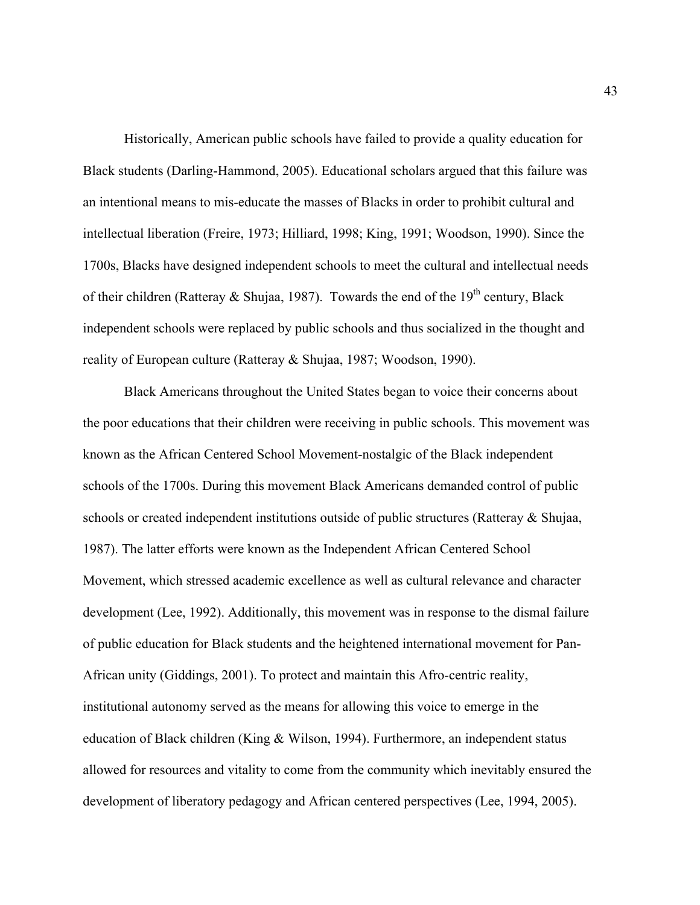Historically, American public schools have failed to provide a quality education for Black students (Darling-Hammond, 2005). Educational scholars argued that this failure was an intentional means to mis-educate the masses of Blacks in order to prohibit cultural and intellectual liberation (Freire, 1973; Hilliard, 1998; King, 1991; Woodson, 1990). Since the 1700s, Blacks have designed independent schools to meet the cultural and intellectual needs of their children (Ratteray & Shujaa, 1987). Towards the end of the 19th century, Black independent schools were replaced by public schools and thus socialized in the thought and reality of European culture (Ratteray & Shujaa, 1987; Woodson, 1990).

Black Americans throughout the United States began to voice their concerns about the poor educations that their children were receiving in public schools. This movement was known as the African Centered School Movement-nostalgic of the Black independent schools of the 1700s. During this movement Black Americans demanded control of public schools or created independent institutions outside of public structures (Ratteray & Shujaa, 1987). The latter efforts were known as the Independent African Centered School Movement, which stressed academic excellence as well as cultural relevance and character development (Lee, 1992). Additionally, this movement was in response to the dismal failure of public education for Black students and the heightened international movement for Pan-African unity (Giddings, 2001). To protect and maintain this Afro-centric reality, institutional autonomy served as the means for allowing this voice to emerge in the education of Black children (King & Wilson, 1994). Furthermore, an independent status allowed for resources and vitality to come from the community which inevitably ensured the development of liberatory pedagogy and African centered perspectives (Lee, 1994, 2005).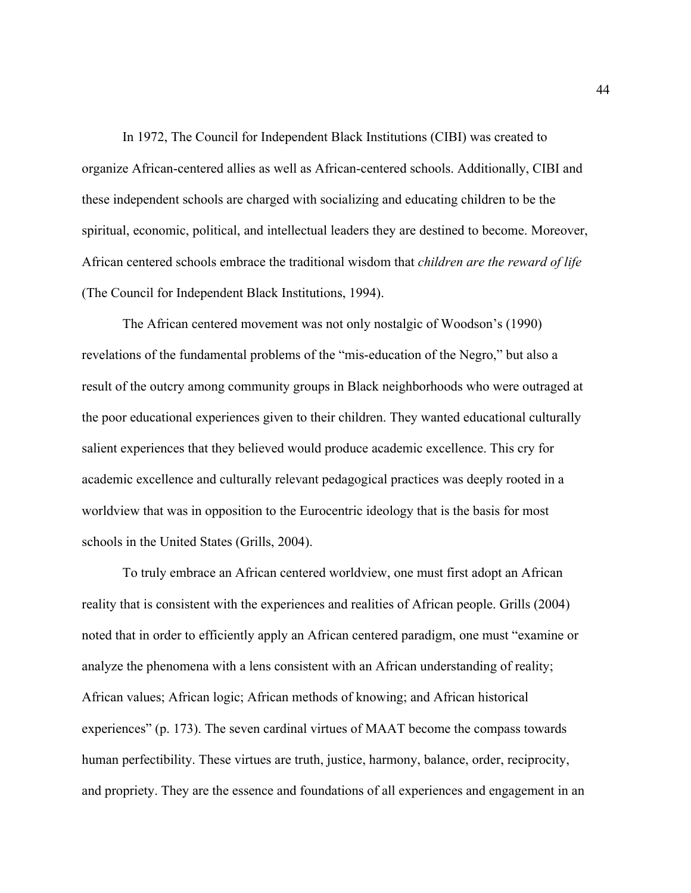In 1972, The Council for Independent Black Institutions (CIBI) was created to organize African-centered allies as well as African-centered schools. Additionally, CIBI and these independent schools are charged with socializing and educating children to be the spiritual, economic, political, and intellectual leaders they are destined to become. Moreover, African centered schools embrace the traditional wisdom that *children are the reward of life* (The Council for Independent Black Institutions, 1994).

The African centered movement was not only nostalgic of Woodson's (1990) revelations of the fundamental problems of the "mis-education of the Negro," but also a result of the outcry among community groups in Black neighborhoods who were outraged at the poor educational experiences given to their children. They wanted educational culturally salient experiences that they believed would produce academic excellence. This cry for academic excellence and culturally relevant pedagogical practices was deeply rooted in a worldview that was in opposition to the Eurocentric ideology that is the basis for most schools in the United States (Grills, 2004).

To truly embrace an African centered worldview, one must first adopt an African reality that is consistent with the experiences and realities of African people. Grills (2004) noted that in order to efficiently apply an African centered paradigm, one must "examine or analyze the phenomena with a lens consistent with an African understanding of reality; African values; African logic; African methods of knowing; and African historical experiences" (p. 173). The seven cardinal virtues of MAAT become the compass towards human perfectibility. These virtues are truth, justice, harmony, balance, order, reciprocity, and propriety. They are the essence and foundations of all experiences and engagement in an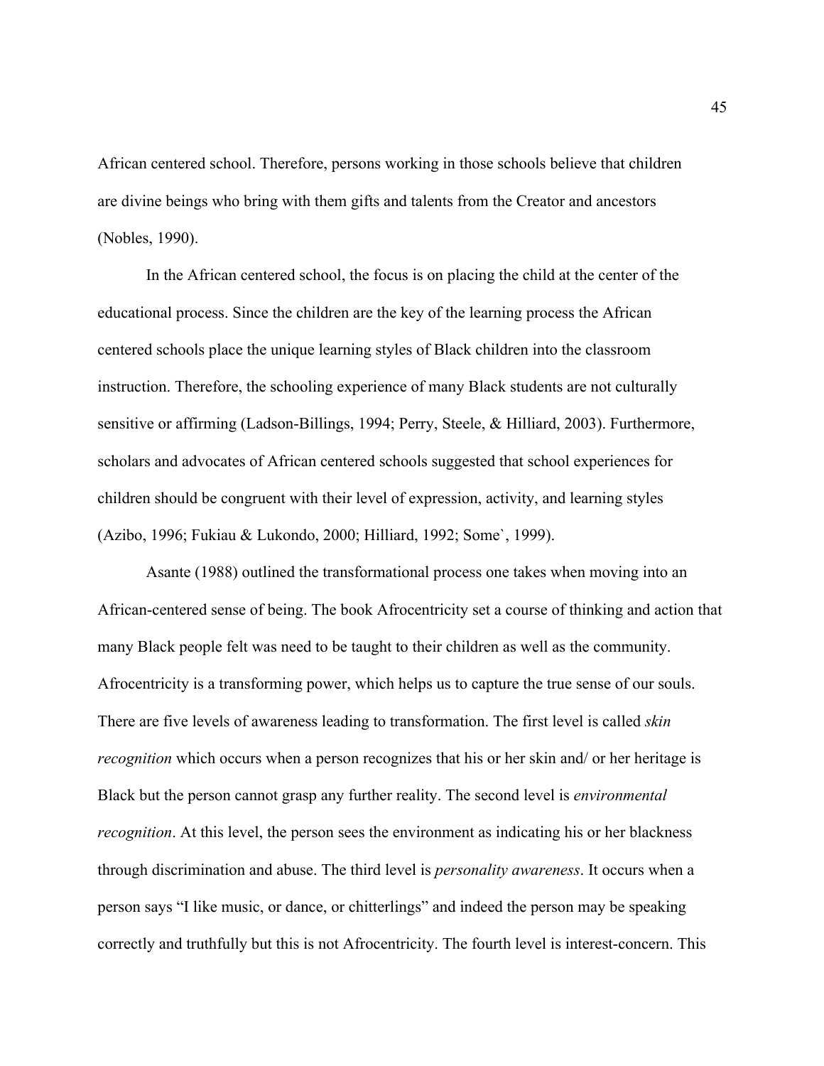African centered school. Therefore, persons working in those schools believe that children are divine beings who bring with them gifts and talents from the Creator and ancestors (Nobles, 1990).

In the African centered school, the focus is on placing the child at the center of the educational process. Since the children are the key of the learning process the African centered schools place the unique learning styles of Black children into the classroom instruction. Therefore, the schooling experience of many Black students are not culturally sensitive or affirming (Ladson-Billings, 1994; Perry, Steele, & Hilliard, 2003). Furthermore, scholars and advocates of African centered schools suggested that school experiences for children should be congruent with their level of expression, activity, and learning styles (Azibo, 1996; Fukiau & Lukondo, 2000; Hilliard, 1992; Some`, 1999).

Asante (1988) outlined the transformational process one takes when moving into an African-centered sense of being. The book Afrocentricity set a course of thinking and action that many Black people felt was need to be taught to their children as well as the community. Afrocentricity is a transforming power, which helps us to capture the true sense of our souls. There are five levels of awareness leading to transformation. The first level is called *skin recognition* which occurs when a person recognizes that his or her skin and/ or her heritage is Black but the person cannot grasp any further reality. The second level is *environmental recognition*. At this level, the person sees the environment as indicating his or her blackness through discrimination and abuse. The third level is *personality awareness*. It occurs when a person says "I like music, or dance, or chitterlings" and indeed the person may be speaking correctly and truthfully but this is not Afrocentricity. The fourth level is interest-concern. This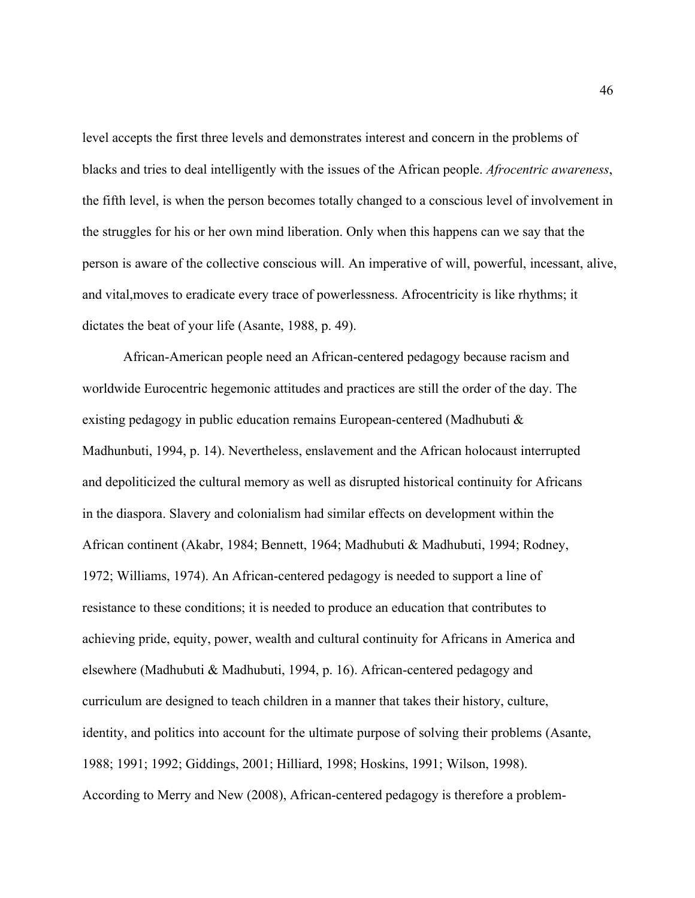level accepts the first three levels and demonstrates interest and concern in the problems of blacks and tries to deal intelligently with the issues of the African people. *Afrocentric awareness*, the fifth level, is when the person becomes totally changed to a conscious level of involvement in the struggles for his or her own mind liberation. Only when this happens can we say that the person is aware of the collective conscious will. An imperative of will, powerful, incessant, alive, and vital,moves to eradicate every trace of powerlessness. Afrocentricity is like rhythms; it dictates the beat of your life (Asante, 1988, p. 49).

African-American people need an African-centered pedagogy because racism and worldwide Eurocentric hegemonic attitudes and practices are still the order of the day. The existing pedagogy in public education remains European-centered (Madhubuti & Madhunbuti, 1994, p. 14). Nevertheless, enslavement and the African holocaust interrupted and depoliticized the cultural memory as well as disrupted historical continuity for Africans in the diaspora. Slavery and colonialism had similar effects on development within the African continent (Akabr, 1984; Bennett, 1964; Madhubuti & Madhubuti, 1994; Rodney, 1972; Williams, 1974). An African-centered pedagogy is needed to support a line of resistance to these conditions; it is needed to produce an education that contributes to achieving pride, equity, power, wealth and cultural continuity for Africans in America and elsewhere (Madhubuti & Madhubuti, 1994, p. 16). African-centered pedagogy and curriculum are designed to teach children in a manner that takes their history, culture, identity, and politics into account for the ultimate purpose of solving their problems (Asante, 1988; 1991; 1992; Giddings, 2001; Hilliard, 1998; Hoskins, 1991; Wilson, 1998). According to Merry and New (2008), African-centered pedagogy is therefore a problem-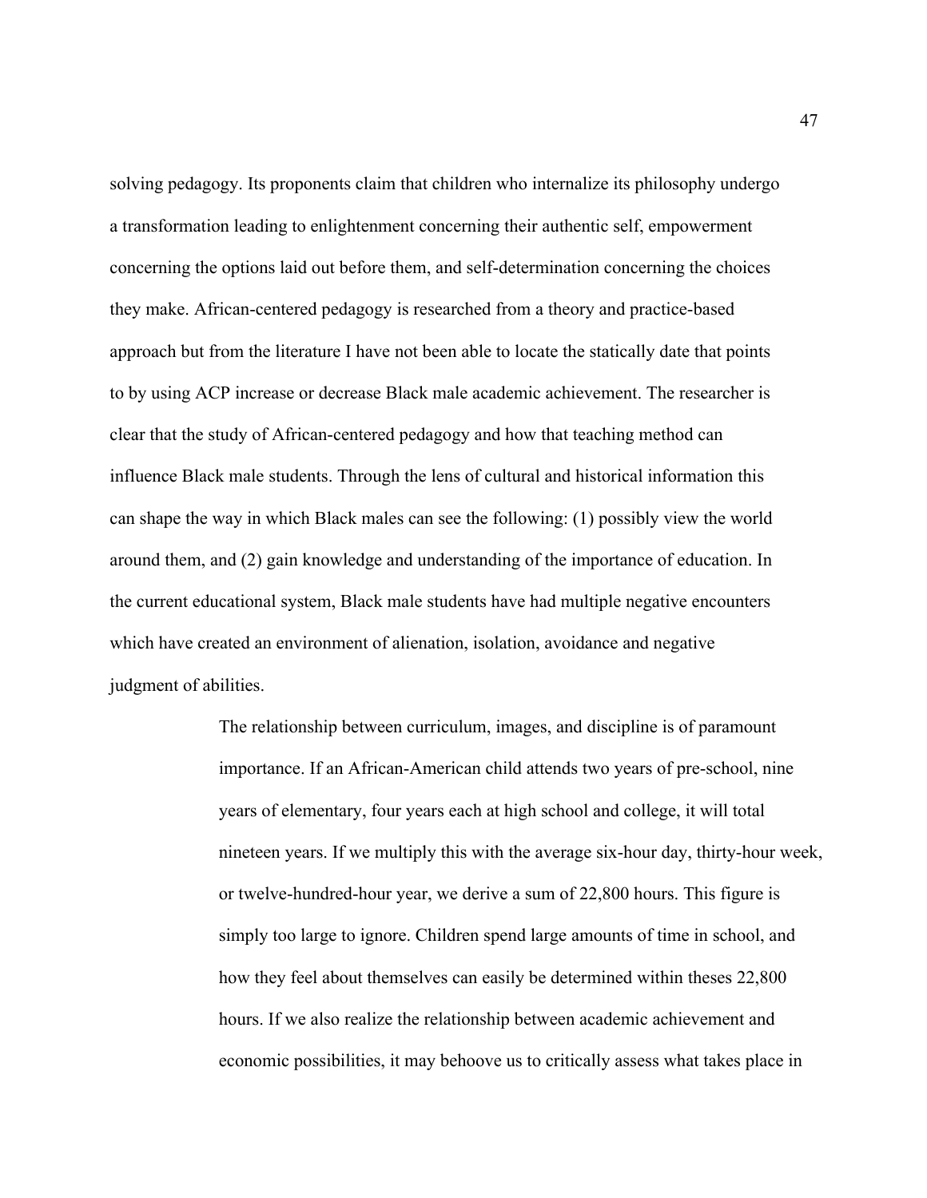solving pedagogy. Its proponents claim that children who internalize its philosophy undergo a transformation leading to enlightenment concerning their authentic self, empowerment concerning the options laid out before them, and self-determination concerning the choices they make. African-centered pedagogy is researched from a theory and practice-based approach but from the literature I have not been able to locate the statically date that points to by using ACP increase or decrease Black male academic achievement. The researcher is clear that the study of African-centered pedagogy and how that teaching method can influence Black male students. Through the lens of cultural and historical information this can shape the way in which Black males can see the following: (1) possibly view the world around them, and (2) gain knowledge and understanding of the importance of education. In the current educational system, Black male students have had multiple negative encounters which have created an environment of alienation, isolation, avoidance and negative judgment of abilities.

> The relationship between curriculum, images, and discipline is of paramount importance. If an African-American child attends two years of pre-school, nine years of elementary, four years each at high school and college, it will total nineteen years. If we multiply this with the average six-hour day, thirty-hour week, or twelve-hundred-hour year, we derive a sum of 22,800 hours. This figure is simply too large to ignore. Children spend large amounts of time in school, and how they feel about themselves can easily be determined within theses 22,800 hours. If we also realize the relationship between academic achievement and economic possibilities, it may behoove us to critically assess what takes place in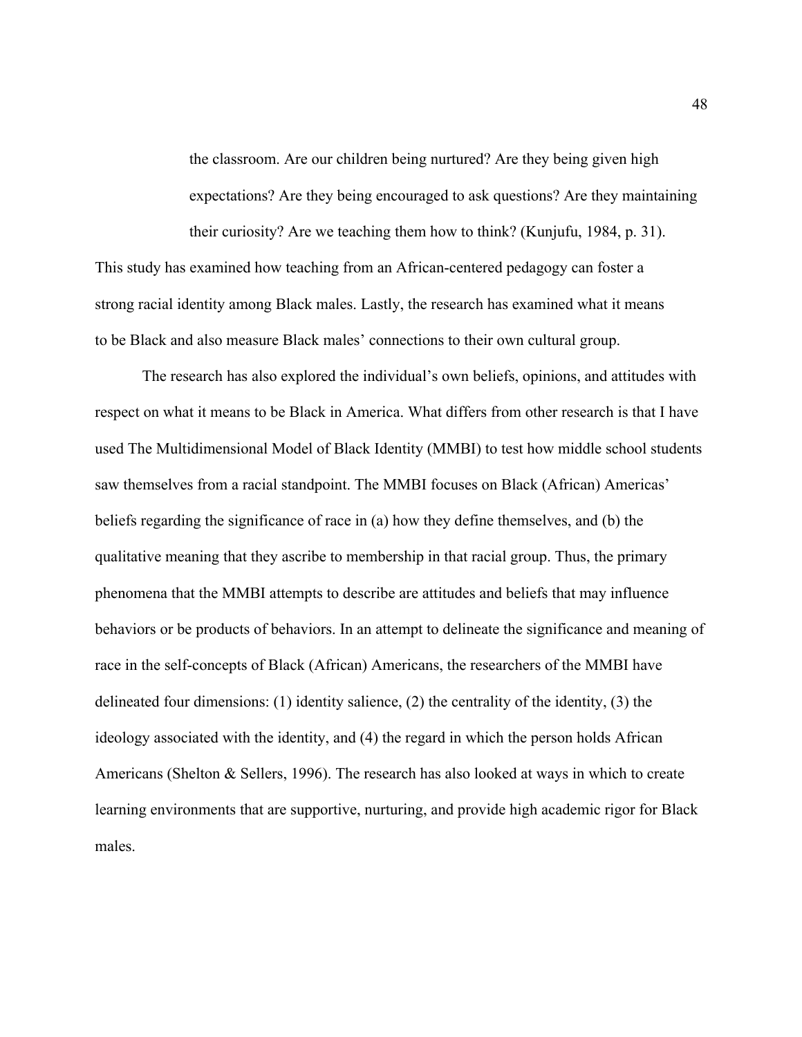> the classroom. Are our children being nurtured? Are they being given high expectations? Are they being encouraged to ask questions? Are they maintaining their curiosity? Are we teaching them how to think? (Kunjufu, 1984, p. 31).

This study has examined how teaching from an African-centered pedagogy can foster a strong racial identity among Black males. Lastly, the research has examined what it means to be Black and also measure Black males' connections to their own cultural group.

The research has also explored the individual's own beliefs, opinions, and attitudes with respect on what it means to be Black in America. What differs from other research is that I have used The Multidimensional Model of Black Identity (MMBI) to test how middle school students saw themselves from a racial standpoint. The MMBI focuses on Black (African) Americas' beliefs regarding the significance of race in (a) how they define themselves, and (b) the qualitative meaning that they ascribe to membership in that racial group. Thus, the primary phenomena that the MMBI attempts to describe are attitudes and beliefs that may influence behaviors or be products of behaviors. In an attempt to delineate the significance and meaning of race in the self-concepts of Black (African) Americans, the researchers of the MMBI have delineated four dimensions: (1) identity salience, (2) the centrality of the identity, (3) the ideology associated with the identity, and (4) the regard in which the person holds African Americans (Shelton & Sellers, 1996). The research has also looked at ways in which to create learning environments that are supportive, nurturing, and provide high academic rigor for Black males.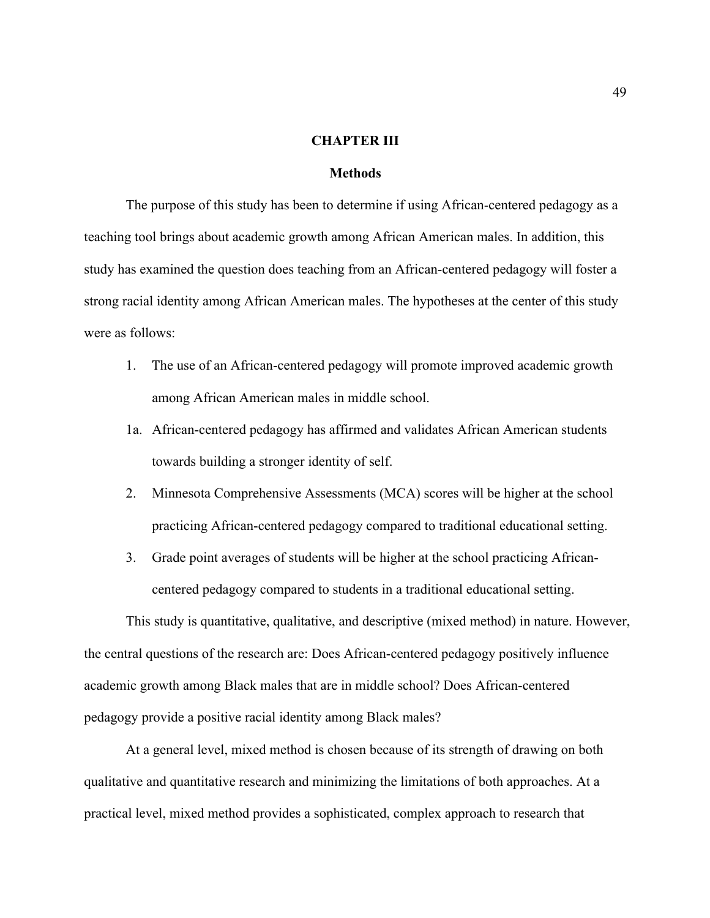# CHAPTER III

## Methods

The purpose of this study has been to determine if using African-centered pedagogy as a teaching tool brings about academic growth among African American males. In addition, this study has examined the question does teaching from an African-centered pedagogy will foster a strong racial identity among African American males. The hypotheses at the center of this study were as follows:

1. The use of an African-centered pedagogy will promote improved academic growth among African American males in middle school.

1a. African-centered pedagogy has affirmed and validates African American students towards building a stronger identity of self.

2. Minnesota Comprehensive Assessments (MCA) scores will be higher at the school practicing African-centered pedagogy compared to traditional educational setting.

3. Grade point averages of students will be higher at the school practicing African-centered pedagogy compared to students in a traditional educational setting.

This study is quantitative, qualitative, and descriptive (mixed method) in nature. However, the central questions of the research are: Does African-centered pedagogy positively influence academic growth among Black males that are in middle school? Does African-centered pedagogy provide a positive racial identity among Black males?

At a general level, mixed method is chosen because of its strength of drawing on both qualitative and quantitative research and minimizing the limitations of both approaches. At a practical level, mixed method provides a sophisticated, complex approach to research that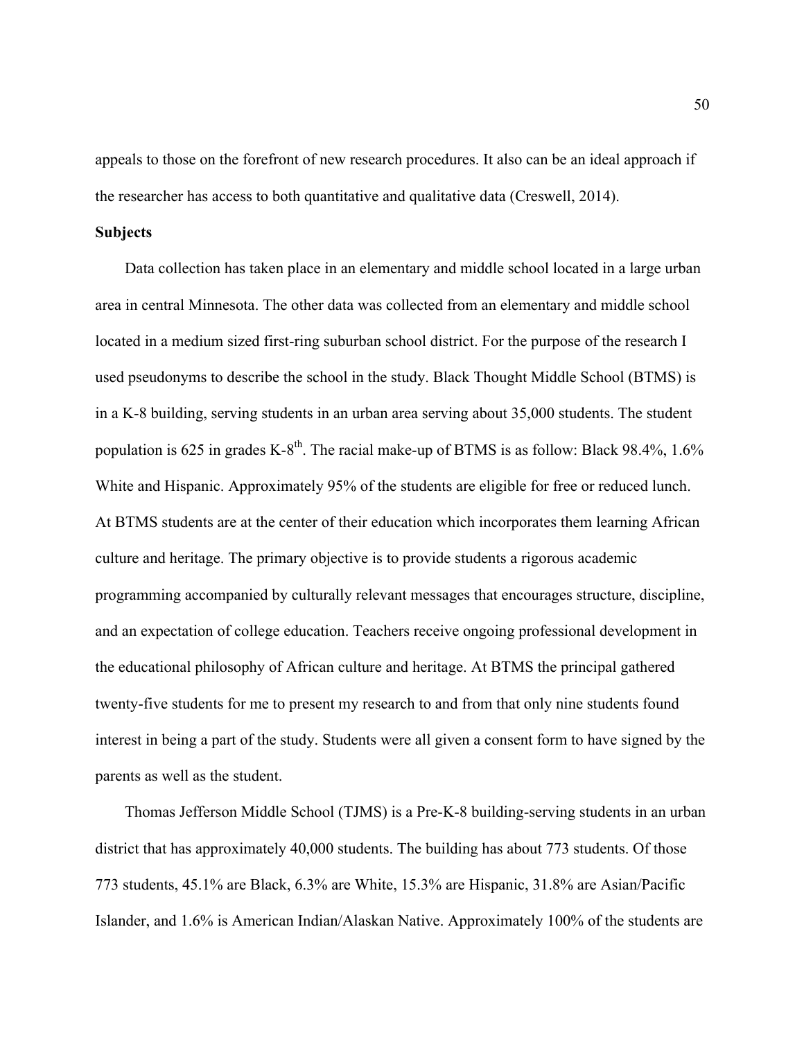appeals to those on the forefront of new research procedures. It also can be an ideal approach if the researcher has access to both quantitative and qualitative data (Creswell, 2014).

**Subjects**

Data collection has taken place in an elementary and middle school located in a large urban area in central Minnesota. The other data was collected from an elementary and middle school located in a medium sized first-ring suburban school district. For the purpose of the research I used pseudonyms to describe the school in the study. Black Thought Middle School (BTMS) is in a K-8 building, serving students in an urban area serving about 35,000 students. The student population is 625 in grades K-8th. The racial make-up of BTMS is as follow: Black 98.4%, 1.6% White and Hispanic. Approximately 95% of the students are eligible for free or reduced lunch. At BTMS students are at the center of their education which incorporates them learning African culture and heritage. The primary objective is to provide students a rigorous academic programming accompanied by culturally relevant messages that encourages structure, discipline, and an expectation of college education. Teachers receive ongoing professional development in the educational philosophy of African culture and heritage. At BTMS the principal gathered twenty-five students for me to present my research to and from that only nine students found interest in being a part of the study. Students were all given a consent form to have signed by the parents as well as the student.

Thomas Jefferson Middle School (TJMS) is a Pre-K-8 building-serving students in an urban district that has approximately 40,000 students. The building has about 773 students. Of those 773 students, 45.1% are Black, 6.3% are White, 15.3% are Hispanic, 31.8% are Asian/Pacific Islander, and 1.6% is American Indian/Alaskan Native. Approximately 100% of the students are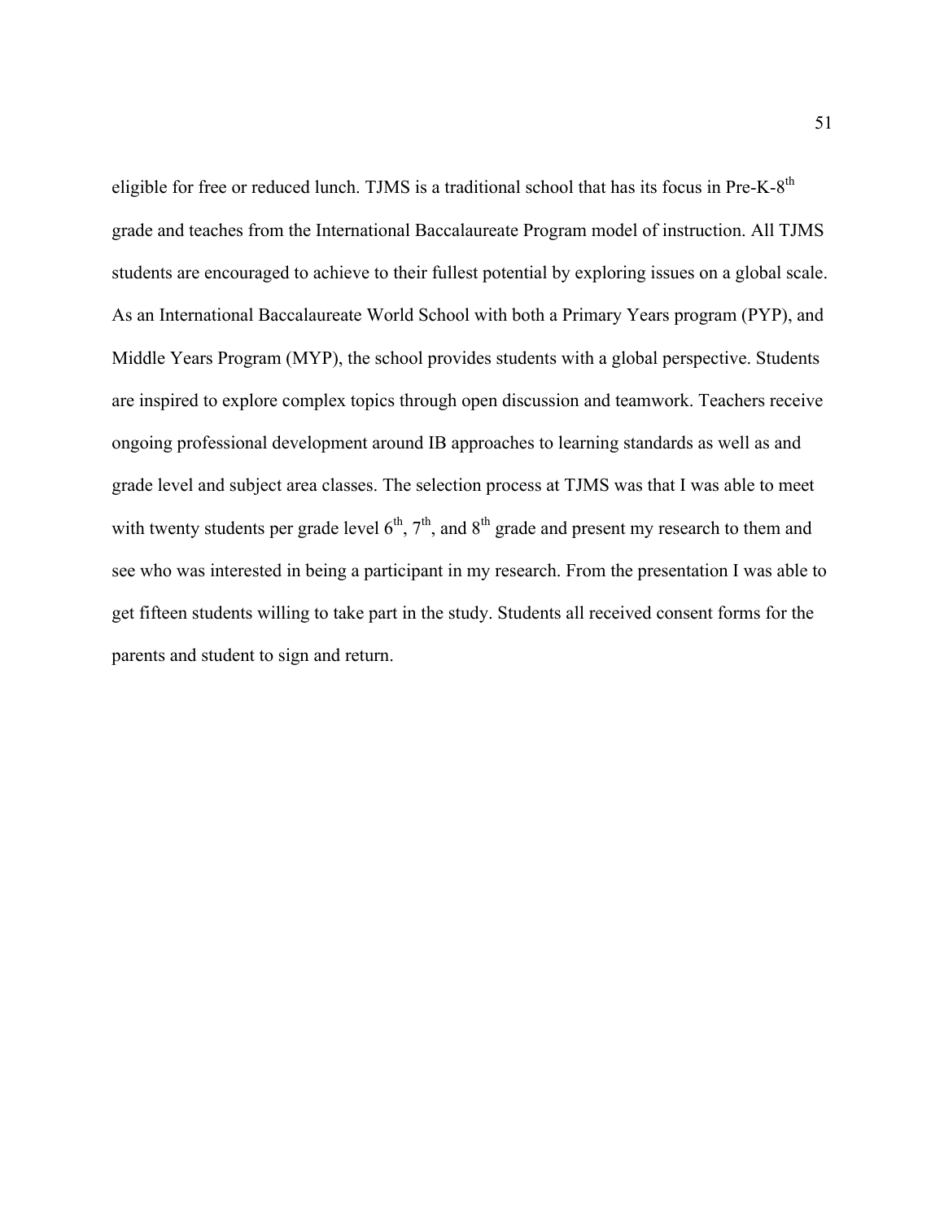eligible for free or reduced lunch. TJMS is a traditional school that has its focus in Pre-K-8th grade and teaches from the International Baccalaureate Program model of instruction. All TJMS students are encouraged to achieve to their fullest potential by exploring issues on a global scale. As an International Baccalaureate World School with both a Primary Years program (PYP), and Middle Years Program (MYP), the school provides students with a global perspective. Students are inspired to explore complex topics through open discussion and teamwork. Teachers receive ongoing professional development around IB approaches to learning standards as well as and grade level and subject area classes. The selection process at TJMS was that I was able to meet with twenty students per grade level 6th, 7th, and 8th grade and present my research to them and see who was interested in being a participant in my research. From the presentation I was able to get fifteen students willing to take part in the study. Students all received consent forms for the parents and student to sign and return.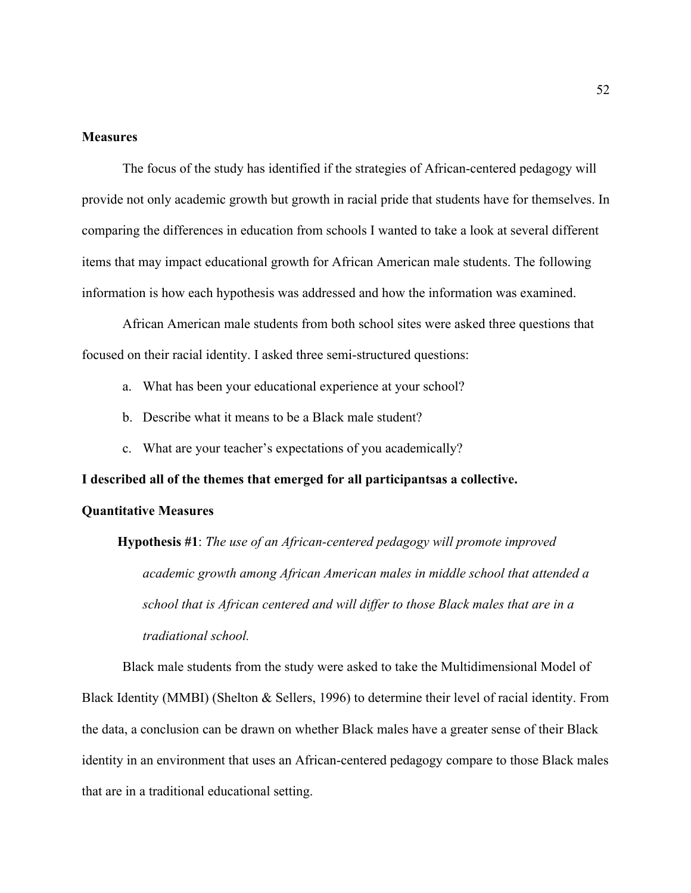## Measures

The focus of the study has identified if the strategies of African-centered pedagogy will provide not only academic growth but growth in racial pride that students have for themselves. In comparing the differences in education from schools I wanted to take a look at several different items that may impact educational growth for African American male students. The following information is how each hypothesis was addressed and how the information was examined.

African American male students from both school sites were asked three questions that focused on their racial identity. I asked three semi-structured questions:

a. What has been your educational experience at your school?
b. Describe what it means to be a Black male student?
c. What are your teacher's expectations of you academically?

**I described all of the themes that emerged for all participantsas a collective.**

## Quantitative Measures

**Hypothesis #1**: *The use of an African-centered pedagogy will promote improved academic growth among African American males in middle school that attended a school that is African centered and will differ to those Black males that are in a tradiational school.*

Black male students from the study were asked to take the Multidimensional Model of Black Identity (MMBI) (Shelton & Sellers, 1996) to determine their level of racial identity. From the data, a conclusion can be drawn on whether Black males have a greater sense of their Black identity in an environment that uses an African-centered pedagogy compare to those Black males that are in a traditional educational setting.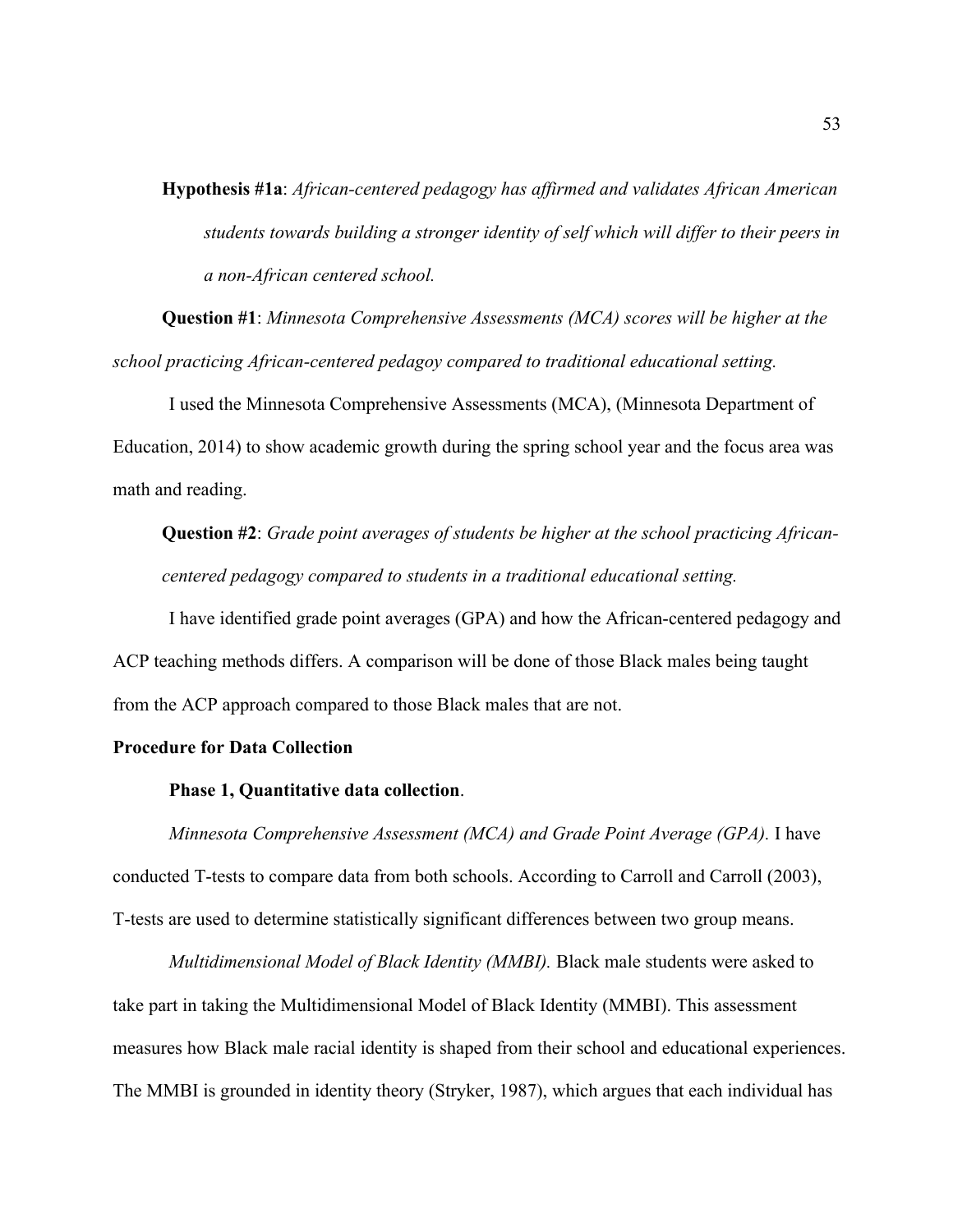**Hypothesis #1a**: *African-centered pedagogy has affirmed and validates African American students towards building a stronger identity of self which will differ to their peers in a non-African centered school.*

**Question #1**: *Minnesota Comprehensive Assessments (MCA) scores will be higher at the school practicing African-centered pedagoy compared to traditional educational setting.*

I used the Minnesota Comprehensive Assessments (MCA), (Minnesota Department of Education, 2014) to show academic growth during the spring school year and the focus area was math and reading.

**Question #2**: *Grade point averages of students be higher at the school practicing African-centered pedagogy compared to students in a traditional educational setting.*

I have identified grade point averages (GPA) and how the African-centered pedagogy and ACP teaching methods differs. A comparison will be done of those Black males being taught from the ACP approach compared to those Black males that are not.

## Procedure for Data Collection

### Phase 1, Quantitative data collection.

*Minnesota Comprehensive Assessment (MCA) and Grade Point Average (GPA).* I have conducted T-tests to compare data from both schools. According to Carroll and Carroll (2003), T-tests are used to determine statistically significant differences between two group means.

*Multidimensional Model of Black Identity (MMBI).* Black male students were asked to take part in taking the Multidimensional Model of Black Identity (MMBI). This assessment measures how Black male racial identity is shaped from their school and educational experiences. The MMBI is grounded in identity theory (Stryker, 1987), which argues that each individual has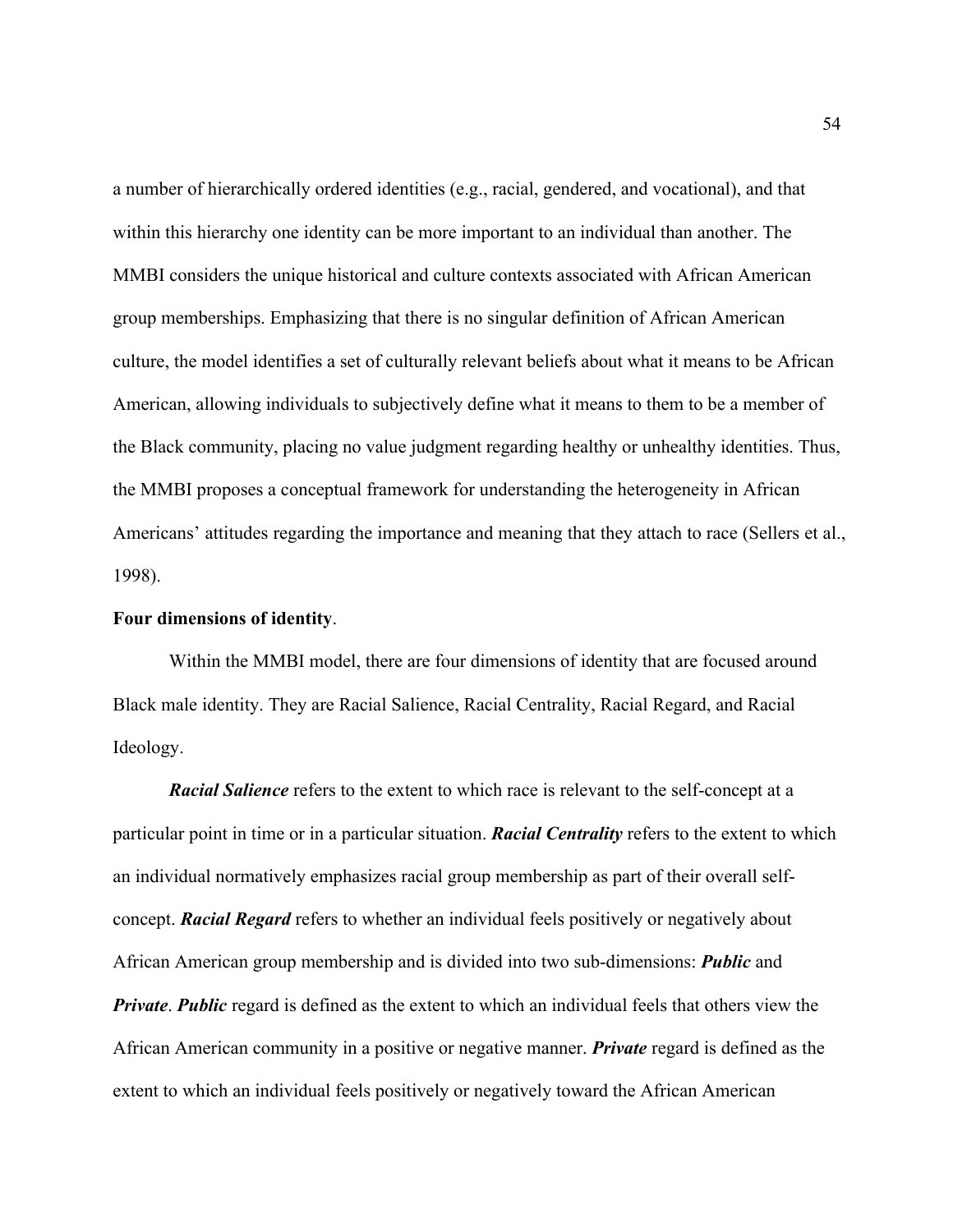a number of hierarchically ordered identities (e.g., racial, gendered, and vocational), and that within this hierarchy one identity can be more important to an individual than another. The MMBI considers the unique historical and culture contexts associated with African American group memberships. Emphasizing that there is no singular definition of African American culture, the model identifies a set of culturally relevant beliefs about what it means to be African American, allowing individuals to subjectively define what it means to them to be a member of the Black community, placing no value judgment regarding healthy or unhealthy identities. Thus, the MMBI proposes a conceptual framework for understanding the heterogeneity in African Americans' attitudes regarding the importance and meaning that they attach to race (Sellers et al., 1998).

**Four dimensions of identity**.

Within the MMBI model, there are four dimensions of identity that are focused around Black male identity. They are Racial Salience, Racial Centrality, Racial Regard, and Racial Ideology.

***Racial Salience*** refers to the extent to which race is relevant to the self-concept at a particular point in time or in a particular situation. ***Racial Centrality*** refers to the extent to which an individual normatively emphasizes racial group membership as part of their overall self-concept. ***Racial Regard*** refers to whether an individual feels positively or negatively about African American group membership and is divided into two sub-dimensions: ***Public*** and ***Private***. ***Public*** regard is defined as the extent to which an individual feels that others view the African American community in a positive or negative manner. ***Private*** regard is defined as the extent to which an individual feels positively or negatively toward the African American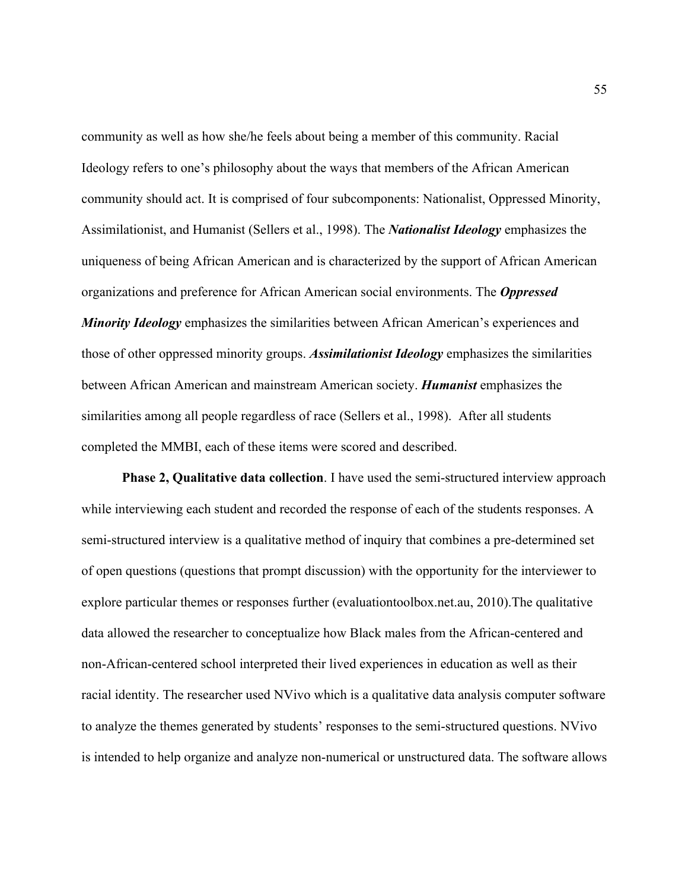community as well as how she/he feels about being a member of this community. Racial Ideology refers to one's philosophy about the ways that members of the African American community should act. It is comprised of four subcomponents: Nationalist, Oppressed Minority, Assimilationist, and Humanist (Sellers et al., 1998). The ***Nationalist Ideology*** emphasizes the uniqueness of being African American and is characterized by the support of African American organizations and preference for African American social environments. The ***Oppressed Minority Ideology*** emphasizes the similarities between African American's experiences and those of other oppressed minority groups. ***Assimilationist Ideology*** emphasizes the similarities between African American and mainstream American society. ***Humanist*** emphasizes the similarities among all people regardless of race (Sellers et al., 1998). After all students completed the MMBI, each of these items were scored and described.

**Phase 2, Qualitative data collection**. I have used the semi-structured interview approach while interviewing each student and recorded the response of each of the students responses. A semi-structured interview is a qualitative method of inquiry that combines a pre-determined set of open questions (questions that prompt discussion) with the opportunity for the interviewer to explore particular themes or responses further (evaluationtoolbox.net.au, 2010).The qualitative data allowed the researcher to conceptualize how Black males from the African-centered and non-African-centered school interpreted their lived experiences in education as well as their racial identity. The researcher used NVivo which is a qualitative data analysis computer software to analyze the themes generated by students' responses to the semi-structured questions. NVivo is intended to help organize and analyze non-numerical or unstructured data. The software allows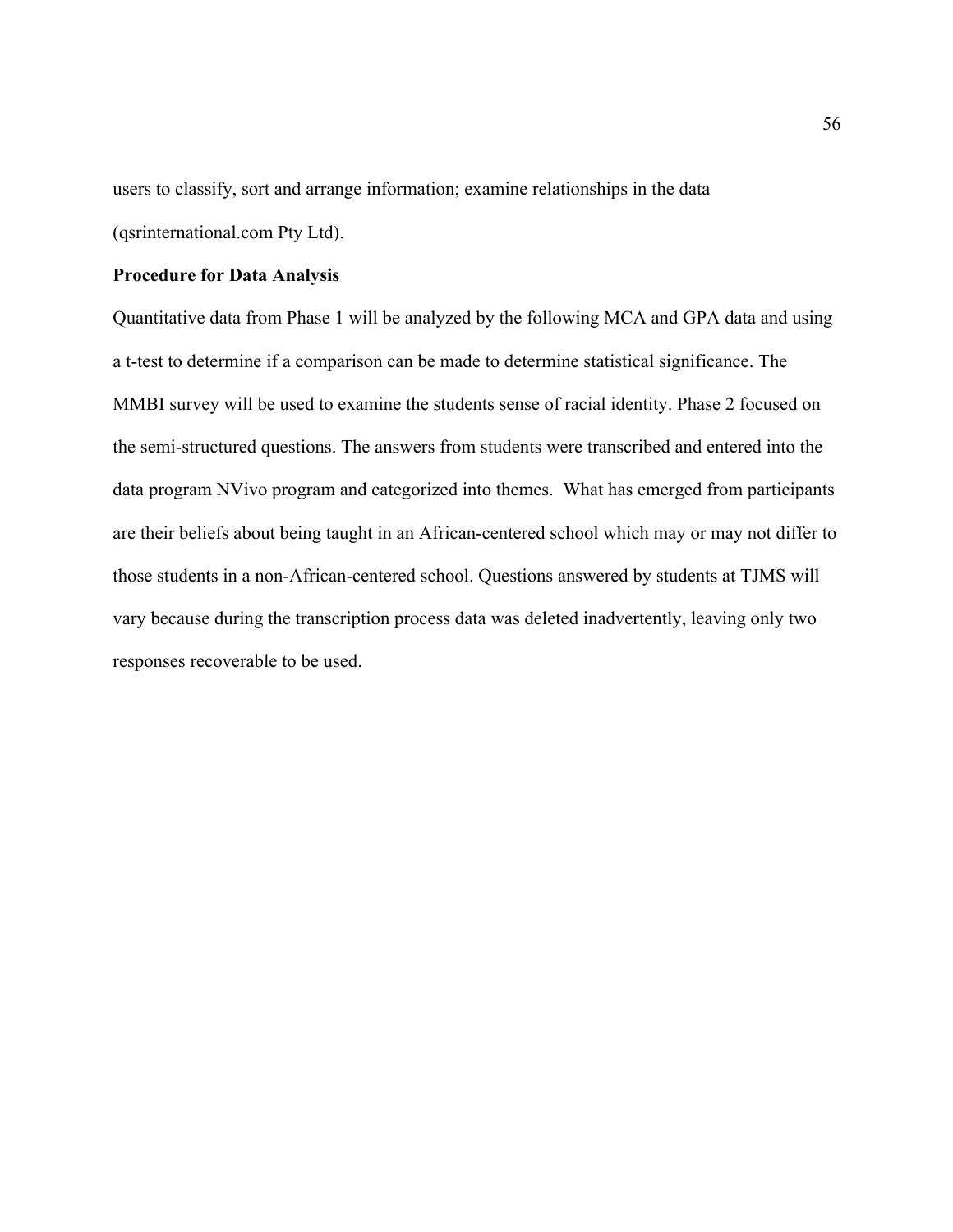users to classify, sort and arrange information; examine relationships in the data (qsrinternational.com Pty Ltd).

**Procedure for Data Analysis**

Quantitative data from Phase 1 will be analyzed by the following MCA and GPA data and using a t-test to determine if a comparison can be made to determine statistical significance. The MMBI survey will be used to examine the students sense of racial identity. Phase 2 focused on the semi-structured questions. The answers from students were transcribed and entered into the data program NVivo program and categorized into themes. What has emerged from participants are their beliefs about being taught in an African-centered school which may or may not differ to those students in a non-African-centered school. Questions answered by students at TJMS will vary because during the transcription process data was deleted inadvertently, leaving only two responses recoverable to be used.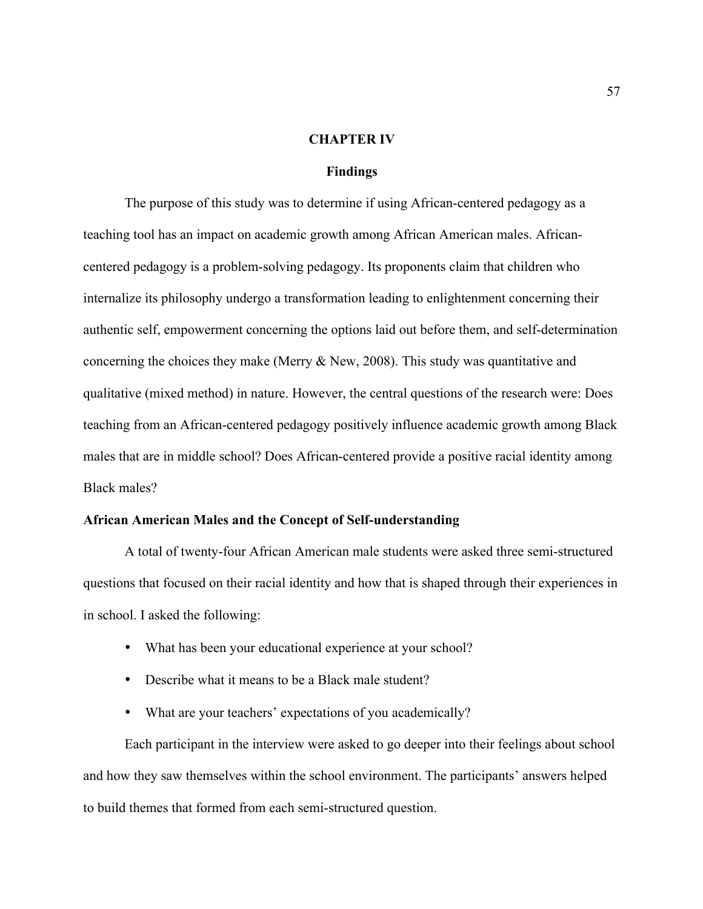# CHAPTER IV

## Findings

The purpose of this study was to determine if using African-centered pedagogy as a teaching tool has an impact on academic growth among African American males. African-centered pedagogy is a problem-solving pedagogy. Its proponents claim that children who internalize its philosophy undergo a transformation leading to enlightenment concerning their authentic self, empowerment concerning the options laid out before them, and self-determination concerning the choices they make (Merry & New, 2008). This study was quantitative and qualitative (mixed method) in nature. However, the central questions of the research were: Does teaching from an African-centered pedagogy positively influence academic growth among Black males that are in middle school? Does African-centered provide a positive racial identity among Black males?

### African American Males and the Concept of Self-understanding

A total of twenty-four African American male students were asked three semi-structured questions that focused on their racial identity and how that is shaped through their experiences in in school. I asked the following:

- What has been your educational experience at your school?
- Describe what it means to be a Black male student?
- What are your teachers' expectations of you academically?

Each participant in the interview were asked to go deeper into their feelings about school and how they saw themselves within the school environment. The participants' answers helped to build themes that formed from each semi-structured question.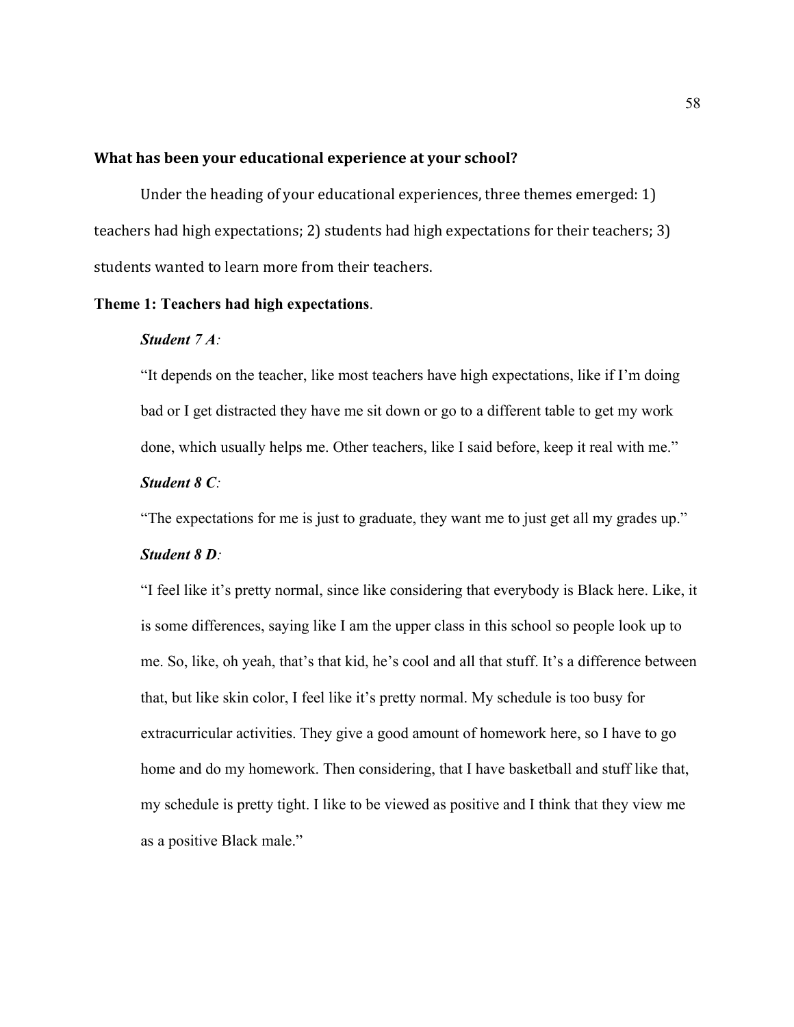**What has been your educational experience at your school?**

Under the heading of your educational experiences, three themes emerged: 1) teachers had high expectations; 2) students had high expectations for their teachers; 3) students wanted to learn more from their teachers.

**Theme 1: Teachers had high expectations**.

***Student 7 A**:*

"It depends on the teacher, like most teachers have high expectations, like if I'm doing bad or I get distracted they have me sit down or go to a different table to get my work done, which usually helps me. Other teachers, like I said before, keep it real with me."

***Student 8 C**:*

"The expectations for me is just to graduate, they want me to just get all my grades up."

***Student 8 D**:*

"I feel like it's pretty normal, since like considering that everybody is Black here. Like, it is some differences, saying like I am the upper class in this school so people look up to me. So, like, oh yeah, that's that kid, he's cool and all that stuff. It's a difference between that, but like skin color, I feel like it's pretty normal. My schedule is too busy for extracurricular activities. They give a good amount of homework here, so I have to go home and do my homework. Then considering, that I have basketball and stuff like that, my schedule is pretty tight. I like to be viewed as positive and I think that they view me as a positive Black male."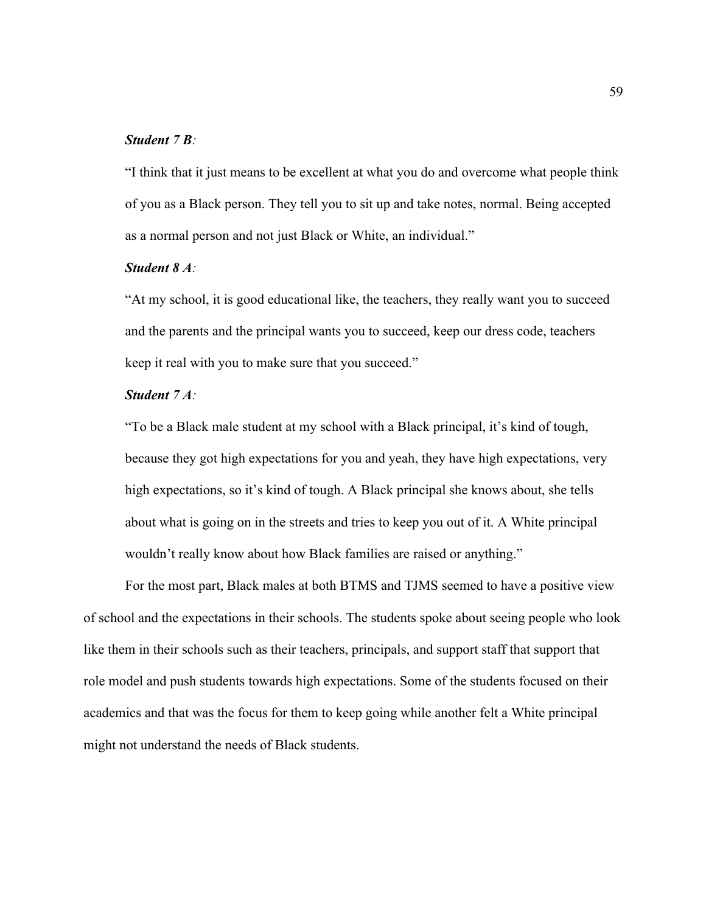***Student 7 B:***

"I think that it just means to be excellent at what you do and overcome what people think of you as a Black person. They tell you to sit up and take notes, normal. Being accepted as a normal person and not just Black or White, an individual."

***Student 8 A:***

"At my school, it is good educational like, the teachers, they really want you to succeed and the parents and the principal wants you to succeed, keep our dress code, teachers keep it real with you to make sure that you succeed."

***Student 7 A:***

"To be a Black male student at my school with a Black principal, it's kind of tough, because they got high expectations for you and yeah, they have high expectations, very high expectations, so it's kind of tough. A Black principal she knows about, she tells about what is going on in the streets and tries to keep you out of it. A White principal wouldn't really know about how Black families are raised or anything."

For the most part, Black males at both BTMS and TJMS seemed to have a positive view of school and the expectations in their schools. The students spoke about seeing people who look like them in their schools such as their teachers, principals, and support staff that support that role model and push students towards high expectations. Some of the students focused on their academics and that was the focus for them to keep going while another felt a White principal might not understand the needs of Black students.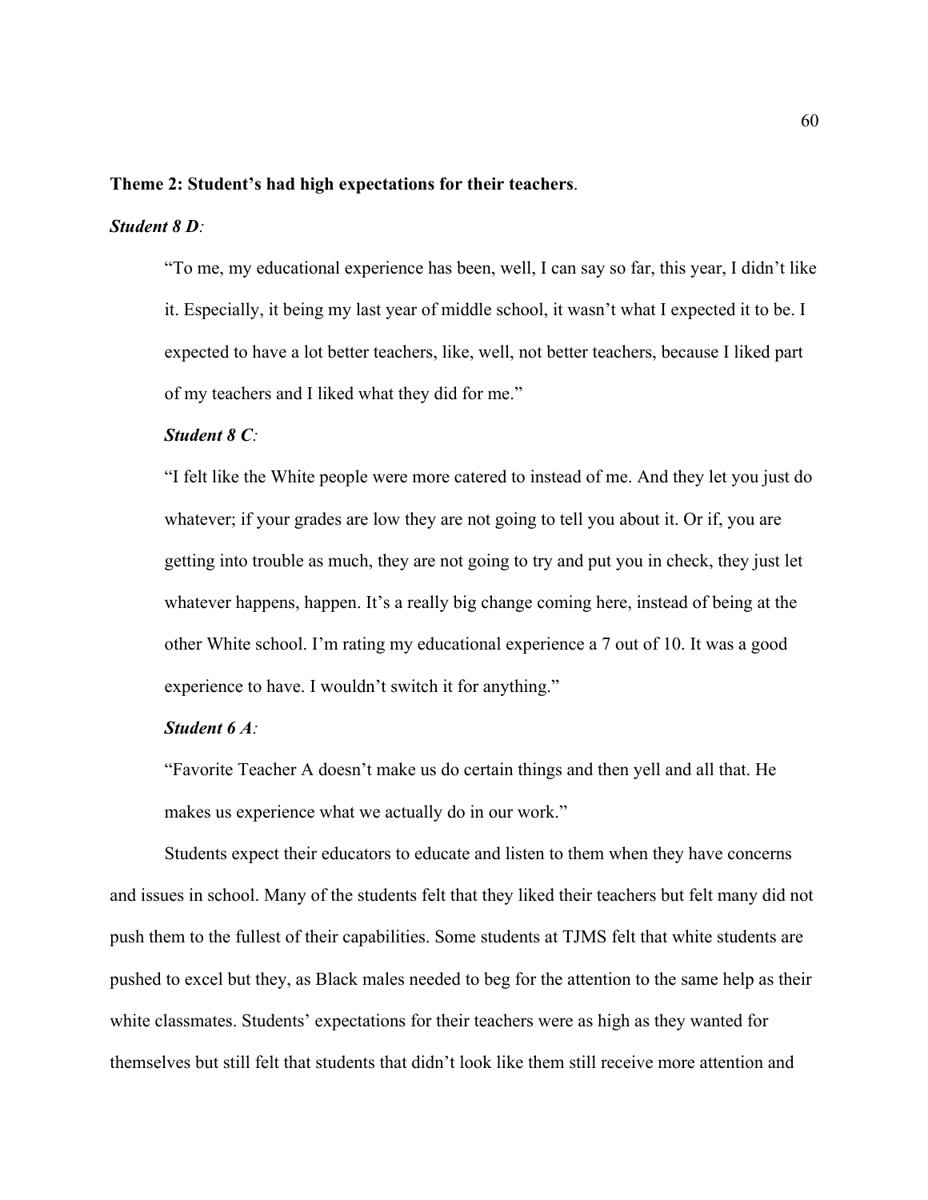**Theme 2: Student's had high expectations for their teachers**.

***Student 8 D:***

> "To me, my educational experience has been, well, I can say so far, this year, I didn't like it. Especially, it being my last year of middle school, it wasn't what I expected it to be. I expected to have a lot better teachers, like, well, not better teachers, because I liked part of my teachers and I liked what they did for me."
>
> ***Student 8 C:***
>
> "I felt like the White people were more catered to instead of me. And they let you just do whatever; if your grades are low they are not going to tell you about it. Or if, you are getting into trouble as much, they are not going to try and put you in check, they just let whatever happens, happen. It's a really big change coming here, instead of being at the other White school. I'm rating my educational experience a 7 out of 10. It was a good experience to have. I wouldn't switch it for anything."
>
> ***Student 6 A:***
>
> "Favorite Teacher A doesn't make us do certain things and then yell and all that. He makes us experience what we actually do in our work."

Students expect their educators to educate and listen to them when they have concerns and issues in school. Many of the students felt that they liked their teachers but felt many did not push them to the fullest of their capabilities. Some students at TJMS felt that white students are pushed to excel but they, as Black males needed to beg for the attention to the same help as their white classmates. Students' expectations for their teachers were as high as they wanted for themselves but still felt that students that didn't look like them still receive more attention and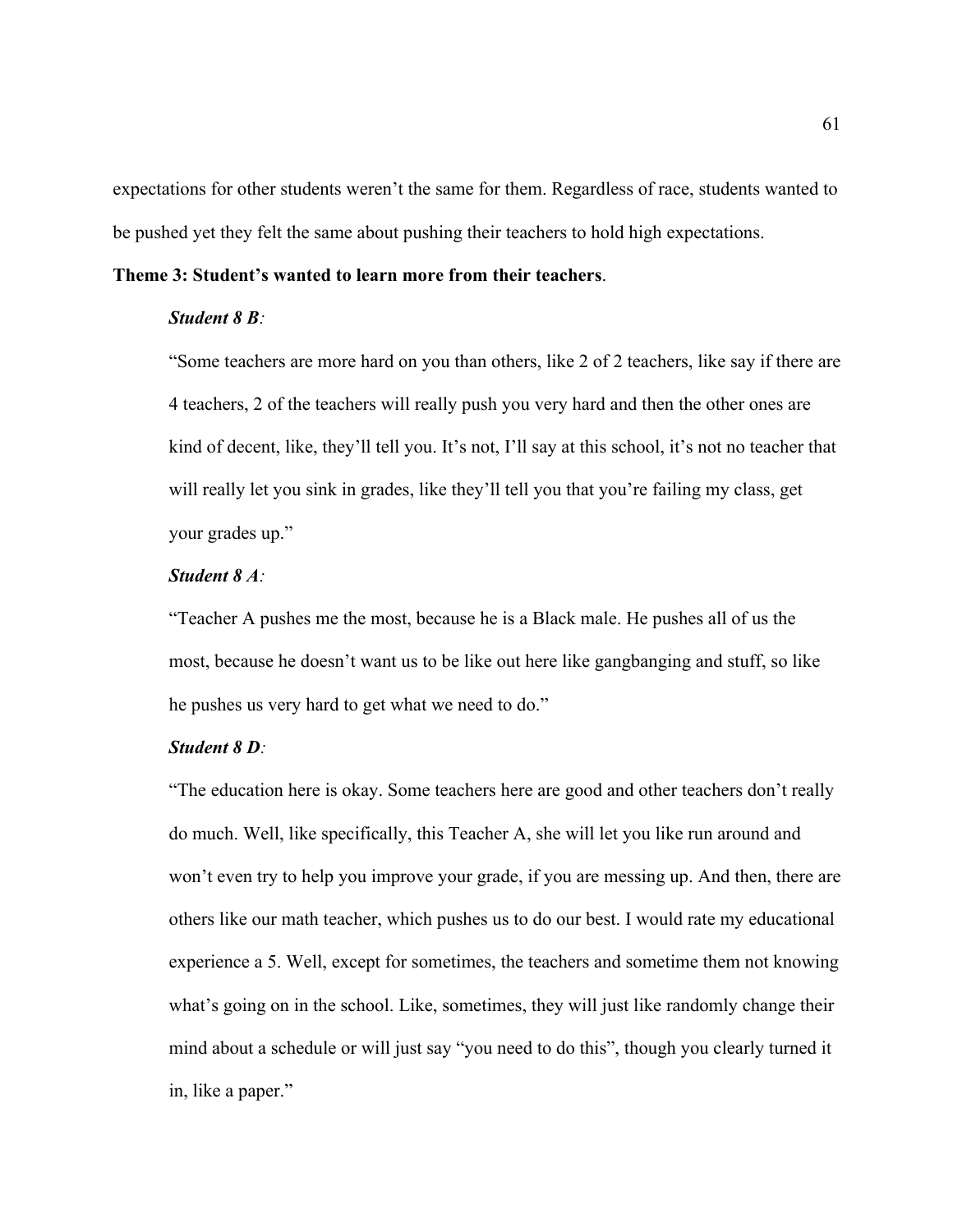expectations for other students weren't the same for them. Regardless of race, students wanted to be pushed yet they felt the same about pushing their teachers to hold high expectations.

**Theme 3: Student's wanted to learn more from their teachers**.

***Student 8 B****:*

"Some teachers are more hard on you than others, like 2 of 2 teachers, like say if there are 4 teachers, 2 of the teachers will really push you very hard and then the other ones are kind of decent, like, they'll tell you. It's not, I'll say at this school, it's not no teacher that will really let you sink in grades, like they'll tell you that you're failing my class, get your grades up."

***Student 8 A****:*

"Teacher A pushes me the most, because he is a Black male. He pushes all of us the most, because he doesn't want us to be like out here like gangbanging and stuff, so like he pushes us very hard to get what we need to do."

***Student 8 D****:*

"The education here is okay. Some teachers here are good and other teachers don't really do much. Well, like specifically, this Teacher A, she will let you like run around and won't even try to help you improve your grade, if you are messing up. And then, there are others like our math teacher, which pushes us to do our best. I would rate my educational experience a 5. Well, except for sometimes, the teachers and sometime them not knowing what's going on in the school. Like, sometimes, they will just like randomly change their mind about a schedule or will just say "you need to do this", though you clearly turned it in, like a paper."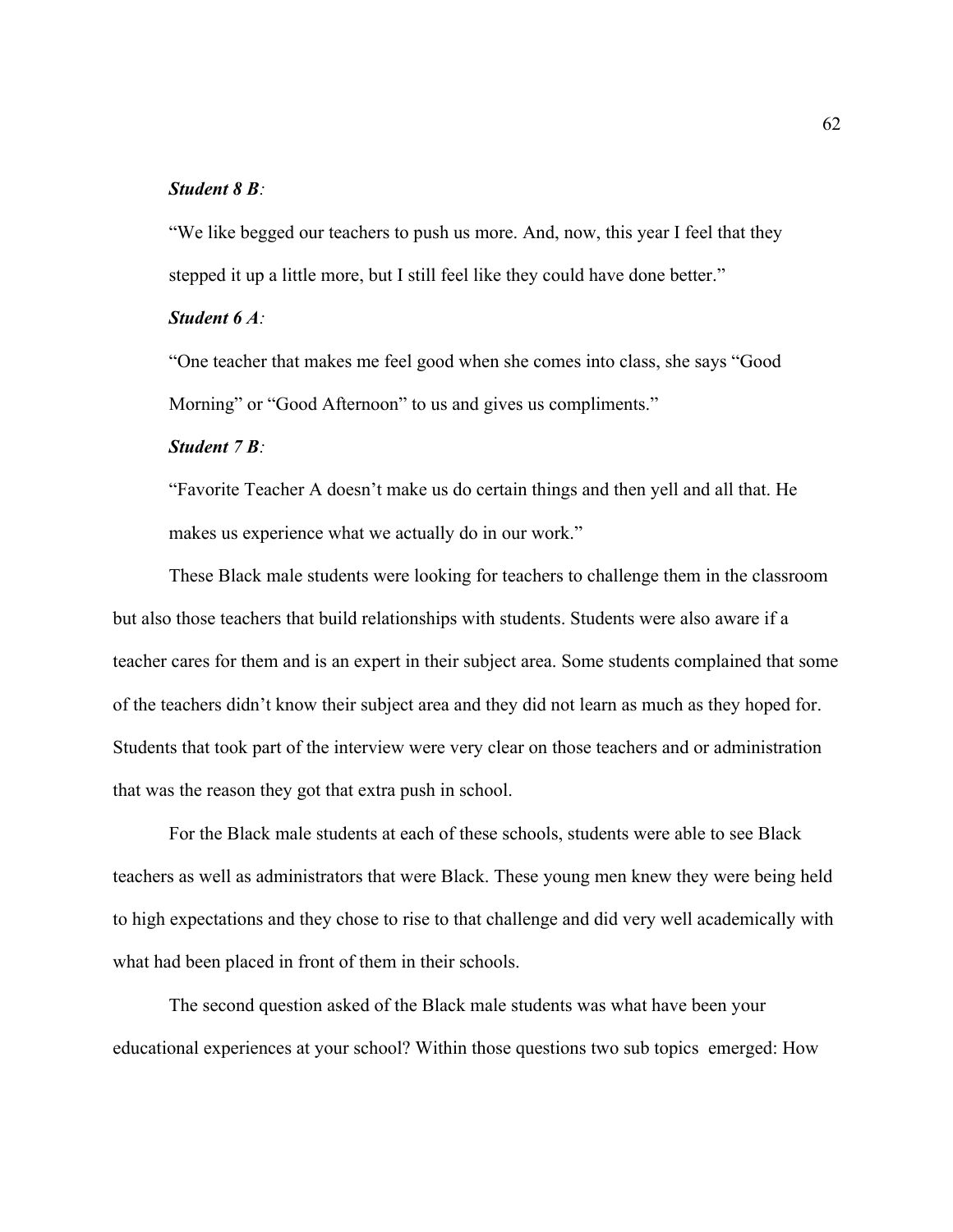***Student 8 B*:**

"We like begged our teachers to push us more. And, now, this year I feel that they stepped it up a little more, but I still feel like they could have done better."

***Student 6 A*:**

"One teacher that makes me feel good when she comes into class, she says "Good Morning" or "Good Afternoon" to us and gives us compliments."

***Student 7 B*:**

"Favorite Teacher A doesn't make us do certain things and then yell and all that. He makes us experience what we actually do in our work."

These Black male students were looking for teachers to challenge them in the classroom but also those teachers that build relationships with students. Students were also aware if a teacher cares for them and is an expert in their subject area. Some students complained that some of the teachers didn't know their subject area and they did not learn as much as they hoped for. Students that took part of the interview were very clear on those teachers and or administration that was the reason they got that extra push in school.

For the Black male students at each of these schools, students were able to see Black teachers as well as administrators that were Black. These young men knew they were being held to high expectations and they chose to rise to that challenge and did very well academically with what had been placed in front of them in their schools.

The second question asked of the Black male students was what have been your educational experiences at your school? Within those questions two sub topics emerged: How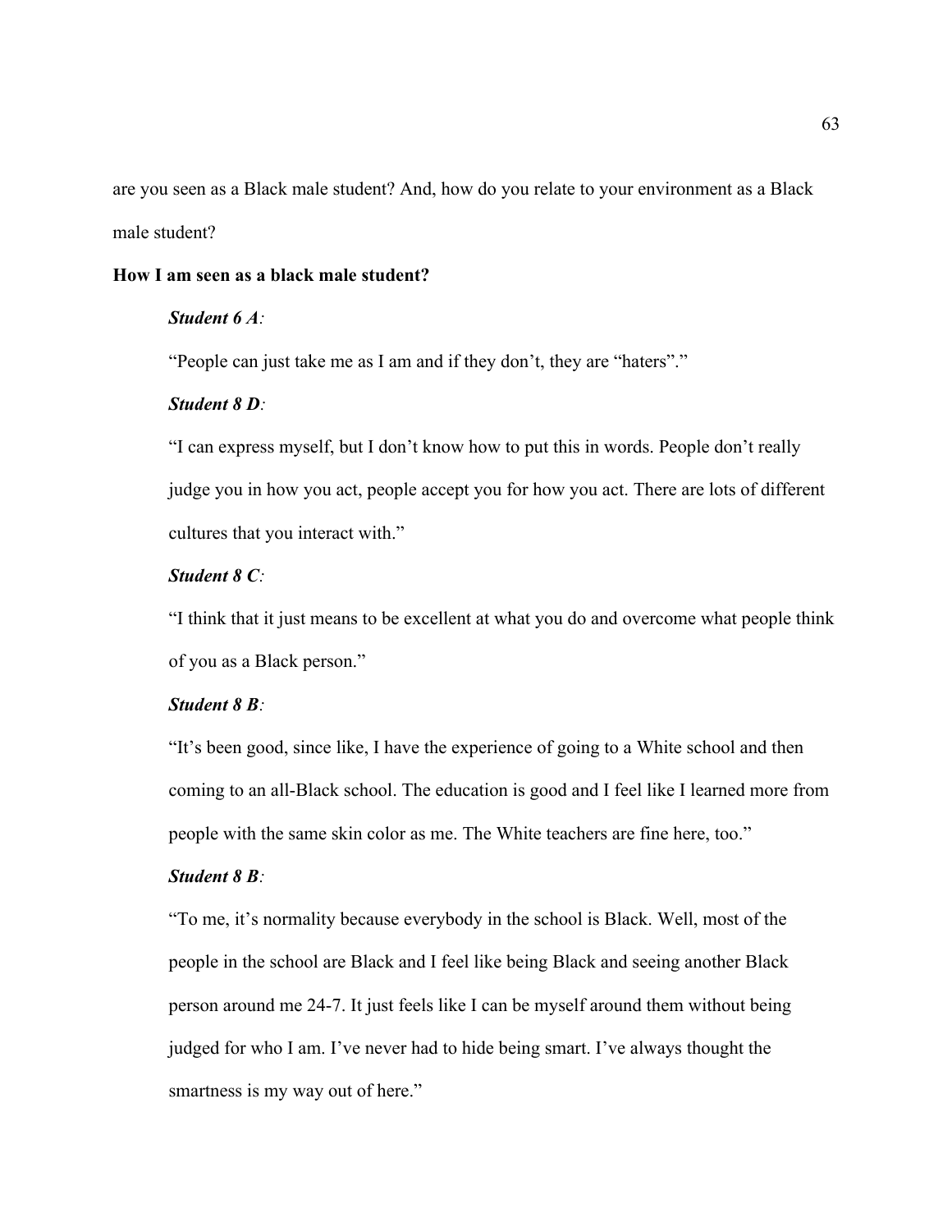are you seen as a Black male student? And, how do you relate to your environment as a Black male student?

**How I am seen as a black male student?**

***Student 6 A****:*

"People can just take me as I am and if they don't, they are "haters"."

***Student 8 D****:*

"I can express myself, but I don't know how to put this in words. People don't really judge you in how you act, people accept you for how you act. There are lots of different cultures that you interact with."

***Student 8 C****:*

"I think that it just means to be excellent at what you do and overcome what people think of you as a Black person."

***Student 8 B****:*

"It's been good, since like, I have the experience of going to a White school and then coming to an all-Black school. The education is good and I feel like I learned more from people with the same skin color as me. The White teachers are fine here, too."

***Student 8 B****:*

"To me, it's normality because everybody in the school is Black. Well, most of the people in the school are Black and I feel like being Black and seeing another Black person around me 24-7. It just feels like I can be myself around them without being judged for who I am. I've never had to hide being smart. I've always thought the smartness is my way out of here."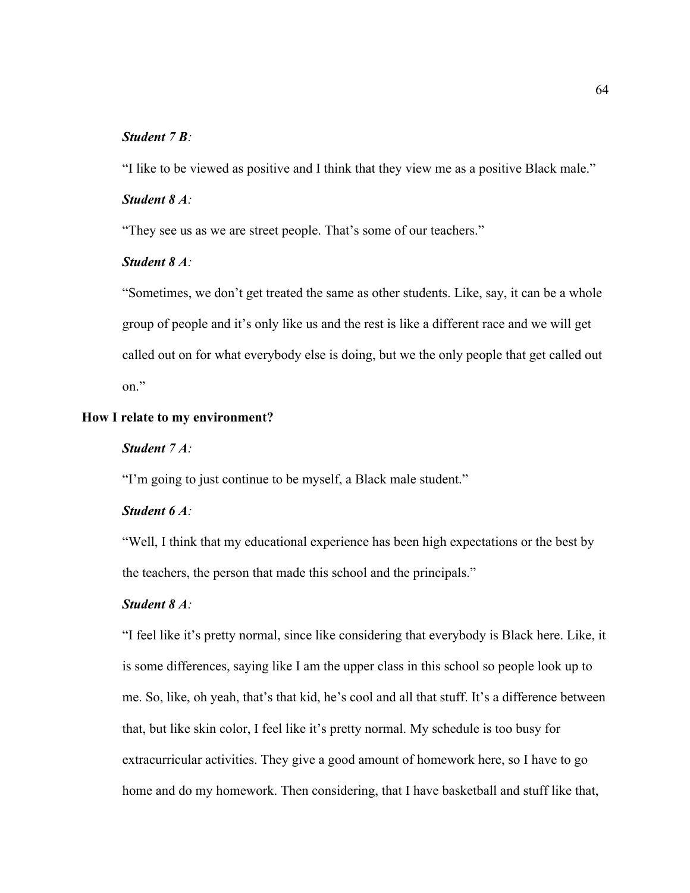***Student 7 B:***

"I like to be viewed as positive and I think that they view me as a positive Black male."

***Student 8 A:***

"They see us as we are street people. That's some of our teachers."

***Student 8 A:***

"Sometimes, we don't get treated the same as other students. Like, say, it can be a whole group of people and it's only like us and the rest is like a different race and we will get called out on for what everybody else is doing, but we the only people that get called out on."

**How I relate to my environment?**

***Student 7 A:***

"I'm going to just continue to be myself, a Black male student."

***Student 6 A:***

"Well, I think that my educational experience has been high expectations or the best by the teachers, the person that made this school and the principals."

***Student 8 A:***

"I feel like it's pretty normal, since like considering that everybody is Black here. Like, it is some differences, saying like I am the upper class in this school so people look up to me. So, like, oh yeah, that's that kid, he's cool and all that stuff. It's a difference between that, but like skin color, I feel like it's pretty normal. My schedule is too busy for extracurricular activities. They give a good amount of homework here, so I have to go home and do my homework. Then considering, that I have basketball and stuff like that,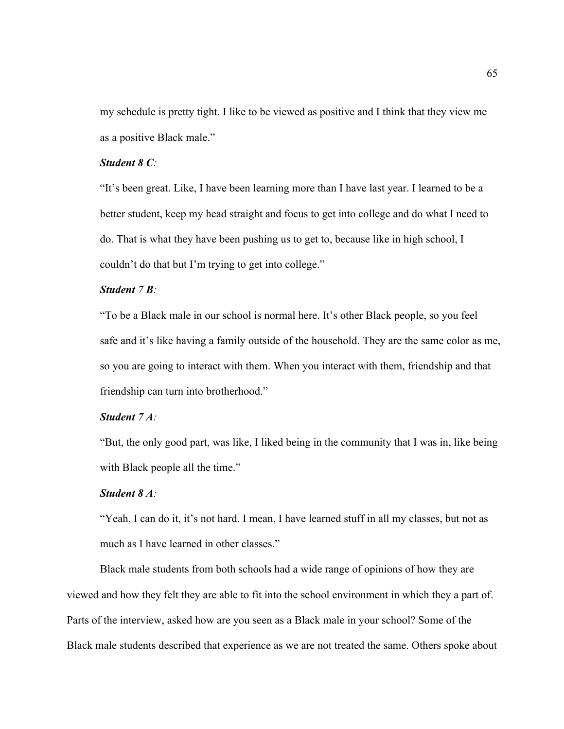my schedule is pretty tight. I like to be viewed as positive and I think that they view me as a positive Black male."

***Student 8 C:***

"It's been great. Like, I have been learning more than I have last year. I learned to be a better student, keep my head straight and focus to get into college and do what I need to do. That is what they have been pushing us to get to, because like in high school, I couldn't do that but I'm trying to get into college."

***Student 7 B:***

"To be a Black male in our school is normal here. It's other Black people, so you feel safe and it's like having a family outside of the household. They are the same color as me, so you are going to interact with them. When you interact with them, friendship and that friendship can turn into brotherhood."

***Student 7 A:***

"But, the only good part, was like, I liked being in the community that I was in, like being with Black people all the time."

***Student 8 A:***

"Yeah, I can do it, it's not hard. I mean, I have learned stuff in all my classes, but not as much as I have learned in other classes."

Black male students from both schools had a wide range of opinions of how they are viewed and how they felt they are able to fit into the school environment in which they a part of. Parts of the interview, asked how are you seen as a Black male in your school? Some of the Black male students described that experience as we are not treated the same. Others spoke about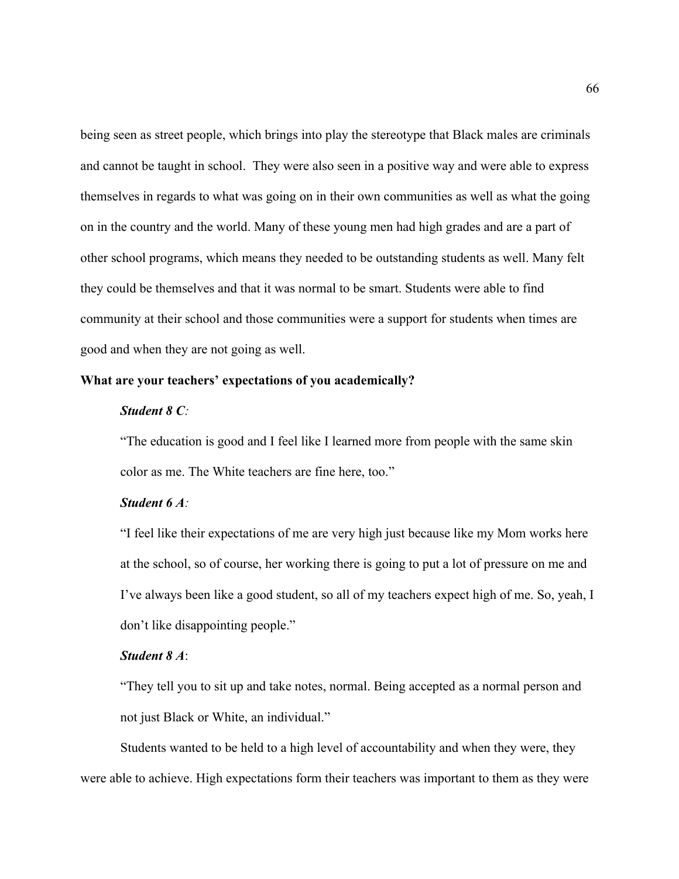being seen as street people, which brings into play the stereotype that Black males are criminals and cannot be taught in school. They were also seen in a positive way and were able to express themselves in regards to what was going on in their own communities as well as what the going on in the country and the world. Many of these young men had high grades and are a part of other school programs, which means they needed to be outstanding students as well. Many felt they could be themselves and that it was normal to be smart. Students were able to find community at their school and those communities were a support for students when times are good and when they are not going as well.

**What are your teachers' expectations of you academically?**

***Student 8 C:***

"The education is good and I feel like I learned more from people with the same skin color as me. The White teachers are fine here, too."

***Student 6 A:***

"I feel like their expectations of me are very high just because like my Mom works here at the school, so of course, her working there is going to put a lot of pressure on me and I've always been like a good student, so all of my teachers expect high of me. So, yeah, I don't like disappointing people."

***Student 8 A*:**

"They tell you to sit up and take notes, normal. Being accepted as a normal person and not just Black or White, an individual."

Students wanted to be held to a high level of accountability and when they were, they were able to achieve. High expectations form their teachers was important to them as they were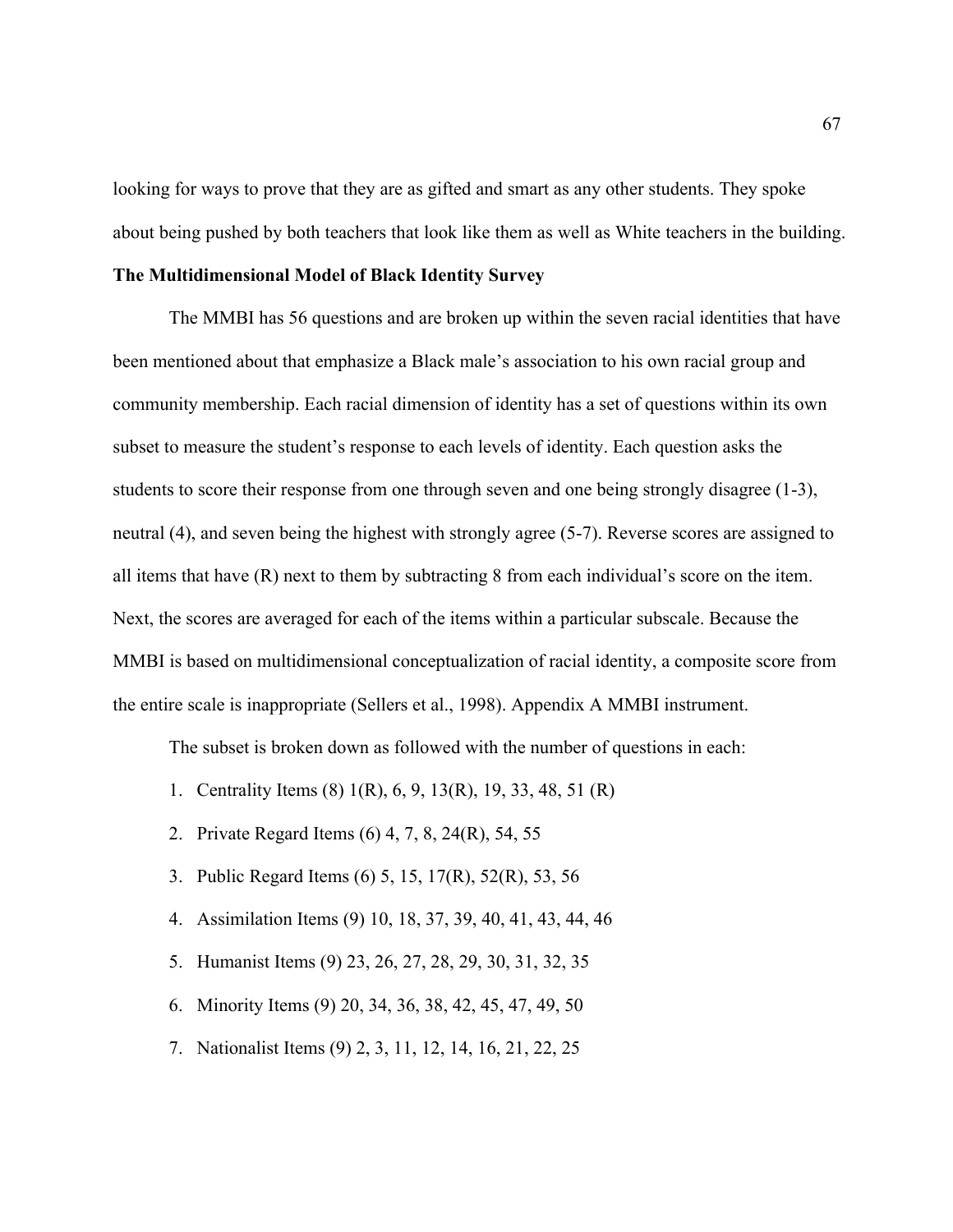looking for ways to prove that they are as gifted and smart as any other students. They spoke about being pushed by both teachers that look like them as well as White teachers in the building.

**The Multidimensional Model of Black Identity Survey**

The MMBI has 56 questions and are broken up within the seven racial identities that have been mentioned about that emphasize a Black male's association to his own racial group and community membership. Each racial dimension of identity has a set of questions within its own subset to measure the student's response to each levels of identity. Each question asks the students to score their response from one through seven and one being strongly disagree (1-3), neutral (4), and seven being the highest with strongly agree (5-7). Reverse scores are assigned to all items that have (R) next to them by subtracting 8 from each individual's score on the item. Next, the scores are averaged for each of the items within a particular subscale. Because the MMBI is based on multidimensional conceptualization of racial identity, a composite score from the entire scale is inappropriate (Sellers et al., 1998). Appendix A MMBI instrument.

The subset is broken down as followed with the number of questions in each:

1. Centrality Items (8) 1(R), 6, 9, 13(R), 19, 33, 48, 51 (R)
2. Private Regard Items (6) 4, 7, 8, 24(R), 54, 55
3. Public Regard Items (6) 5, 15, 17(R), 52(R), 53, 56
4. Assimilation Items (9) 10, 18, 37, 39, 40, 41, 43, 44, 46
5. Humanist Items (9) 23, 26, 27, 28, 29, 30, 31, 32, 35
6. Minority Items (9) 20, 34, 36, 38, 42, 45, 47, 49, 50
7. Nationalist Items (9) 2, 3, 11, 12, 14, 16, 21, 22, 25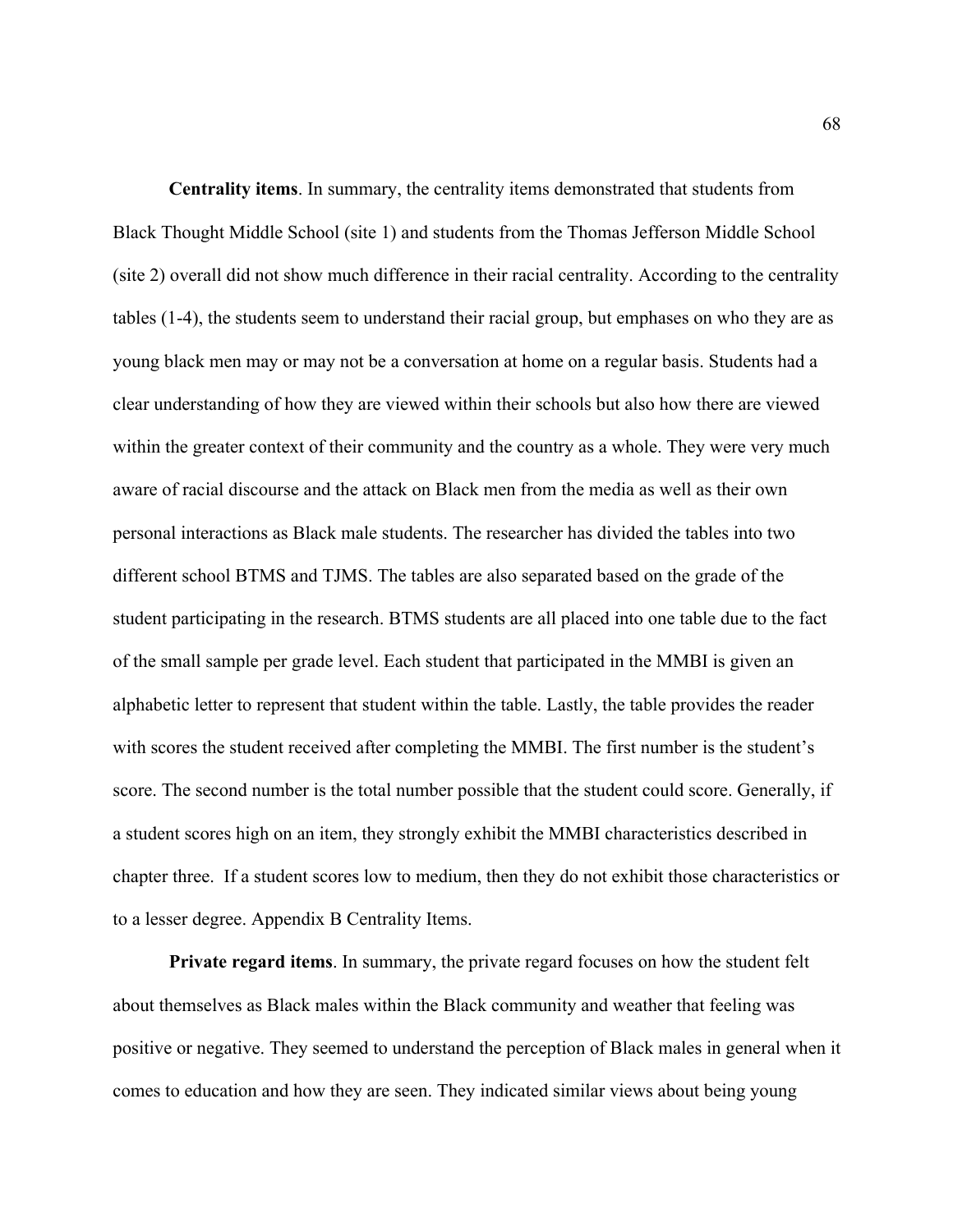**Centrality items**. In summary, the centrality items demonstrated that students from Black Thought Middle School (site 1) and students from the Thomas Jefferson Middle School (site 2) overall did not show much difference in their racial centrality. According to the centrality tables (1-4), the students seem to understand their racial group, but emphases on who they are as young black men may or may not be a conversation at home on a regular basis. Students had a clear understanding of how they are viewed within their schools but also how there are viewed within the greater context of their community and the country as a whole. They were very much aware of racial discourse and the attack on Black men from the media as well as their own personal interactions as Black male students. The researcher has divided the tables into two different school BTMS and TJMS. The tables are also separated based on the grade of the student participating in the research. BTMS students are all placed into one table due to the fact of the small sample per grade level. Each student that participated in the MMBI is given an alphabetic letter to represent that student within the table. Lastly, the table provides the reader with scores the student received after completing the MMBI. The first number is the student's score. The second number is the total number possible that the student could score. Generally, if a student scores high on an item, they strongly exhibit the MMBI characteristics described in chapter three. If a student scores low to medium, then they do not exhibit those characteristics or to a lesser degree. Appendix B Centrality Items.

**Private regard items**. In summary, the private regard focuses on how the student felt about themselves as Black males within the Black community and weather that feeling was positive or negative. They seemed to understand the perception of Black males in general when it comes to education and how they are seen. They indicated similar views about being young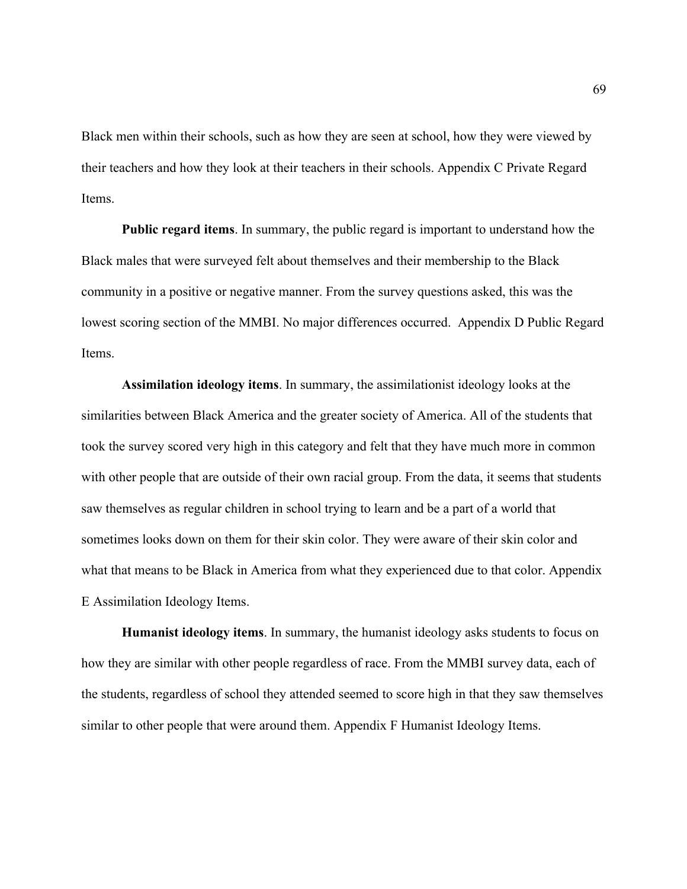Black men within their schools, such as how they are seen at school, how they were viewed by their teachers and how they look at their teachers in their schools. Appendix C Private Regard Items.

**Public regard items**. In summary, the public regard is important to understand how the Black males that were surveyed felt about themselves and their membership to the Black community in a positive or negative manner. From the survey questions asked, this was the lowest scoring section of the MMBI. No major differences occurred. Appendix D Public Regard Items.

**Assimilation ideology items**. In summary, the assimilationist ideology looks at the similarities between Black America and the greater society of America. All of the students that took the survey scored very high in this category and felt that they have much more in common with other people that are outside of their own racial group. From the data, it seems that students saw themselves as regular children in school trying to learn and be a part of a world that sometimes looks down on them for their skin color. They were aware of their skin color and what that means to be Black in America from what they experienced due to that color. Appendix E Assimilation Ideology Items.

**Humanist ideology items**. In summary, the humanist ideology asks students to focus on how they are similar with other people regardless of race. From the MMBI survey data, each of the students, regardless of school they attended seemed to score high in that they saw themselves similar to other people that were around them. Appendix F Humanist Ideology Items.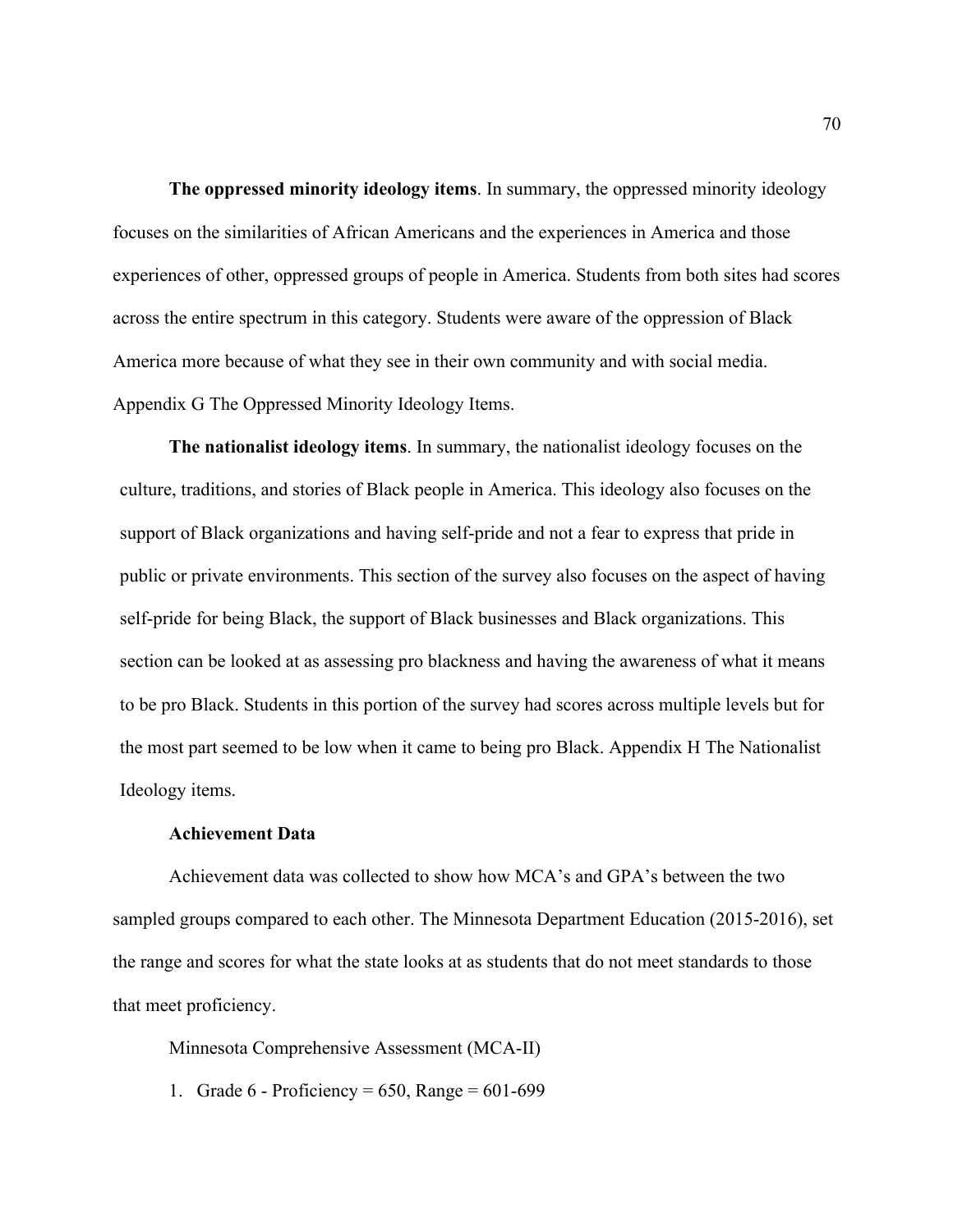**The oppressed minority ideology items**. In summary, the oppressed minority ideology focuses on the similarities of African Americans and the experiences in America and those experiences of other, oppressed groups of people in America. Students from both sites had scores across the entire spectrum in this category. Students were aware of the oppression of Black America more because of what they see in their own community and with social media. Appendix G The Oppressed Minority Ideology Items.

**The nationalist ideology items**. In summary, the nationalist ideology focuses on the culture, traditions, and stories of Black people in America. This ideology also focuses on the support of Black organizations and having self-pride and not a fear to express that pride in public or private environments. This section of the survey also focuses on the aspect of having self-pride for being Black, the support of Black businesses and Black organizations. This section can be looked at as assessing pro blackness and having the awareness of what it means to be pro Black. Students in this portion of the survey had scores across multiple levels but for the most part seemed to be low when it came to being pro Black. Appendix H The Nationalist Ideology items.

**Achievement Data**

Achievement data was collected to show how MCA's and GPA's between the two sampled groups compared to each other. The Minnesota Department Education (2015-2016), set the range and scores for what the state looks at as students that do not meet standards to those that meet proficiency.

Minnesota Comprehensive Assessment (MCA-II)

1. Grade 6 - Proficiency = 650, Range = 601-699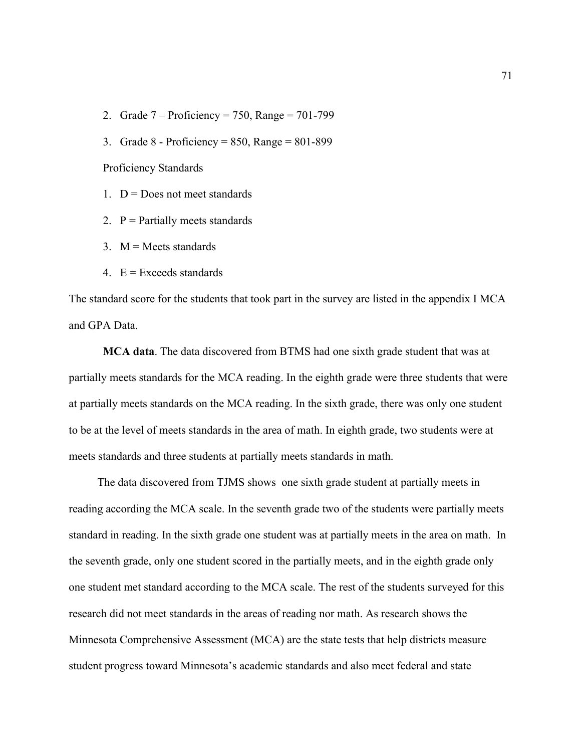2. Grade 7 – Proficiency = 750, Range = 701-799
3. Grade 8 - Proficiency = 850, Range = 801-899

Proficiency Standards

1. D = Does not meet standards
2. P = Partially meets standards
3. M = Meets standards
4. E = Exceeds standards

The standard score for the students that took part in the survey are listed in the appendix I MCA and GPA Data.

**MCA data**. The data discovered from BTMS had one sixth grade student that was at partially meets standards for the MCA reading. In the eighth grade were three students that were at partially meets standards on the MCA reading. In the sixth grade, there was only one student to be at the level of meets standards in the area of math. In eighth grade, two students were at meets standards and three students at partially meets standards in math.

The data discovered from TJMS shows one sixth grade student at partially meets in reading according the MCA scale. In the seventh grade two of the students were partially meets standard in reading. In the sixth grade one student was at partially meets in the area on math. In the seventh grade, only one student scored in the partially meets, and in the eighth grade only one student met standard according to the MCA scale. The rest of the students surveyed for this research did not meet standards in the areas of reading nor math. As research shows the Minnesota Comprehensive Assessment (MCA) are the state tests that help districts measure student progress toward Minnesota's academic standards and also meet federal and state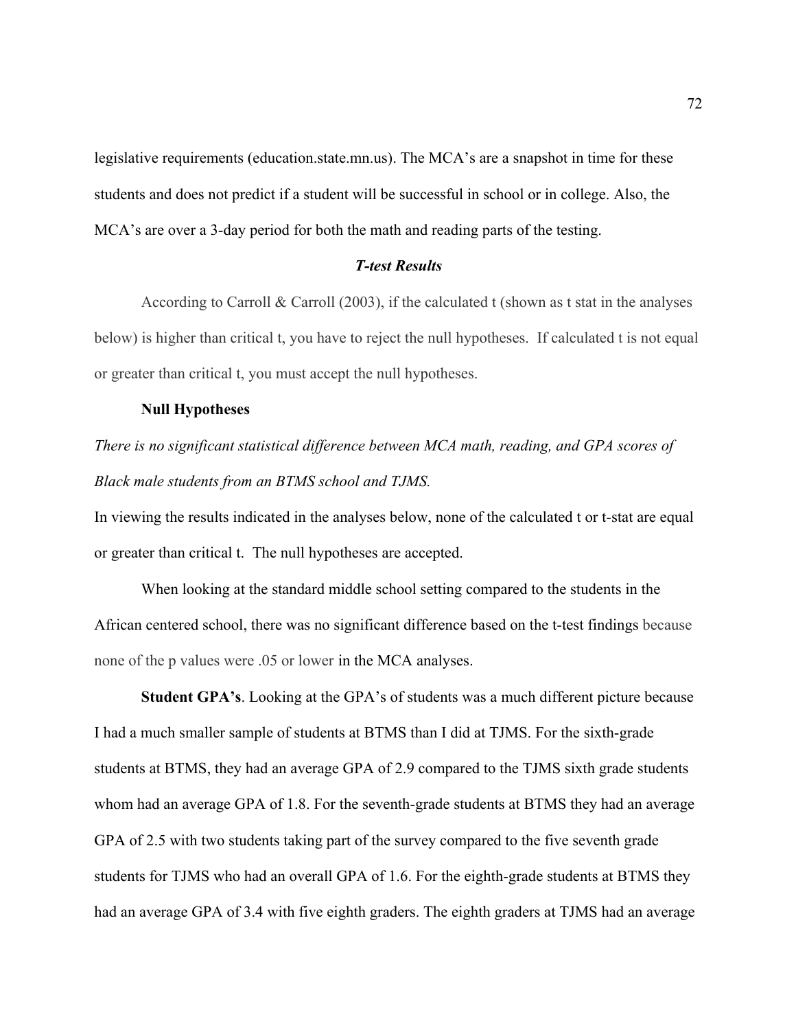legislative requirements (education.state.mn.us). The MCA's are a snapshot in time for these students and does not predict if a student will be successful in school or in college. Also, the MCA's are over a 3-day period for both the math and reading parts of the testing.

### ***T-test Results***

According to Carroll & Carroll (2003), if the calculated t (shown as t stat in the analyses below) is higher than critical t, you have to reject the null hypotheses. If calculated t is not equal or greater than critical t, you must accept the null hypotheses.

**Null Hypotheses**

*There is no significant statistical difference between MCA math, reading, and GPA scores of Black male students from an BTMS school and TJMS.*

In viewing the results indicated in the analyses below, none of the calculated t or t-stat are equal or greater than critical t. The null hypotheses are accepted.

When looking at the standard middle school setting compared to the students in the African centered school, there was no significant difference based on the t-test findings because none of the p values were .05 or lower in the MCA analyses.

**Student GPA's**. Looking at the GPA's of students was a much different picture because I had a much smaller sample of students at BTMS than I did at TJMS. For the sixth-grade students at BTMS, they had an average GPA of 2.9 compared to the TJMS sixth grade students whom had an average GPA of 1.8. For the seventh-grade students at BTMS they had an average GPA of 2.5 with two students taking part of the survey compared to the five seventh grade students for TJMS who had an overall GPA of 1.6. For the eighth-grade students at BTMS they had an average GPA of 3.4 with five eighth graders. The eighth graders at TJMS had an average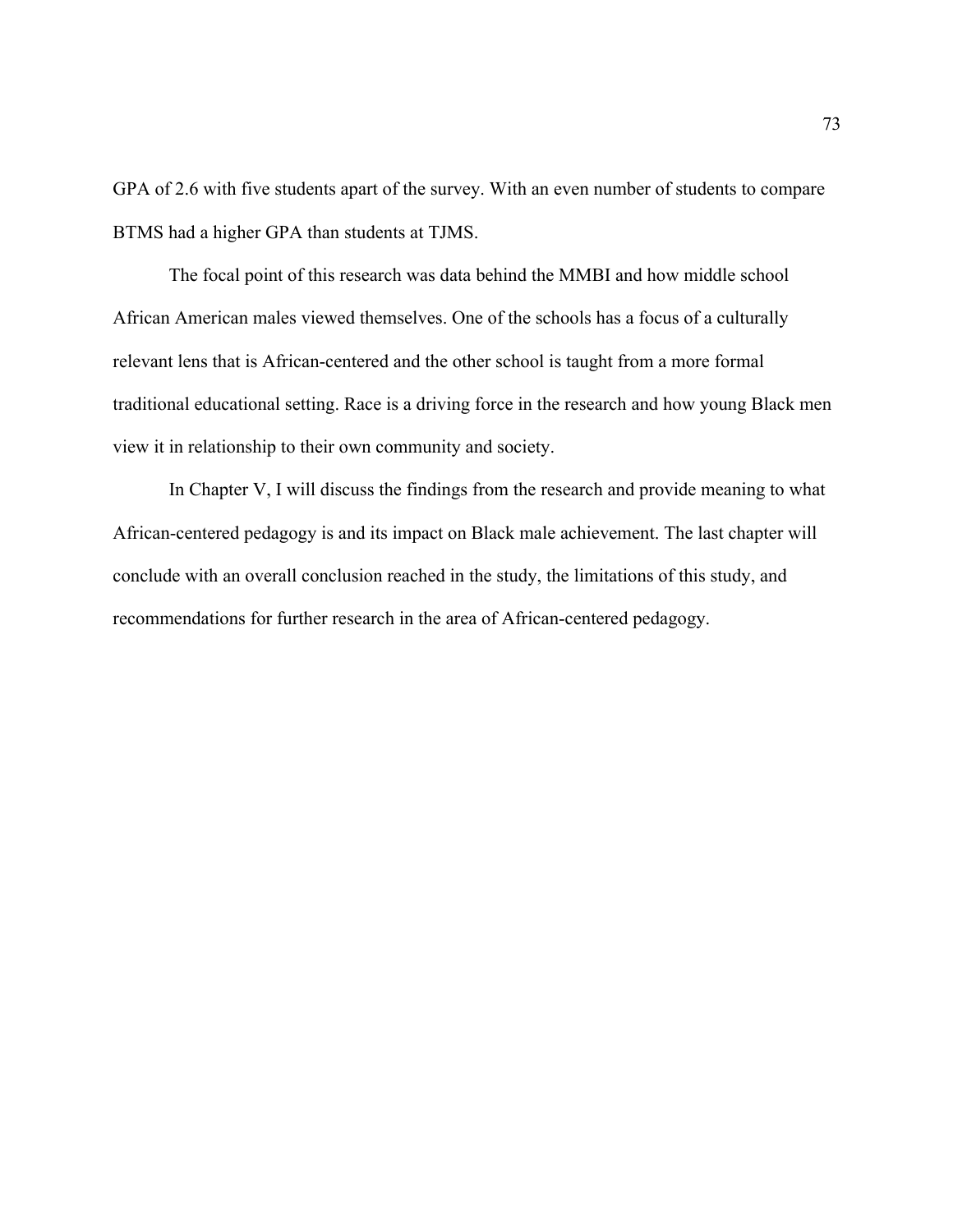GPA of 2.6 with five students apart of the survey. With an even number of students to compare BTMS had a higher GPA than students at TJMS.

The focal point of this research was data behind the MMBI and how middle school African American males viewed themselves. One of the schools has a focus of a culturally relevant lens that is African-centered and the other school is taught from a more formal traditional educational setting. Race is a driving force in the research and how young Black men view it in relationship to their own community and society.

In Chapter V, I will discuss the findings from the research and provide meaning to what African-centered pedagogy is and its impact on Black male achievement. The last chapter will conclude with an overall conclusion reached in the study, the limitations of this study, and recommendations for further research in the area of African-centered pedagogy.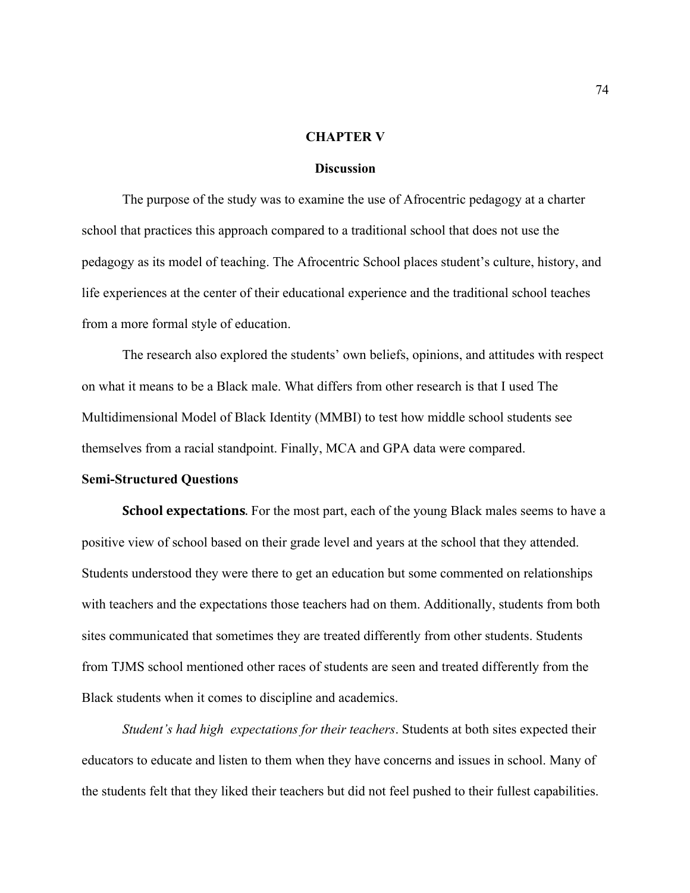# CHAPTER V

## Discussion

The purpose of the study was to examine the use of Afrocentric pedagogy at a charter school that practices this approach compared to a traditional school that does not use the pedagogy as its model of teaching. The Afrocentric School places student's culture, history, and life experiences at the center of their educational experience and the traditional school teaches from a more formal style of education.

The research also explored the students' own beliefs, opinions, and attitudes with respect on what it means to be a Black male. What differs from other research is that I used The Multidimensional Model of Black Identity (MMBI) to test how middle school students see themselves from a racial standpoint. Finally, MCA and GPA data were compared.

### Semi-Structured Questions

**School expectations**. For the most part, each of the young Black males seems to have a positive view of school based on their grade level and years at the school that they attended. Students understood they were there to get an education but some commented on relationships with teachers and the expectations those teachers had on them. Additionally, students from both sites communicated that sometimes they are treated differently from other students. Students from TJMS school mentioned other races of students are seen and treated differently from the Black students when it comes to discipline and academics.

*Student's had high expectations for their teachers*. Students at both sites expected their educators to educate and listen to them when they have concerns and issues in school. Many of the students felt that they liked their teachers but did not feel pushed to their fullest capabilities.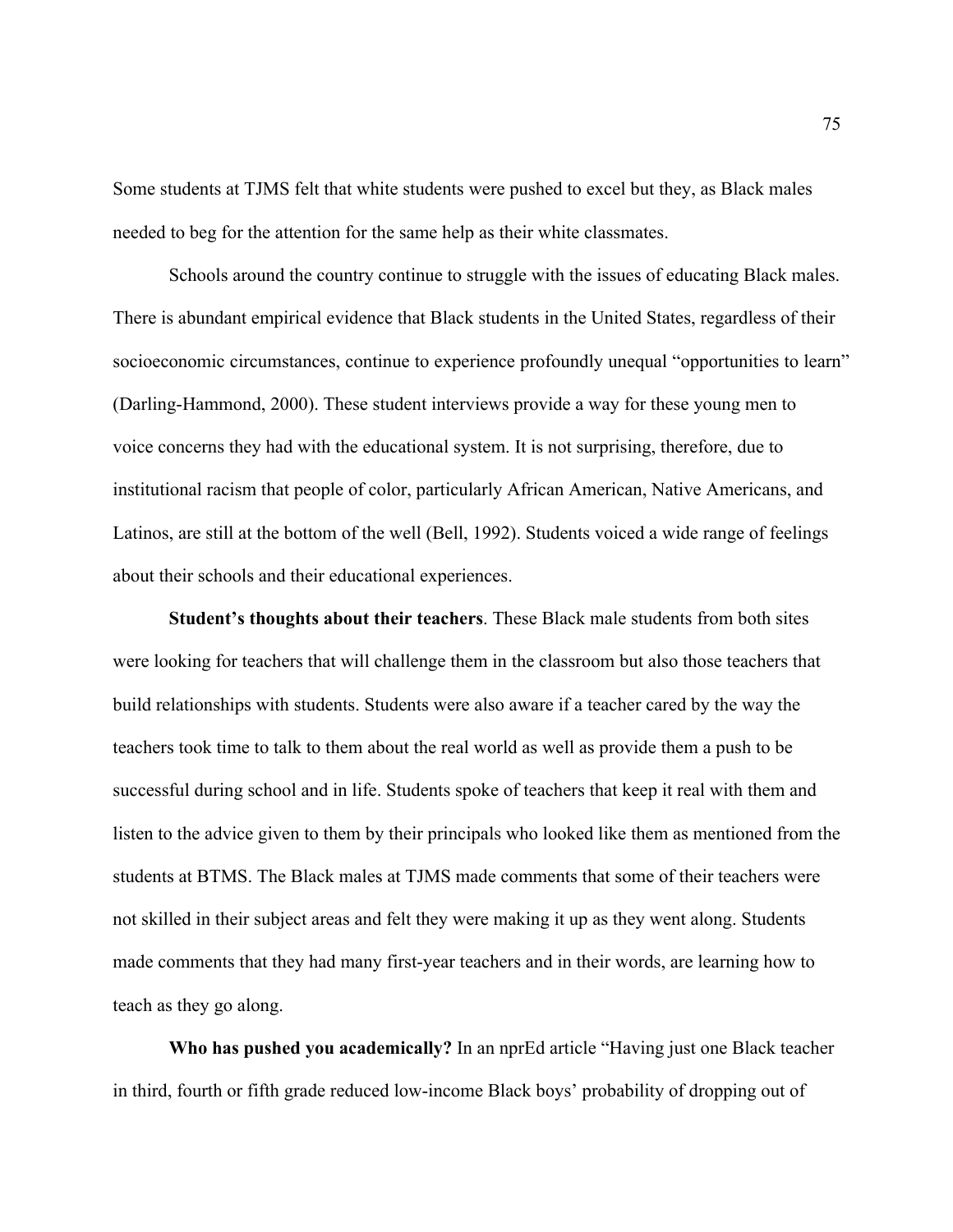Some students at TJMS felt that white students were pushed to excel but they, as Black males needed to beg for the attention for the same help as their white classmates.

Schools around the country continue to struggle with the issues of educating Black males. There is abundant empirical evidence that Black students in the United States, regardless of their socioeconomic circumstances, continue to experience profoundly unequal "opportunities to learn" (Darling-Hammond, 2000). These student interviews provide a way for these young men to voice concerns they had with the educational system. It is not surprising, therefore, due to institutional racism that people of color, particularly African American, Native Americans, and Latinos, are still at the bottom of the well (Bell, 1992). Students voiced a wide range of feelings about their schools and their educational experiences.

**Student's thoughts about their teachers**. These Black male students from both sites were looking for teachers that will challenge them in the classroom but also those teachers that build relationships with students. Students were also aware if a teacher cared by the way the teachers took time to talk to them about the real world as well as provide them a push to be successful during school and in life. Students spoke of teachers that keep it real with them and listen to the advice given to them by their principals who looked like them as mentioned from the students at BTMS. The Black males at TJMS made comments that some of their teachers were not skilled in their subject areas and felt they were making it up as they went along. Students made comments that they had many first-year teachers and in their words, are learning how to teach as they go along.

**Who has pushed you academically?** In an nprEd article "Having just one Black teacher in third, fourth or fifth grade reduced low-income Black boys' probability of dropping out of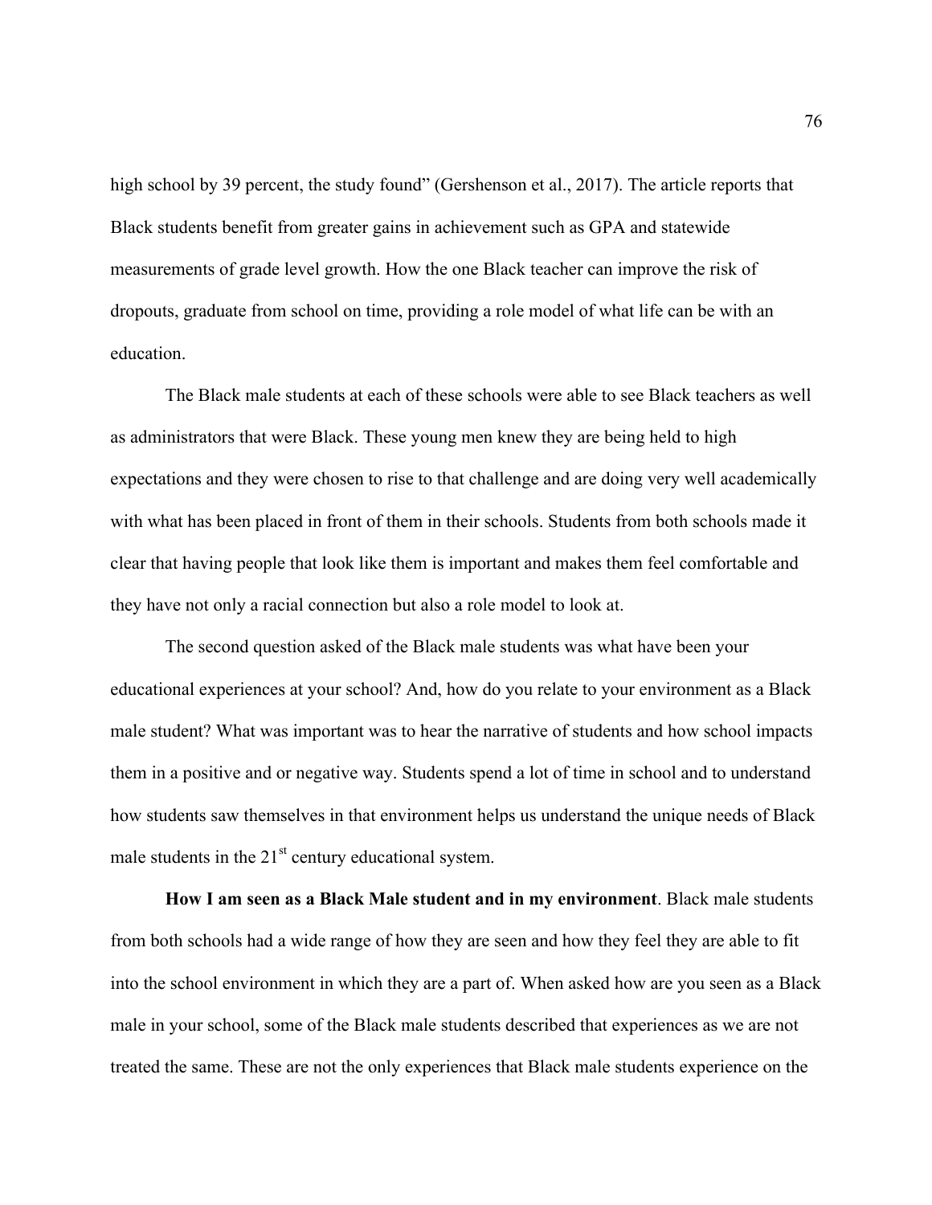high school by 39 percent, the study found" (Gershenson et al., 2017). The article reports that Black students benefit from greater gains in achievement such as GPA and statewide measurements of grade level growth. How the one Black teacher can improve the risk of dropouts, graduate from school on time, providing a role model of what life can be with an education.

The Black male students at each of these schools were able to see Black teachers as well as administrators that were Black. These young men knew they are being held to high expectations and they were chosen to rise to that challenge and are doing very well academically with what has been placed in front of them in their schools. Students from both schools made it clear that having people that look like them is important and makes them feel comfortable and they have not only a racial connection but also a role model to look at.

The second question asked of the Black male students was what have been your educational experiences at your school? And, how do you relate to your environment as a Black male student? What was important was to hear the narrative of students and how school impacts them in a positive and or negative way. Students spend a lot of time in school and to understand how students saw themselves in that environment helps us understand the unique needs of Black male students in the 21st century educational system.

**How I am seen as a Black Male student and in my environment**. Black male students from both schools had a wide range of how they are seen and how they feel they are able to fit into the school environment in which they are a part of. When asked how are you seen as a Black male in your school, some of the Black male students described that experiences as we are not treated the same. These are not the only experiences that Black male students experience on the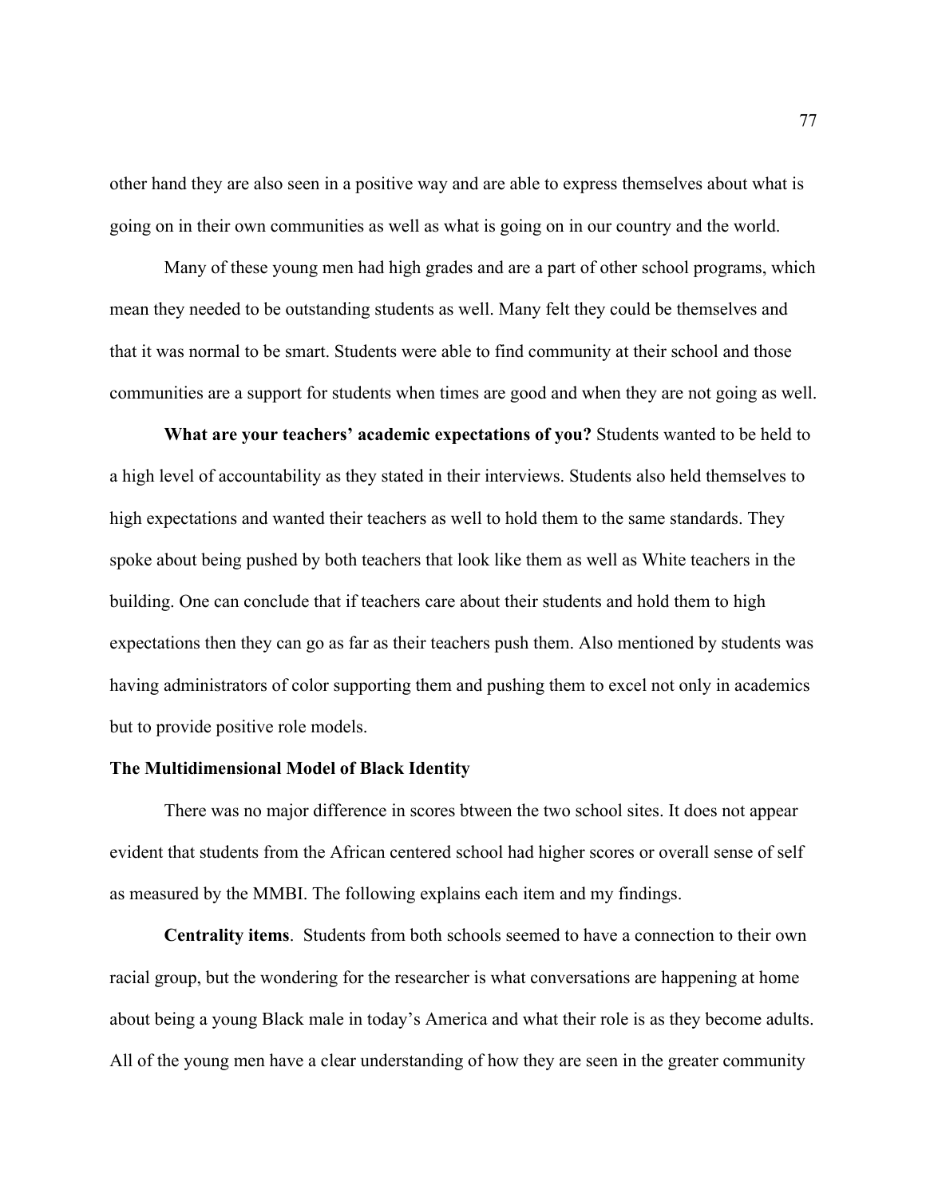other hand they are also seen in a positive way and are able to express themselves about what is going on in their own communities as well as what is going on in our country and the world.

Many of these young men had high grades and are a part of other school programs, which mean they needed to be outstanding students as well. Many felt they could be themselves and that it was normal to be smart. Students were able to find community at their school and those communities are a support for students when times are good and when they are not going as well.

**What are your teachers' academic expectations of you?** Students wanted to be held to a high level of accountability as they stated in their interviews. Students also held themselves to high expectations and wanted their teachers as well to hold them to the same standards. They spoke about being pushed by both teachers that look like them as well as White teachers in the building. One can conclude that if teachers care about their students and hold them to high expectations then they can go as far as their teachers push them. Also mentioned by students was having administrators of color supporting them and pushing them to excel not only in academics but to provide positive role models.

**The Multidimensional Model of Black Identity**

There was no major difference in scores btween the two school sites. It does not appear evident that students from the African centered school had higher scores or overall sense of self as measured by the MMBI. The following explains each item and my findings.

**Centrality items**. Students from both schools seemed to have a connection to their own racial group, but the wondering for the researcher is what conversations are happening at home about being a young Black male in today's America and what their role is as they become adults. All of the young men have a clear understanding of how they are seen in the greater community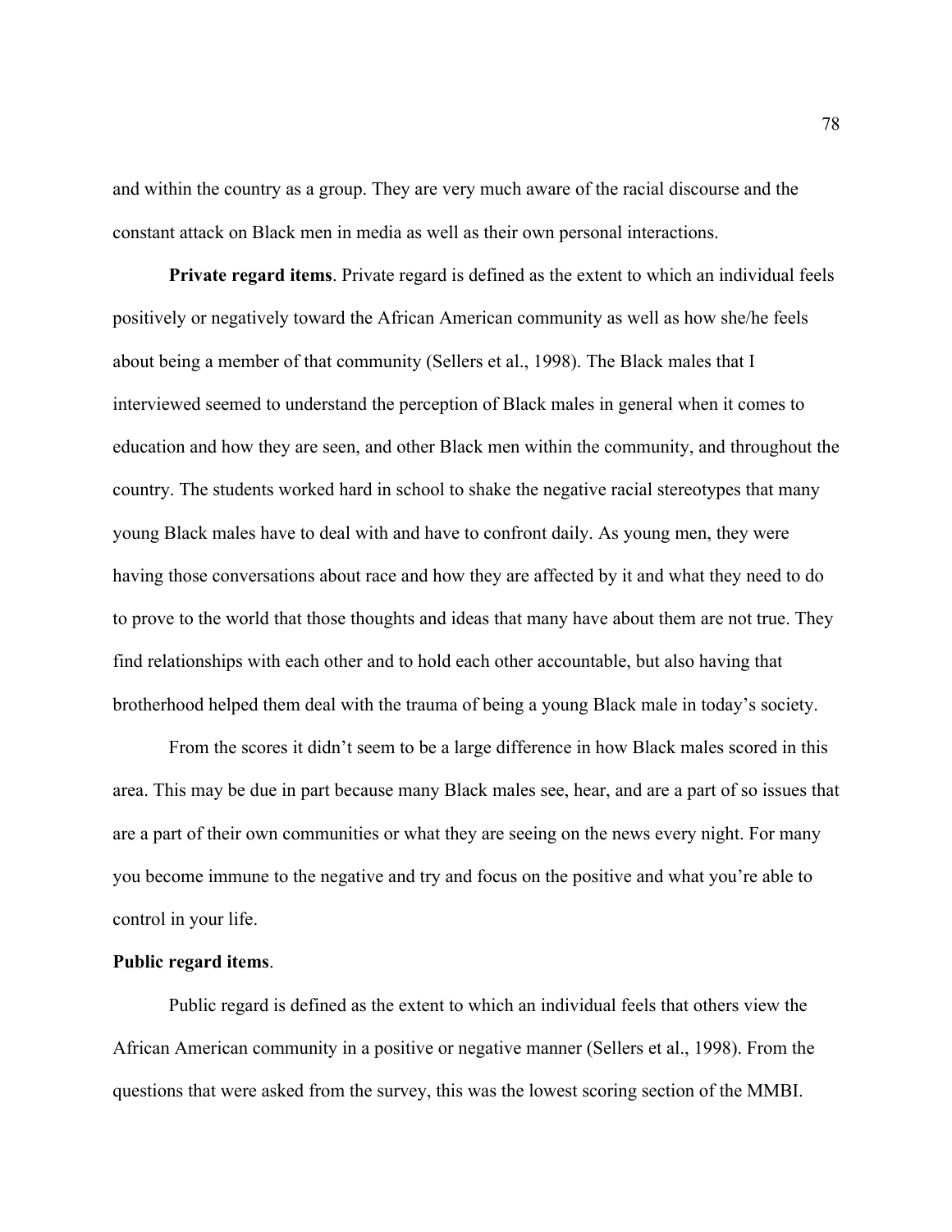and within the country as a group. They are very much aware of the racial discourse and the constant attack on Black men in media as well as their own personal interactions.

**Private regard items**. Private regard is defined as the extent to which an individual feels positively or negatively toward the African American community as well as how she/he feels about being a member of that community (Sellers et al., 1998). The Black males that I interviewed seemed to understand the perception of Black males in general when it comes to education and how they are seen, and other Black men within the community, and throughout the country. The students worked hard in school to shake the negative racial stereotypes that many young Black males have to deal with and have to confront daily. As young men, they were having those conversations about race and how they are affected by it and what they need to do to prove to the world that those thoughts and ideas that many have about them are not true. They find relationships with each other and to hold each other accountable, but also having that brotherhood helped them deal with the trauma of being a young Black male in today's society.

From the scores it didn't seem to be a large difference in how Black males scored in this area. This may be due in part because many Black males see, hear, and are a part of so issues that are a part of their own communities or what they are seeing on the news every night. For many you become immune to the negative and try and focus on the positive and what you're able to control in your life.

**Public regard items**.

Public regard is defined as the extent to which an individual feels that others view the African American community in a positive or negative manner (Sellers et al., 1998). From the questions that were asked from the survey, this was the lowest scoring section of the MMBI.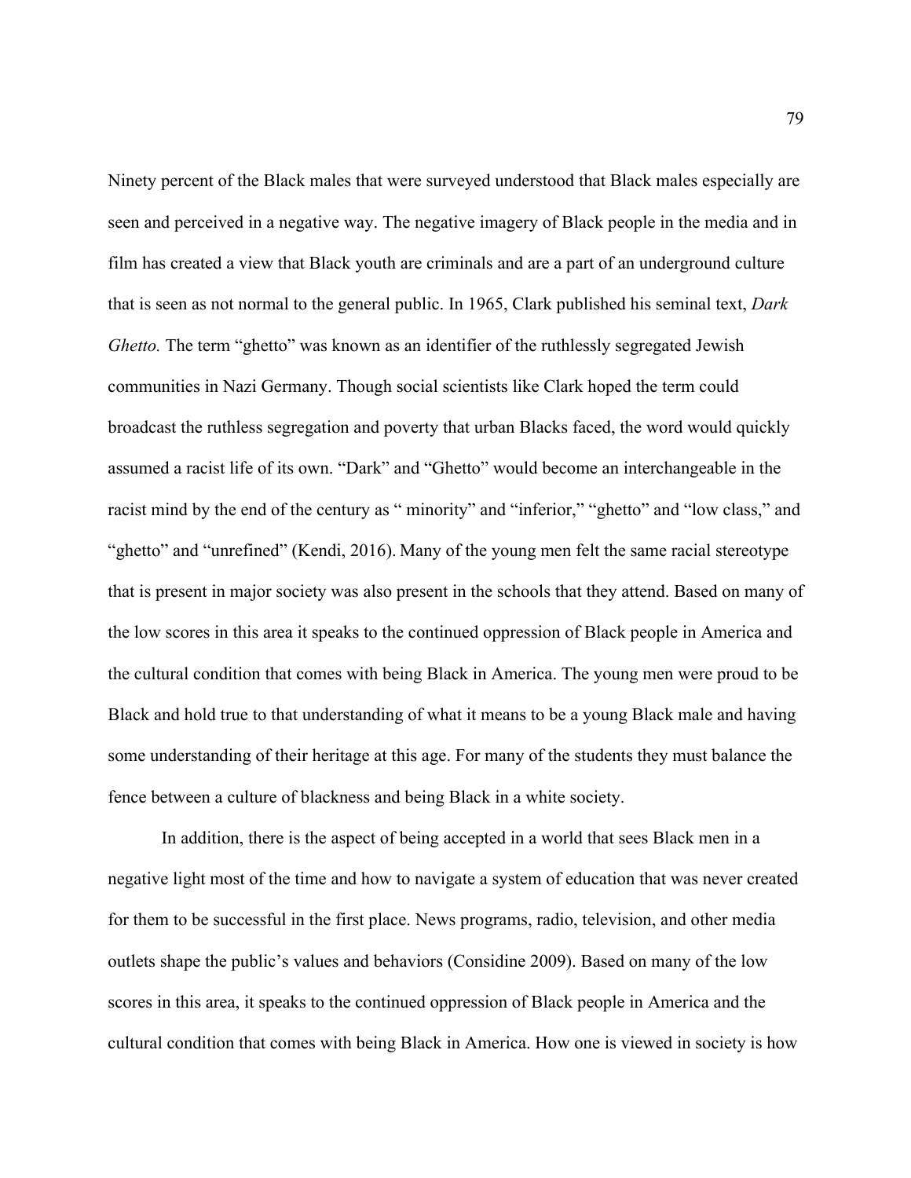Ninety percent of the Black males that were surveyed understood that Black males especially are seen and perceived in a negative way. The negative imagery of Black people in the media and in film has created a view that Black youth are criminals and are a part of an underground culture that is seen as not normal to the general public. In 1965, Clark published his seminal text, *Dark Ghetto.* The term "ghetto" was known as an identifier of the ruthlessly segregated Jewish communities in Nazi Germany. Though social scientists like Clark hoped the term could broadcast the ruthless segregation and poverty that urban Blacks faced, the word would quickly assumed a racist life of its own. "Dark" and "Ghetto" would become an interchangeable in the racist mind by the end of the century as " minority" and "inferior," "ghetto" and "low class," and "ghetto" and "unrefined" (Kendi, 2016). Many of the young men felt the same racial stereotype that is present in major society was also present in the schools that they attend. Based on many of the low scores in this area it speaks to the continued oppression of Black people in America and the cultural condition that comes with being Black in America. The young men were proud to be Black and hold true to that understanding of what it means to be a young Black male and having some understanding of their heritage at this age. For many of the students they must balance the fence between a culture of blackness and being Black in a white society.

In addition, there is the aspect of being accepted in a world that sees Black men in a negative light most of the time and how to navigate a system of education that was never created for them to be successful in the first place. News programs, radio, television, and other media outlets shape the public's values and behaviors (Considine 2009). Based on many of the low scores in this area, it speaks to the continued oppression of Black people in America and the cultural condition that comes with being Black in America. How one is viewed in society is how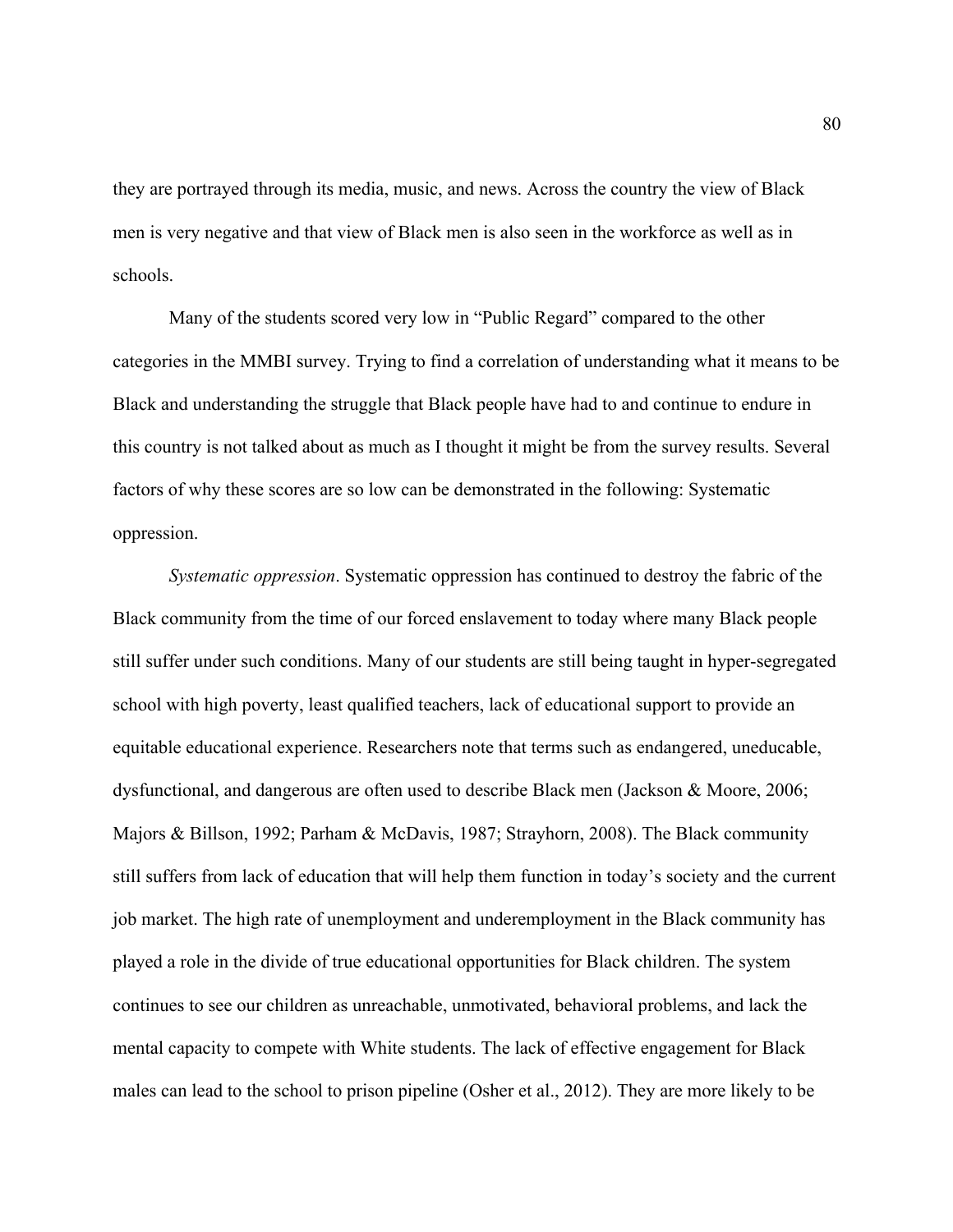they are portrayed through its media, music, and news. Across the country the view of Black men is very negative and that view of Black men is also seen in the workforce as well as in schools.

Many of the students scored very low in "Public Regard" compared to the other categories in the MMBI survey. Trying to find a correlation of understanding what it means to be Black and understanding the struggle that Black people have had to and continue to endure in this country is not talked about as much as I thought it might be from the survey results. Several factors of why these scores are so low can be demonstrated in the following: Systematic oppression.

*Systematic oppression*. Systematic oppression has continued to destroy the fabric of the Black community from the time of our forced enslavement to today where many Black people still suffer under such conditions. Many of our students are still being taught in hyper-segregated school with high poverty, least qualified teachers, lack of educational support to provide an equitable educational experience. Researchers note that terms such as endangered, uneducable, dysfunctional, and dangerous are often used to describe Black men (Jackson & Moore, 2006; Majors & Billson, 1992; Parham & McDavis, 1987; Strayhorn, 2008). The Black community still suffers from lack of education that will help them function in today's society and the current job market. The high rate of unemployment and underemployment in the Black community has played a role in the divide of true educational opportunities for Black children. The system continues to see our children as unreachable, unmotivated, behavioral problems, and lack the mental capacity to compete with White students. The lack of effective engagement for Black males can lead to the school to prison pipeline (Osher et al., 2012). They are more likely to be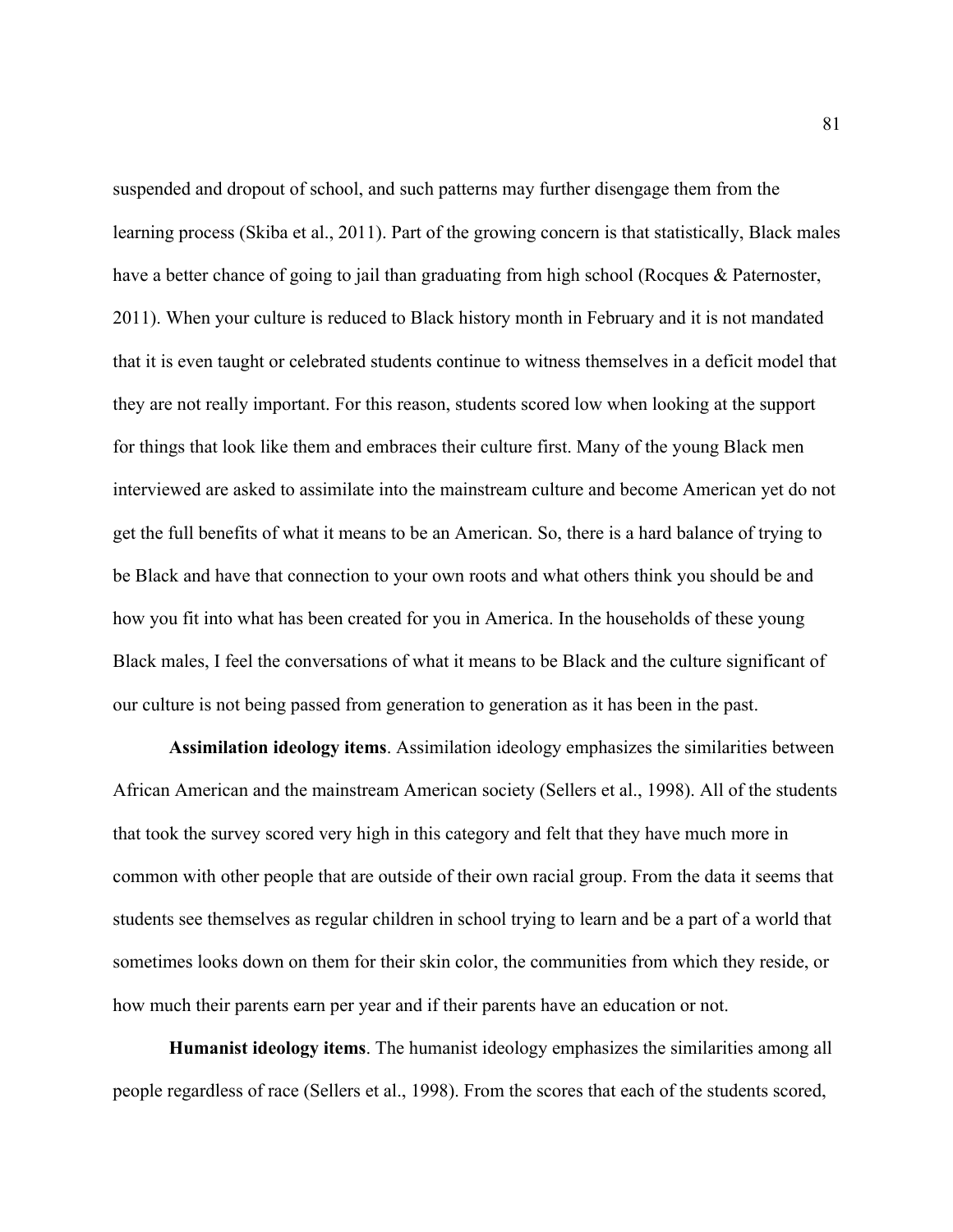suspended and dropout of school, and such patterns may further disengage them from the learning process (Skiba et al., 2011). Part of the growing concern is that statistically, Black males have a better chance of going to jail than graduating from high school (Rocques & Paternoster, 2011). When your culture is reduced to Black history month in February and it is not mandated that it is even taught or celebrated students continue to witness themselves in a deficit model that they are not really important. For this reason, students scored low when looking at the support for things that look like them and embraces their culture first. Many of the young Black men interviewed are asked to assimilate into the mainstream culture and become American yet do not get the full benefits of what it means to be an American. So, there is a hard balance of trying to be Black and have that connection to your own roots and what others think you should be and how you fit into what has been created for you in America. In the households of these young Black males, I feel the conversations of what it means to be Black and the culture significant of our culture is not being passed from generation to generation as it has been in the past.

**Assimilation ideology items**. Assimilation ideology emphasizes the similarities between African American and the mainstream American society (Sellers et al., 1998). All of the students that took the survey scored very high in this category and felt that they have much more in common with other people that are outside of their own racial group. From the data it seems that students see themselves as regular children in school trying to learn and be a part of a world that sometimes looks down on them for their skin color, the communities from which they reside, or how much their parents earn per year and if their parents have an education or not.

**Humanist ideology items**. The humanist ideology emphasizes the similarities among all people regardless of race (Sellers et al., 1998). From the scores that each of the students scored,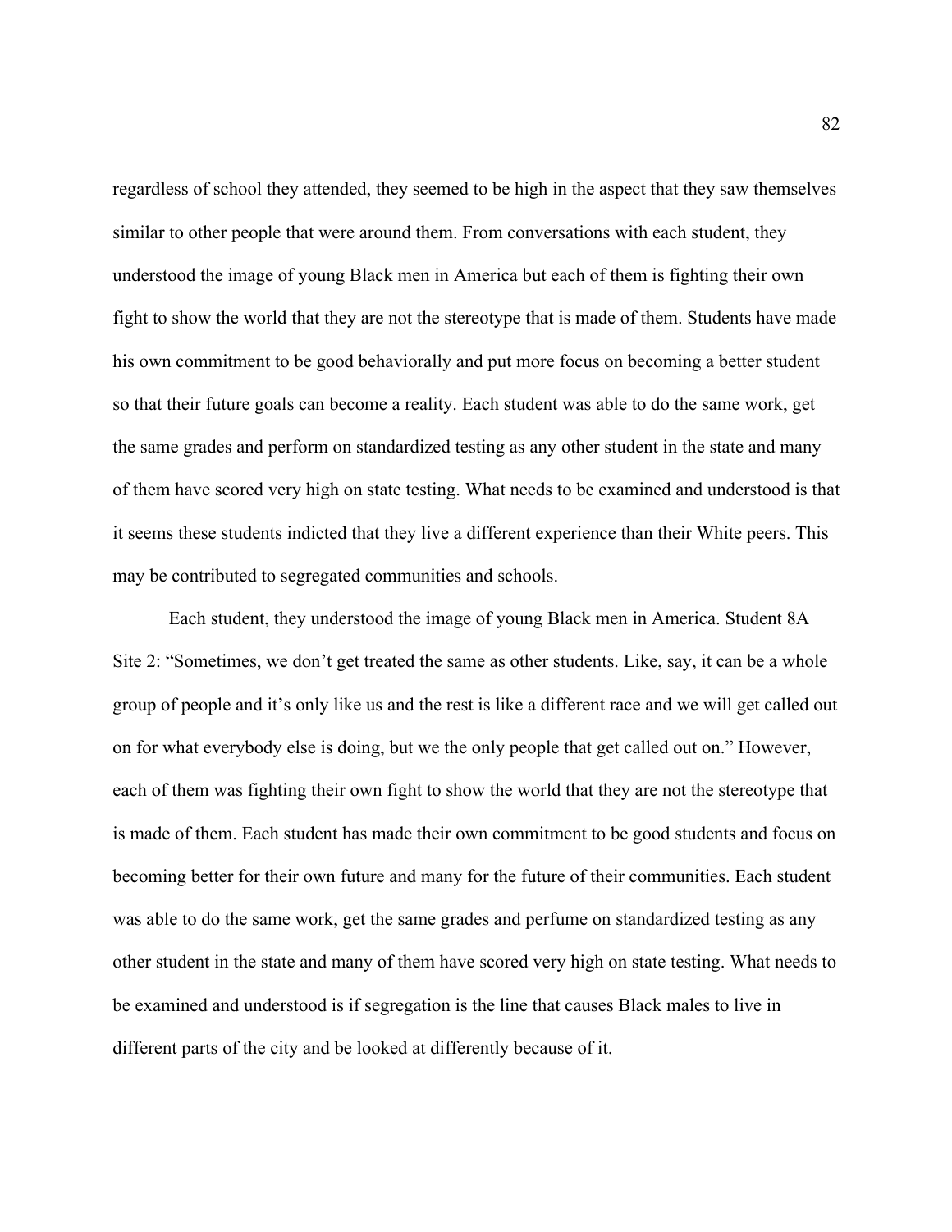regardless of school they attended, they seemed to be high in the aspect that they saw themselves similar to other people that were around them. From conversations with each student, they understood the image of young Black men in America but each of them is fighting their own fight to show the world that they are not the stereotype that is made of them. Students have made his own commitment to be good behaviorally and put more focus on becoming a better student so that their future goals can become a reality. Each student was able to do the same work, get the same grades and perform on standardized testing as any other student in the state and many of them have scored very high on state testing. What needs to be examined and understood is that it seems these students indicted that they live a different experience than their White peers. This may be contributed to segregated communities and schools.

Each student, they understood the image of young Black men in America. Student 8A Site 2: "Sometimes, we don't get treated the same as other students. Like, say, it can be a whole group of people and it's only like us and the rest is like a different race and we will get called out on for what everybody else is doing, but we the only people that get called out on." However, each of them was fighting their own fight to show the world that they are not the stereotype that is made of them. Each student has made their own commitment to be good students and focus on becoming better for their own future and many for the future of their communities. Each student was able to do the same work, get the same grades and perfume on standardized testing as any other student in the state and many of them have scored very high on state testing. What needs to be examined and understood is if segregation is the line that causes Black males to live in different parts of the city and be looked at differently because of it.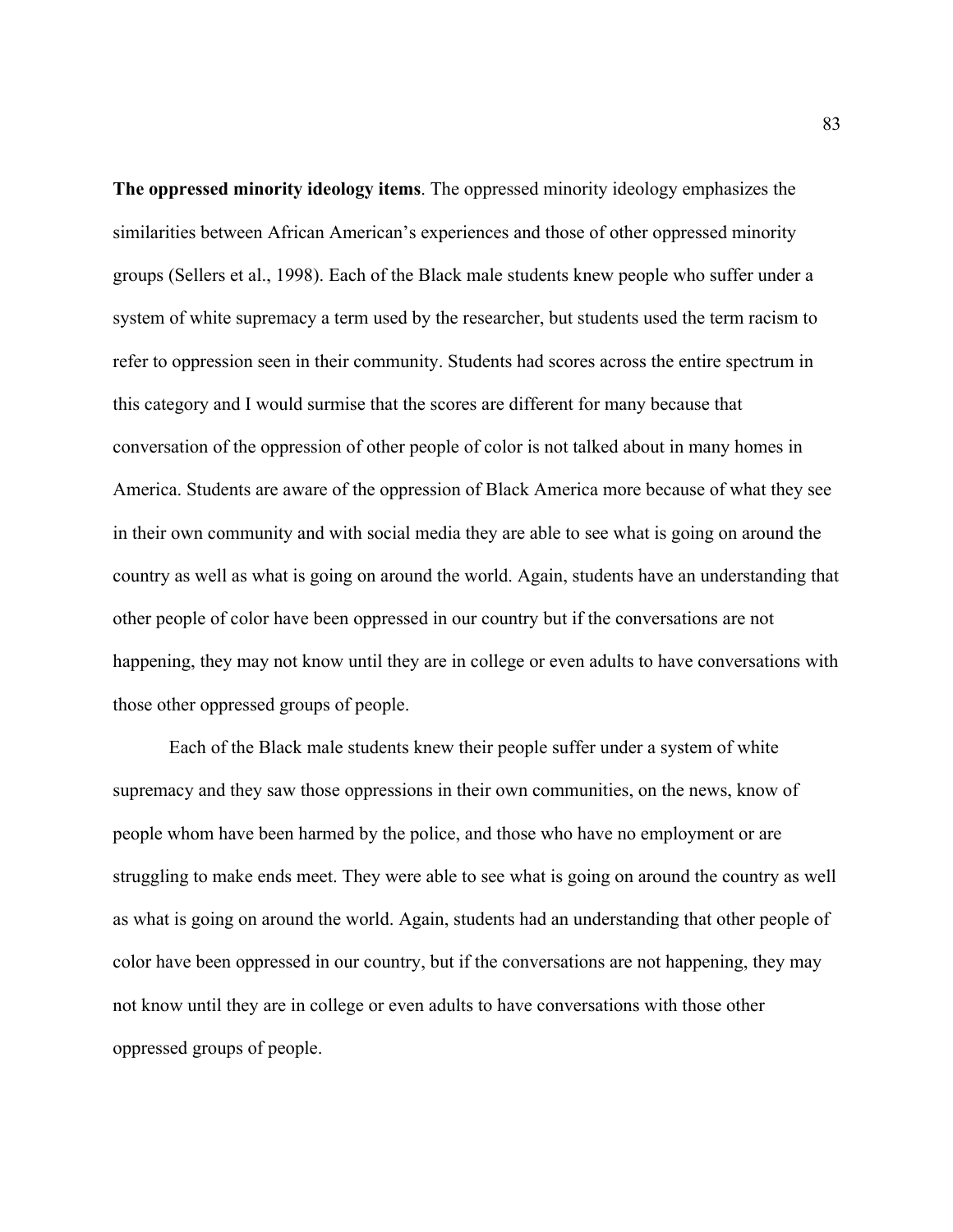**The oppressed minority ideology items**. The oppressed minority ideology emphasizes the similarities between African American's experiences and those of other oppressed minority groups (Sellers et al., 1998). Each of the Black male students knew people who suffer under a system of white supremacy a term used by the researcher, but students used the term racism to refer to oppression seen in their community. Students had scores across the entire spectrum in this category and I would surmise that the scores are different for many because that conversation of the oppression of other people of color is not talked about in many homes in America. Students are aware of the oppression of Black America more because of what they see in their own community and with social media they are able to see what is going on around the country as well as what is going on around the world. Again, students have an understanding that other people of color have been oppressed in our country but if the conversations are not happening, they may not know until they are in college or even adults to have conversations with those other oppressed groups of people.

Each of the Black male students knew their people suffer under a system of white supremacy and they saw those oppressions in their own communities, on the news, know of people whom have been harmed by the police, and those who have no employment or are struggling to make ends meet. They were able to see what is going on around the country as well as what is going on around the world. Again, students had an understanding that other people of color have been oppressed in our country, but if the conversations are not happening, they may not know until they are in college or even adults to have conversations with those other oppressed groups of people.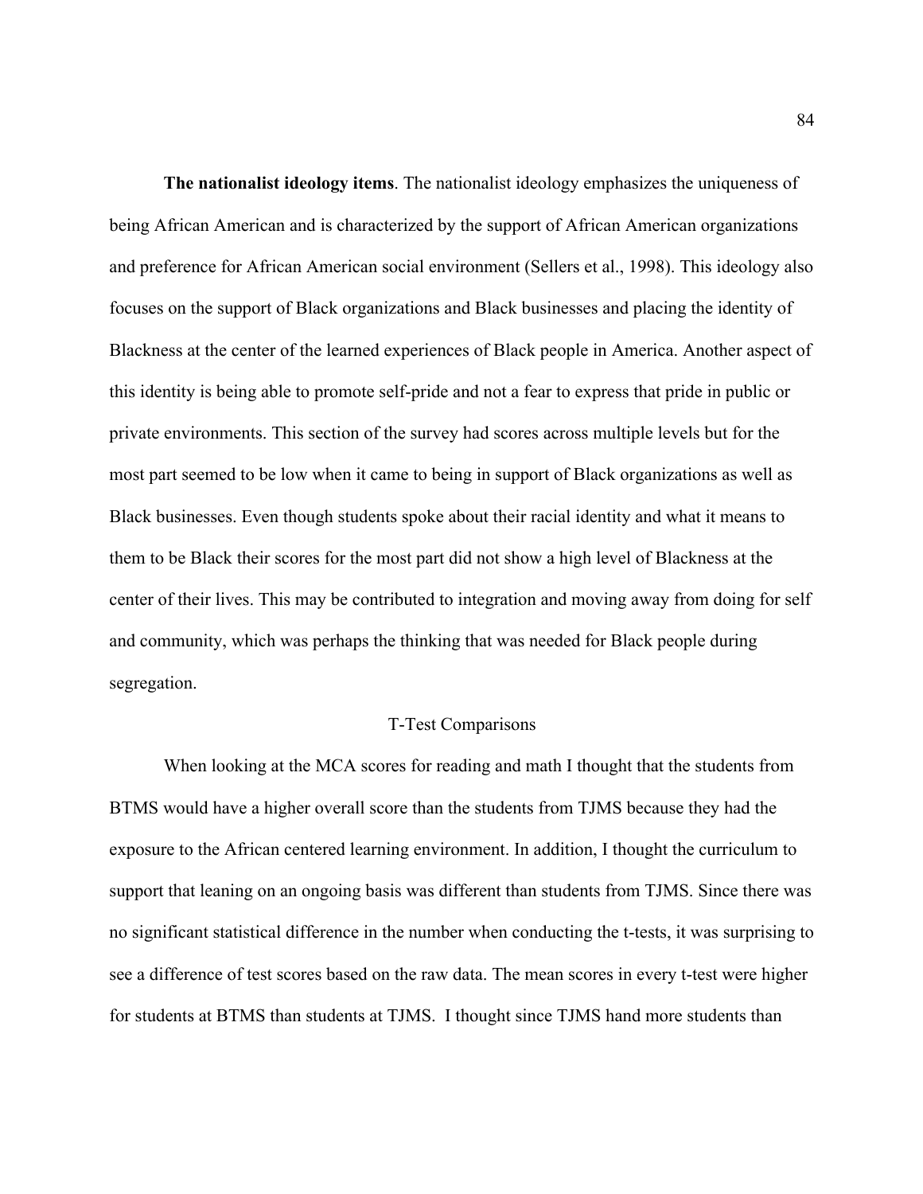**The nationalist ideology items**. The nationalist ideology emphasizes the uniqueness of being African American and is characterized by the support of African American organizations and preference for African American social environment (Sellers et al., 1998). This ideology also focuses on the support of Black organizations and Black businesses and placing the identity of Blackness at the center of the learned experiences of Black people in America. Another aspect of this identity is being able to promote self-pride and not a fear to express that pride in public or private environments. This section of the survey had scores across multiple levels but for the most part seemed to be low when it came to being in support of Black organizations as well as Black businesses. Even though students spoke about their racial identity and what it means to them to be Black their scores for the most part did not show a high level of Blackness at the center of their lives. This may be contributed to integration and moving away from doing for self and community, which was perhaps the thinking that was needed for Black people during segregation.

## T-Test Comparisons

When looking at the MCA scores for reading and math I thought that the students from BTMS would have a higher overall score than the students from TJMS because they had the exposure to the African centered learning environment. In addition, I thought the curriculum to support that leaning on an ongoing basis was different than students from TJMS. Since there was no significant statistical difference in the number when conducting the t-tests, it was surprising to see a difference of test scores based on the raw data. The mean scores in every t-test were higher for students at BTMS than students at TJMS. I thought since TJMS hand more students than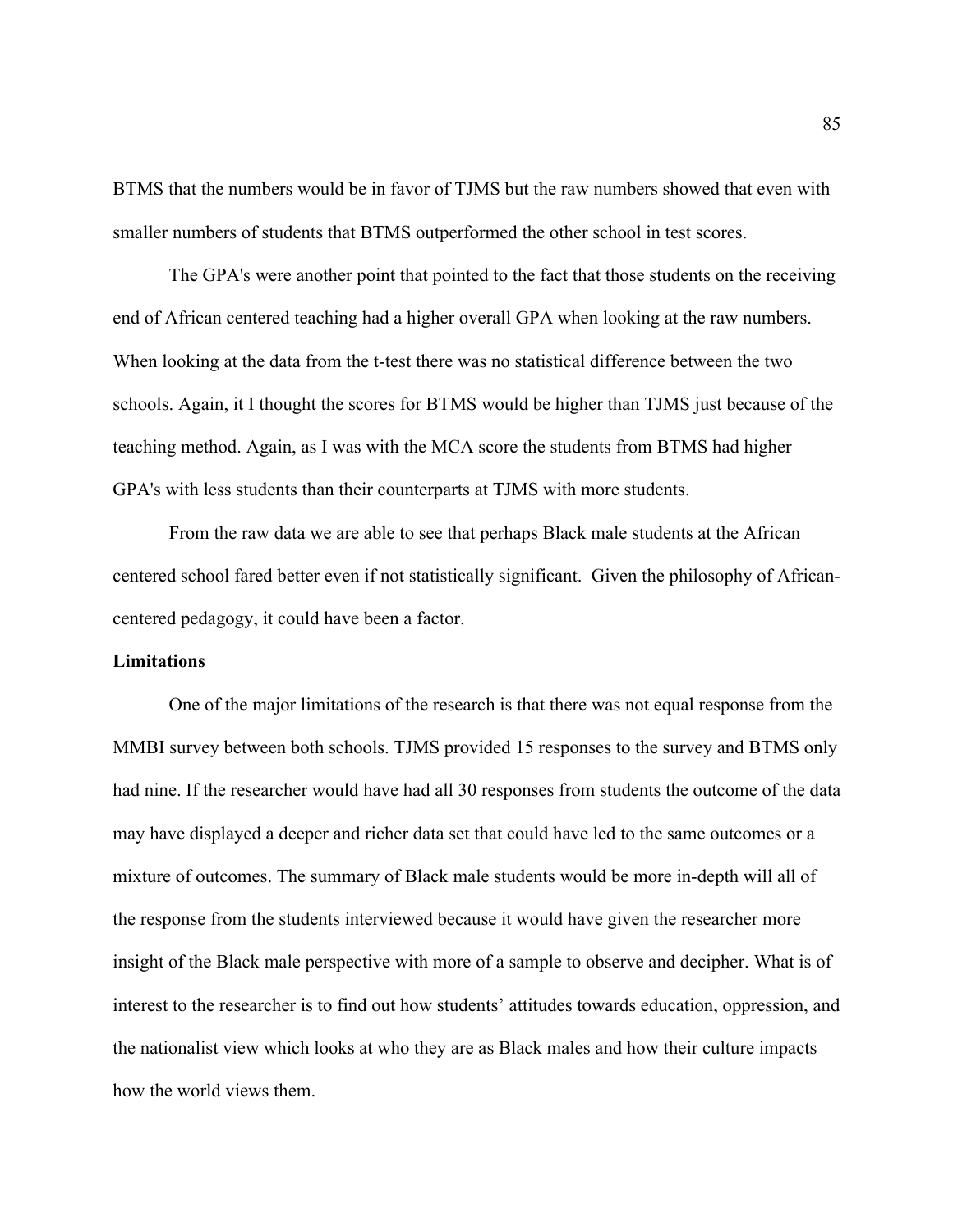BTMS that the numbers would be in favor of TJMS but the raw numbers showed that even with smaller numbers of students that BTMS outperformed the other school in test scores.

The GPA's were another point that pointed to the fact that those students on the receiving end of African centered teaching had a higher overall GPA when looking at the raw numbers. When looking at the data from the t-test there was no statistical difference between the two schools. Again, it I thought the scores for BTMS would be higher than TJMS just because of the teaching method. Again, as I was with the MCA score the students from BTMS had higher GPA's with less students than their counterparts at TJMS with more students.

From the raw data we are able to see that perhaps Black male students at the African centered school fared better even if not statistically significant. Given the philosophy of African-centered pedagogy, it could have been a factor.

**Limitations**

One of the major limitations of the research is that there was not equal response from the MMBI survey between both schools. TJMS provided 15 responses to the survey and BTMS only had nine. If the researcher would have had all 30 responses from students the outcome of the data may have displayed a deeper and richer data set that could have led to the same outcomes or a mixture of outcomes. The summary of Black male students would be more in-depth will all of the response from the students interviewed because it would have given the researcher more insight of the Black male perspective with more of a sample to observe and decipher. What is of interest to the researcher is to find out how students' attitudes towards education, oppression, and the nationalist view which looks at who they are as Black males and how their culture impacts how the world views them.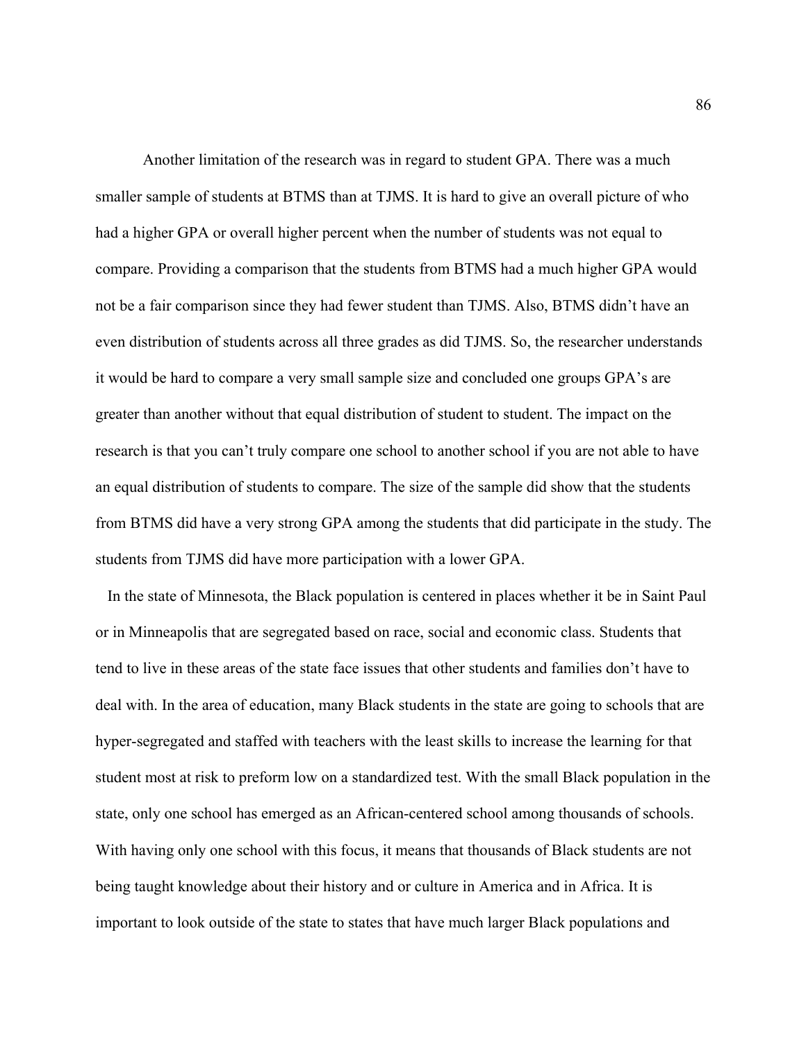Another limitation of the research was in regard to student GPA. There was a much smaller sample of students at BTMS than at TJMS. It is hard to give an overall picture of who had a higher GPA or overall higher percent when the number of students was not equal to compare. Providing a comparison that the students from BTMS had a much higher GPA would not be a fair comparison since they had fewer student than TJMS. Also, BTMS didn't have an even distribution of students across all three grades as did TJMS. So, the researcher understands it would be hard to compare a very small sample size and concluded one groups GPA's are greater than another without that equal distribution of student to student. The impact on the research is that you can't truly compare one school to another school if you are not able to have an equal distribution of students to compare. The size of the sample did show that the students from BTMS did have a very strong GPA among the students that did participate in the study. The students from TJMS did have more participation with a lower GPA.

In the state of Minnesota, the Black population is centered in places whether it be in Saint Paul or in Minneapolis that are segregated based on race, social and economic class. Students that tend to live in these areas of the state face issues that other students and families don't have to deal with. In the area of education, many Black students in the state are going to schools that are hyper-segregated and staffed with teachers with the least skills to increase the learning for that student most at risk to preform low on a standardized test. With the small Black population in the state, only one school has emerged as an African-centered school among thousands of schools. With having only one school with this focus, it means that thousands of Black students are not being taught knowledge about their history and or culture in America and in Africa. It is important to look outside of the state to states that have much larger Black populations and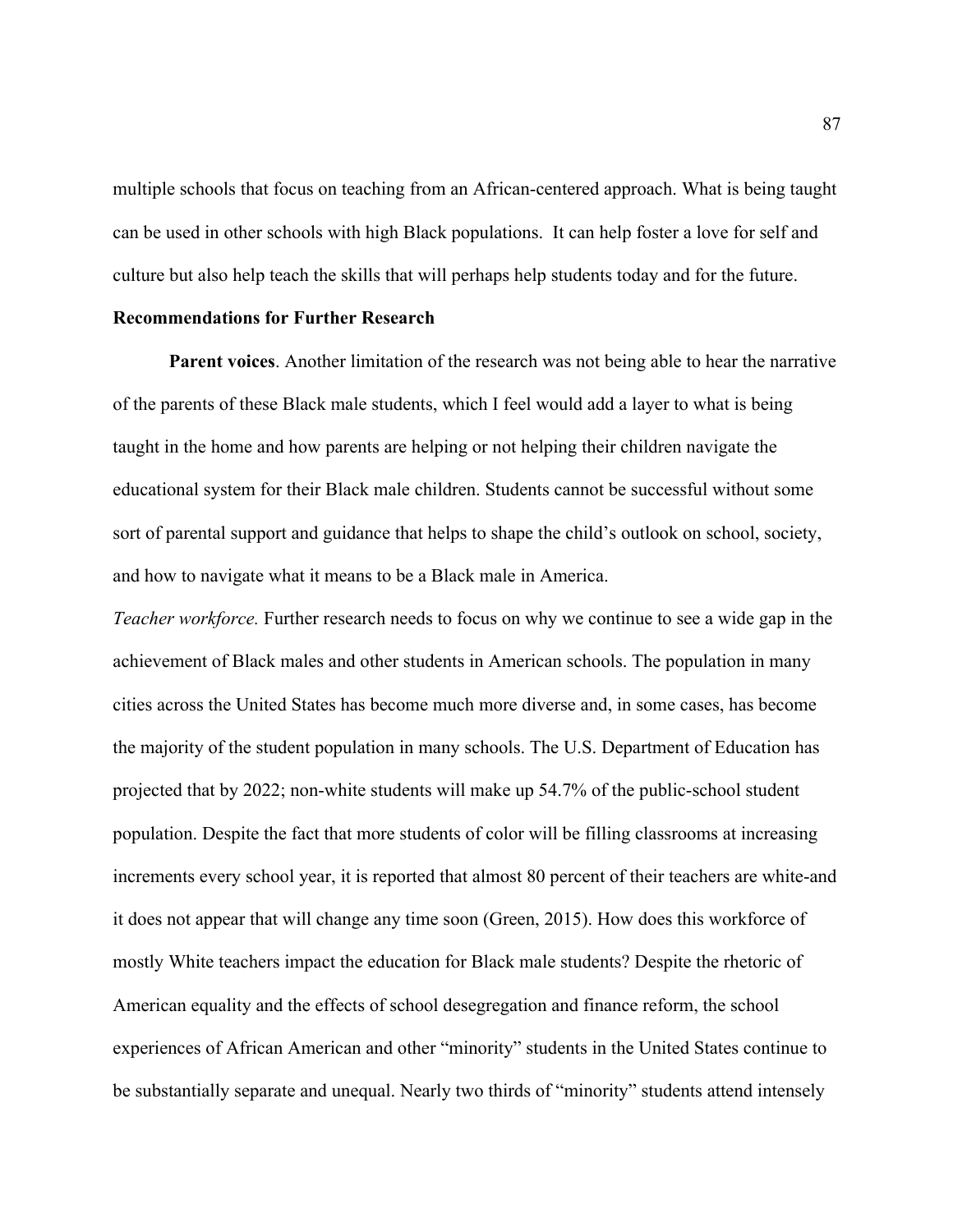multiple schools that focus on teaching from an African-centered approach. What is being taught can be used in other schools with high Black populations.  It can help foster a love for self and culture but also help teach the skills that will perhaps help students today and for the future.

**Recommendations for Further Research**

**Parent voices**. Another limitation of the research was not being able to hear the narrative of the parents of these Black male students, which I feel would add a layer to what is being taught in the home and how parents are helping or not helping their children navigate the educational system for their Black male children. Students cannot be successful without some sort of parental support and guidance that helps to shape the child's outlook on school, society, and how to navigate what it means to be a Black male in America.

*Teacher workforce.* Further research needs to focus on why we continue to see a wide gap in the achievement of Black males and other students in American schools. The population in many cities across the United States has become much more diverse and, in some cases, has become the majority of the student population in many schools. The U.S. Department of Education has projected that by 2022; non-white students will make up 54.7% of the public-school student population. Despite the fact that more students of color will be filling classrooms at increasing increments every school year, it is reported that almost 80 percent of their teachers are white-and it does not appear that will change any time soon (Green, 2015). How does this workforce of mostly White teachers impact the education for Black male students? Despite the rhetoric of American equality and the effects of school desegregation and finance reform, the school experiences of African American and other "minority" students in the United States continue to be substantially separate and unequal. Nearly two thirds of "minority" students attend intensely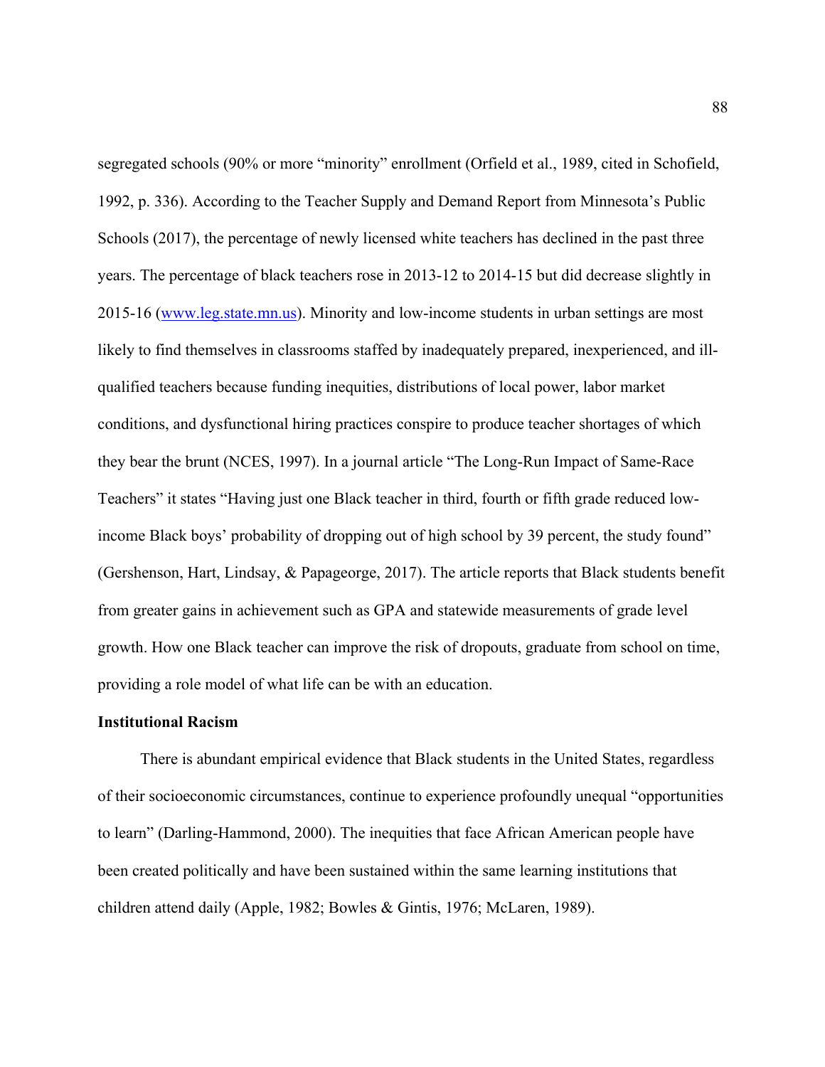segregated schools (90% or more "minority" enrollment (Orfield et al., 1989, cited in Schofield, 1992, p. 336). According to the Teacher Supply and Demand Report from Minnesota's Public Schools (2017), the percentage of newly licensed white teachers has declined in the past three years. The percentage of black teachers rose in 2013-12 to 2014-15 but did decrease slightly in 2015-16 (www.leg.state.mn.us). Minority and low-income students in urban settings are most likely to find themselves in classrooms staffed by inadequately prepared, inexperienced, and ill-qualified teachers because funding inequities, distributions of local power, labor market conditions, and dysfunctional hiring practices conspire to produce teacher shortages of which they bear the brunt (NCES, 1997). In a journal article "The Long-Run Impact of Same-Race Teachers" it states "Having just one Black teacher in third, fourth or fifth grade reduced low-income Black boys' probability of dropping out of high school by 39 percent, the study found" (Gershenson, Hart, Lindsay, & Papageorge, 2017). The article reports that Black students benefit from greater gains in achievement such as GPA and statewide measurements of grade level growth. How one Black teacher can improve the risk of dropouts, graduate from school on time, providing a role model of what life can be with an education.

**Institutional Racism**

There is abundant empirical evidence that Black students in the United States, regardless of their socioeconomic circumstances, continue to experience profoundly unequal "opportunities to learn" (Darling-Hammond, 2000). The inequities that face African American people have been created politically and have been sustained within the same learning institutions that children attend daily (Apple, 1982; Bowles & Gintis, 1976; McLaren, 1989).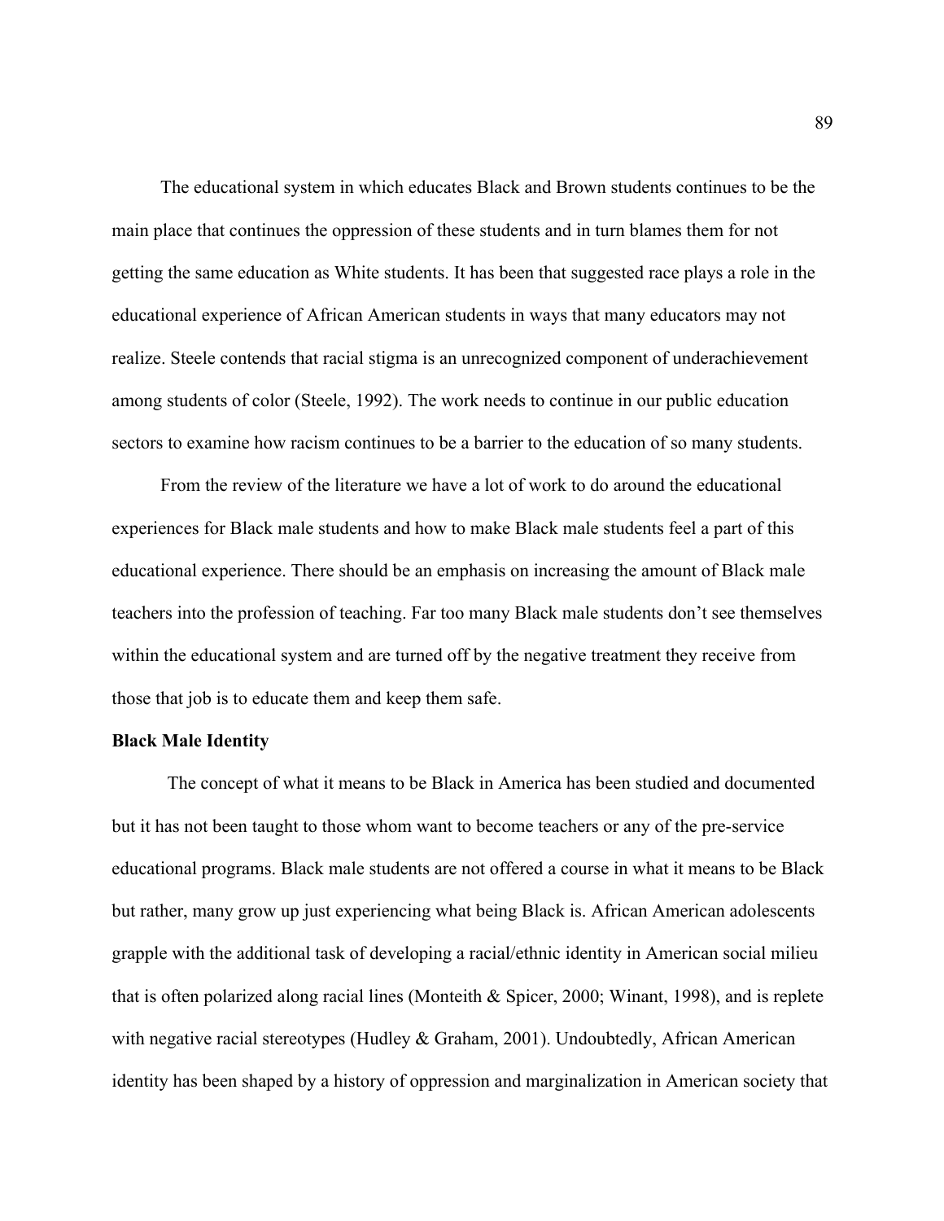The educational system in which educates Black and Brown students continues to be the main place that continues the oppression of these students and in turn blames them for not getting the same education as White students. It has been that suggested race plays a role in the educational experience of African American students in ways that many educators may not realize. Steele contends that racial stigma is an unrecognized component of underachievement among students of color (Steele, 1992). The work needs to continue in our public education sectors to examine how racism continues to be a barrier to the education of so many students.

From the review of the literature we have a lot of work to do around the educational experiences for Black male students and how to make Black male students feel a part of this educational experience. There should be an emphasis on increasing the amount of Black male teachers into the profession of teaching. Far too many Black male students don't see themselves within the educational system and are turned off by the negative treatment they receive from those that job is to educate them and keep them safe.

**Black Male Identity**

The concept of what it means to be Black in America has been studied and documented but it has not been taught to those whom want to become teachers or any of the pre-service educational programs. Black male students are not offered a course in what it means to be Black but rather, many grow up just experiencing what being Black is. African American adolescents grapple with the additional task of developing a racial/ethnic identity in American social milieu that is often polarized along racial lines (Monteith & Spicer, 2000; Winant, 1998), and is replete with negative racial stereotypes (Hudley & Graham, 2001). Undoubtedly, African American identity has been shaped by a history of oppression and marginalization in American society that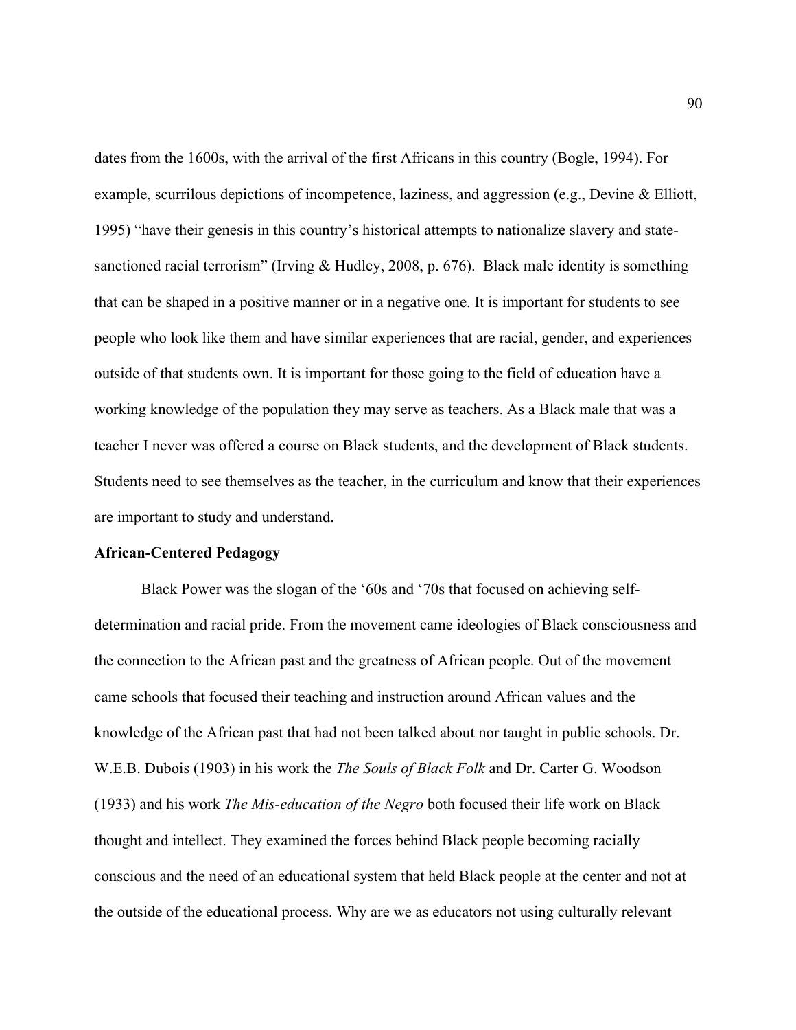dates from the 1600s, with the arrival of the first Africans in this country (Bogle, 1994). For example, scurrilous depictions of incompetence, laziness, and aggression (e.g., Devine & Elliott, 1995) "have their genesis in this country's historical attempts to nationalize slavery and state-sanctioned racial terrorism" (Irving & Hudley, 2008, p. 676). Black male identity is something that can be shaped in a positive manner or in a negative one. It is important for students to see people who look like them and have similar experiences that are racial, gender, and experiences outside of that students own. It is important for those going to the field of education have a working knowledge of the population they may serve as teachers. As a Black male that was a teacher I never was offered a course on Black students, and the development of Black students. Students need to see themselves as the teacher, in the curriculum and know that their experiences are important to study and understand.

**African-Centered Pedagogy**

Black Power was the slogan of the '60s and '70s that focused on achieving self-determination and racial pride. From the movement came ideologies of Black consciousness and the connection to the African past and the greatness of African people. Out of the movement came schools that focused their teaching and instruction around African values and the knowledge of the African past that had not been talked about nor taught in public schools. Dr. W.E.B. Dubois (1903) in his work the *The Souls of Black Folk* and Dr. Carter G. Woodson (1933) and his work *The Mis-education of the Negro* both focused their life work on Black thought and intellect. They examined the forces behind Black people becoming racially conscious and the need of an educational system that held Black people at the center and not at the outside of the educational process. Why are we as educators not using culturally relevant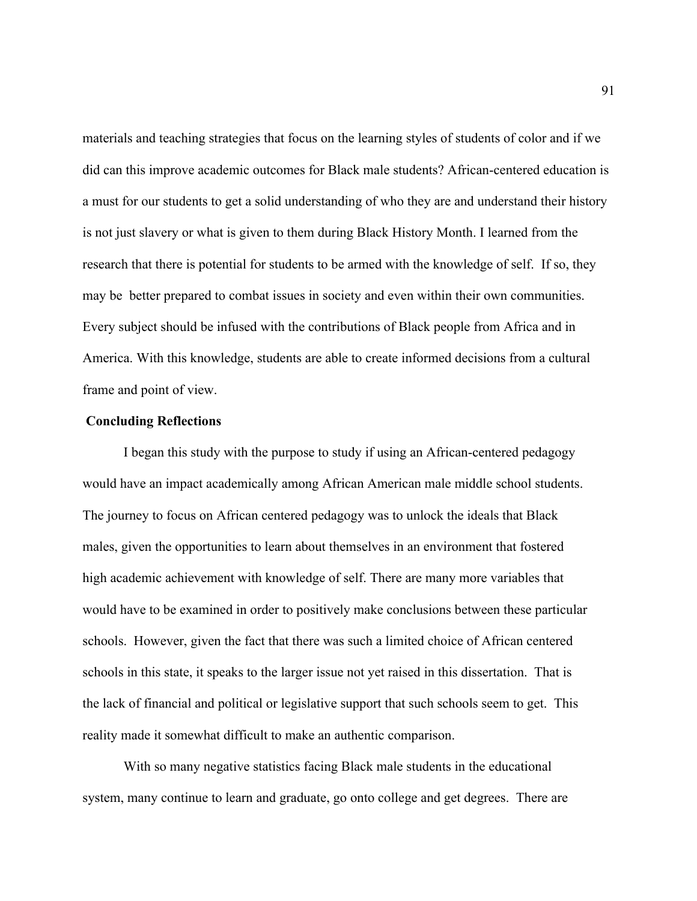materials and teaching strategies that focus on the learning styles of students of color and if we did can this improve academic outcomes for Black male students? African-centered education is a must for our students to get a solid understanding of who they are and understand their history is not just slavery or what is given to them during Black History Month. I learned from the research that there is potential for students to be armed with the knowledge of self. If so, they may be better prepared to combat issues in society and even within their own communities. Every subject should be infused with the contributions of Black people from Africa and in America. With this knowledge, students are able to create informed decisions from a cultural frame and point of view.

**Concluding Reflections**

I began this study with the purpose to study if using an African-centered pedagogy would have an impact academically among African American male middle school students. The journey to focus on African centered pedagogy was to unlock the ideals that Black males, given the opportunities to learn about themselves in an environment that fostered high academic achievement with knowledge of self. There are many more variables that would have to be examined in order to positively make conclusions between these particular schools. However, given the fact that there was such a limited choice of African centered schools in this state, it speaks to the larger issue not yet raised in this dissertation. That is the lack of financial and political or legislative support that such schools seem to get. This reality made it somewhat difficult to make an authentic comparison.

With so many negative statistics facing Black male students in the educational system, many continue to learn and graduate, go onto college and get degrees. There are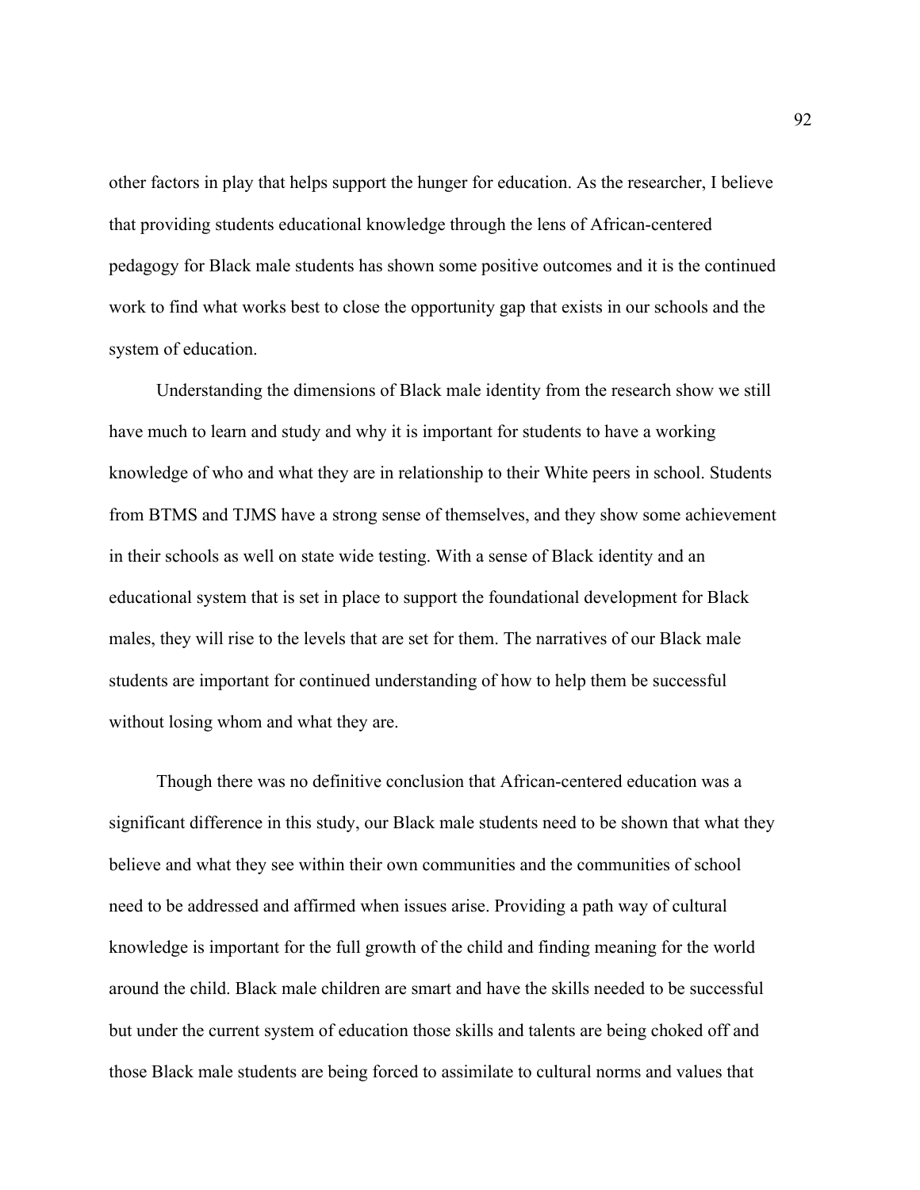other factors in play that helps support the hunger for education. As the researcher, I believe that providing students educational knowledge through the lens of African-centered pedagogy for Black male students has shown some positive outcomes and it is the continued work to find what works best to close the opportunity gap that exists in our schools and the system of education.

Understanding the dimensions of Black male identity from the research show we still have much to learn and study and why it is important for students to have a working knowledge of who and what they are in relationship to their White peers in school. Students from BTMS and TJMS have a strong sense of themselves, and they show some achievement in their schools as well on state wide testing. With a sense of Black identity and an educational system that is set in place to support the foundational development for Black males, they will rise to the levels that are set for them. The narratives of our Black male students are important for continued understanding of how to help them be successful without losing whom and what they are.

Though there was no definitive conclusion that African-centered education was a significant difference in this study, our Black male students need to be shown that what they believe and what they see within their own communities and the communities of school need to be addressed and affirmed when issues arise. Providing a path way of cultural knowledge is important for the full growth of the child and finding meaning for the world around the child. Black male children are smart and have the skills needed to be successful but under the current system of education those skills and talents are being choked off and those Black male students are being forced to assimilate to cultural norms and values that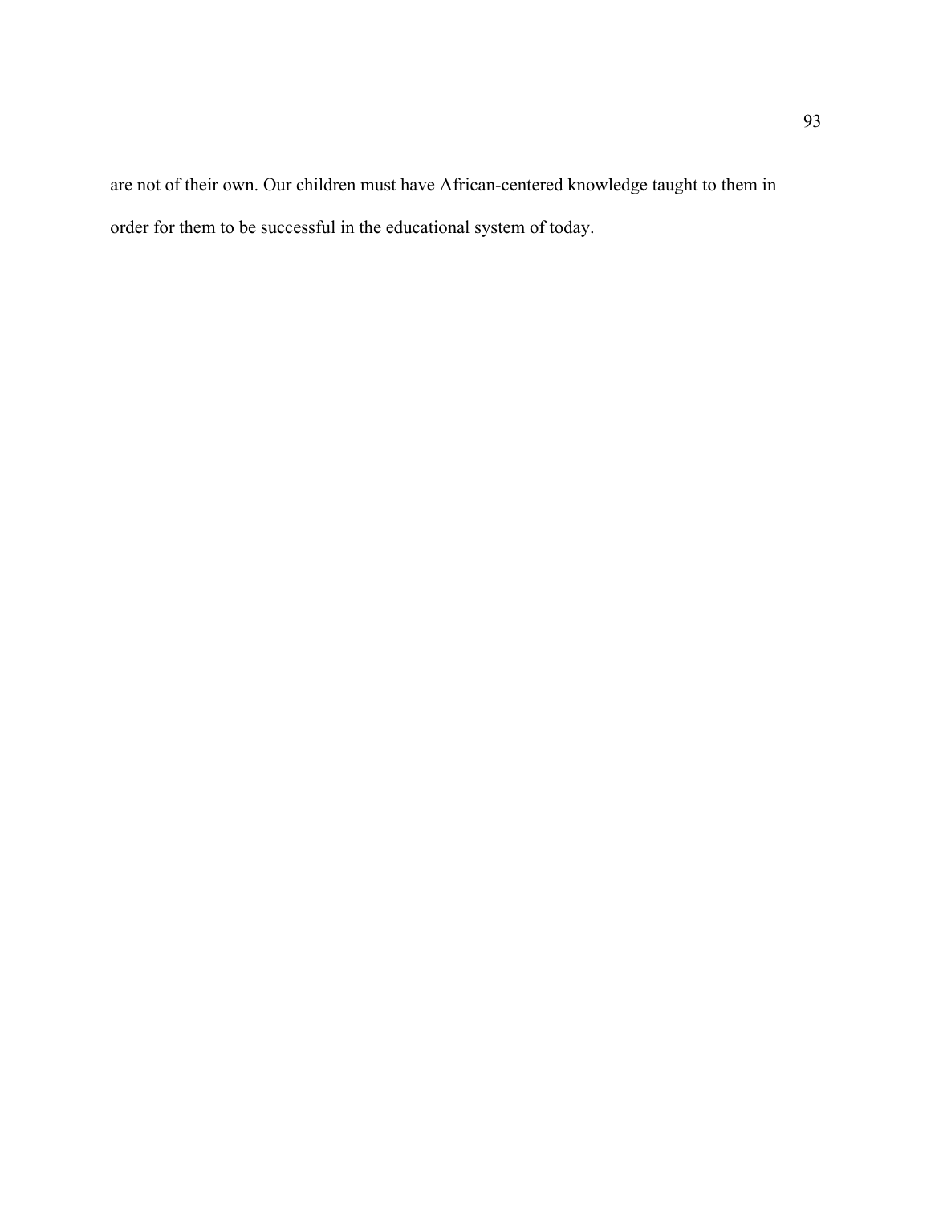are not of their own. Our children must have African-centered knowledge taught to them in order for them to be successful in the educational system of today.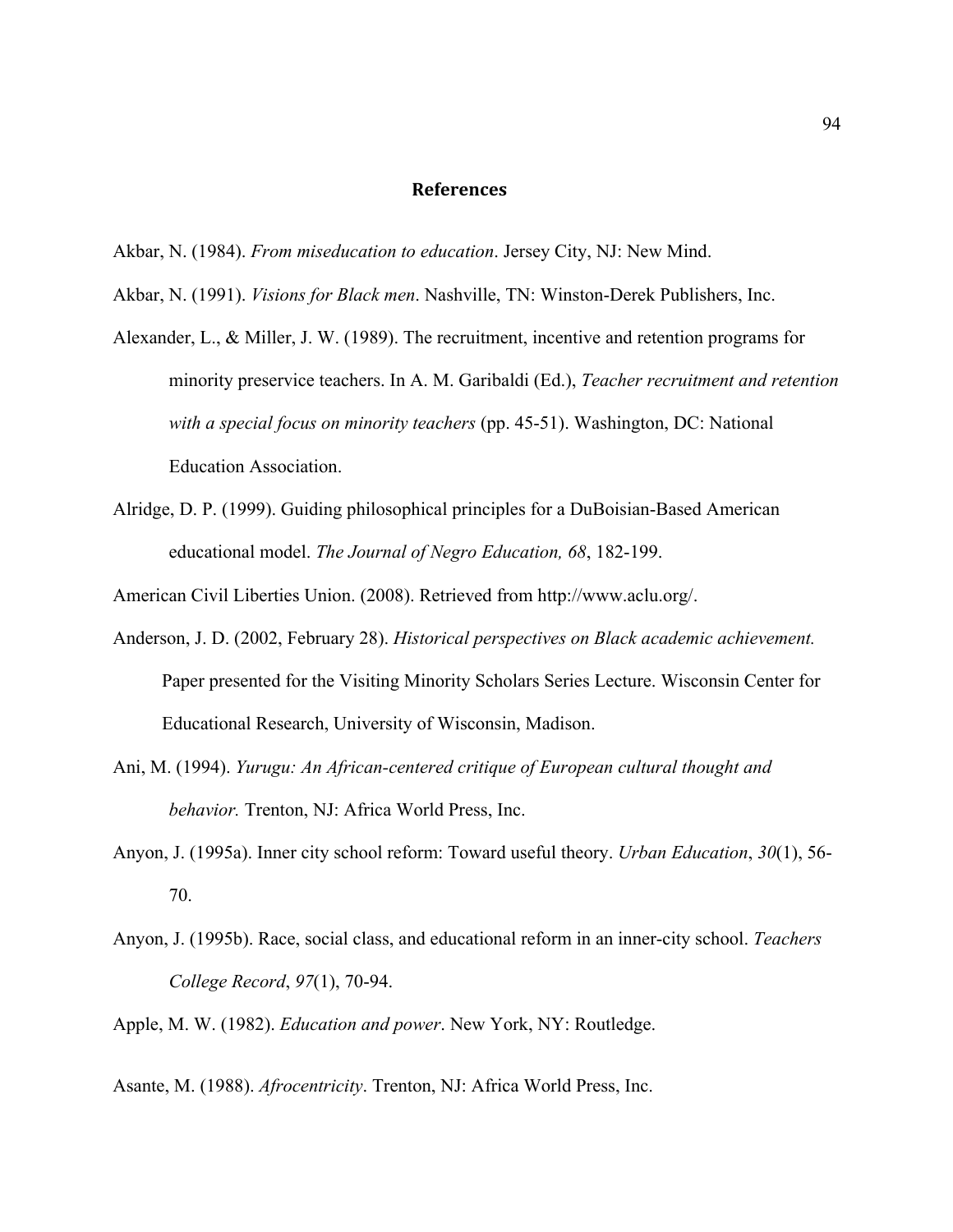# References

Akbar, N. (1984). *From miseducation to education*. Jersey City, NJ: New Mind.

Akbar, N. (1991). *Visions for Black men*. Nashville, TN: Winston-Derek Publishers, Inc.

Alexander, L., & Miller, J. W. (1989). The recruitment, incentive and retention programs for minority preservice teachers. In A. M. Garibaldi (Ed.), *Teacher recruitment and retention with a special focus on minority teachers* (pp. 45-51). Washington, DC: National Education Association.

Alridge, D. P. (1999). Guiding philosophical principles for a DuBoisian-Based American educational model. *The Journal of Negro Education, 68*, 182-199.

American Civil Liberties Union. (2008). Retrieved from http://www.aclu.org/.

Anderson, J. D. (2002, February 28). *Historical perspectives on Black academic achievement.* Paper presented for the Visiting Minority Scholars Series Lecture. Wisconsin Center for Educational Research, University of Wisconsin, Madison.

Ani, M. (1994). *Yurugu: An African-centered critique of European cultural thought and behavior.* Trenton, NJ: Africa World Press, Inc.

Anyon, J. (1995a). Inner city school reform: Toward useful theory. *Urban Education*, *30*(1), 56-70.

Anyon, J. (1995b). Race, social class, and educational reform in an inner-city school. *Teachers College Record*, *97*(1), 70-94.

Apple, M. W. (1982). *Education and power*. New York, NY: Routledge.

Asante, M. (1988). *Afrocentricity*. Trenton, NJ: Africa World Press, Inc.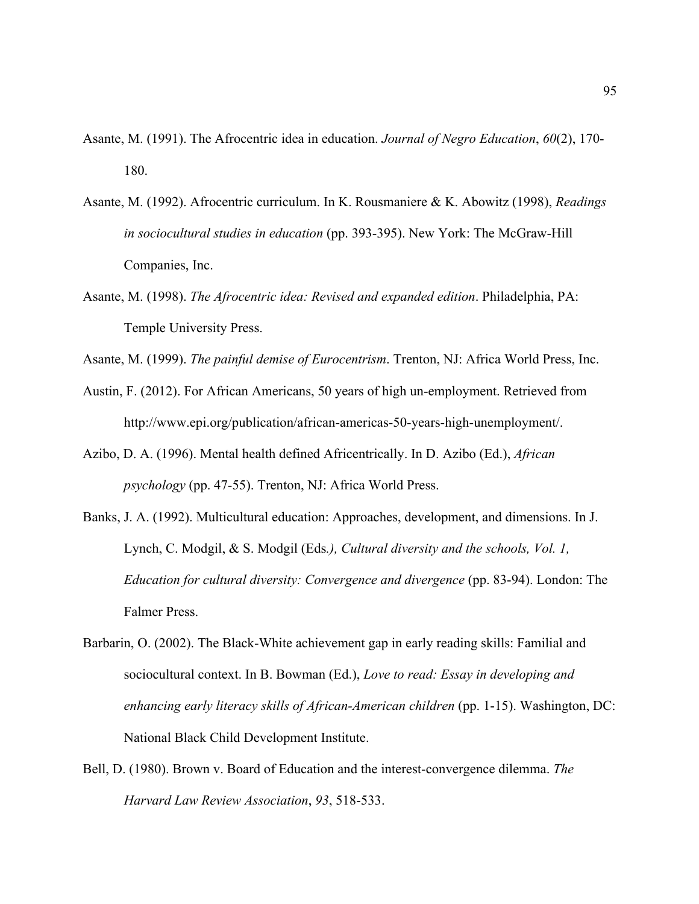Asante, M. (1991). The Afrocentric idea in education. *Journal of Negro Education*, *60*(2), 170-180.

Asante, M. (1992). Afrocentric curriculum. In K. Rousmaniere & K. Abowitz (1998), *Readings in sociocultural studies in education* (pp. 393-395). New York: The McGraw-Hill Companies, Inc.

Asante, M. (1998). *The Afrocentric idea: Revised and expanded edition*. Philadelphia, PA: Temple University Press.

Asante, M. (1999). *The painful demise of Eurocentrism*. Trenton, NJ: Africa World Press, Inc.

Austin, F. (2012). For African Americans, 50 years of high un-employment. Retrieved from http://www.epi.org/publication/african-americas-50-years-high-unemployment/.

Azibo, D. A. (1996). Mental health defined Africentrically. In D. Azibo (Ed.), *African psychology* (pp. 47-55). Trenton, NJ: Africa World Press.

Banks, J. A. (1992). Multicultural education: Approaches, development, and dimensions. In J. Lynch, C. Modgil, & S. Modgil (Eds*.), Cultural diversity and the schools, Vol. 1, Education for cultural diversity: Convergence and divergence* (pp. 83-94). London: The Falmer Press.

Barbarin, O. (2002). The Black-White achievement gap in early reading skills: Familial and sociocultural context. In B. Bowman (Ed.), *Love to read: Essay in developing and enhancing early literacy skills of African-American children* (pp. 1-15). Washington, DC: National Black Child Development Institute.

Bell, D. (1980). Brown v. Board of Education and the interest-convergence dilemma. *The Harvard Law Review Association*, *93*, 518-533.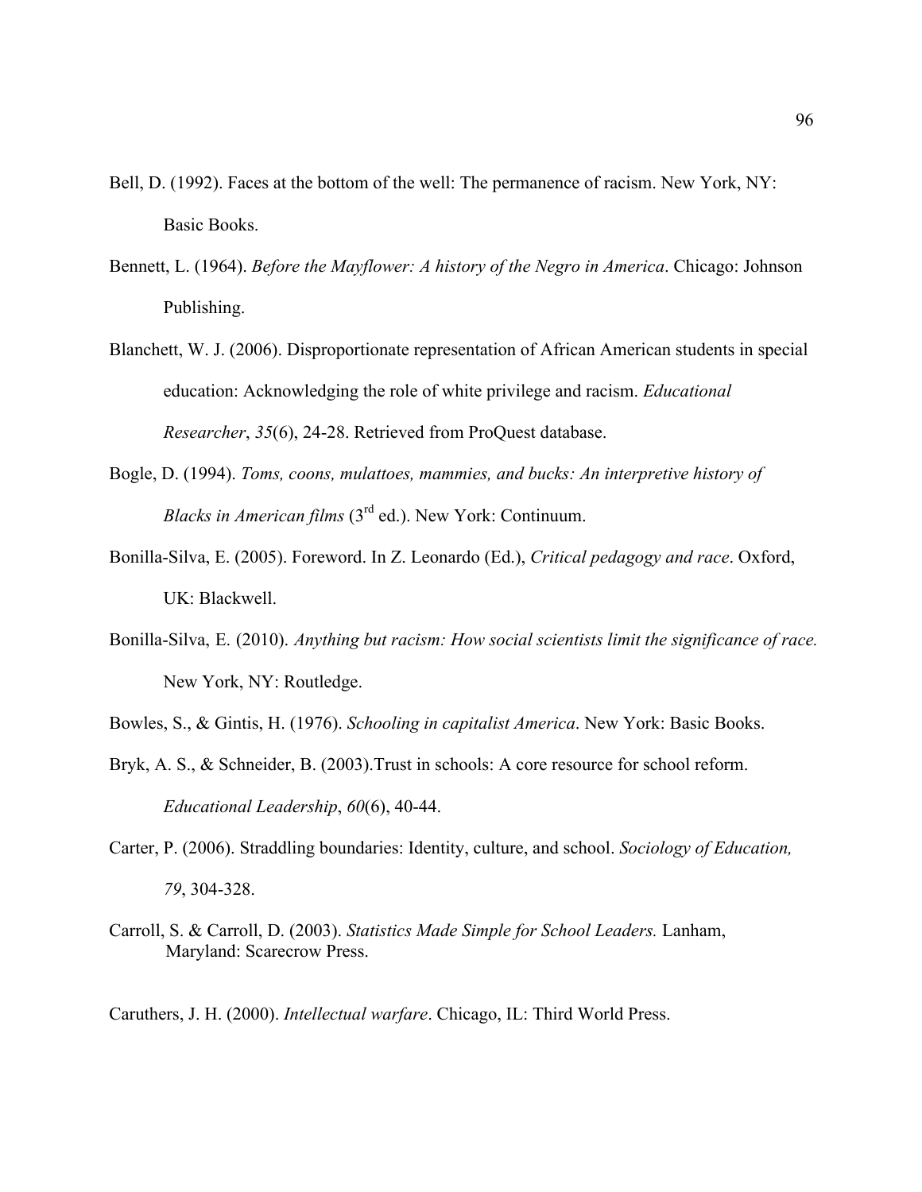Bell, D. (1992). Faces at the bottom of the well: The permanence of racism. New York, NY: Basic Books.

Bennett, L. (1964). *Before the Mayflower: A history of the Negro in America*. Chicago: Johnson Publishing.

Blanchett, W. J. (2006). Disproportionate representation of African American students in special education: Acknowledging the role of white privilege and racism. *Educational Researcher*, *35*(6), 24-28. Retrieved from ProQuest database.

Bogle, D. (1994). *Toms, coons, mulattoes, mammies, and bucks: An interpretive history of Blacks in American films* (3rd ed.). New York: Continuum.

Bonilla-Silva, E. (2005). Foreword. In Z. Leonardo (Ed.), *Critical pedagogy and race*. Oxford, UK: Blackwell.

Bonilla-Silva, E. (2010). *Anything but racism: How social scientists limit the significance of race.* New York, NY: Routledge.

Bowles, S., & Gintis, H. (1976). *Schooling in capitalist America*. New York: Basic Books.

Bryk, A. S., & Schneider, B. (2003).Trust in schools: A core resource for school reform. *Educational Leadership*, *60*(6), 40-44.

Carter, P. (2006). Straddling boundaries: Identity, culture, and school. *Sociology of Education, 79*, 304-328.

Carroll, S. & Carroll, D. (2003). *Statistics Made Simple for School Leaders.* Lanham, Maryland: Scarecrow Press.

Caruthers, J. H. (2000). *Intellectual warfare*. Chicago, IL: Third World Press.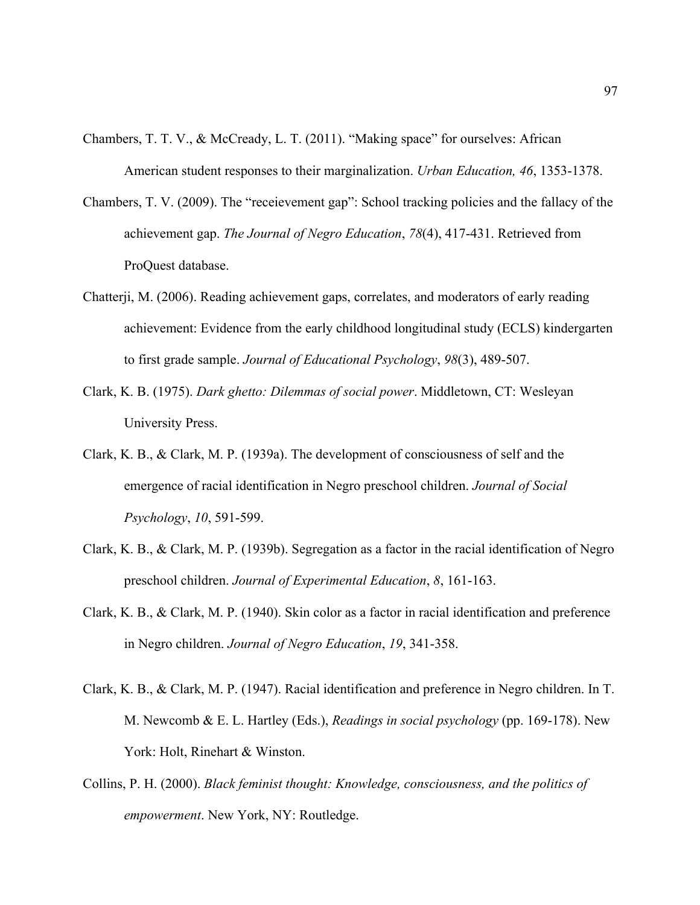Chambers, T. T. V., & McCready, L. T. (2011). "Making space" for ourselves: African American student responses to their marginalization. *Urban Education, 46*, 1353-1378.

Chambers, T. V. (2009). The "receievement gap": School tracking policies and the fallacy of the achievement gap. *The Journal of Negro Education*, *78*(4), 417-431. Retrieved from ProQuest database.

Chatterji, M. (2006). Reading achievement gaps, correlates, and moderators of early reading achievement: Evidence from the early childhood longitudinal study (ECLS) kindergarten to first grade sample. *Journal of Educational Psychology*, *98*(3), 489-507.

Clark, K. B. (1975). *Dark ghetto: Dilemmas of social power*. Middletown, CT: Wesleyan University Press.

Clark, K. B., & Clark, M. P. (1939a). The development of consciousness of self and the emergence of racial identification in Negro preschool children. *Journal of Social Psychology*, *10*, 591-599.

Clark, K. B., & Clark, M. P. (1939b). Segregation as a factor in the racial identification of Negro preschool children. *Journal of Experimental Education*, *8*, 161-163.

Clark, K. B., & Clark, M. P. (1940). Skin color as a factor in racial identification and preference in Negro children. *Journal of Negro Education*, *19*, 341-358.

Clark, K. B., & Clark, M. P. (1947). Racial identification and preference in Negro children. In T. M. Newcomb & E. L. Hartley (Eds.), *Readings in social psychology* (pp. 169-178). New York: Holt, Rinehart & Winston.

Collins, P. H. (2000). *Black feminist thought: Knowledge, consciousness, and the politics of empowerment*. New York, NY: Routledge.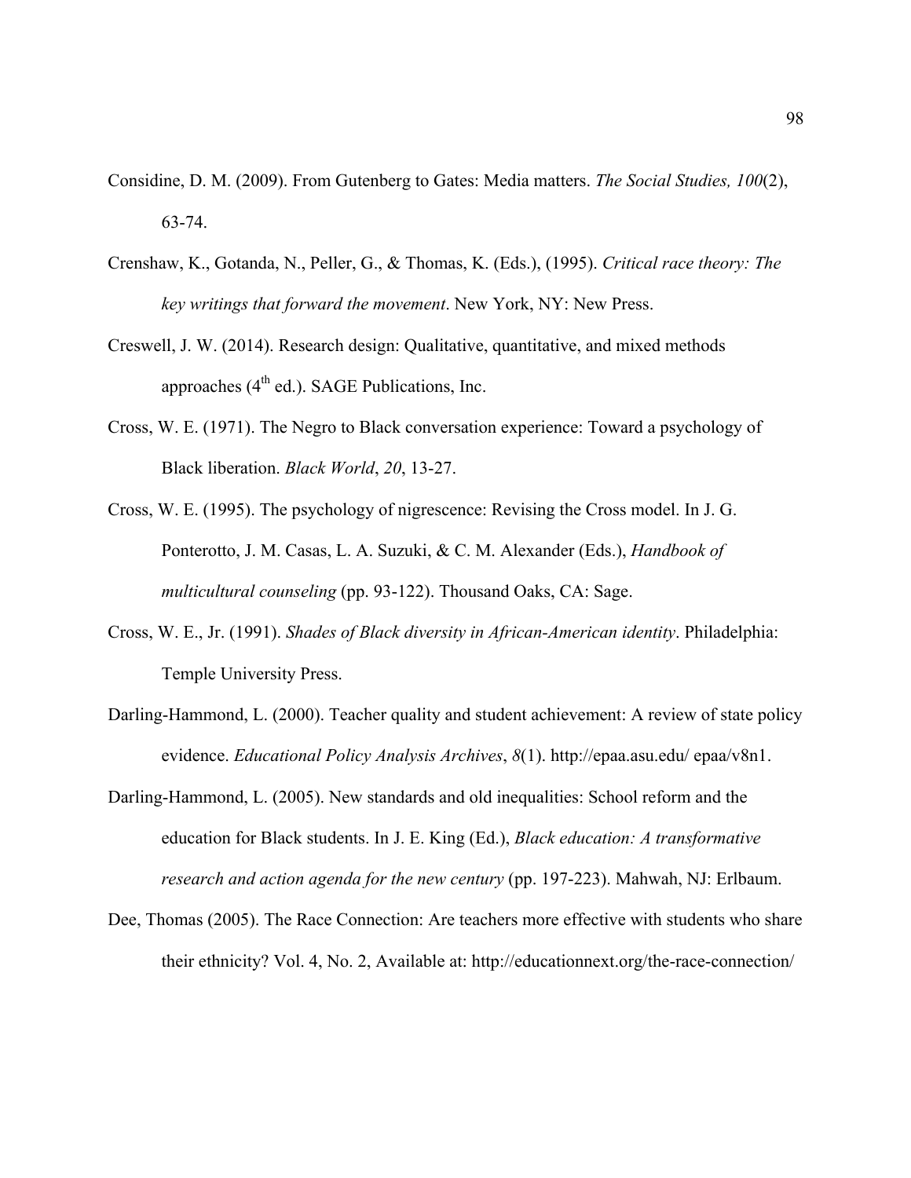Considine, D. M. (2009). From Gutenberg to Gates: Media matters. *The Social Studies, 100*(2), 63-74.

Crenshaw, K., Gotanda, N., Peller, G., & Thomas, K. (Eds.), (1995). *Critical race theory: The key writings that forward the movement*. New York, NY: New Press.

Creswell, J. W. (2014). Research design: Qualitative, quantitative, and mixed methods approaches (4th ed.). SAGE Publications, Inc.

Cross, W. E. (1971). The Negro to Black conversation experience: Toward a psychology of Black liberation. *Black World*, *20*, 13-27.

Cross, W. E. (1995). The psychology of nigrescence: Revising the Cross model. In J. G. Ponterotto, J. M. Casas, L. A. Suzuki, & C. M. Alexander (Eds.), *Handbook of multicultural counseling* (pp. 93-122). Thousand Oaks, CA: Sage.

Cross, W. E., Jr. (1991). *Shades of Black diversity in African-American identity*. Philadelphia: Temple University Press.

Darling-Hammond, L. (2000). Teacher quality and student achievement: A review of state policy evidence. *Educational Policy Analysis Archives*, *8*(1). http://epaa.asu.edu/ epaa/v8n1.

Darling-Hammond, L. (2005). New standards and old inequalities: School reform and the education for Black students. In J. E. King (Ed.), *Black education: A transformative research and action agenda for the new century* (pp. 197-223). Mahwah, NJ: Erlbaum.

Dee, Thomas (2005). The Race Connection: Are teachers more effective with students who share their ethnicity? Vol. 4, No. 2, Available at: http://educationnext.org/the-race-connection/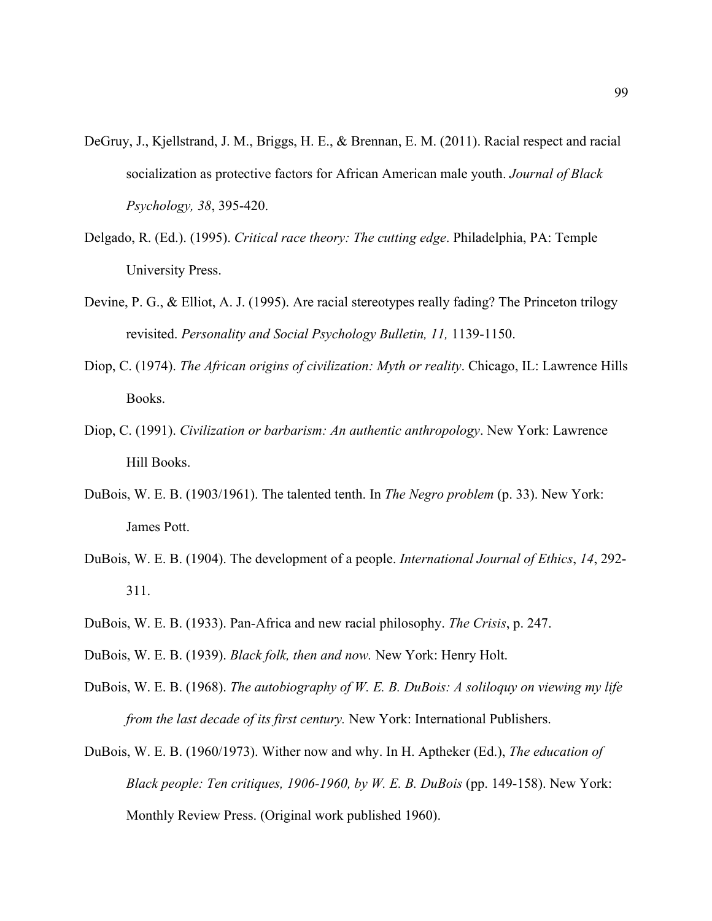DeGruy, J., Kjellstrand, J. M., Briggs, H. E., & Brennan, E. M. (2011). Racial respect and racial socialization as protective factors for African American male youth. *Journal of Black Psychology, 38*, 395-420.

Delgado, R. (Ed.). (1995). *Critical race theory: The cutting edge*. Philadelphia, PA: Temple University Press.

Devine, P. G., & Elliot, A. J. (1995). Are racial stereotypes really fading? The Princeton trilogy revisited. *Personality and Social Psychology Bulletin, 11,* 1139-1150.

Diop, C. (1974). *The African origins of civilization: Myth or reality*. Chicago, IL: Lawrence Hills Books.

Diop, C. (1991). *Civilization or barbarism: An authentic anthropology*. New York: Lawrence Hill Books.

DuBois, W. E. B. (1903/1961). The talented tenth. In *The Negro problem* (p. 33). New York: James Pott.

DuBois, W. E. B. (1904). The development of a people. *International Journal of Ethics*, *14*, 292-311.

DuBois, W. E. B. (1933). Pan-Africa and new racial philosophy. *The Crisis*, p. 247.

DuBois, W. E. B. (1939). *Black folk, then and now.* New York: Henry Holt.

DuBois, W. E. B. (1968). *The autobiography of W. E. B. DuBois: A soliloquy on viewing my life from the last decade of its first century.* New York: International Publishers.

DuBois, W. E. B. (1960/1973). Wither now and why. In H. Aptheker (Ed.), *The education of Black people: Ten critiques, 1906-1960, by W. E. B. DuBois* (pp. 149-158). New York: Monthly Review Press. (Original work published 1960).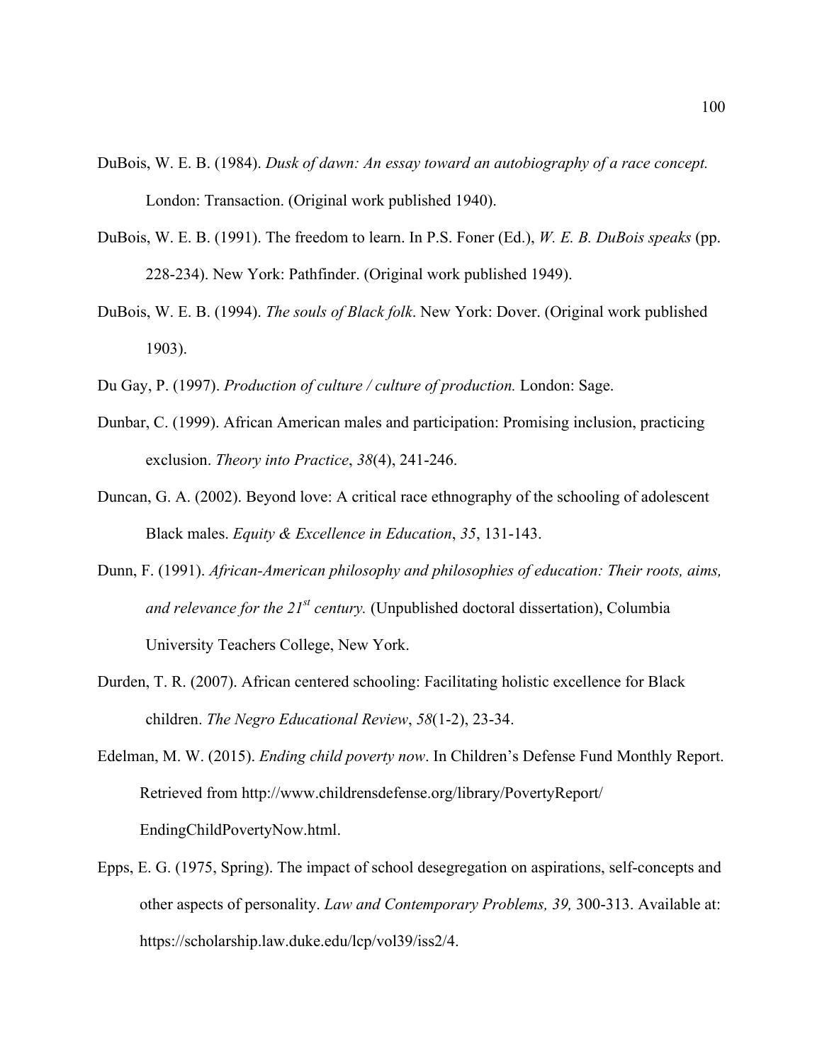DuBois, W. E. B. (1984). *Dusk of dawn: An essay toward an autobiography of a race concept.* London: Transaction. (Original work published 1940).

DuBois, W. E. B. (1991). The freedom to learn. In P.S. Foner (Ed.), *W. E. B. DuBois speaks* (pp. 228-234). New York: Pathfinder. (Original work published 1949).

DuBois, W. E. B. (1994). *The souls of Black folk*. New York: Dover. (Original work published 1903).

Du Gay, P. (1997). *Production of culture / culture of production.* London: Sage.

Dunbar, C. (1999). African American males and participation: Promising inclusion, practicing exclusion. *Theory into Practice*, *38*(4), 241-246.

Duncan, G. A. (2002). Beyond love: A critical race ethnography of the schooling of adolescent Black males. *Equity & Excellence in Education*, *35*, 131-143.

Dunn, F. (1991). *African-American philosophy and philosophies of education: Their roots, aims, and relevance for the 21st century.* (Unpublished doctoral dissertation), Columbia University Teachers College, New York.

Durden, T. R. (2007). African centered schooling: Facilitating holistic excellence for Black children. *The Negro Educational Review*, *58*(1-2), 23-34.

Edelman, M. W. (2015). *Ending child poverty now*. In Children's Defense Fund Monthly Report. Retrieved from http://www.childrensdefense.org/library/PovertyReport/EndingChildPovertyNow.html.

Epps, E. G. (1975, Spring). The impact of school desegregation on aspirations, self-concepts and other aspects of personality. *Law and Contemporary Problems, 39,* 300-313. Available at: https://scholarship.law.duke.edu/lcp/vol39/iss2/4.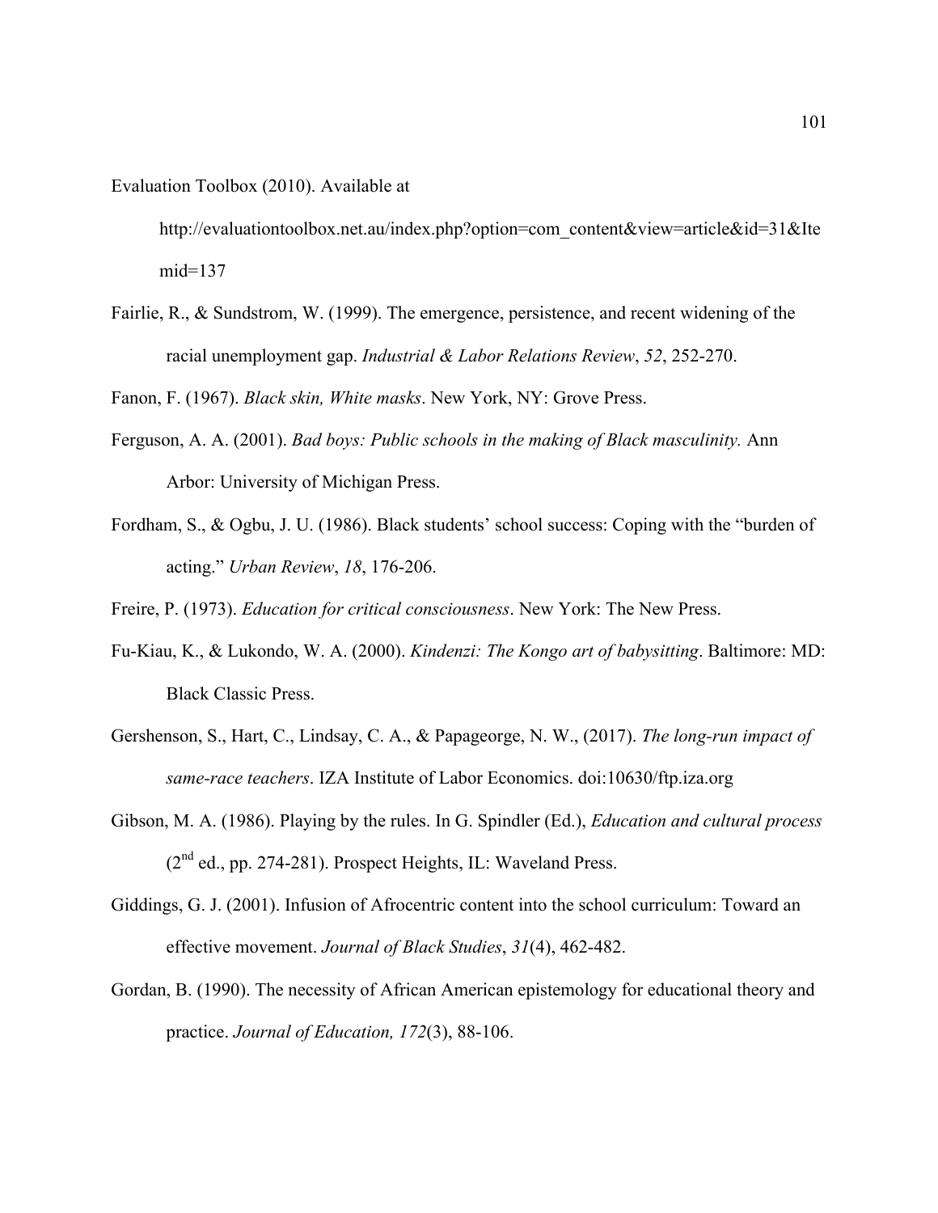Evaluation Toolbox (2010). Available at http://evaluationtoolbox.net.au/index.php?option=com_content&view=article&id=31&Itemid=137

Fairlie, R., & Sundstrom, W. (1999). The emergence, persistence, and recent widening of the racial unemployment gap. *Industrial & Labor Relations Review*, *52*, 252-270.

Fanon, F. (1967). *Black skin, White masks*. New York, NY: Grove Press.

Ferguson, A. A. (2001). *Bad boys: Public schools in the making of Black masculinity.* Ann Arbor: University of Michigan Press.

Fordham, S., & Ogbu, J. U. (1986). Black students' school success: Coping with the "burden of acting." *Urban Review*, *18*, 176-206.

Freire, P. (1973). *Education for critical consciousness*. New York: The New Press.

Fu-Kiau, K., & Lukondo, W. A. (2000). *Kindenzi: The Kongo art of babysitting*. Baltimore: MD: Black Classic Press.

Gershenson, S., Hart, C., Lindsay, C. A., & Papageorge, N. W., (2017). *The long-run impact of same-race teachers*. IZA Institute of Labor Economics. doi:10630/ftp.iza.org

Gibson, M. A. (1986). Playing by the rules. In G. Spindler (Ed.), *Education and cultural process* (2nd ed., pp. 274-281). Prospect Heights, IL: Waveland Press.

Giddings, G. J. (2001). Infusion of Afrocentric content into the school curriculum: Toward an effective movement. *Journal of Black Studies*, *31*(4), 462-482.

Gordan, B. (1990). The necessity of African American epistemology for educational theory and practice. *Journal of Education, 172*(3), 88-106.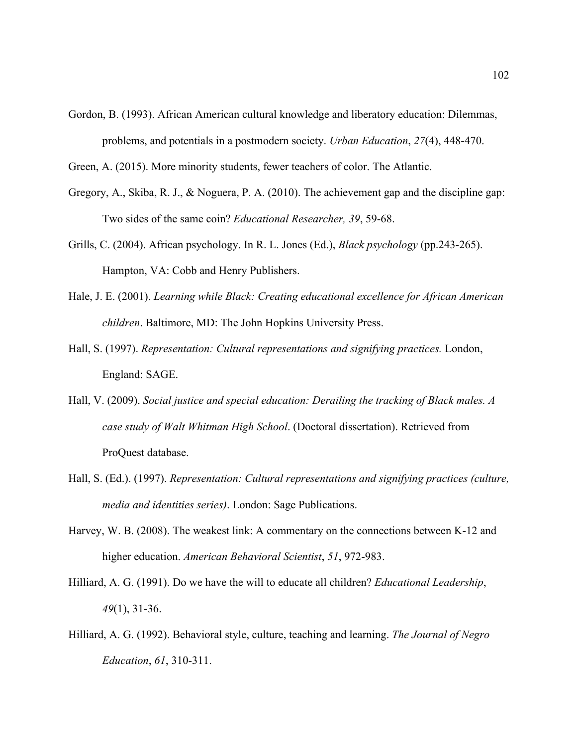Gordon, B. (1993). African American cultural knowledge and liberatory education: Dilemmas, problems, and potentials in a postmodern society. *Urban Education*, *27*(4), 448-470.

Green, A. (2015). More minority students, fewer teachers of color. The Atlantic.

Gregory, A., Skiba, R. J., & Noguera, P. A. (2010). The achievement gap and the discipline gap: Two sides of the same coin? *Educational Researcher, 39*, 59-68.

Grills, C. (2004). African psychology. In R. L. Jones (Ed.), *Black psychology* (pp.243-265). Hampton, VA: Cobb and Henry Publishers.

Hale, J. E. (2001). *Learning while Black: Creating educational excellence for African American children*. Baltimore, MD: The John Hopkins University Press.

Hall, S. (1997). *Representation: Cultural representations and signifying practices.* London, England: SAGE.

Hall, V. (2009). *Social justice and special education: Derailing the tracking of Black males. A case study of Walt Whitman High School*. (Doctoral dissertation). Retrieved from ProQuest database.

Hall, S. (Ed.). (1997). *Representation: Cultural representations and signifying practices (culture, media and identities series)*. London: Sage Publications.

Harvey, W. B. (2008). The weakest link: A commentary on the connections between K-12 and higher education. *American Behavioral Scientist*, *51*, 972-983.

Hilliard, A. G. (1991). Do we have the will to educate all children? *Educational Leadership*, *49*(1), 31-36.

Hilliard, A. G. (1992). Behavioral style, culture, teaching and learning. *The Journal of Negro Education*, *61*, 310-311.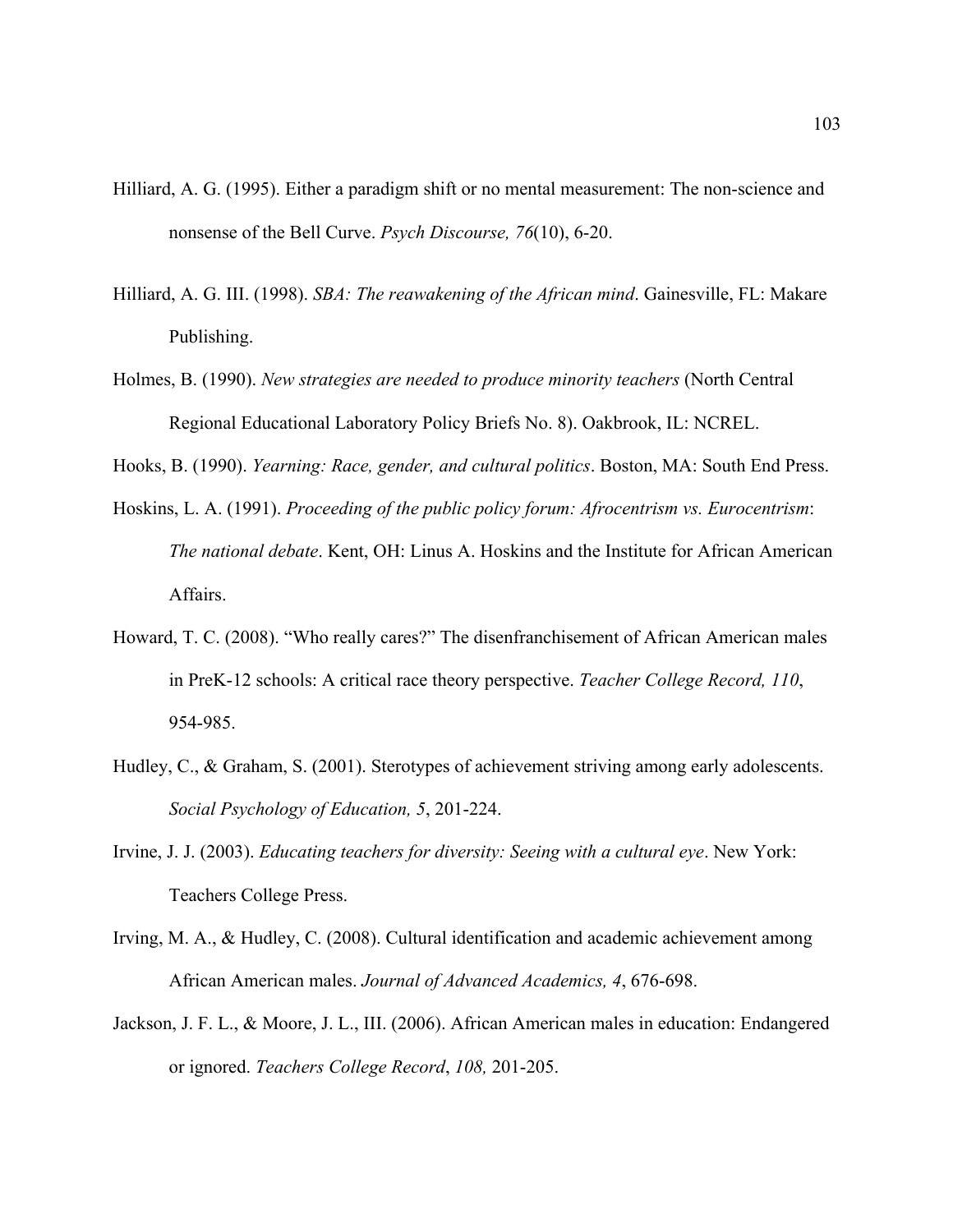Hilliard, A. G. (1995). Either a paradigm shift or no mental measurement: The non-science and nonsense of the Bell Curve. *Psych Discourse, 76*(10), 6-20.

Hilliard, A. G. III. (1998). *SBA: The reawakening of the African mind*. Gainesville, FL: Makare Publishing.

Holmes, B. (1990). *New strategies are needed to produce minority teachers* (North Central Regional Educational Laboratory Policy Briefs No. 8). Oakbrook, IL: NCREL.

Hooks, B. (1990). *Yearning: Race, gender, and cultural politics*. Boston, MA: South End Press.

Hoskins, L. A. (1991). *Proceeding of the public policy forum: Afrocentrism vs. Eurocentrism*: *The national debate*. Kent, OH: Linus A. Hoskins and the Institute for African American Affairs.

Howard, T. C. (2008). "Who really cares?" The disenfranchisement of African American males in PreK-12 schools: A critical race theory perspective. *Teacher College Record, 110*, 954-985.

Hudley, C., & Graham, S. (2001). Sterotypes of achievement striving among early adolescents. *Social Psychology of Education, 5*, 201-224.

Irvine, J. J. (2003). *Educating teachers for diversity: Seeing with a cultural eye*. New York: Teachers College Press.

Irving, M. A., & Hudley, C. (2008). Cultural identification and academic achievement among African American males. *Journal of Advanced Academics, 4*, 676-698.

Jackson, J. F. L., & Moore, J. L., III. (2006). African American males in education: Endangered or ignored. *Teachers College Record*, *108,* 201-205.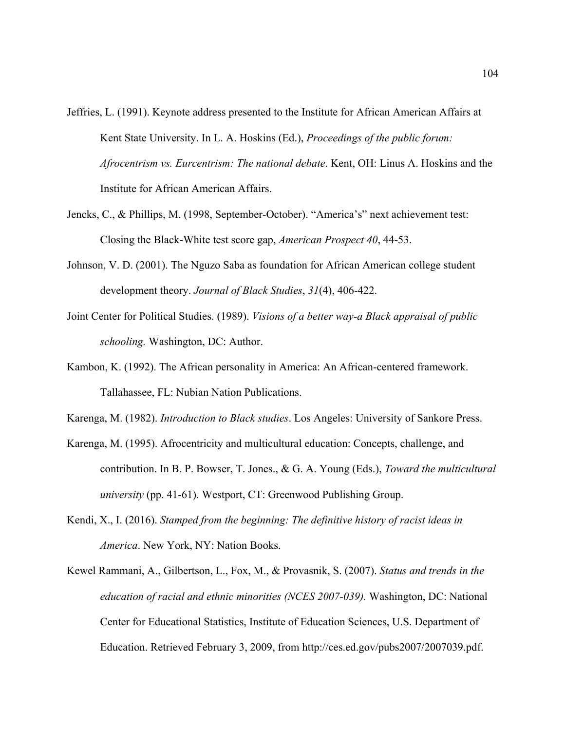Jeffries, L. (1991). Keynote address presented to the Institute for African American Affairs at Kent State University. In L. A. Hoskins (Ed.), *Proceedings of the public forum: Afrocentrism vs. Eurcentrism: The national debate*. Kent, OH: Linus A. Hoskins and the Institute for African American Affairs.

Jencks, C., & Phillips, M. (1998, September-October). "America's" next achievement test: Closing the Black-White test score gap, *American Prospect 40*, 44-53.

Johnson, V. D. (2001). The Nguzo Saba as foundation for African American college student development theory. *Journal of Black Studies*, *31*(4), 406-422.

Joint Center for Political Studies. (1989). *Visions of a better way-a Black appraisal of public schooling.* Washington, DC: Author.

Kambon, K. (1992). The African personality in America: An African-centered framework. Tallahassee, FL: Nubian Nation Publications.

Karenga, M. (1982). *Introduction to Black studies*. Los Angeles: University of Sankore Press.

Karenga, M. (1995). Afrocentricity and multicultural education: Concepts, challenge, and contribution. In B. P. Bowser, T. Jones., & G. A. Young (Eds.), *Toward the multicultural university* (pp. 41-61). Westport, CT: Greenwood Publishing Group.

Kendi, X., I. (2016). *Stamped from the beginning: The definitive history of racist ideas in America*. New York, NY: Nation Books.

Kewel Rammani, A., Gilbertson, L., Fox, M., & Provasnik, S. (2007). *Status and trends in the education of racial and ethnic minorities (NCES 2007-039).* Washington, DC: National Center for Educational Statistics, Institute of Education Sciences, U.S. Department of Education. Retrieved February 3, 2009, from http://ces.ed.gov/pubs2007/2007039.pdf.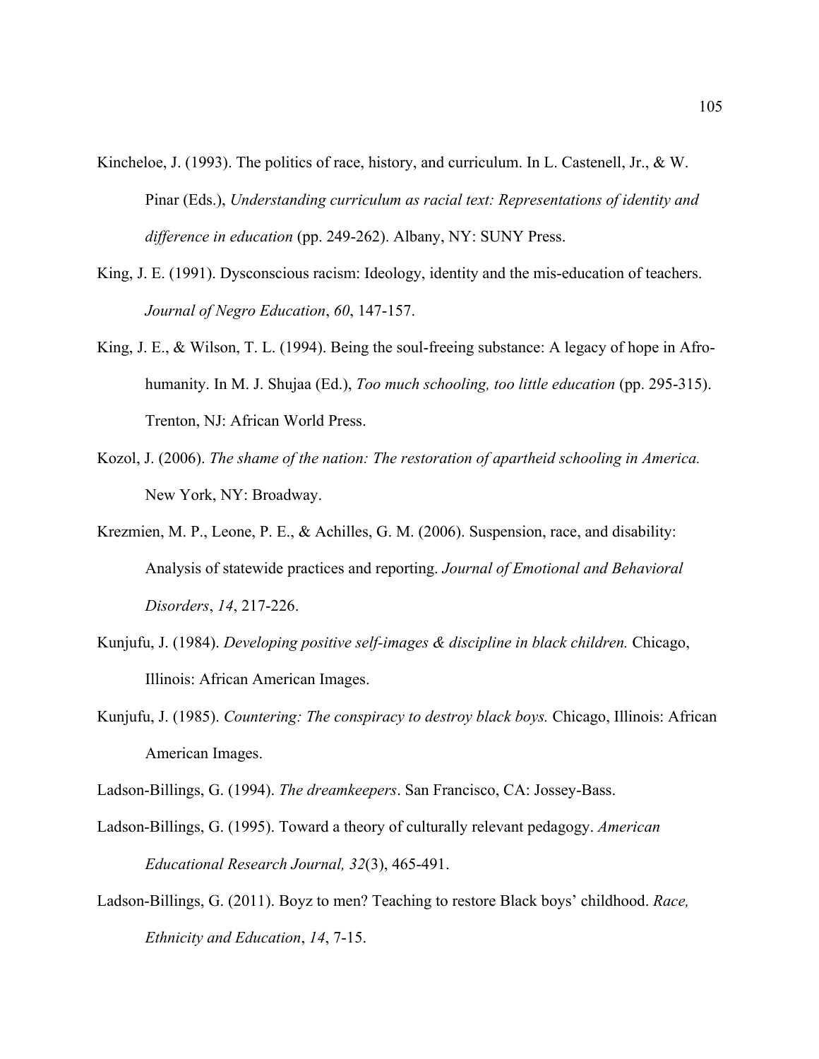Kincheloe, J. (1993). The politics of race, history, and curriculum. In L. Castenell, Jr., & W. Pinar (Eds.), *Understanding curriculum as racial text: Representations of identity and difference in education* (pp. 249-262). Albany, NY: SUNY Press.

King, J. E. (1991). Dysconscious racism: Ideology, identity and the mis-education of teachers. *Journal of Negro Education*, *60*, 147-157.

King, J. E., & Wilson, T. L. (1994). Being the soul-freeing substance: A legacy of hope in Afro-humanity. In M. J. Shujaa (Ed.), *Too much schooling, too little education* (pp. 295-315). Trenton, NJ: African World Press.

Kozol, J. (2006). *The shame of the nation: The restoration of apartheid schooling in America.* New York, NY: Broadway.

Krezmien, M. P., Leone, P. E., & Achilles, G. M. (2006). Suspension, race, and disability: Analysis of statewide practices and reporting. *Journal of Emotional and Behavioral Disorders*, *14*, 217-226.

Kunjufu, J. (1984). *Developing positive self-images & discipline in black children.* Chicago, Illinois: African American Images.

Kunjufu, J. (1985). *Countering: The conspiracy to destroy black boys.* Chicago, Illinois: African American Images.

Ladson-Billings, G. (1994). *The dreamkeepers*. San Francisco, CA: Jossey-Bass.

Ladson-Billings, G. (1995). Toward a theory of culturally relevant pedagogy. *American Educational Research Journal, 32*(3), 465-491.

Ladson-Billings, G. (2011). Boyz to men? Teaching to restore Black boys' childhood. *Race, Ethnicity and Education*, *14*, 7-15.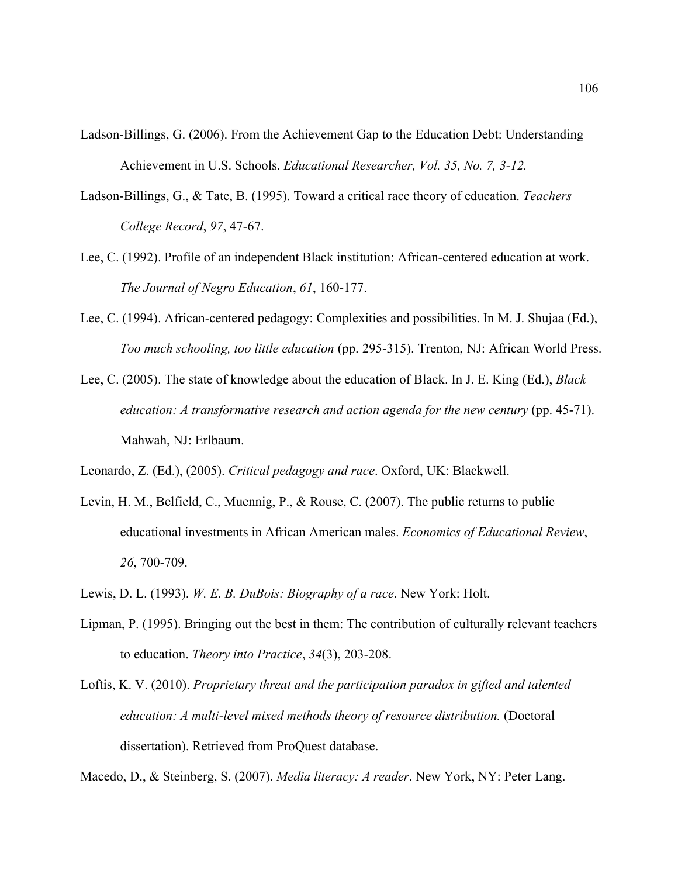Ladson-Billings, G. (2006). From the Achievement Gap to the Education Debt: Understanding Achievement in U.S. Schools. *Educational Researcher, Vol. 35, No. 7, 3-12.*

Ladson-Billings, G., & Tate, B. (1995). Toward a critical race theory of education. *Teachers College Record*, *97*, 47-67.

Lee, C. (1992). Profile of an independent Black institution: African-centered education at work. *The Journal of Negro Education*, *61*, 160-177.

Lee, C. (1994). African-centered pedagogy: Complexities and possibilities. In M. J. Shujaa (Ed.), *Too much schooling, too little education* (pp. 295-315). Trenton, NJ: African World Press.

Lee, C. (2005). The state of knowledge about the education of Black. In J. E. King (Ed.), *Black education: A transformative research and action agenda for the new century* (pp. 45-71). Mahwah, NJ: Erlbaum.

Leonardo, Z. (Ed.), (2005). *Critical pedagogy and race*. Oxford, UK: Blackwell.

Levin, H. M., Belfield, C., Muennig, P., & Rouse, C. (2007). The public returns to public educational investments in African American males. *Economics of Educational Review*, *26*, 700-709.

Lewis, D. L. (1993). *W. E. B. DuBois: Biography of a race*. New York: Holt.

Lipman, P. (1995). Bringing out the best in them: The contribution of culturally relevant teachers to education. *Theory into Practice*, *34*(3), 203-208.

Loftis, K. V. (2010). *Proprietary threat and the participation paradox in gifted and talented education: A multi-level mixed methods theory of resource distribution.* (Doctoral dissertation). Retrieved from ProQuest database.

Macedo, D., & Steinberg, S. (2007). *Media literacy: A reader*. New York, NY: Peter Lang.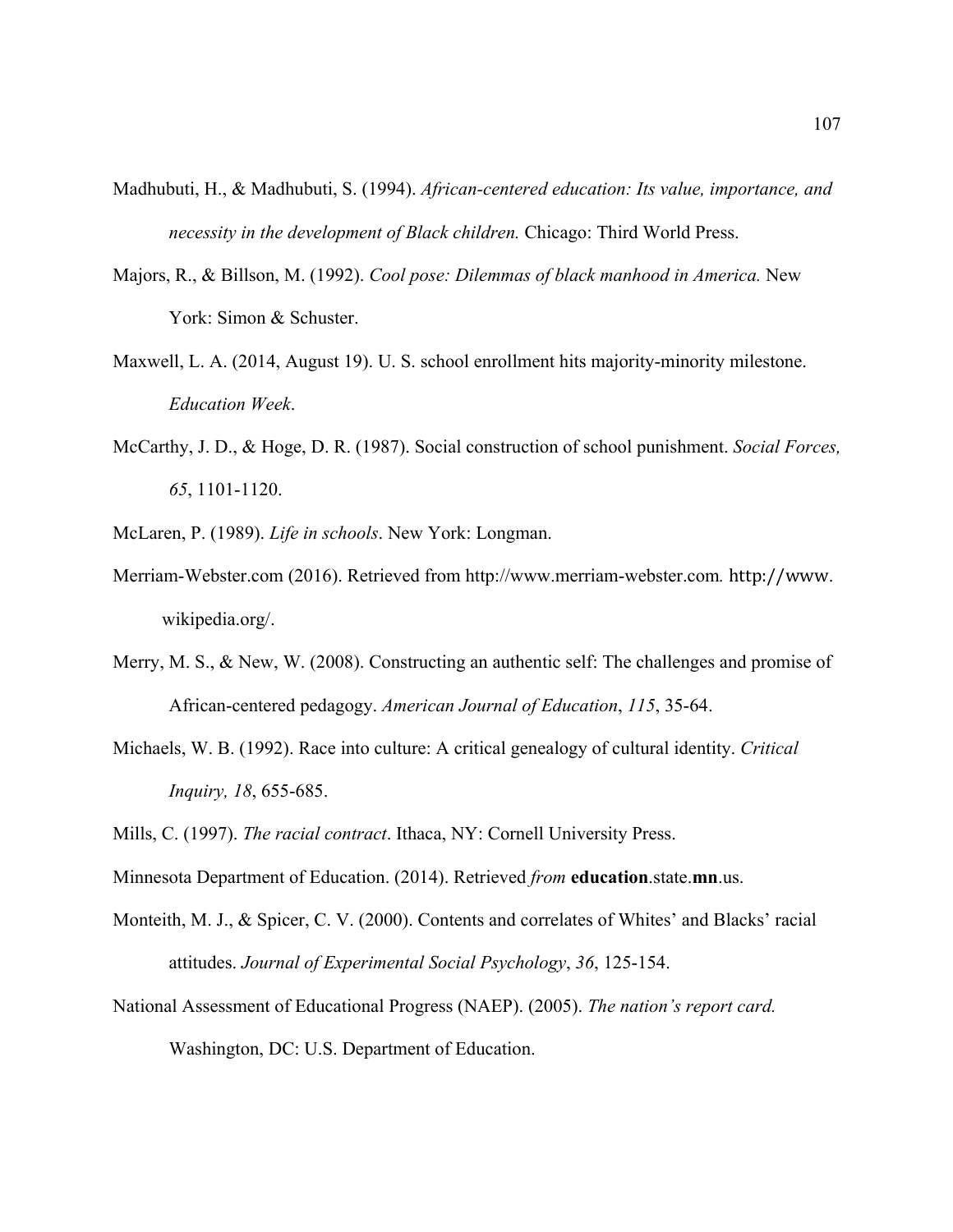Madhubuti, H., & Madhubuti, S. (1994). *African-centered education: Its value, importance, and necessity in the development of Black children.* Chicago: Third World Press.

Majors, R., & Billson, M. (1992). *Cool pose: Dilemmas of black manhood in America.* New York: Simon & Schuster.

Maxwell, L. A. (2014, August 19). U. S. school enrollment hits majority-minority milestone. *Education Week*.

McCarthy, J. D., & Hoge, D. R. (1987). Social construction of school punishment. *Social Forces, 65*, 1101-1120.

McLaren, P. (1989). *Life in schools*. New York: Longman.

Merriam-Webster.com (2016). Retrieved from http://www.merriam-webster.com. http://www.wikipedia.org/.

Merry, M. S., & New, W. (2008). Constructing an authentic self: The challenges and promise of African-centered pedagogy. *American Journal of Education*, *115*, 35-64.

Michaels, W. B. (1992). Race into culture: A critical genealogy of cultural identity. *Critical Inquiry, 18*, 655-685.

Mills, C. (1997). *The racial contract*. Ithaca, NY: Cornell University Press.

Minnesota Department of Education. (2014). Retrieved *from* **education**.state.**mn**.us.

Monteith, M. J., & Spicer, C. V. (2000). Contents and correlates of Whites' and Blacks' racial attitudes. *Journal of Experimental Social Psychology*, *36*, 125-154.

National Assessment of Educational Progress (NAEP). (2005). *The nation's report card.* Washington, DC: U.S. Department of Education.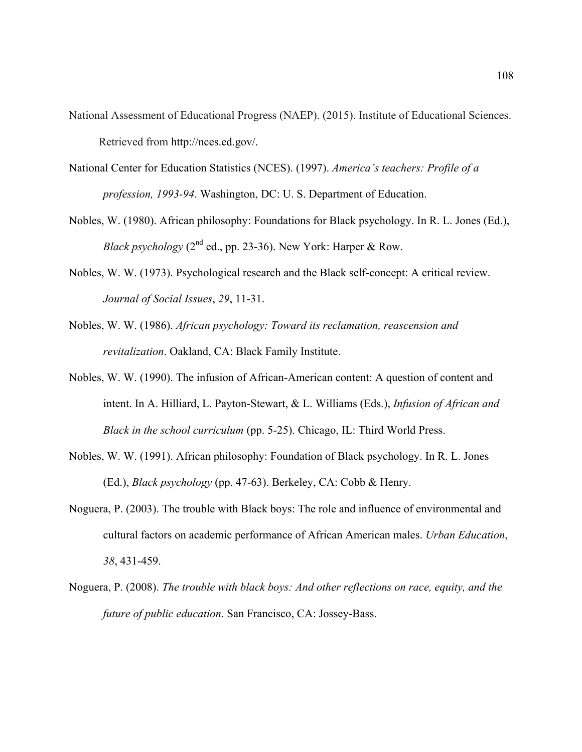National Assessment of Educational Progress (NAEP). (2015). Institute of Educational Sciences. Retrieved from http://nces.ed.gov/.

National Center for Education Statistics (NCES). (1997). *America's teachers: Profile of a profession, 1993-94*. Washington, DC: U. S. Department of Education.

Nobles, W. (1980). African philosophy: Foundations for Black psychology. In R. L. Jones (Ed.), *Black psychology* (2nd ed., pp. 23-36). New York: Harper & Row.

Nobles, W. W. (1973). Psychological research and the Black self-concept: A critical review. *Journal of Social Issues*, *29*, 11-31.

Nobles, W. W. (1986). *African psychology: Toward its reclamation, reascension and revitalization*. Oakland, CA: Black Family Institute.

Nobles, W. W. (1990). The infusion of African-American content: A question of content and intent. In A. Hilliard, L. Payton-Stewart, & L. Williams (Eds.), *Infusion of African and Black in the school curriculum* (pp. 5-25). Chicago, IL: Third World Press.

Nobles, W. W. (1991). African philosophy: Foundation of Black psychology. In R. L. Jones (Ed.), *Black psychology* (pp. 47-63). Berkeley, CA: Cobb & Henry.

Noguera, P. (2003). The trouble with Black boys: The role and influence of environmental and cultural factors on academic performance of African American males. *Urban Education*, *38*, 431-459.

Noguera, P. (2008). *The trouble with black boys: And other reflections on race, equity, and the future of public education*. San Francisco, CA: Jossey-Bass.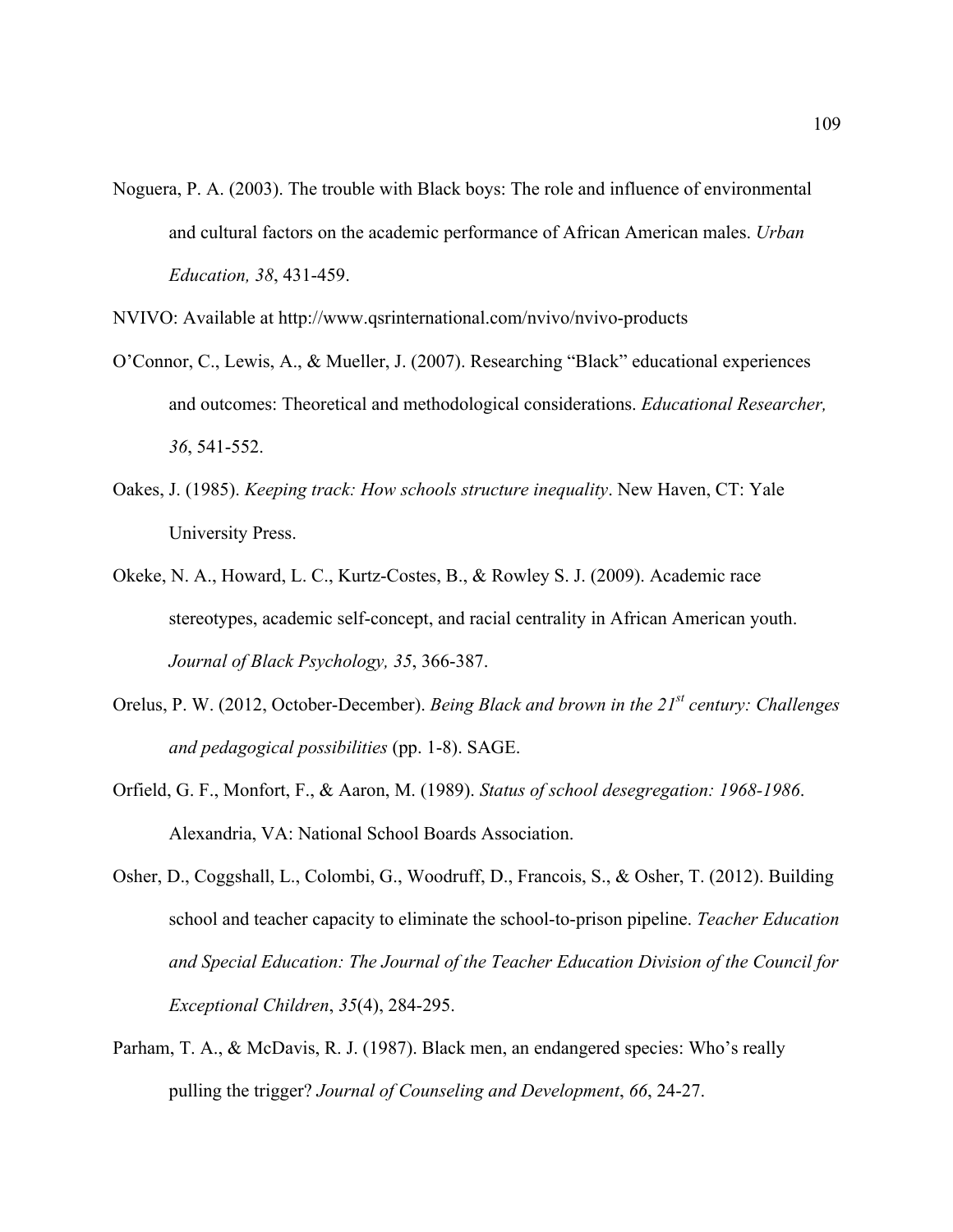Noguera, P. A. (2003). The trouble with Black boys: The role and influence of environmental and cultural factors on the academic performance of African American males. *Urban Education, 38*, 431-459.

NVIVO: Available at http://www.qsrinternational.com/nvivo/nvivo-products

O'Connor, C., Lewis, A., & Mueller, J. (2007). Researching "Black" educational experiences and outcomes: Theoretical and methodological considerations. *Educational Researcher, 36*, 541-552.

Oakes, J. (1985). *Keeping track: How schools structure inequality*. New Haven, CT: Yale University Press.

Okeke, N. A., Howard, L. C., Kurtz-Costes, B., & Rowley S. J. (2009). Academic race stereotypes, academic self-concept, and racial centrality in African American youth. *Journal of Black Psychology, 35*, 366-387.

Orelus, P. W. (2012, October-December). *Being Black and brown in the 21st century: Challenges and pedagogical possibilities* (pp. 1-8). SAGE.

Orfield, G. F., Monfort, F., & Aaron, M. (1989). *Status of school desegregation: 1968-1986*. Alexandria, VA: National School Boards Association.

Osher, D., Coggshall, L., Colombi, G., Woodruff, D., Francois, S., & Osher, T. (2012). Building school and teacher capacity to eliminate the school-to-prison pipeline. *Teacher Education and Special Education: The Journal of the Teacher Education Division of the Council for Exceptional Children*, *35*(4), 284-295.

Parham, T. A., & McDavis, R. J. (1987). Black men, an endangered species: Who's really pulling the trigger? *Journal of Counseling and Development*, *66*, 24-27.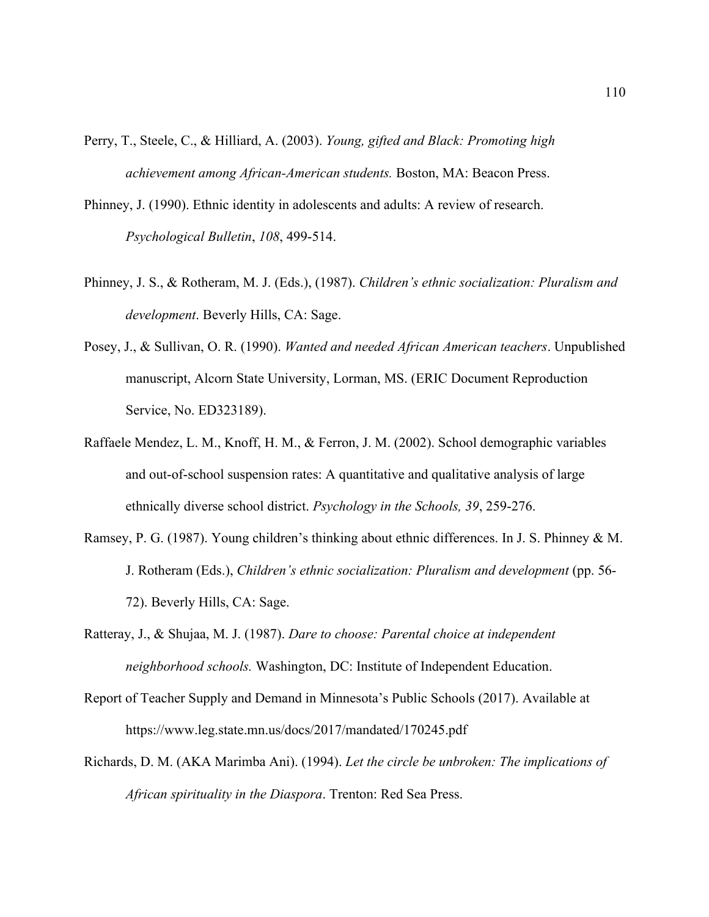Perry, T., Steele, C., & Hilliard, A. (2003). *Young, gifted and Black: Promoting high achievement among African-American students.* Boston, MA: Beacon Press.

Phinney, J. (1990). Ethnic identity in adolescents and adults: A review of research. *Psychological Bulletin*, *108*, 499-514.

Phinney, J. S., & Rotheram, M. J. (Eds.), (1987). *Children's ethnic socialization: Pluralism and development*. Beverly Hills, CA: Sage.

Posey, J., & Sullivan, O. R. (1990). *Wanted and needed African American teachers*. Unpublished manuscript, Alcorn State University, Lorman, MS. (ERIC Document Reproduction Service, No. ED323189).

Raffaele Mendez, L. M., Knoff, H. M., & Ferron, J. M. (2002). School demographic variables and out-of-school suspension rates: A quantitative and qualitative analysis of large ethnically diverse school district. *Psychology in the Schools, 39*, 259-276.

Ramsey, P. G. (1987). Young children's thinking about ethnic differences. In J. S. Phinney & M. J. Rotheram (Eds.), *Children's ethnic socialization: Pluralism and development* (pp. 56-72). Beverly Hills, CA: Sage.

Ratteray, J., & Shujaa, M. J. (1987). *Dare to choose: Parental choice at independent neighborhood schools.* Washington, DC: Institute of Independent Education.

Report of Teacher Supply and Demand in Minnesota's Public Schools (2017). Available at https://www.leg.state.mn.us/docs/2017/mandated/170245.pdf

Richards, D. M. (AKA Marimba Ani). (1994). *Let the circle be unbroken: The implications of African spirituality in the Diaspora*. Trenton: Red Sea Press.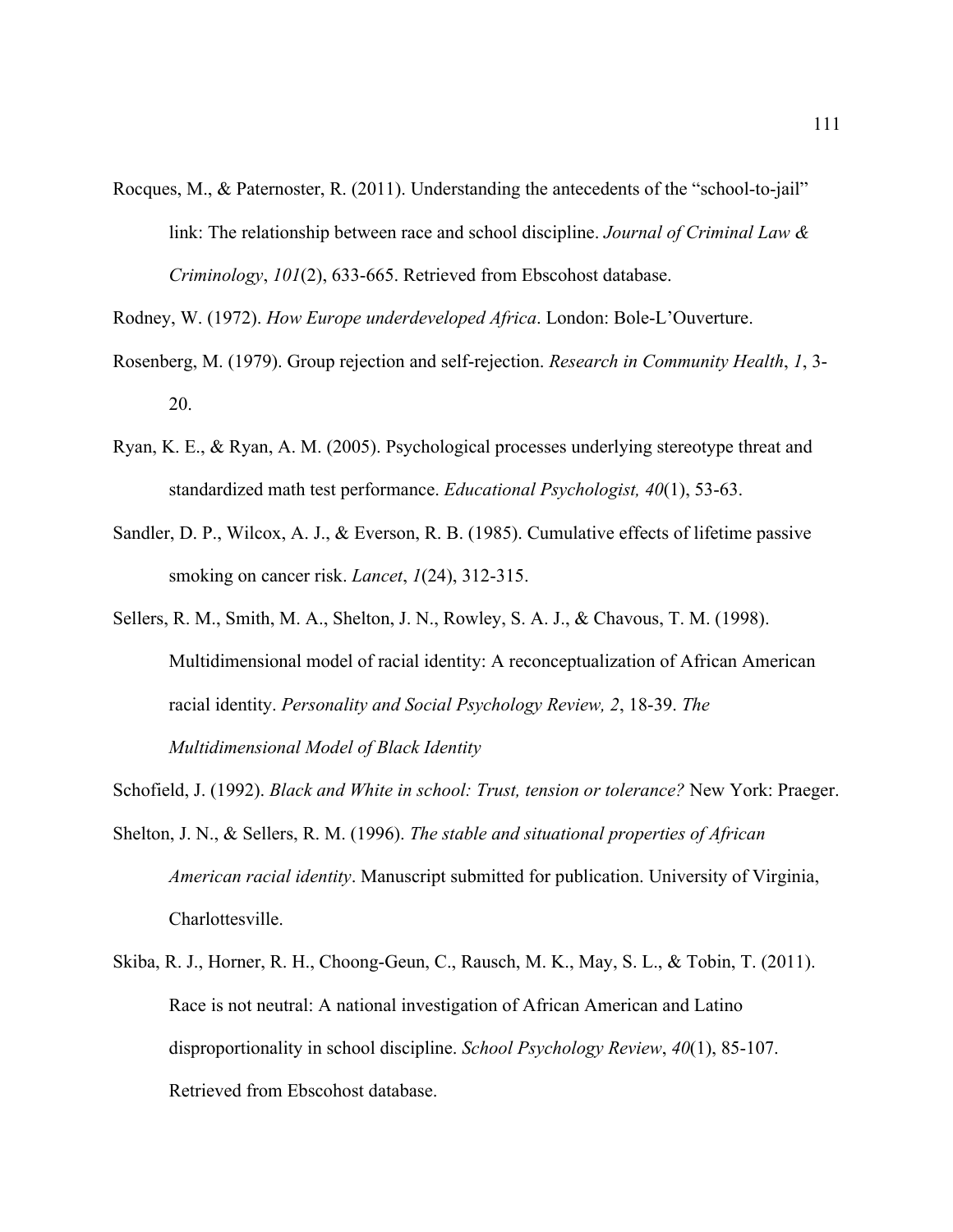Rocques, M., & Paternoster, R. (2011). Understanding the antecedents of the "school-to-jail" link: The relationship between race and school discipline. *Journal of Criminal Law & Criminology*, *101*(2), 633-665. Retrieved from Ebscohost database.

Rodney, W. (1972). *How Europe underdeveloped Africa*. London: Bole-L'Ouverture.

Rosenberg, M. (1979). Group rejection and self-rejection. *Research in Community Health*, *1*, 3-20.

Ryan, K. E., & Ryan, A. M. (2005). Psychological processes underlying stereotype threat and standardized math test performance. *Educational Psychologist, 40*(1), 53-63.

Sandler, D. P., Wilcox, A. J., & Everson, R. B. (1985). Cumulative effects of lifetime passive smoking on cancer risk. *Lancet*, *1*(24), 312-315.

Sellers, R. M., Smith, M. A., Shelton, J. N., Rowley, S. A. J., & Chavous, T. M. (1998). Multidimensional model of racial identity: A reconceptualization of African American racial identity. *Personality and Social Psychology Review, 2*, 18-39. *The Multidimensional Model of Black Identity*

Schofield, J. (1992). *Black and White in school: Trust, tension or tolerance?* New York: Praeger.

Shelton, J. N., & Sellers, R. M. (1996). *The stable and situational properties of African American racial identity*. Manuscript submitted for publication. University of Virginia, Charlottesville.

Skiba, R. J., Horner, R. H., Choong-Geun, C., Rausch, M. K., May, S. L., & Tobin, T. (2011). Race is not neutral: A national investigation of African American and Latino disproportionality in school discipline. *School Psychology Review*, *40*(1), 85-107. Retrieved from Ebscohost database.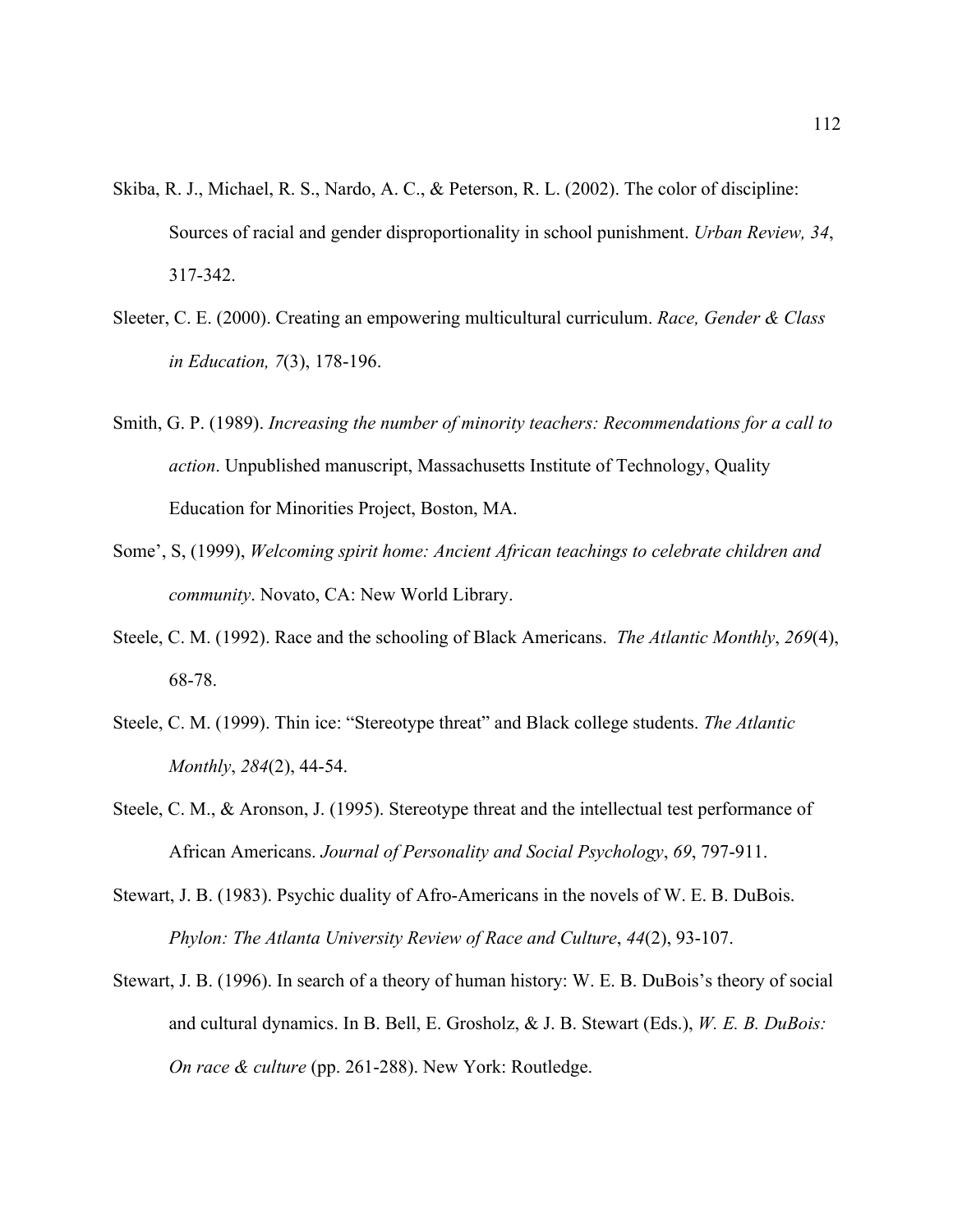Skiba, R. J., Michael, R. S., Nardo, A. C., & Peterson, R. L. (2002). The color of discipline: Sources of racial and gender disproportionality in school punishment. *Urban Review, 34*, 317-342.

Sleeter, C. E. (2000). Creating an empowering multicultural curriculum. *Race, Gender & Class in Education, 7*(3), 178-196.

Smith, G. P. (1989). *Increasing the number of minority teachers: Recommendations for a call to action*. Unpublished manuscript, Massachusetts Institute of Technology, Quality Education for Minorities Project, Boston, MA.

Some', S, (1999), *Welcoming spirit home: Ancient African teachings to celebrate children and community*. Novato, CA: New World Library.

Steele, C. M. (1992). Race and the schooling of Black Americans. *The Atlantic Monthly*, *269*(4), 68-78.

Steele, C. M. (1999). Thin ice: "Stereotype threat" and Black college students. *The Atlantic Monthly*, *284*(2), 44-54.

Steele, C. M., & Aronson, J. (1995). Stereotype threat and the intellectual test performance of African Americans. *Journal of Personality and Social Psychology*, *69*, 797-911.

Stewart, J. B. (1983). Psychic duality of Afro-Americans in the novels of W. E. B. DuBois. *Phylon: The Atlanta University Review of Race and Culture*, *44*(2), 93-107.

Stewart, J. B. (1996). In search of a theory of human history: W. E. B. DuBois's theory of social and cultural dynamics. In B. Bell, E. Grosholz, & J. B. Stewart (Eds.), *W. E. B. DuBois: On race & culture* (pp. 261-288). New York: Routledge.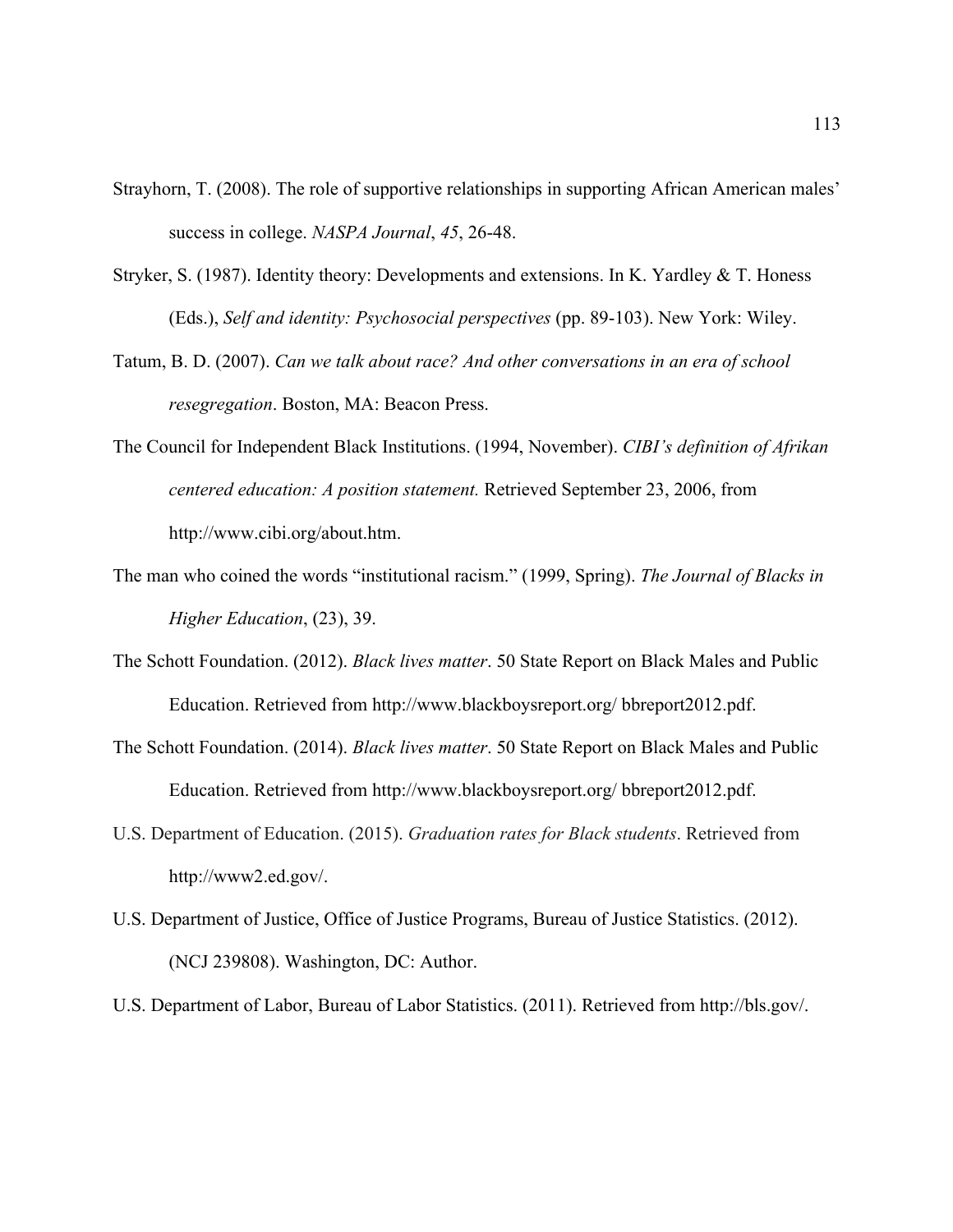Strayhorn, T. (2008). The role of supportive relationships in supporting African American males' success in college. *NASPA Journal*, *45*, 26-48.

Stryker, S. (1987). Identity theory: Developments and extensions. In K. Yardley & T. Honess (Eds.), *Self and identity: Psychosocial perspectives* (pp. 89-103). New York: Wiley.

Tatum, B. D. (2007). *Can we talk about race? And other conversations in an era of school resegregation*. Boston, MA: Beacon Press.

The Council for Independent Black Institutions. (1994, November). *CIBI's definition of Afrikan centered education: A position statement.* Retrieved September 23, 2006, from http://www.cibi.org/about.htm.

The man who coined the words "institutional racism." (1999, Spring). *The Journal of Blacks in Higher Education*, (23), 39.

The Schott Foundation. (2012). *Black lives matter*. 50 State Report on Black Males and Public Education. Retrieved from http://www.blackboysreport.org/ bbreport2012.pdf.

The Schott Foundation. (2014). *Black lives matter*. 50 State Report on Black Males and Public Education. Retrieved from http://www.blackboysreport.org/ bbreport2012.pdf.

U.S. Department of Education. (2015). *Graduation rates for Black students*. Retrieved from http://www2.ed.gov/.

U.S. Department of Justice, Office of Justice Programs, Bureau of Justice Statistics. (2012). (NCJ 239808). Washington, DC: Author.

U.S. Department of Labor, Bureau of Labor Statistics. (2011). Retrieved from http://bls.gov/.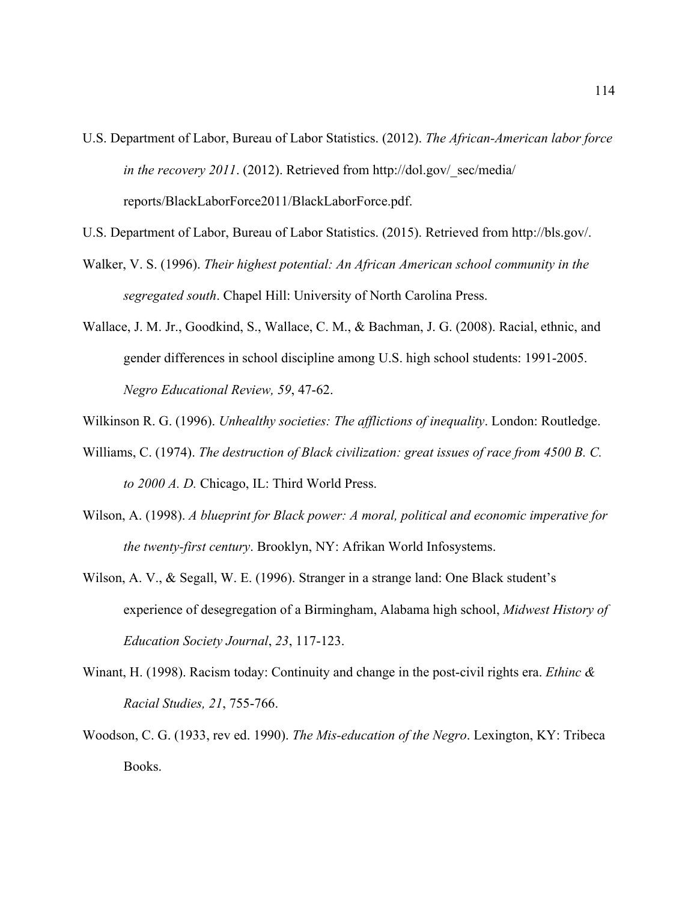U.S. Department of Labor, Bureau of Labor Statistics. (2012). *The African-American labor force in the recovery 2011*. (2012). Retrieved from http://dol.gov/_sec/media/reports/BlackLaborForce2011/BlackLaborForce.pdf.

U.S. Department of Labor, Bureau of Labor Statistics. (2015). Retrieved from http://bls.gov/.

Walker, V. S. (1996). *Their highest potential: An African American school community in the segregated south*. Chapel Hill: University of North Carolina Press.

Wallace, J. M. Jr., Goodkind, S., Wallace, C. M., & Bachman, J. G. (2008). Racial, ethnic, and gender differences in school discipline among U.S. high school students: 1991-2005. *Negro Educational Review, 59*, 47-62.

Wilkinson R. G. (1996). *Unhealthy societies: The afflictions of inequality*. London: Routledge.

Williams, C. (1974). *The destruction of Black civilization: great issues of race from 4500 B. C. to 2000 A. D.* Chicago, IL: Third World Press.

Wilson, A. (1998). *A blueprint for Black power: A moral, political and economic imperative for the twenty-first century*. Brooklyn, NY: Afrikan World Infosystems.

Wilson, A. V., & Segall, W. E. (1996). Stranger in a strange land: One Black student's experience of desegregation of a Birmingham, Alabama high school, *Midwest History of Education Society Journal*, *23*, 117-123.

Winant, H. (1998). Racism today: Continuity and change in the post-civil rights era. *Ethinc & Racial Studies, 21*, 755-766.

Woodson, C. G. (1933, rev ed. 1990). *The Mis-education of the Negro*. Lexington, KY: Tribeca Books.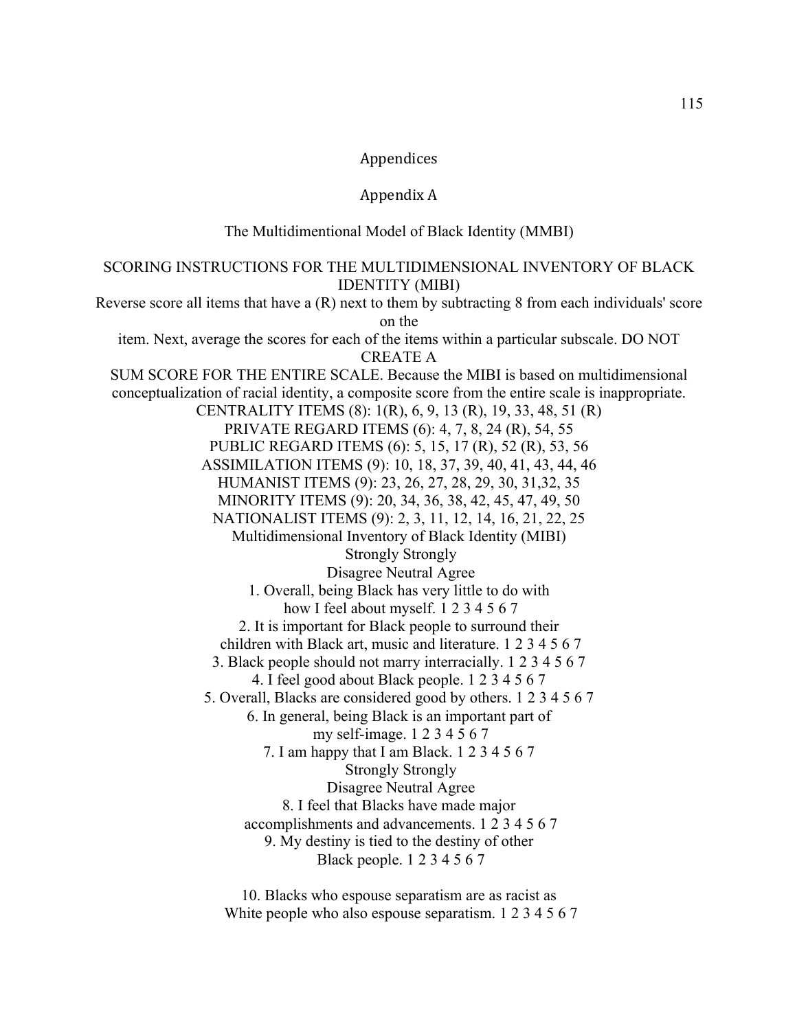# Appendices

## Appendix A

### The Multidimentional Model of Black Identity (MMBI)

SCORING INSTRUCTIONS FOR THE MULTIDIMENSIONAL INVENTORY OF BLACK IDENTITY (MIBI)

Reverse score all items that have a (R) next to them by subtracting 8 from each individuals' score on the item. Next, average the scores for each of the items within a particular subscale. DO NOT CREATE A SUM SCORE FOR THE ENTIRE SCALE. Because the MIBI is based on multidimensional conceptualization of racial identity, a composite score from the entire scale is inappropriate.

CENTRALITY ITEMS (8): 1(R), 6, 9, 13 (R), 19, 33, 48, 51 (R)

PRIVATE REGARD ITEMS (6): 4, 7, 8, 24 (R), 54, 55

PUBLIC REGARD ITEMS (6): 5, 15, 17 (R), 52 (R), 53, 56

ASSIMILATION ITEMS (9): 10, 18, 37, 39, 40, 41, 43, 44, 46

HUMANIST ITEMS (9): 23, 26, 27, 28, 29, 30, 31,32, 35

MINORITY ITEMS (9): 20, 34, 36, 38, 42, 45, 47, 49, 50

NATIONALIST ITEMS (9): 2, 3, 11, 12, 14, 16, 21, 22, 25

Multidimensional Inventory of Black Identity (MIBI)

Strongly Disagree Neutral Strongly Agree

1. Overall, being Black has very little to do with how I feel about myself. 1 2 3 4 5 6 7
2. It is important for Black people to surround their children with Black art, music and literature. 1 2 3 4 5 6 7
3. Black people should not marry interracially. 1 2 3 4 5 6 7
4. I feel good about Black people. 1 2 3 4 5 6 7
5. Overall, Blacks are considered good by others. 1 2 3 4 5 6 7
6. In general, being Black is an important part of my self-image. 1 2 3 4 5 6 7
7. I am happy that I am Black. 1 2 3 4 5 6 7

Strongly Disagree Neutral Strongly Agree

8. I feel that Blacks have made major accomplishments and advancements. 1 2 3 4 5 6 7
9. My destiny is tied to the destiny of other Black people. 1 2 3 4 5 6 7
10. Blacks who espouse separatism are as racist as White people who also espouse separatism. 1 2 3 4 5 6 7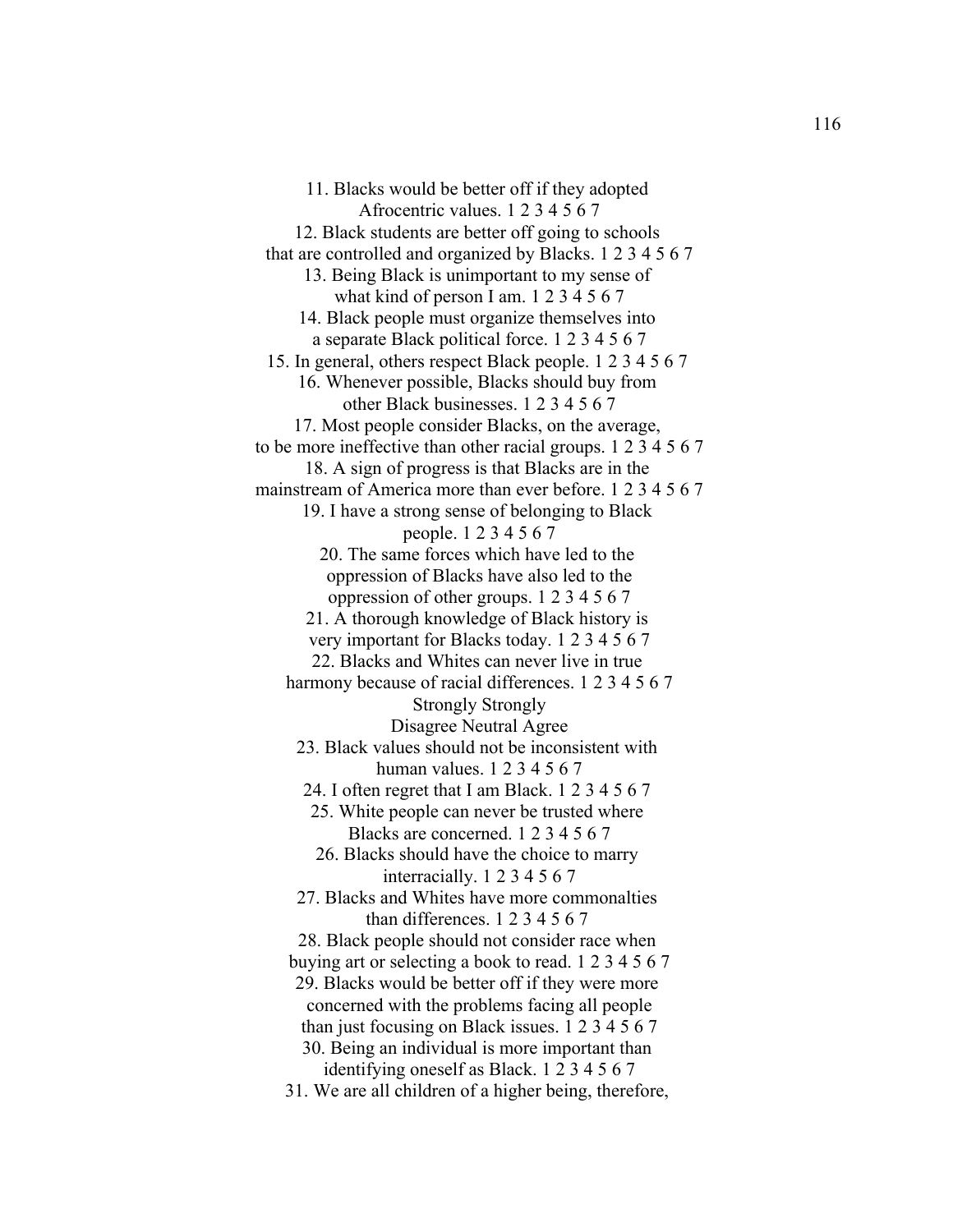11. Blacks would be better off if they adopted Afrocentric values. 1 2 3 4 5 6 7

12. Black students are better off going to schools that are controlled and organized by Blacks. 1 2 3 4 5 6 7

13. Being Black is unimportant to my sense of what kind of person I am. 1 2 3 4 5 6 7

14. Black people must organize themselves into a separate Black political force. 1 2 3 4 5 6 7

15. In general, others respect Black people. 1 2 3 4 5 6 7

16. Whenever possible, Blacks should buy from other Black businesses. 1 2 3 4 5 6 7

17. Most people consider Blacks, on the average, to be more ineffective than other racial groups. 1 2 3 4 5 6 7

18. A sign of progress is that Blacks are in the mainstream of America more than ever before. 1 2 3 4 5 6 7

19. I have a strong sense of belonging to Black people. 1 2 3 4 5 6 7

20. The same forces which have led to the oppression of Blacks have also led to the oppression of other groups. 1 2 3 4 5 6 7

21. A thorough knowledge of Black history is very important for Blacks today. 1 2 3 4 5 6 7

22. Blacks and Whites can never live in true harmony because of racial differences. 1 2 3 4 5 6 7

Strongly Strongly
Disagree Neutral Agree

23. Black values should not be inconsistent with human values. 1 2 3 4 5 6 7

24. I often regret that I am Black. 1 2 3 4 5 6 7

25. White people can never be trusted where Blacks are concerned. 1 2 3 4 5 6 7

26. Blacks should have the choice to marry interracially. 1 2 3 4 5 6 7

27. Blacks and Whites have more commonalties than differences. 1 2 3 4 5 6 7

28. Black people should not consider race when buying art or selecting a book to read. 1 2 3 4 5 6 7

29. Blacks would be better off if they were more concerned with the problems facing all people than just focusing on Black issues. 1 2 3 4 5 6 7

30. Being an individual is more important than identifying oneself as Black. 1 2 3 4 5 6 7

31. We are all children of a higher being, therefore,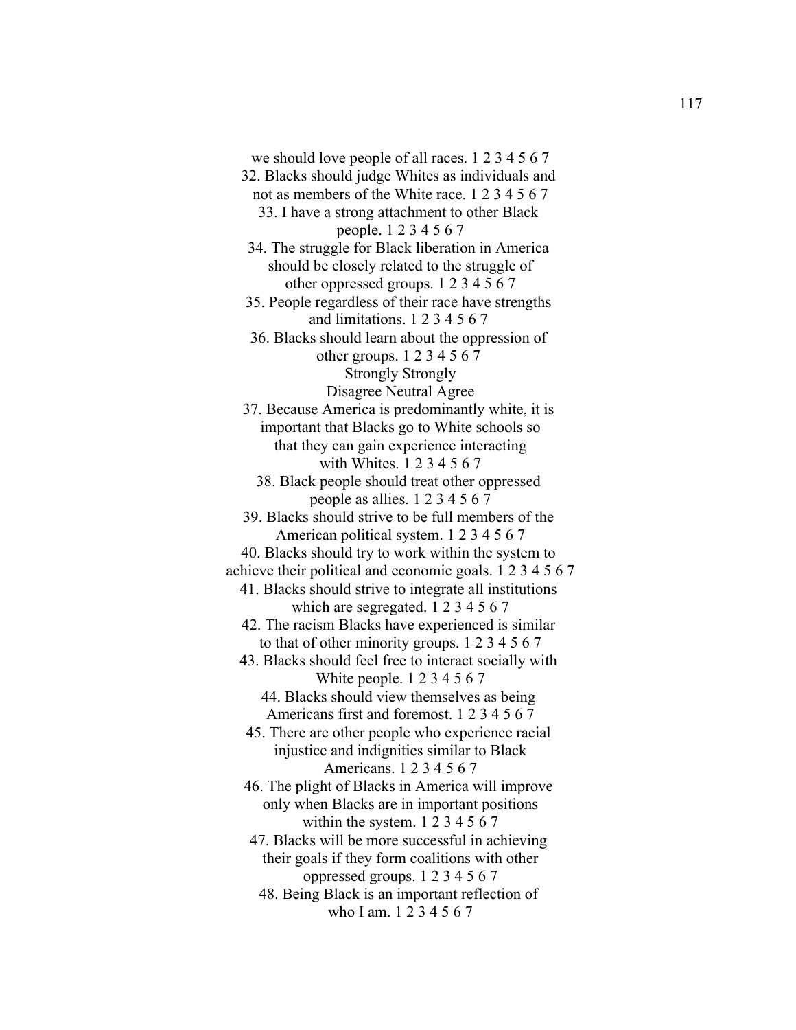we should love people of all races. 1 2 3 4 5 6 7

32. Blacks should judge Whites as individuals and not as members of the White race. 1 2 3 4 5 6 7

33. I have a strong attachment to other Black people. 1 2 3 4 5 6 7

34. The struggle for Black liberation in America should be closely related to the struggle of other oppressed groups. 1 2 3 4 5 6 7

35. People regardless of their race have strengths and limitations. 1 2 3 4 5 6 7

36. Blacks should learn about the oppression of other groups. 1 2 3 4 5 6 7

Strongly Strongly
Disagree Neutral Agree

37. Because America is predominantly white, it is important that Blacks go to White schools so that they can gain experience interacting with Whites. 1 2 3 4 5 6 7

38. Black people should treat other oppressed people as allies. 1 2 3 4 5 6 7

39. Blacks should strive to be full members of the American political system. 1 2 3 4 5 6 7

40. Blacks should try to work within the system to achieve their political and economic goals. 1 2 3 4 5 6 7

41. Blacks should strive to integrate all institutions which are segregated. 1 2 3 4 5 6 7

42. The racism Blacks have experienced is similar to that of other minority groups. 1 2 3 4 5 6 7

43. Blacks should feel free to interact socially with White people. 1 2 3 4 5 6 7

44. Blacks should view themselves as being Americans first and foremost. 1 2 3 4 5 6 7

45. There are other people who experience racial injustice and indignities similar to Black Americans. 1 2 3 4 5 6 7

46. The plight of Blacks in America will improve only when Blacks are in important positions within the system. 1 2 3 4 5 6 7

47. Blacks will be more successful in achieving their goals if they form coalitions with other oppressed groups. 1 2 3 4 5 6 7

48. Being Black is an important reflection of who I am. 1 2 3 4 5 6 7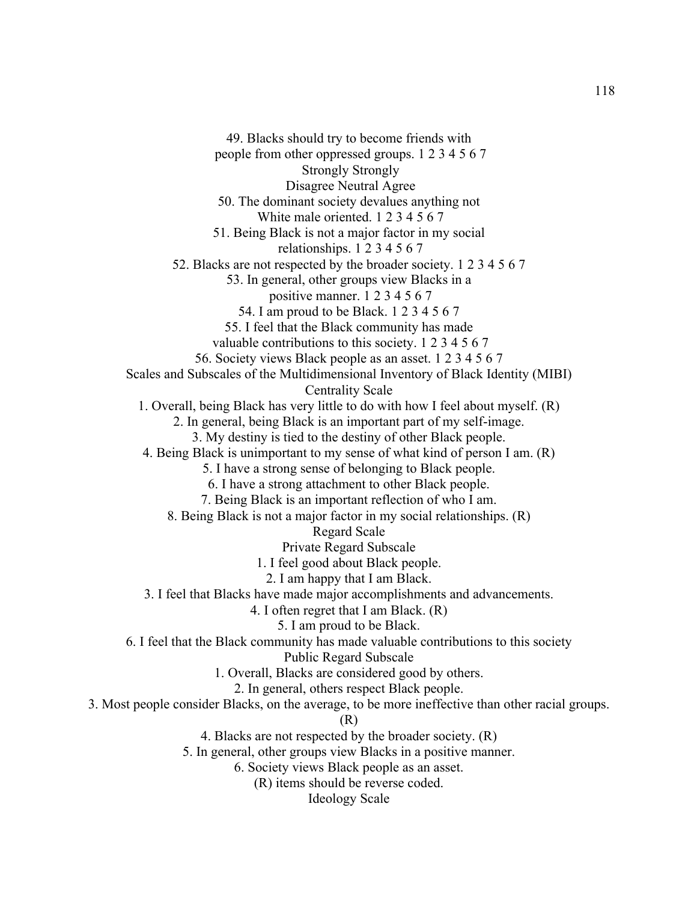49. Blacks should try to become friends with people from other oppressed groups. 1 2 3 4 5 6 7

Strongly Disagree Neutral Strongly Agree

50. The dominant society devalues anything not White male oriented. 1 2 3 4 5 6 7

51. Being Black is not a major factor in my social relationships. 1 2 3 4 5 6 7

52. Blacks are not respected by the broader society. 1 2 3 4 5 6 7

53. In general, other groups view Blacks in a positive manner. 1 2 3 4 5 6 7

54. I am proud to be Black. 1 2 3 4 5 6 7

55. I feel that the Black community has made valuable contributions to this society. 1 2 3 4 5 6 7

56. Society views Black people as an asset. 1 2 3 4 5 6 7

## Scales and Subscales of the Multidimensional Inventory of Black Identity (MIBI)

### Centrality Scale

1. Overall, being Black has very little to do with how I feel about myself. (R)
2. In general, being Black is an important part of my self-image.
3. My destiny is tied to the destiny of other Black people.
4. Being Black is unimportant to my sense of what kind of person I am. (R)
5. I have a strong sense of belonging to Black people.
6. I have a strong attachment to other Black people.
7. Being Black is an important reflection of who I am.
8. Being Black is not a major factor in my social relationships. (R)

### Regard Scale

#### Private Regard Subscale

1. I feel good about Black people.
2. I am happy that I am Black.
3. I feel that Blacks have made major accomplishments and advancements.
4. I often regret that I am Black. (R)
5. I am proud to be Black.
6. I feel that the Black community has made valuable contributions to this society

#### Public Regard Subscale

1. Overall, Blacks are considered good by others.
2. In general, others respect Black people.
3. Most people consider Blacks, on the average, to be more ineffective than other racial groups. (R)
4. Blacks are not respected by the broader society. (R)
5. In general, other groups view Blacks in a positive manner.
6. Society views Black people as an asset.

(R) items should be reverse coded.

### Ideology Scale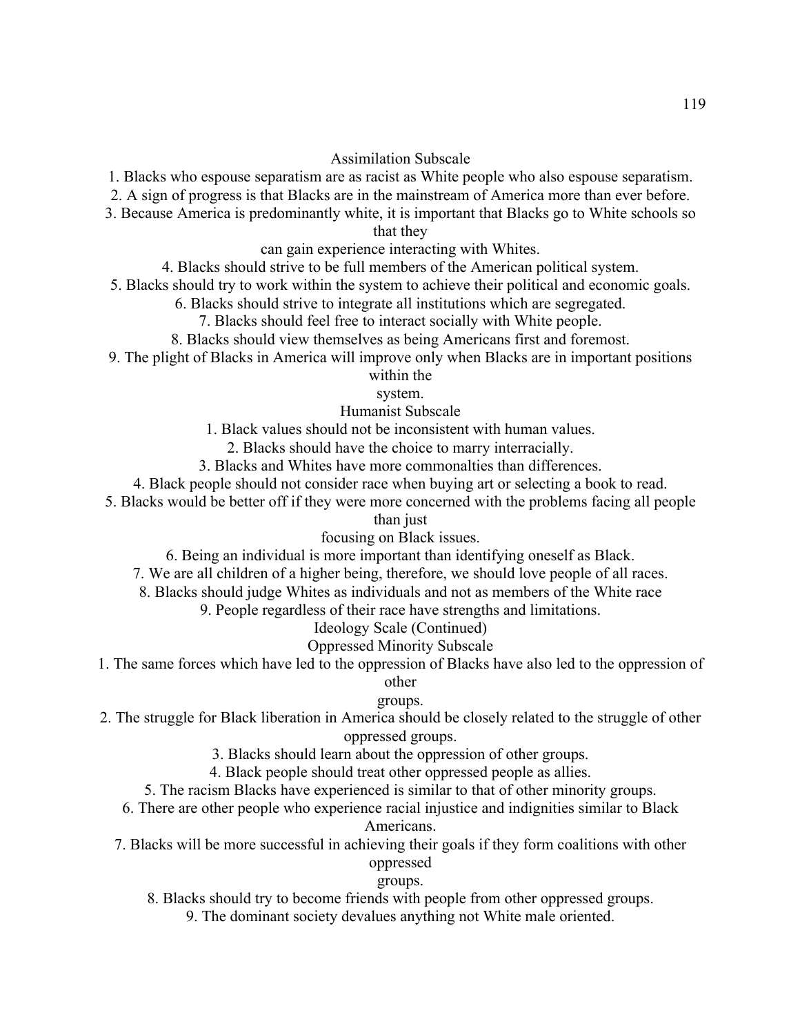### Assimilation Subscale

1. Blacks who espouse separatism are as racist as White people who also espouse separatism.
2. A sign of progress is that Blacks are in the mainstream of America more than ever before.
3. Because America is predominantly white, it is important that Blacks go to White schools so that they can gain experience interacting with Whites.
4. Blacks should strive to be full members of the American political system.
5. Blacks should try to work within the system to achieve their political and economic goals.
6. Blacks should strive to integrate all institutions which are segregated.
7. Blacks should feel free to interact socially with White people.
8. Blacks should view themselves as being Americans first and foremost.
9. The plight of Blacks in America will improve only when Blacks are in important positions within the system.

### Humanist Subscale

1. Black values should not be inconsistent with human values.
2. Blacks should have the choice to marry interracially.
3. Blacks and Whites have more commonalties than differences.
4. Black people should not consider race when buying art or selecting a book to read.
5. Blacks would be better off if they were more concerned with the problems facing all people than just focusing on Black issues.
6. Being an individual is more important than identifying oneself as Black.
7. We are all children of a higher being, therefore, we should love people of all races.
8. Blacks should judge Whites as individuals and not as members of the White race
9. People regardless of their race have strengths and limitations.

## Ideology Scale (Continued)

### Oppressed Minority Subscale

1. The same forces which have led to the oppression of Blacks have also led to the oppression of other groups.
2. The struggle for Black liberation in America should be closely related to the struggle of other oppressed groups.
3. Blacks should learn about the oppression of other groups.
4. Black people should treat other oppressed people as allies.
5. The racism Blacks have experienced is similar to that of other minority groups.
6. There are other people who experience racial injustice and indignities similar to Black Americans.
7. Blacks will be more successful in achieving their goals if they form coalitions with other oppressed groups.
8. Blacks should try to become friends with people from other oppressed groups.
9. The dominant society devalues anything not White male oriented.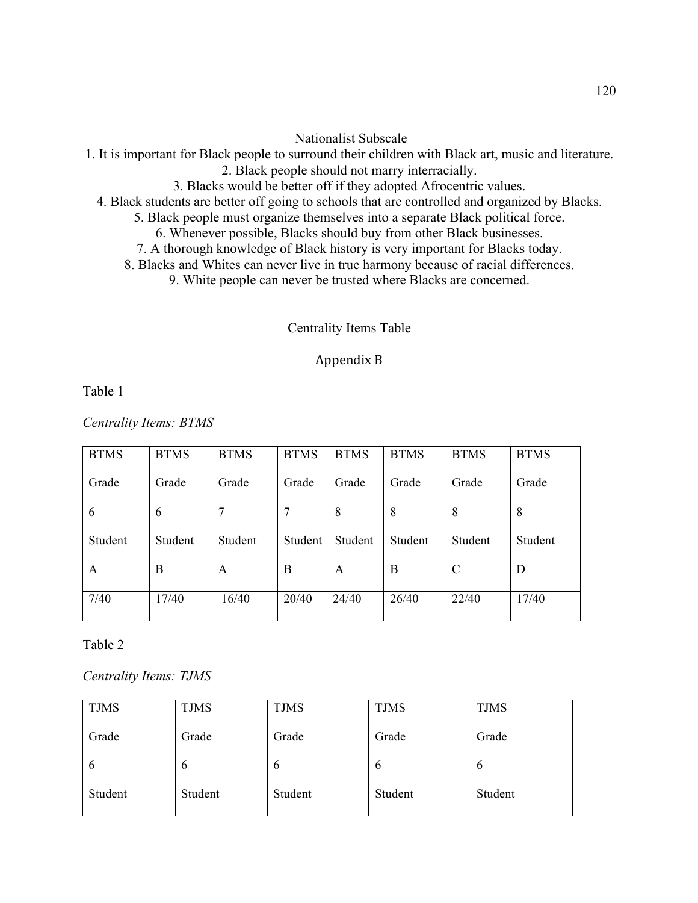Nationalist Subscale

1. It is important for Black people to surround their children with Black art, music and literature.
2. Black people should not marry interracially.
3. Blacks would be better off if they adopted Afrocentric values.
4. Black students are better off going to schools that are controlled and organized by Blacks.
5. Black people must organize themselves into a separate Black political force.
6. Whenever possible, Blacks should buy from other Black businesses.
7. A thorough knowledge of Black history is very important for Blacks today.
8. Blacks and Whites can never live in true harmony because of racial differences.
9. White people can never be trusted where Blacks are concerned.

Centrality Items Table

## Appendix B

Table 1

*Centrality Items: BTMS*

| BTMS Grade 6 Student A | BTMS Grade 6 Student B | BTMS Grade 7 Student A | BTMS Grade 7 Student B | BTMS Grade 8 Student A | BTMS Grade 8 Student B | BTMS Grade 8 Student C | BTMS Grade 8 Student D |
|---|---|---|---|---|---|---|---|
| 7/40 | 17/40 | 16/40 | 20/40 | 24/40 | 26/40 | 22/40 | 17/40 |

Table 2

*Centrality Items: TJMS*

| TJMS Grade 6 Student | TJMS Grade 6 Student | TJMS Grade 6 Student | TJMS Grade 6 Student | TJMS Grade 6 Student |
|---|---|---|---|---|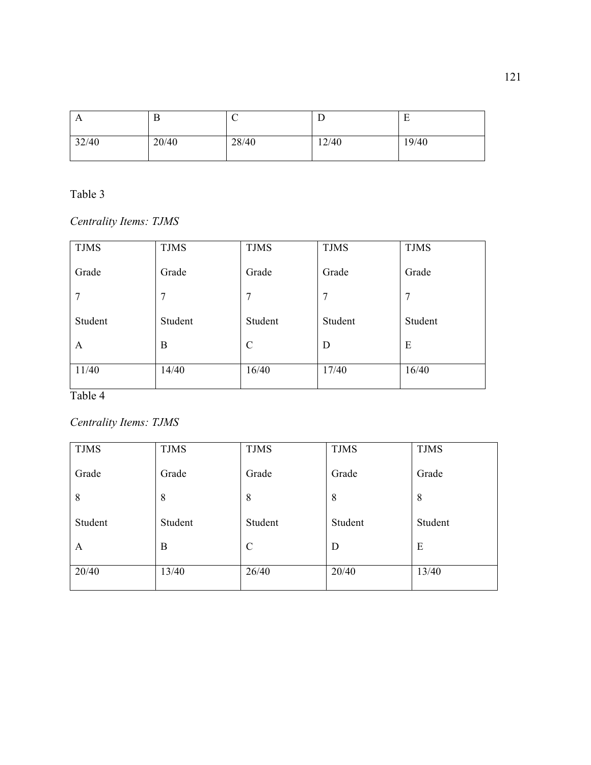| A | B | C | D | E |
|---|---|---|---|---|
| 32/40 | 20/40 | 28/40 | 12/40 | 19/40 |

Table 3

*Centrality Items: TJMS*

| TJMS Grade 7 Student A | TJMS Grade 7 Student B | TJMS Grade 7 Student C | TJMS Grade 7 Student D | TJMS Grade 7 Student E |
|---|---|---|---|---|
| 11/40 | 14/40 | 16/40 | 17/40 | 16/40 |

Table 4

*Centrality Items: TJMS*

| TJMS Grade 8 Student A | TJMS Grade 8 Student B | TJMS Grade 8 Student C | TJMS Grade 8 Student D | TJMS Grade 8 Student E |
|---|---|---|---|---|
| 20/40 | 13/40 | 26/40 | 20/40 | 13/40 |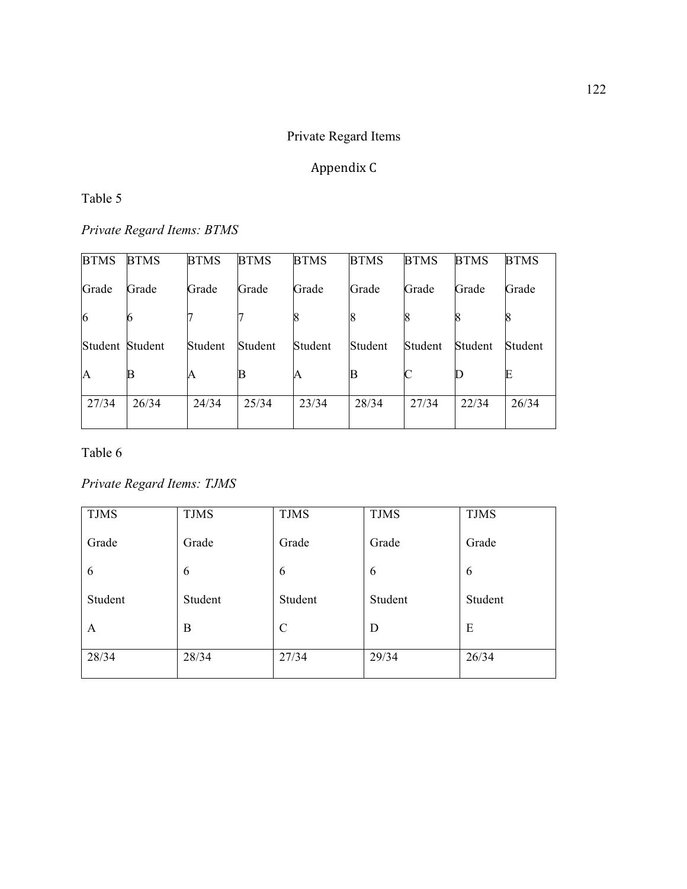Private Regard Items

Appendix C

Table 5

*Private Regard Items: BTMS*

| BTMS Grade 6 Student A | BTMS Grade 6 Student B | BTMS Grade 7 Student A | BTMS Grade 7 Student B | BTMS Grade 8 Student A | BTMS Grade 8 Student B | BTMS Grade 8 Student C | BTMS Grade 8 Student D | BTMS Grade 8 Student E |
|---|---|---|---|---|---|---|---|---|
| 27/34 | 26/34 | 24/34 | 25/34 | 23/34 | 28/34 | 27/34 | 22/34 | 26/34 |

Table 6

*Private Regard Items: TJMS*

| TJMS Grade 6 Student A | TJMS Grade 6 Student B | TJMS Grade 6 Student C | TJMS Grade 6 Student D | TJMS Grade 6 Student E |
|---|---|---|---|---|
| 28/34 | 28/34 | 27/34 | 29/34 | 26/34 |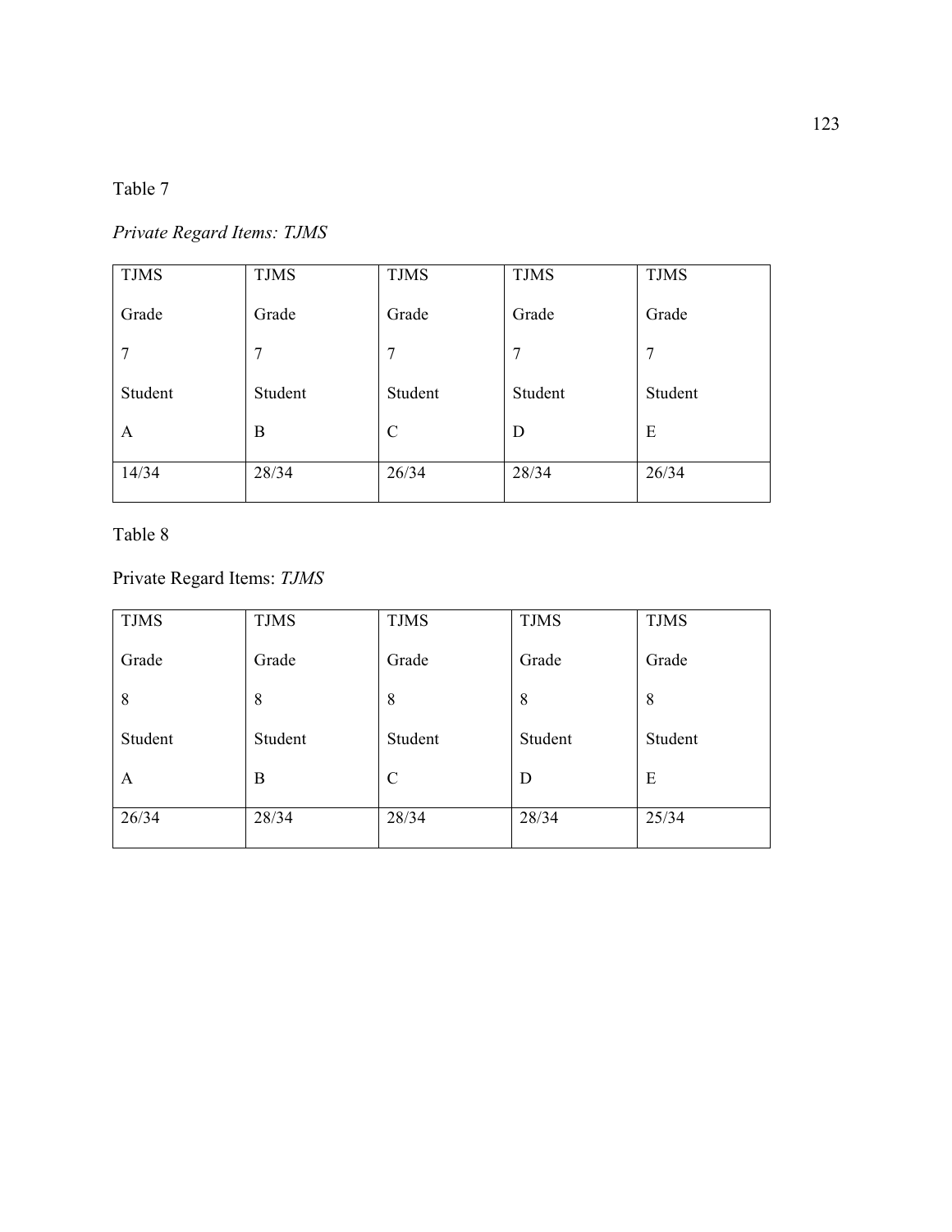Table 7

*Private Regard Items: TJMS*

| TJMS Grade 7 Student A | TJMS Grade 7 Student B | TJMS Grade 7 Student C | TJMS Grade 7 Student D | TJMS Grade 7 Student E |
|---|---|---|---|---|
| 14/34 | 28/34 | 26/34 | 28/34 | 26/34 |

Table 8

Private Regard Items: *TJMS*

| TJMS Grade 8 Student A | TJMS Grade 8 Student B | TJMS Grade 8 Student C | TJMS Grade 8 Student D | TJMS Grade 8 Student E |
|---|---|---|---|---|
| 26/34 | 28/34 | 28/34 | 28/34 | 25/34 |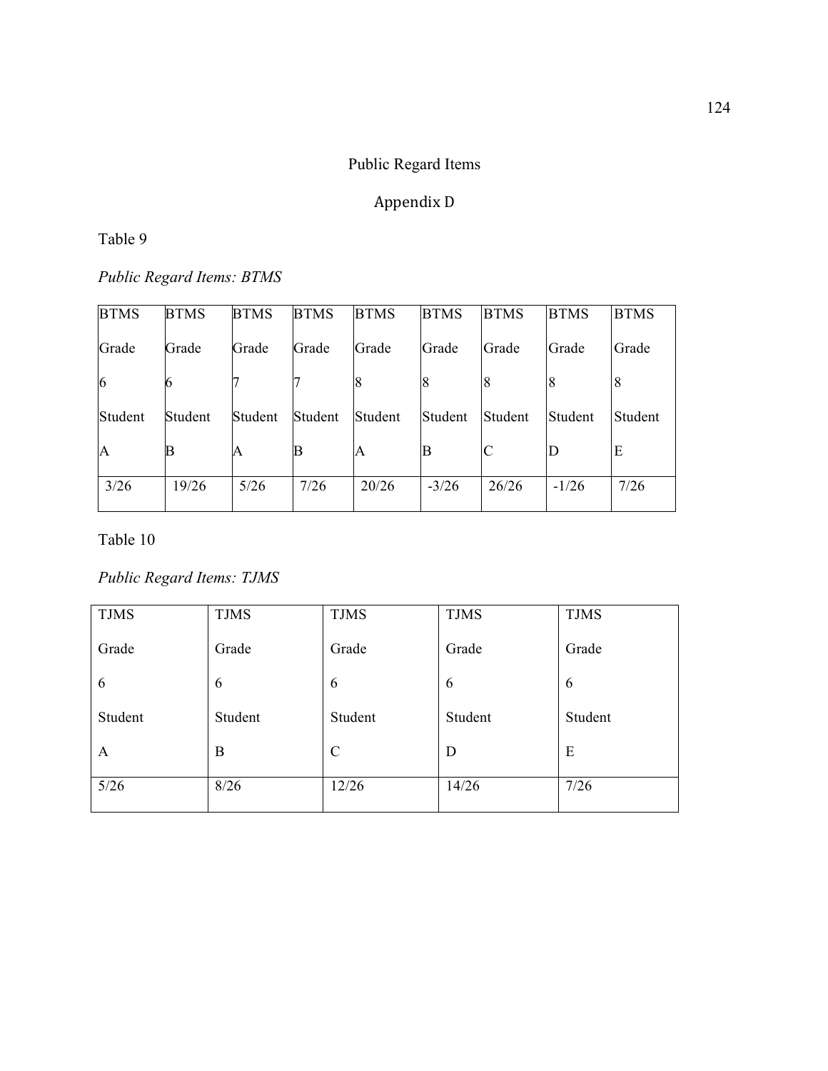Public Regard Items

Appendix D

Table 9

*Public Regard Items: BTMS*

| BTMS Grade 6 Student A | BTMS Grade 6 Student B | BTMS Grade 7 Student A | BTMS Grade 7 Student B | BTMS Grade 8 Student A | BTMS Grade 8 Student B | BTMS Grade 8 Student C | BTMS Grade 8 Student D | BTMS Grade 8 Student E |
|---|---|---|---|---|---|---|---|---|
| 3/26 | 19/26 | 5/26 | 7/26 | 20/26 | -3/26 | 26/26 | -1/26 | 7/26 |

Table 10

*Public Regard Items: TJMS*

| TJMS Grade 6 Student A | TJMS Grade 6 Student B | TJMS Grade 6 Student C | TJMS Grade 6 Student D | TJMS Grade 6 Student E |
|---|---|---|---|---|
| 5/26 | 8/26 | 12/26 | 14/26 | 7/26 |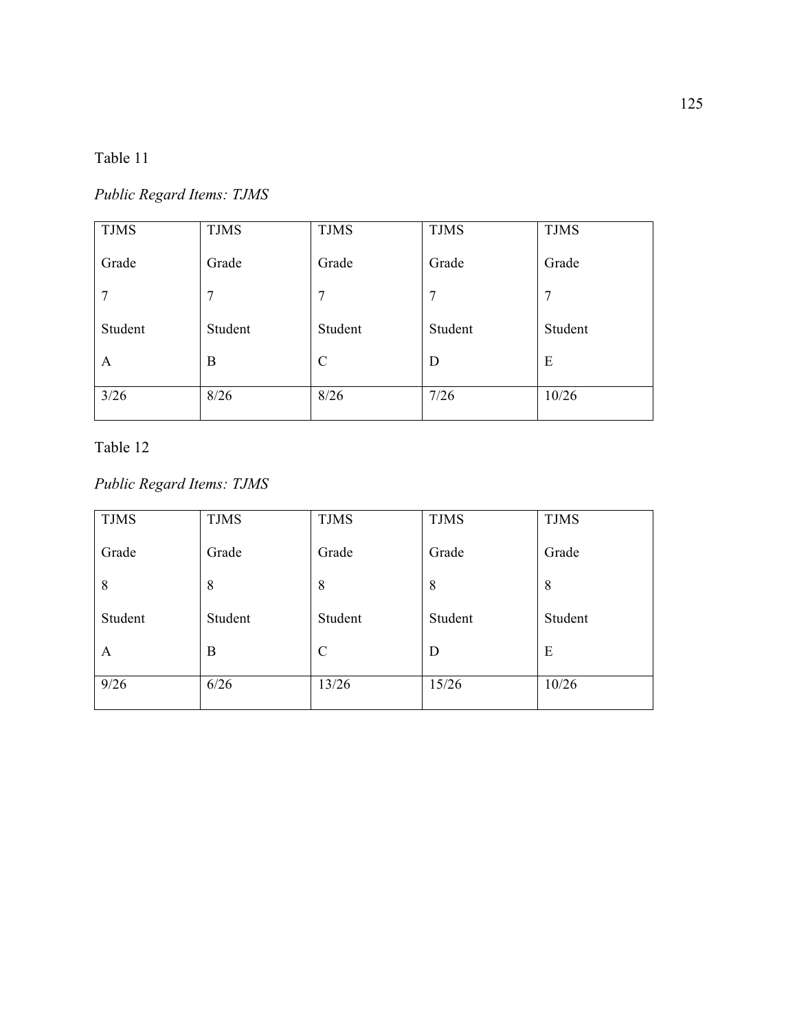Table 11

*Public Regard Items: TJMS*

| TJMS Grade 7 Student A | TJMS Grade 7 Student B | TJMS Grade 7 Student C | TJMS Grade 7 Student D | TJMS Grade 7 Student E |
|---|---|---|---|---|
| 3/26 | 8/26 | 8/26 | 7/26 | 10/26 |

Table 12

*Public Regard Items: TJMS*

| TJMS Grade 8 Student A | TJMS Grade 8 Student B | TJMS Grade 8 Student C | TJMS Grade 8 Student D | TJMS Grade 8 Student E |
|---|---|---|---|---|
| 9/26 | 6/26 | 13/26 | 15/26 | 10/26 |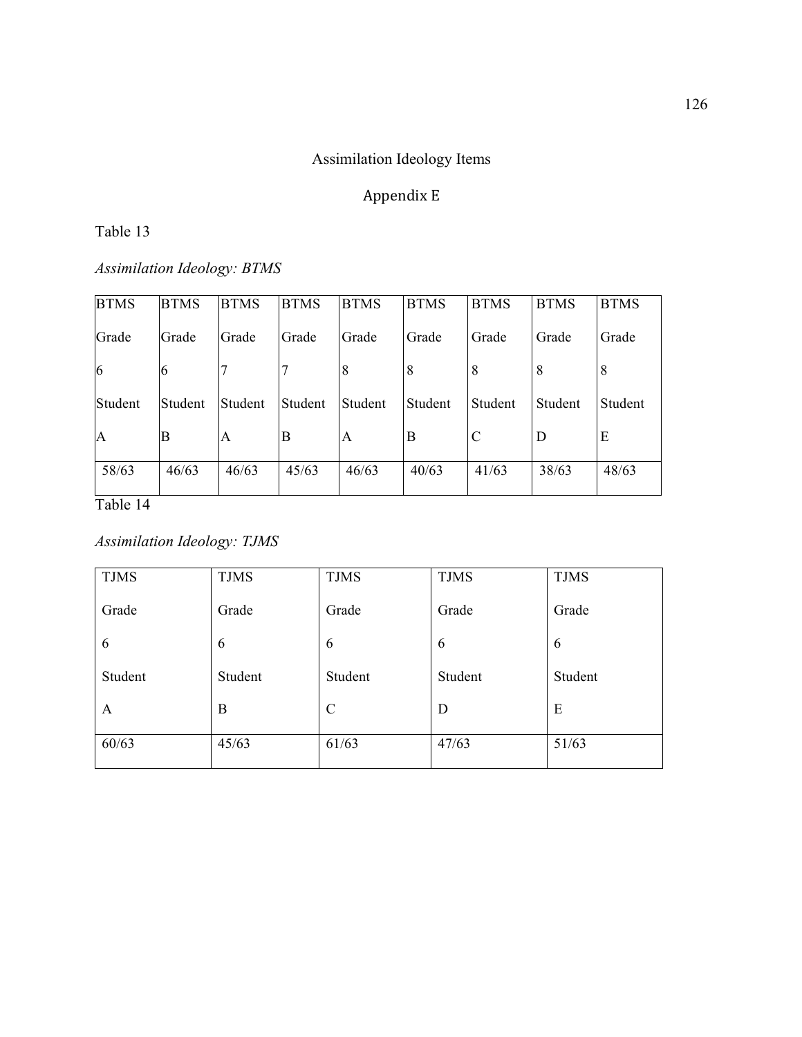Assimilation Ideology Items

Appendix E

Table 13

*Assimilation Ideology: BTMS*

| BTMS Grade 6 Student A | BTMS Grade 6 Student B | BTMS Grade 7 Student A | BTMS Grade 7 Student B | BTMS Grade 8 Student A | BTMS Grade 8 Student B | BTMS Grade 8 Student C | BTMS Grade 8 Student D | BTMS Grade 8 Student E |
|---|---|---|---|---|---|---|---|---|
| 58/63 | 46/63 | 46/63 | 45/63 | 46/63 | 40/63 | 41/63 | 38/63 | 48/63 |

Table 14

*Assimilation Ideology: TJMS*

| TJMS Grade 6 Student A | TJMS Grade 6 Student B | TJMS Grade 6 Student C | TJMS Grade 6 Student D | TJMS Grade 6 Student E |
|---|---|---|---|---|
| 60/63 | 45/63 | 61/63 | 47/63 | 51/63 |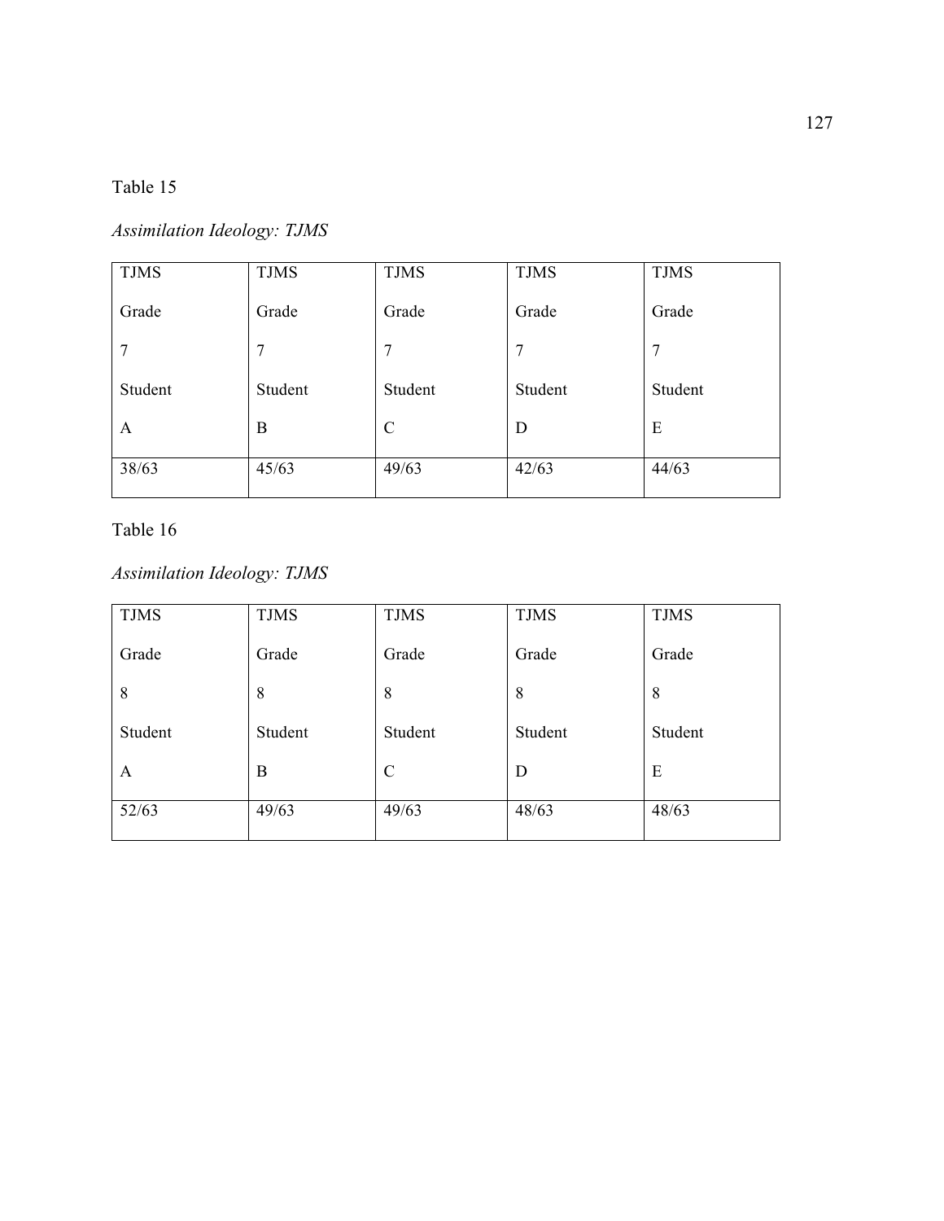Table 15

*Assimilation Ideology: TJMS*

| TJMS Grade 7 Student A | TJMS Grade 7 Student B | TJMS Grade 7 Student C | TJMS Grade 7 Student D | TJMS Grade 7 Student E |
| --- | --- | --- | --- | --- |
| 38/63 | 45/63 | 49/63 | 42/63 | 44/63 |

Table 16

*Assimilation Ideology: TJMS*

| TJMS Grade 8 Student A | TJMS Grade 8 Student B | TJMS Grade 8 Student C | TJMS Grade 8 Student D | TJMS Grade 8 Student E |
| --- | --- | --- | --- | --- |
| 52/63 | 49/63 | 49/63 | 48/63 | 48/63 |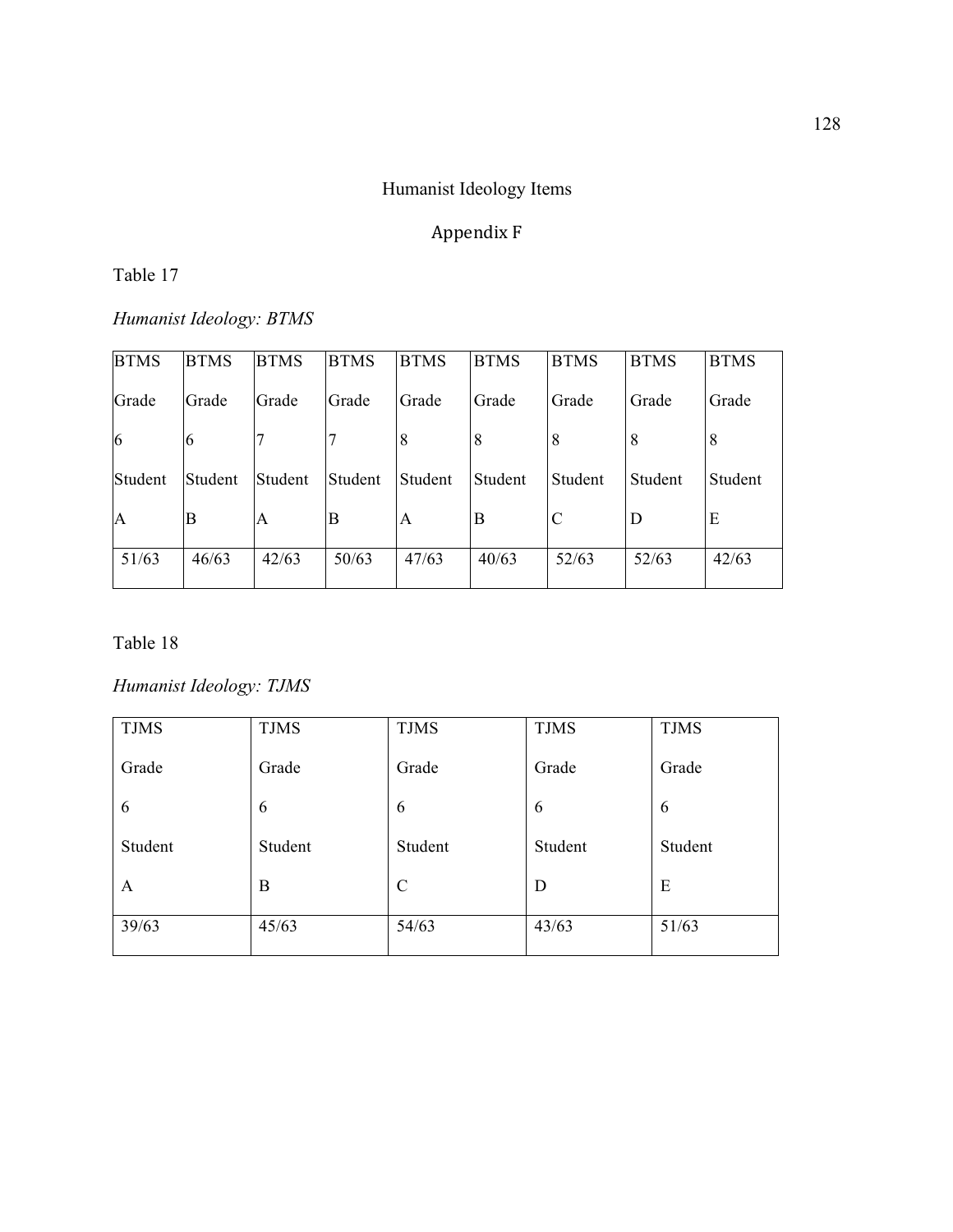# Humanist Ideology Items

## Appendix F

Table 17

*Humanist Ideology: BTMS*

| BTMS Grade 6 Student A | BTMS Grade 6 Student B | BTMS Grade 7 Student A | BTMS Grade 7 Student B | BTMS Grade 8 Student A | BTMS Grade 8 Student B | BTMS Grade 8 Student C | BTMS Grade 8 Student D | BTMS Grade 8 Student E |
|---|---|---|---|---|---|---|---|---|
| 51/63 | 46/63 | 42/63 | 50/63 | 47/63 | 40/63 | 52/63 | 52/63 | 42/63 |

Table 18

*Humanist Ideology: TJMS*

| TJMS Grade 6 Student A | TJMS Grade 6 Student B | TJMS Grade 6 Student C | TJMS Grade 6 Student D | TJMS Grade 6 Student E |
|---|---|---|---|---|
| 39/63 | 45/63 | 54/63 | 43/63 | 51/63 |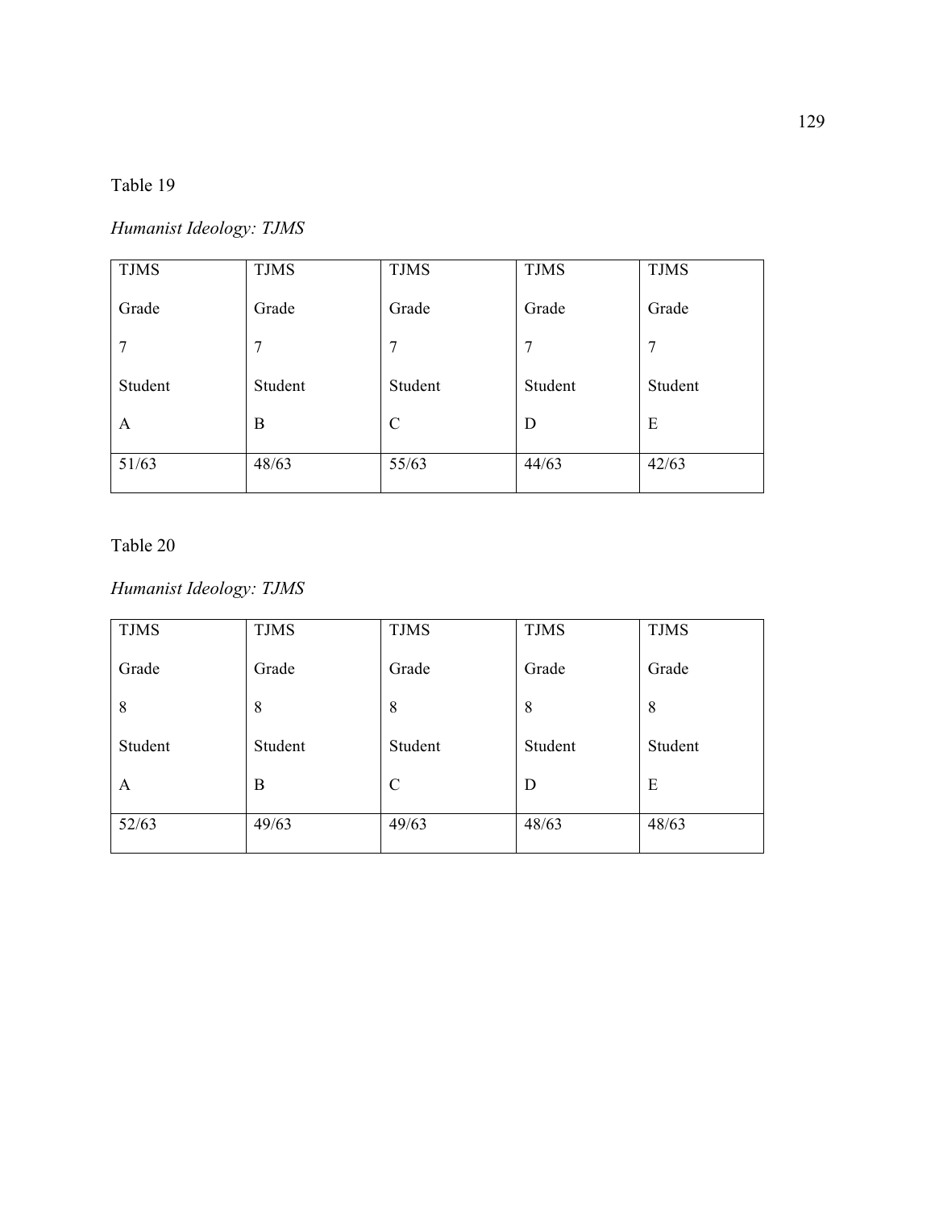Table 19

*Humanist Ideology: TJMS*

| TJMS Grade 7 Student A | TJMS Grade 7 Student B | TJMS Grade 7 Student C | TJMS Grade 7 Student D | TJMS Grade 7 Student E |
|---|---|---|---|---|
| 51/63 | 48/63 | 55/63 | 44/63 | 42/63 |

Table 20

*Humanist Ideology: TJMS*

| TJMS Grade 8 Student A | TJMS Grade 8 Student B | TJMS Grade 8 Student C | TJMS Grade 8 Student D | TJMS Grade 8 Student E |
|---|---|---|---|---|
| 52/63 | 49/63 | 49/63 | 48/63 | 48/63 |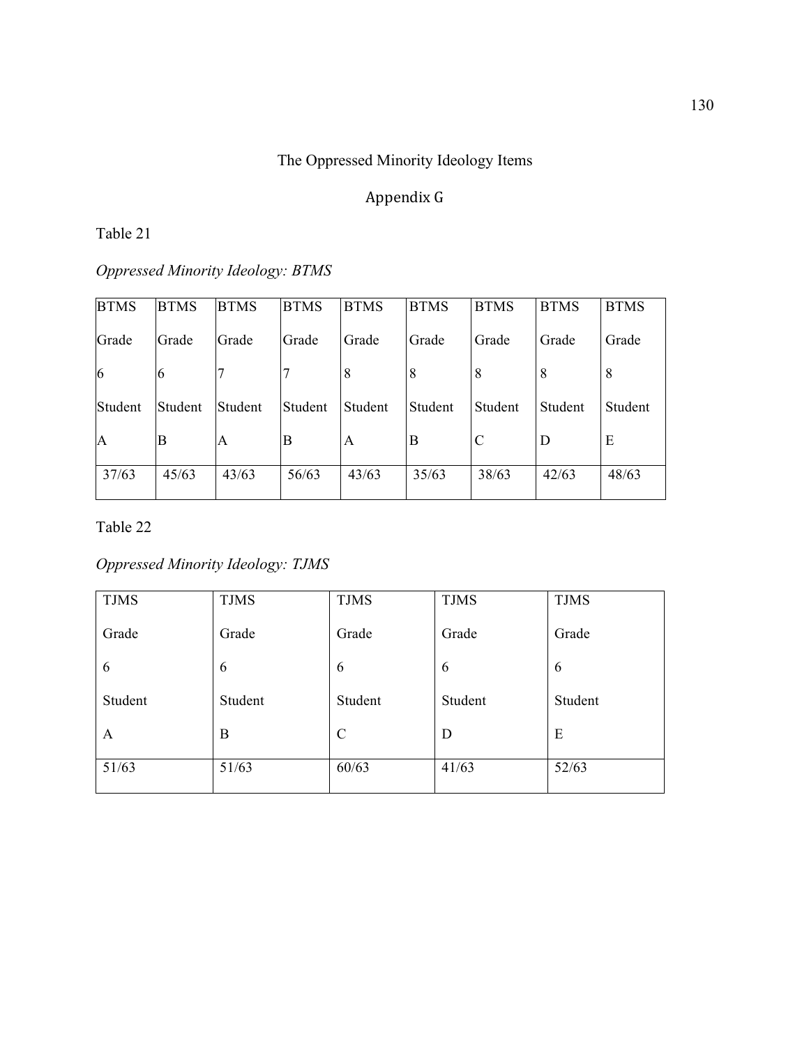The Oppressed Minority Ideology Items

## Appendix G

Table 21

*Oppressed Minority Ideology: BTMS*

| BTMS Grade 6 Student A | BTMS Grade 6 Student B | BTMS Grade 7 Student A | BTMS Grade 7 Student B | BTMS Grade 8 Student A | BTMS Grade 8 Student B | BTMS Grade 8 Student C | BTMS Grade 8 Student D | BTMS Grade 8 Student E |
|---|---|---|---|---|---|---|---|---|
| 37/63 | 45/63 | 43/63 | 56/63 | 43/63 | 35/63 | 38/63 | 42/63 | 48/63 |

Table 22

*Oppressed Minority Ideology: TJMS*

| TJMS Grade 6 Student A | TJMS Grade 6 Student B | TJMS Grade 6 Student C | TJMS Grade 6 Student D | TJMS Grade 6 Student E |
|---|---|---|---|---|
| 51/63 | 51/63 | 60/63 | 41/63 | 52/63 |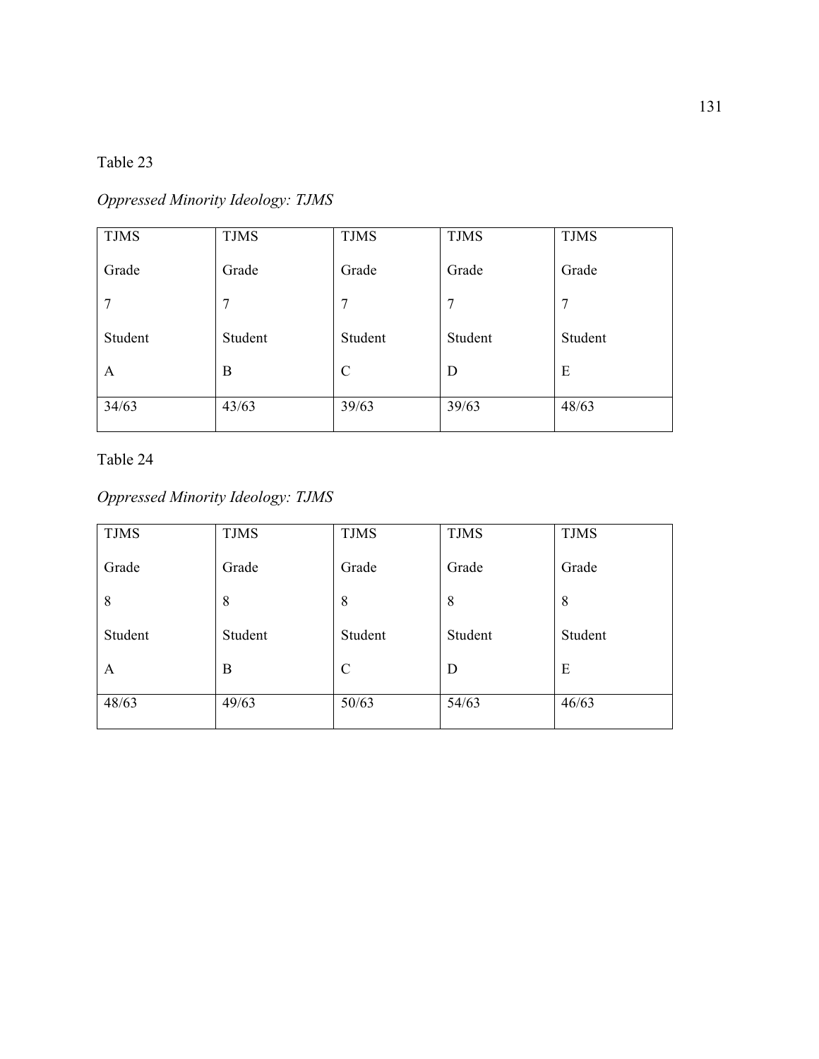Table 23

*Oppressed Minority Ideology: TJMS*

| TJMS Grade 7 Student A | TJMS Grade 7 Student B | TJMS Grade 7 Student C | TJMS Grade 7 Student D | TJMS Grade 7 Student E |
|---|---|---|---|---|
| 34/63 | 43/63 | 39/63 | 39/63 | 48/63 |

Table 24

*Oppressed Minority Ideology: TJMS*

| TJMS Grade 8 Student A | TJMS Grade 8 Student B | TJMS Grade 8 Student C | TJMS Grade 8 Student D | TJMS Grade 8 Student E |
|---|---|---|---|---|
| 48/63 | 49/63 | 50/63 | 54/63 | 46/63 |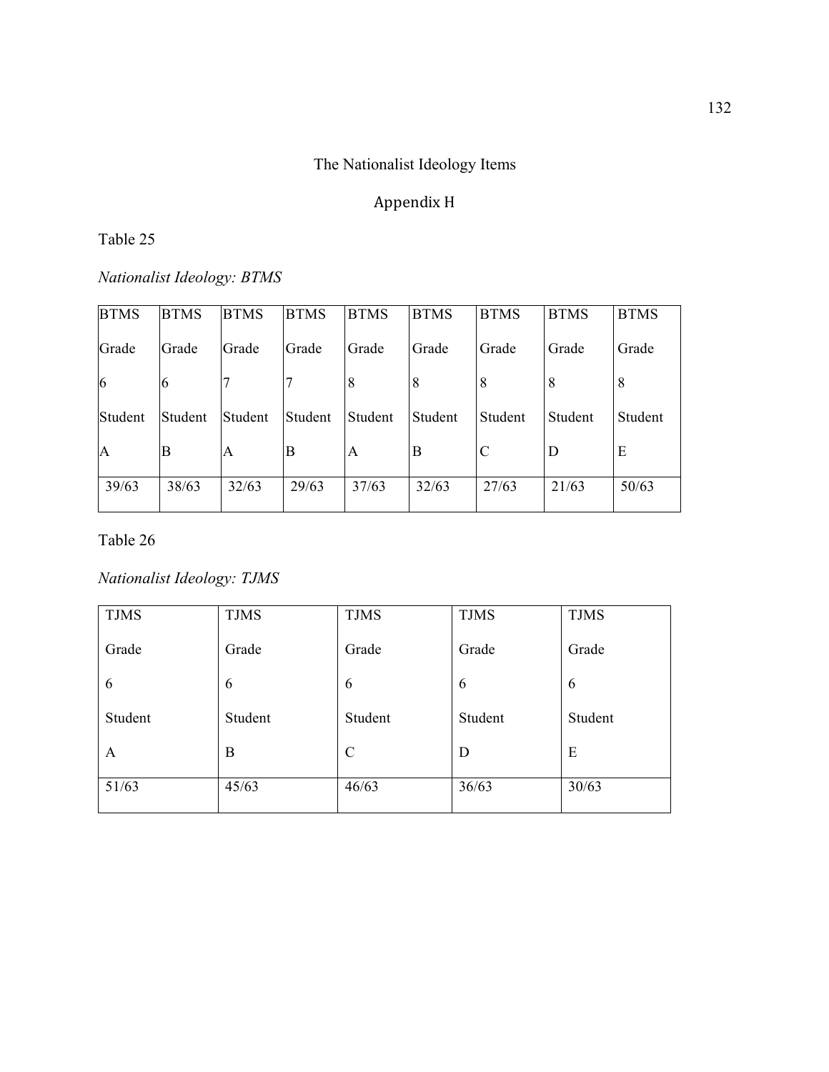# The Nationalist Ideology Items

## Appendix H

Table 25

*Nationalist Ideology: BTMS*

| BTMS Grade 6 Student A | BTMS Grade 6 Student B | BTMS Grade 7 Student A | BTMS Grade 7 Student B | BTMS Grade 8 Student A | BTMS Grade 8 Student B | BTMS Grade 8 Student C | BTMS Grade 8 Student D | BTMS Grade 8 Student E |
|---|---|---|---|---|---|---|---|---|
| 39/63 | 38/63 | 32/63 | 29/63 | 37/63 | 32/63 | 27/63 | 21/63 | 50/63 |

Table 26

*Nationalist Ideology: TJMS*

| TJMS Grade 6 Student A | TJMS Grade 6 Student B | TJMS Grade 6 Student C | TJMS Grade 6 Student D | TJMS Grade 6 Student E |
|---|---|---|---|---|
| 51/63 | 45/63 | 46/63 | 36/63 | 30/63 |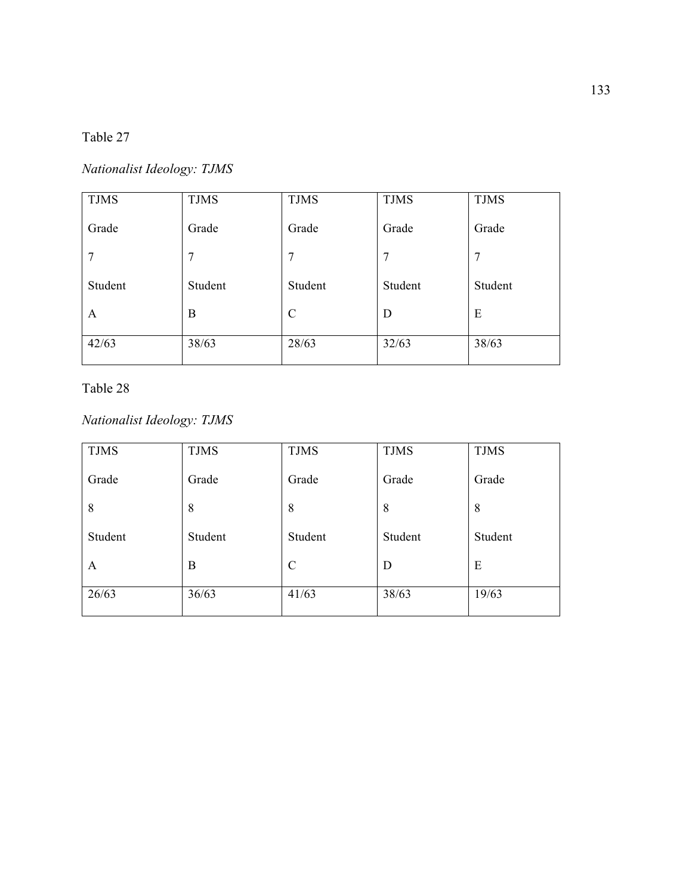Table 27

*Nationalist Ideology: TJMS*

| TJMS Grade 7 Student A | TJMS Grade 7 Student B | TJMS Grade 7 Student C | TJMS Grade 7 Student D | TJMS Grade 7 Student E |
|---|---|---|---|---|
| 42/63 | 38/63 | 28/63 | 32/63 | 38/63 |

Table 28

*Nationalist Ideology: TJMS*

| TJMS Grade 8 Student A | TJMS Grade 8 Student B | TJMS Grade 8 Student C | TJMS Grade 8 Student D | TJMS Grade 8 Student E |
|---|---|---|---|---|
| 26/63 | 36/63 | 41/63 | 38/63 | 19/63 |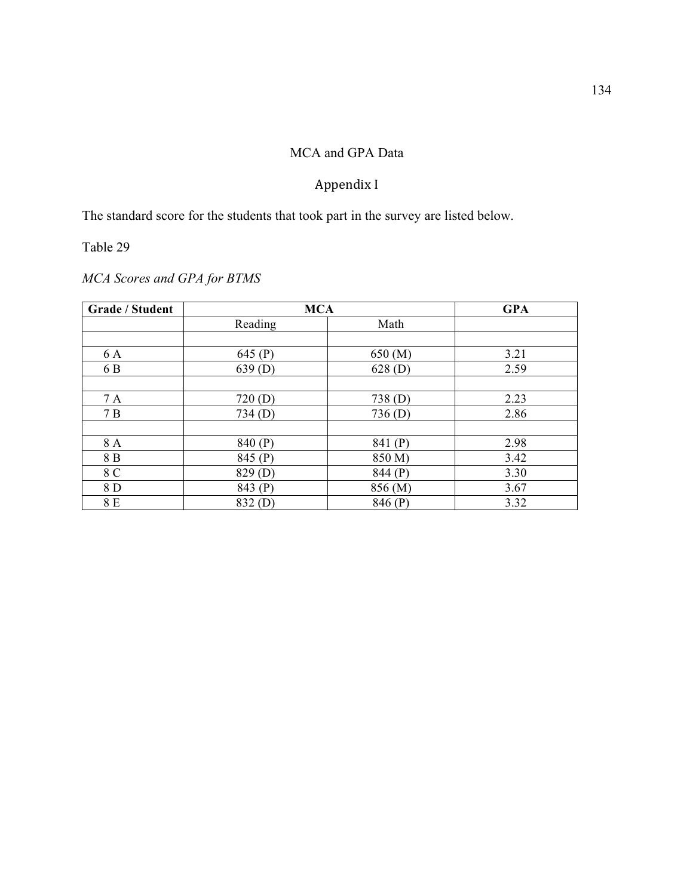MCA and GPA Data

Appendix I

The standard score for the students that took part in the survey are listed below.

Table 29

*MCA Scores and GPA for BTMS*

| **Grade / Student** | **MCA** | | **GPA** |
|---|---|---|---|
| | Reading | Math | |
| | | | |
| 6 A | 645 (P) | 650 (M) | 3.21 |
| 6 B | 639 (D) | 628 (D) | 2.59 |
| | | | |
| 7 A | 720 (D) | 738 (D) | 2.23 |
| 7 B | 734 (D) | 736 (D) | 2.86 |
| | | | |
| 8 A | 840 (P) | 841 (P) | 2.98 |
| 8 B | 845 (P) | 850 M) | 3.42 |
| 8 C | 829 (D) | 844 (P) | 3.30 |
| 8 D | 843 (P) | 856 (M) | 3.67 |
| 8 E | 832 (D) | 846 (P) | 3.32 |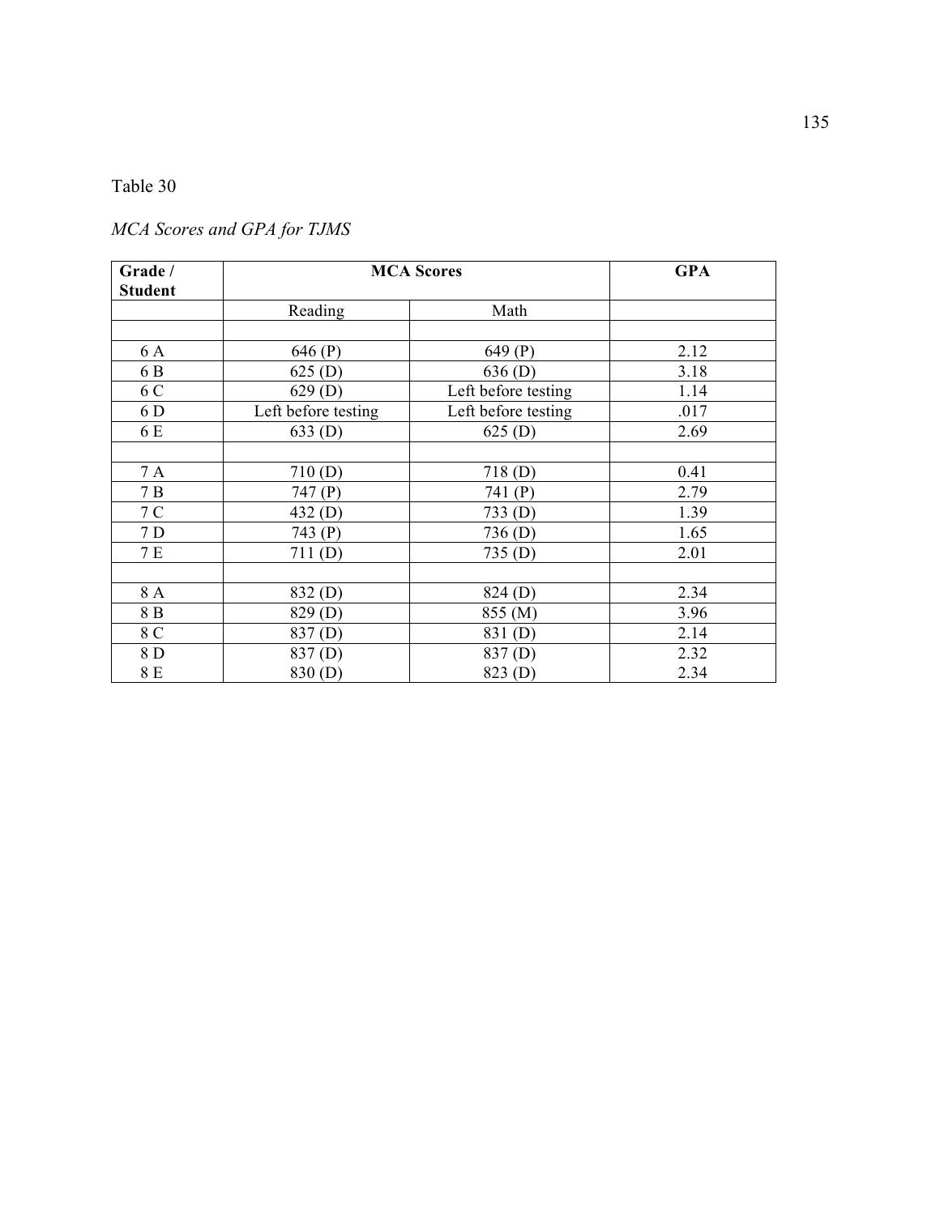Table 30

*MCA Scores and GPA for TJMS*

| Grade / Student | MCA Scores | | GPA |
|---|---|---|---|
| | Reading | Math | |
| | | | |
| 6 A | 646 (P) | 649 (P) | 2.12 |
| 6 B | 625 (D) | 636 (D) | 3.18 |
| 6 C | 629 (D) | Left before testing | 1.14 |
| 6 D | Left before testing | Left before testing | .017 |
| 6 E | 633 (D) | 625 (D) | 2.69 |
| | | | |
| 7 A | 710 (D) | 718 (D) | 0.41 |
| 7 B | 747 (P) | 741 (P) | 2.79 |
| 7 C | 432 (D) | 733 (D) | 1.39 |
| 7 D | 743 (P) | 736 (D) | 1.65 |
| 7 E | 711 (D) | 735 (D) | 2.01 |
| | | | |
| 8 A | 832 (D) | 824 (D) | 2.34 |
| 8 B | 829 (D) | 855 (M) | 3.96 |
| 8 C | 837 (D) | 831 (D) | 2.14 |
| 8 D | 837 (D) | 837 (D) | 2.32 |
| 8 E | 830 (D) | 823 (D) | 2.34 |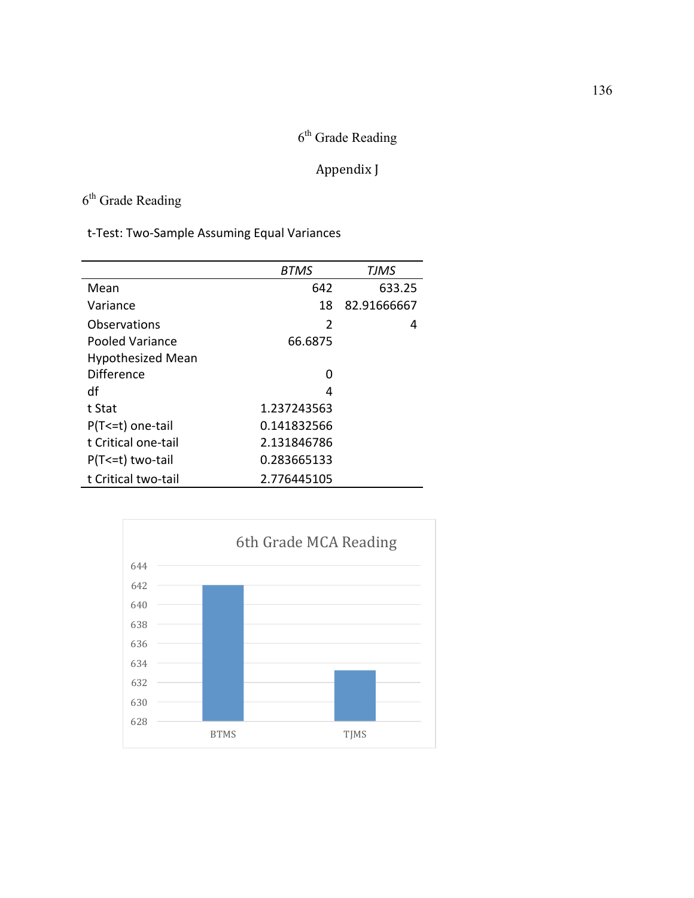6th Grade Reading

# Appendix J

## 6th Grade Reading

t-Test: Two-Sample Assuming Equal Variances

| | *BTMS* | *TJMS* |
|---|---|---|
| Mean | 642 | 633.25 |
| Variance | 18 | 82.91666667 |
| Observations | 2 | 4 |
| Pooled Variance | 66.6875 | |
| Hypothesized Mean Difference | 0 | |
| df | 4 | |
| t Stat | 1.237243563 | |
| P(T<=t) one-tail | 0.141832566 | |
| t Critical one-tail | 2.131846786 | |
| P(T<=t) two-tail | 0.283665133 | |
| t Critical two-tail | 2.776445105 | |

6th Grade MCA Reading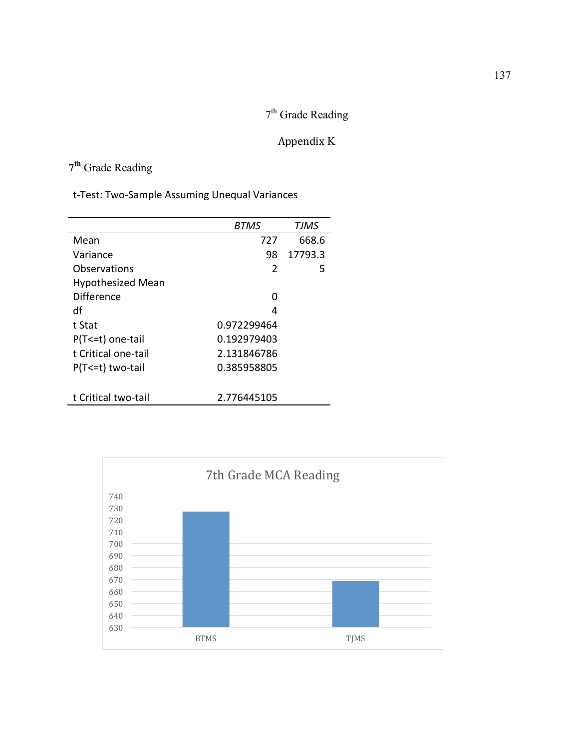7th Grade Reading

Appendix K

**7th** Grade Reading

t-Test: Two-Sample Assuming Unequal Variances

| | *BTMS* | *TJMS* |
|---|---|---|
| Mean | 727 | 668.6 |
| Variance | 98 | 17793.3 |
| Observations | 2 | 5 |
| Hypothesized Mean Difference | 0 | |
| df | 4 | |
| t Stat | 0.972299464 | |
| P(T<=t) one-tail | 0.192979403 | |
| t Critical one-tail | 2.131846786 | |
| P(T<=t) two-tail | 0.385958805 | |
| t Critical two-tail | 2.776445105 | |

7th Grade MCA Reading

| | Value |
|---|---|
| BTMS | 727 |
| TJMS | 668.6 |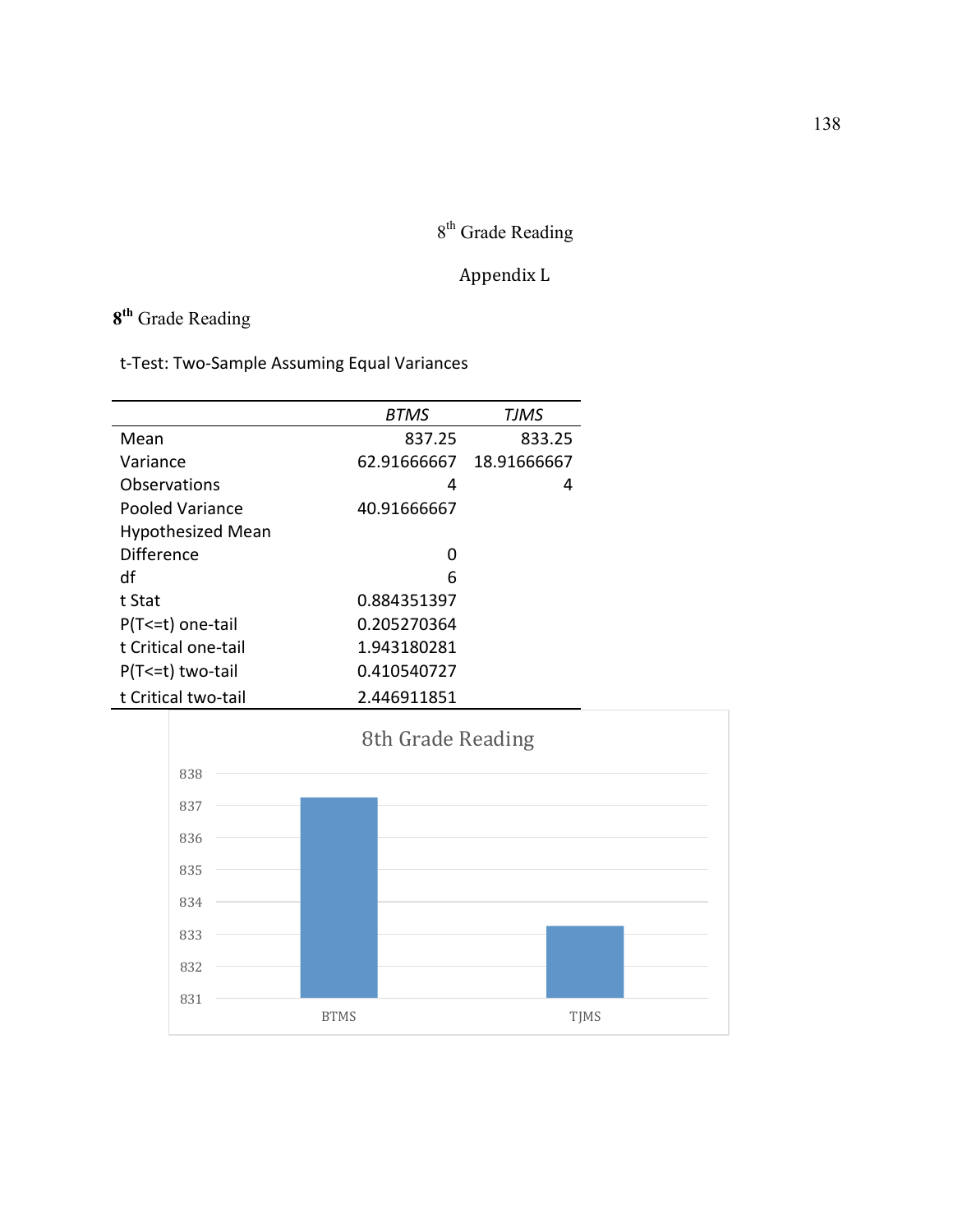8th Grade Reading

Appendix L

**8th** Grade Reading

t-Test: Two-Sample Assuming Equal Variances

| | *BTMS* | *TJMS* |
|---|---|---|
| Mean | 837.25 | 833.25 |
| Variance | 62.91666667 | 18.91666667 |
| Observations | 4 | 4 |
| Pooled Variance | 40.91666667 | |
| Hypothesized Mean Difference | 0 | |
| df | 6 | |
| t Stat | 0.884351397 | |
| P(T<=t) one-tail | 0.205270364 | |
| t Critical one-tail | 1.943180281 | |
| P(T<=t) two-tail | 0.410540727 | |
| t Critical two-tail | 2.446911851 | |

8th Grade Reading

| | Value |
|---|---|
| BTMS | 837.25 |
| TJMS | 833.25 |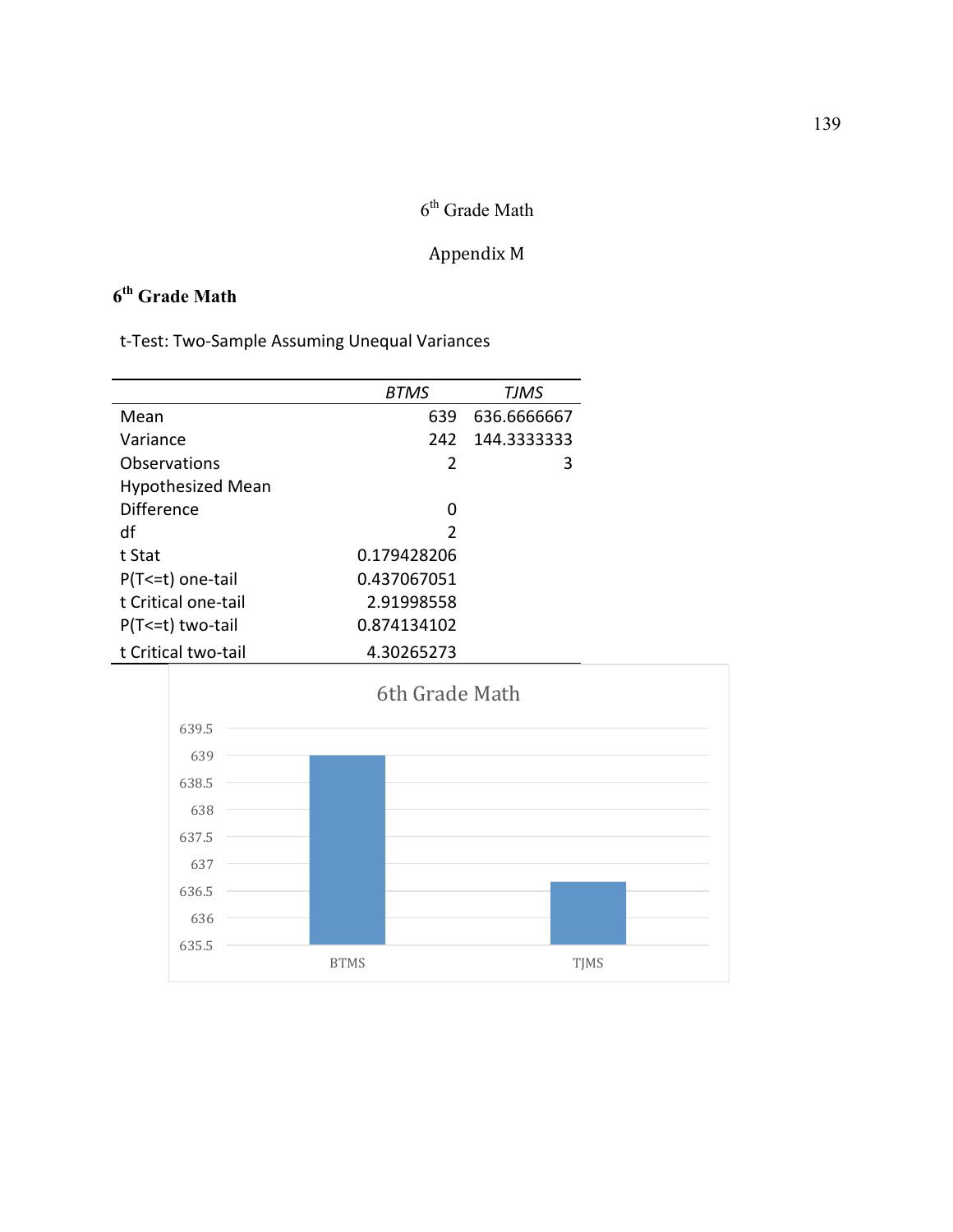6th Grade Math

Appendix M

## 6th Grade Math

t-Test: Two-Sample Assuming Unequal Variances

| | BTMS | TJMS |
|---|---|---|
| Mean | 639 | 636.6666667 |
| Variance | 242 | 144.3333333 |
| Observations | 2 | 3 |
| Hypothesized Mean Difference | 0 | |
| df | 2 | |
| t Stat | 0.179428206 | |
| P(T<=t) one-tail | 0.437067051 | |
| t Critical one-tail | 2.91998558 | |
| P(T<=t) two-tail | 0.874134102 | |
| t Critical two-tail | 4.30265273 | |

6th Grade Math

| School | Mean |
|---|---|
| BTMS | 639 |
| TJMS | 636.67 |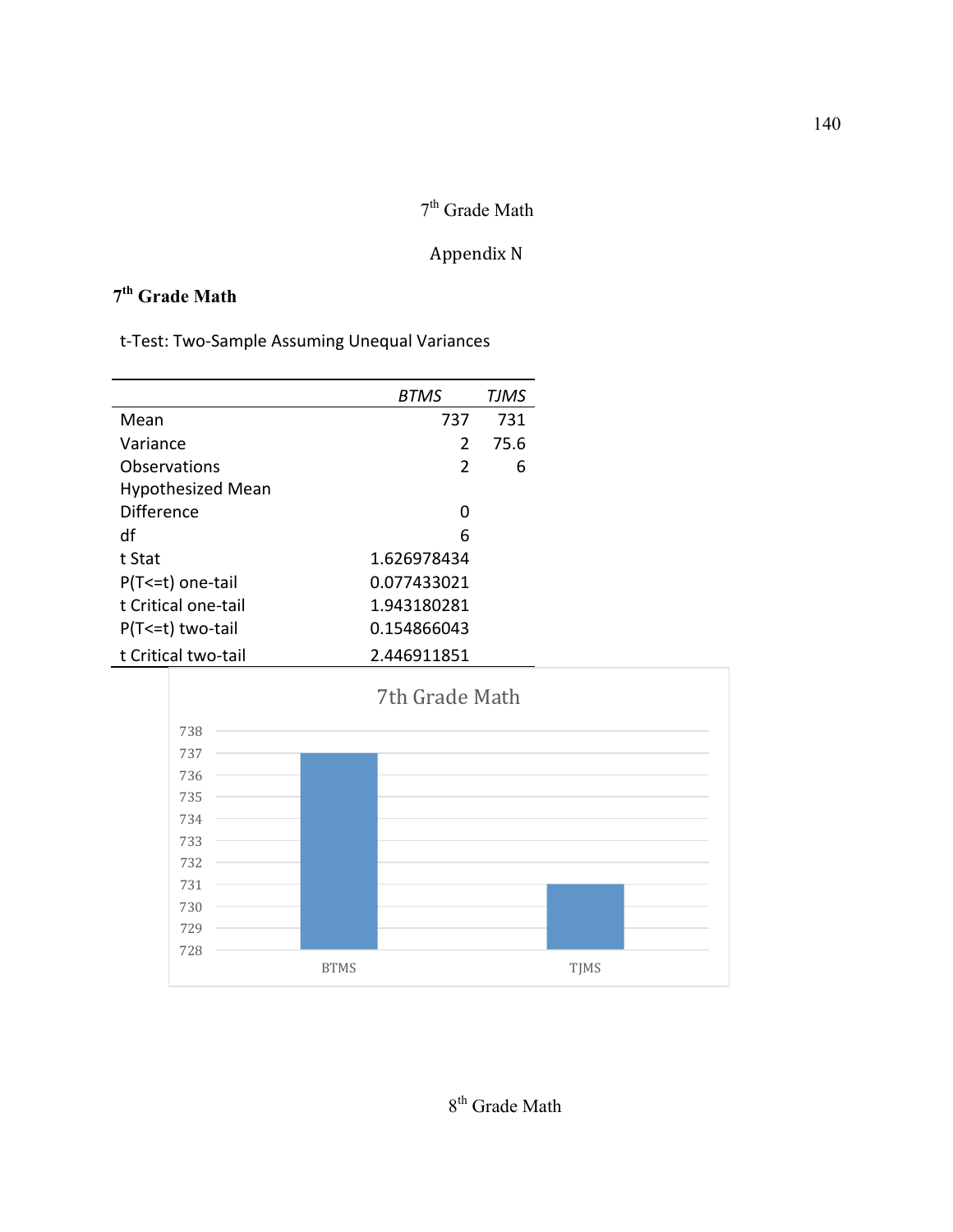7th Grade Math

Appendix N

**7th Grade Math**

t-Test: Two-Sample Assuming Unequal Variances

| | *BTMS* | *TJMS* |
|---|---|---|
| Mean | 737 | 731 |
| Variance | 2 | 75.6 |
| Observations | 2 | 6 |
| Hypothesized Mean Difference | 0 | |
| df | 6 | |
| t Stat | 1.626978434 | |
| P(T<=t) one-tail | 0.077433021 | |
| t Critical one-tail | 1.943180281 | |
| P(T<=t) two-tail | 0.154866043 | |
| t Critical two-tail | 2.446911851 | |

7th Grade Math

| | Value |
|---|---|
| BTMS | 737 |
| TJMS | 731 |

8th Grade Math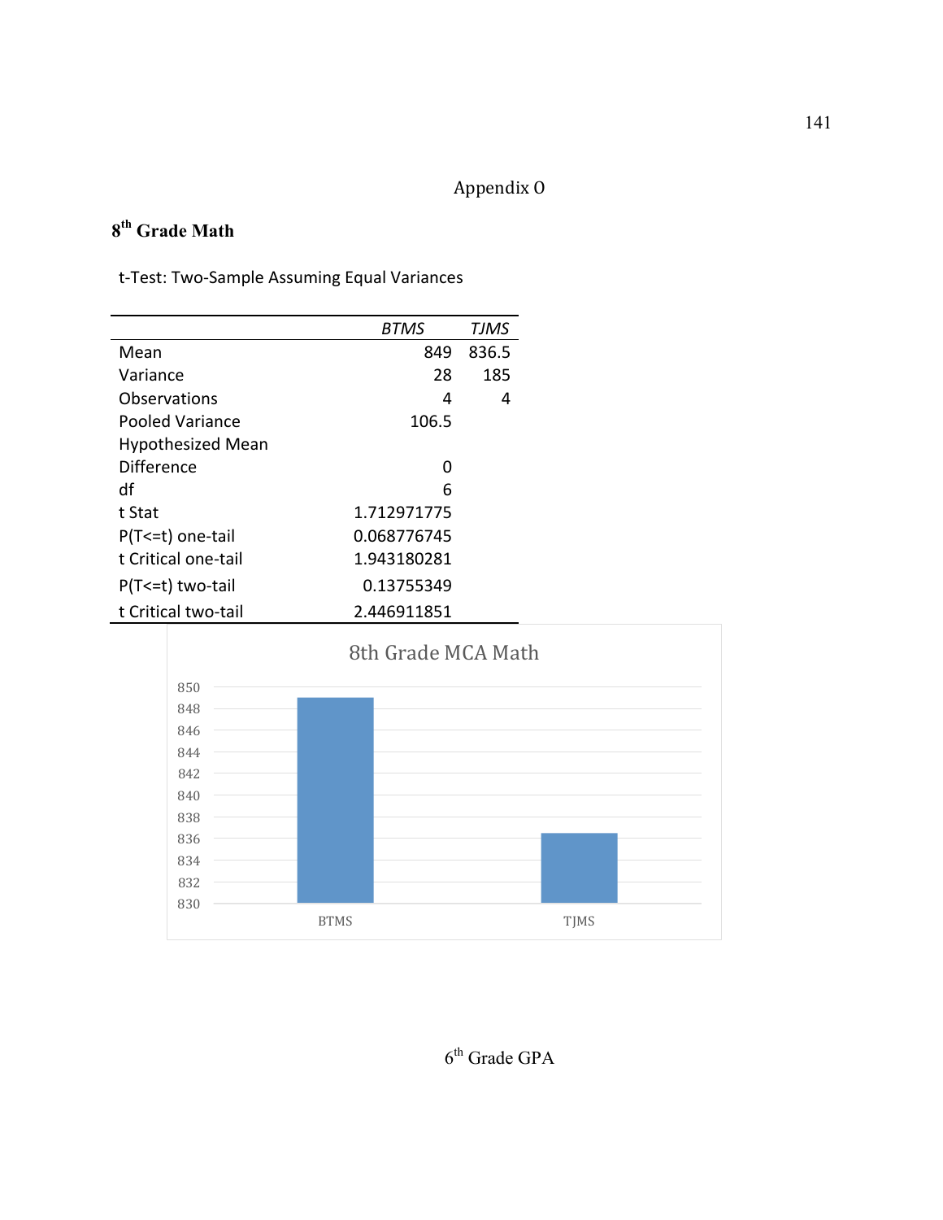Appendix O

**8th Grade Math**

t-Test: Two-Sample Assuming Equal Variances

| | *BTMS* | *TJMS* |
|---|---|---|
| Mean | 849 | 836.5 |
| Variance | 28 | 185 |
| Observations | 4 | 4 |
| Pooled Variance | 106.5 | |
| Hypothesized Mean Difference | 0 | |
| df | 6 | |
| t Stat | 1.712971775 | |
| P(T<=t) one-tail | 0.068776745 | |
| t Critical one-tail | 1.943180281 | |
| P(T<=t) two-tail | 0.13755349 | |
| t Critical two-tail | 2.446911851 | |

8th Grade MCA Math

| | Value |
|---|---|
| BTMS | 849 |
| TJMS | 836.5 |

6th Grade GPA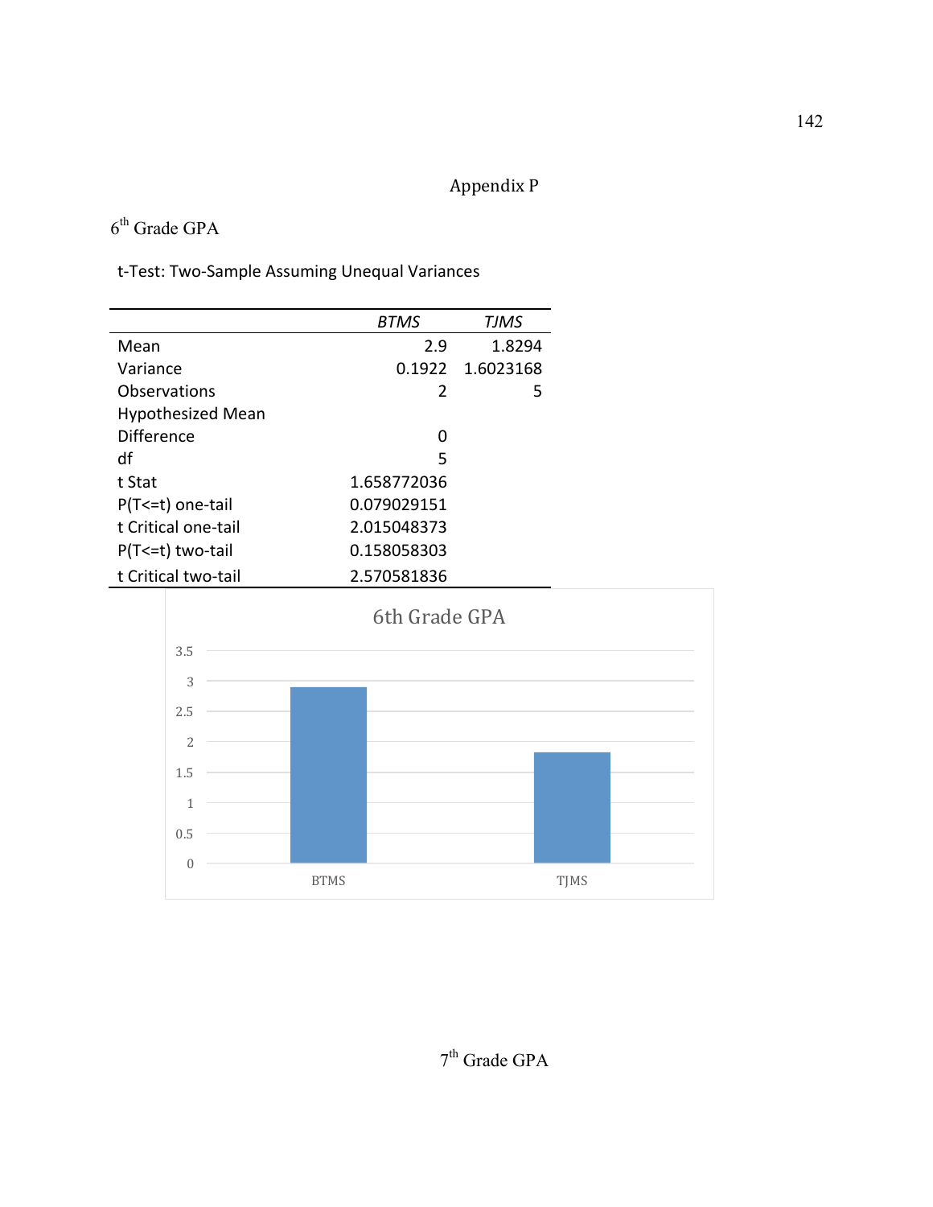Appendix P

6th Grade GPA

t-Test: Two-Sample Assuming Unequal Variances

| | *BTMS* | *TJMS* |
|---|---|---|
| Mean | 2.9 | 1.8294 |
| Variance | 0.1922 | 1.6023168 |
| Observations | 2 | 5 |
| Hypothesized Mean Difference | 0 | |
| df | 5 | |
| t Stat | 1.658772036 | |
| P(T<=t) one-tail | 0.079029151 | |
| t Critical one-tail | 2.015048373 | |
| P(T<=t) two-tail | 0.158058303 | |
| t Critical two-tail | 2.570581836 | |

6th Grade GPA

| | GPA |
|---|---|
| BTMS | 2.9 |
| TJMS | 1.8294 |

7th Grade GPA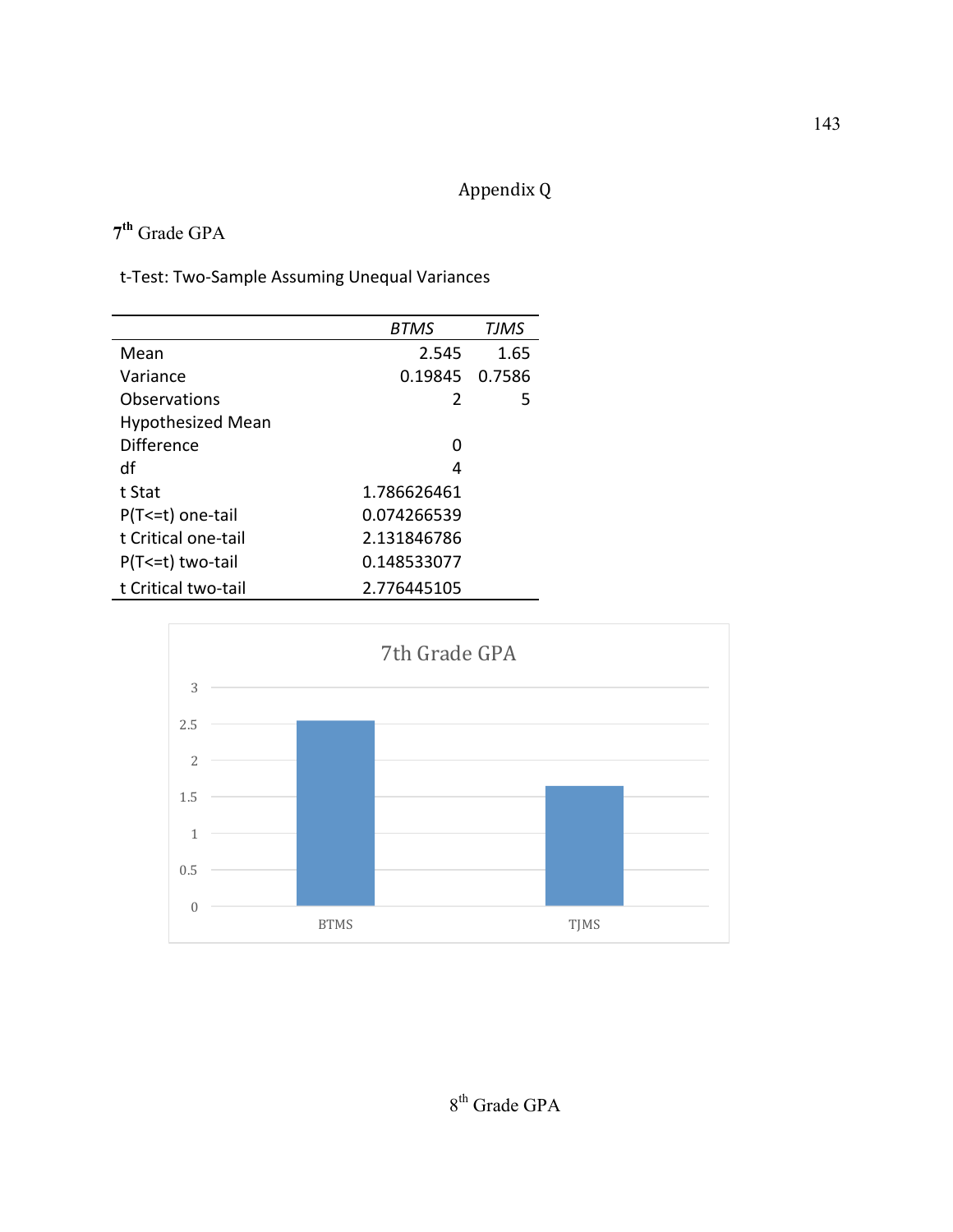# Appendix Q

## 7th Grade GPA

t-Test: Two-Sample Assuming Unequal Variances

| | *BTMS* | *TJMS* |
|---|---|---|
| Mean | 2.545 | 1.65 |
| Variance | 0.19845 | 0.7586 |
| Observations | 2 | 5 |
| Hypothesized Mean Difference | 0 | |
| df | 4 | |
| t Stat | 1.786626461 | |
| P(T<=t) one-tail | 0.074266539 | |
| t Critical one-tail | 2.131846786 | |
| P(T<=t) two-tail | 0.148533077 | |
| t Critical two-tail | 2.776445105 | |

7th Grade GPA

| | GPA |
|---|---|
| BTMS | 2.545 |
| TJMS | 1.65 |

## 8th Grade GPA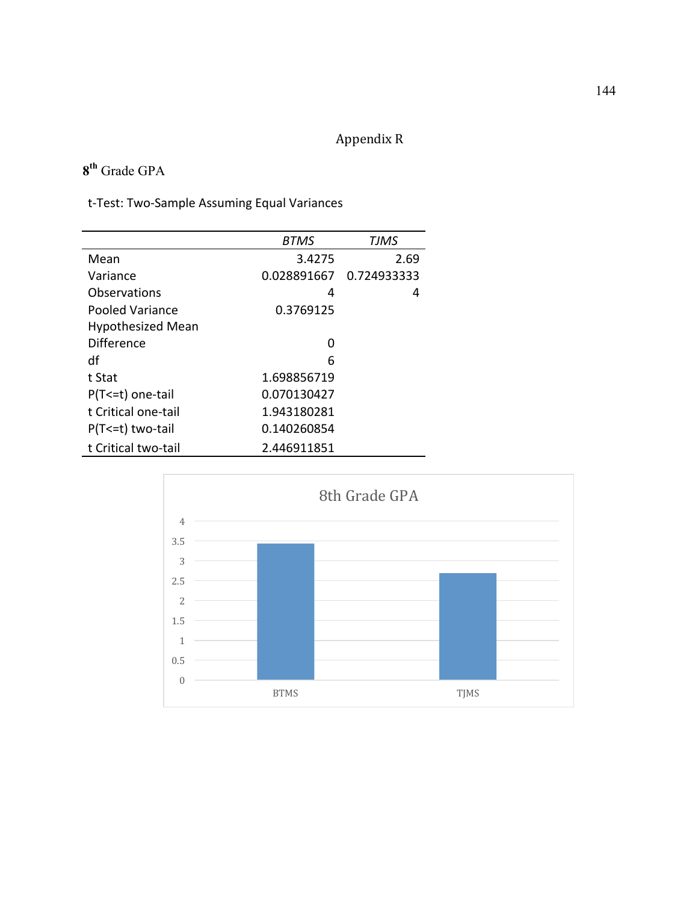# Appendix R

## $8^{th}$ Grade GPA

t-Test: Two-Sample Assuming Equal Variances

| | *BTMS* | *TJMS* |
|---|---|---|
| Mean | 3.4275 | 2.69 |
| Variance | 0.028891667 | 0.724933333 |
| Observations | 4 | 4 |
| Pooled Variance | 0.3769125 | |
| Hypothesized Mean Difference | 0 | |
| df | 6 | |
| t Stat | 1.698856719 | |
| P(T<=t) one-tail | 0.070130427 | |
| t Critical one-tail | 1.943180281 | |
| P(T<=t) two-tail | 0.140260854 | |
| t Critical two-tail | 2.446911851 | |

8th Grade GPA

4
3.5
3
2.5
2
1.5
1
0.5
0

BTMS
TJMS